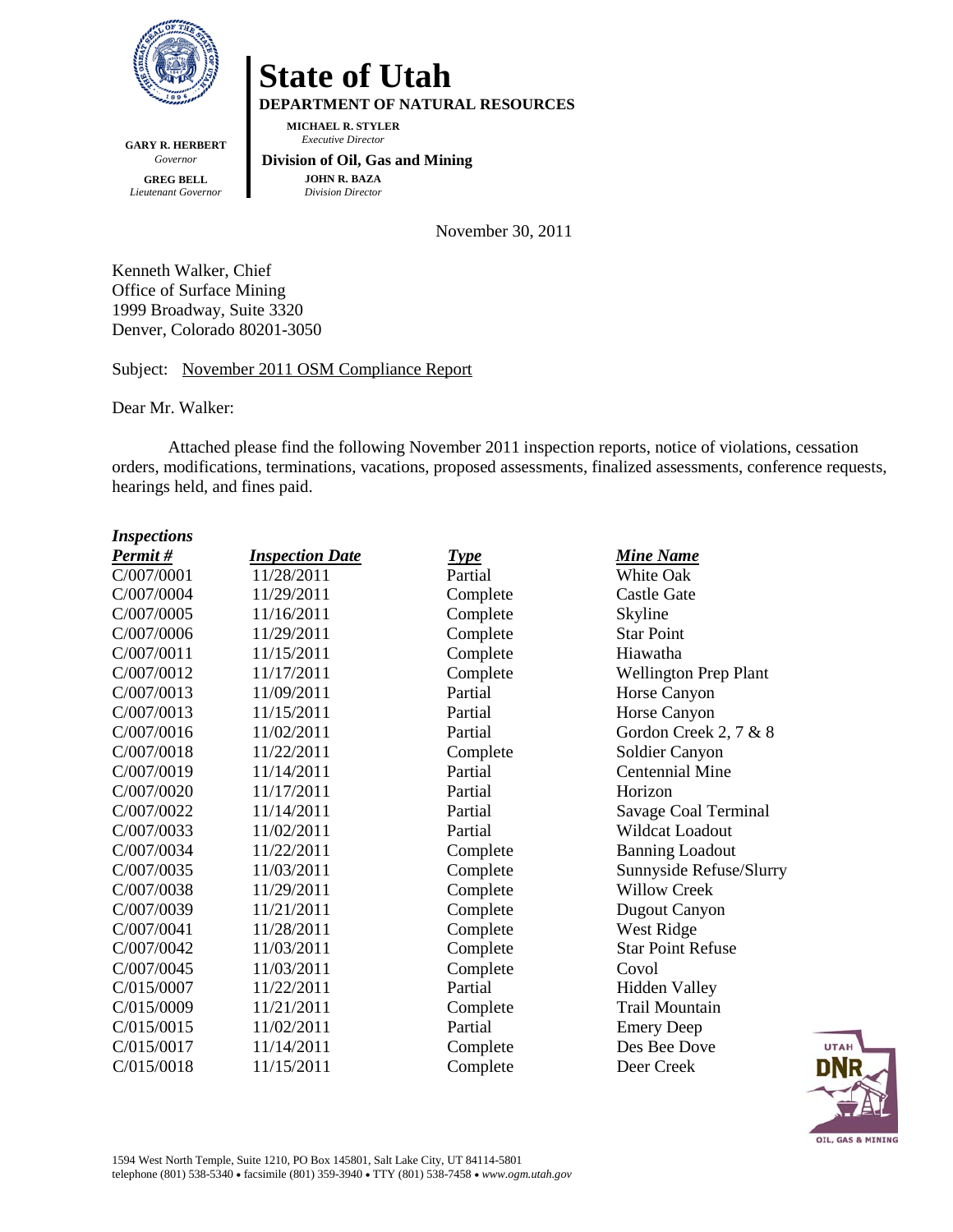# State of Utah

**DEPARTMENT OF NATURAL RESOURCES**

**MICHAEL R. STYLER**
*Executive Director*

**Division of Oil, Gas and Mining**

**JOHN R. BAZA**
*Division Director*

**GARY R. HERBERT**
*Governor*

**GREG BELL**
*Lieutenant Governor*

November 30, 2011

Kenneth Walker, Chief
Office of Surface Mining
1999 Broadway, Suite 3320
Denver, Colorado 80201-3050

Subject: November 2011 OSM Compliance Report

Dear Mr. Walker:

Attached please find the following November 2011 inspection reports, notice of violations, cessation orders, modifications, terminations, vacations, proposed assessments, finalized assessments, conference requests, hearings held, and fines paid.

***Inspections***

| *Permit #* | *Inspection Date* | *Type* | *Mine Name* |
|---|---|---|---|
| C/007/0001 | 11/28/2011 | Partial | White Oak |
| C/007/0004 | 11/29/2011 | Complete | Castle Gate |
| C/007/0005 | 11/16/2011 | Complete | Skyline |
| C/007/0006 | 11/29/2011 | Complete | Star Point |
| C/007/0011 | 11/15/2011 | Complete | Hiawatha |
| C/007/0012 | 11/17/2011 | Complete | Wellington Prep Plant |
| C/007/0013 | 11/09/2011 | Partial | Horse Canyon |
| C/007/0013 | 11/15/2011 | Partial | Horse Canyon |
| C/007/0016 | 11/02/2011 | Partial | Gordon Creek 2, 7 & 8 |
| C/007/0018 | 11/22/2011 | Complete | Soldier Canyon |
| C/007/0019 | 11/14/2011 | Partial | Centennial Mine |
| C/007/0020 | 11/17/2011 | Partial | Horizon |
| C/007/0022 | 11/14/2011 | Partial | Savage Coal Terminal |
| C/007/0033 | 11/02/2011 | Partial | Wildcat Loadout |
| C/007/0034 | 11/22/2011 | Complete | Banning Loadout |
| C/007/0035 | 11/03/2011 | Complete | Sunnyside Refuse/Slurry |
| C/007/0038 | 11/29/2011 | Complete | Willow Creek |
| C/007/0039 | 11/21/2011 | Complete | Dugout Canyon |
| C/007/0041 | 11/28/2011 | Complete | West Ridge |
| C/007/0042 | 11/03/2011 | Complete | Star Point Refuse |
| C/007/0045 | 11/03/2011 | Complete | Covol |
| C/015/0007 | 11/22/2011 | Partial | Hidden Valley |
| C/015/0009 | 11/21/2011 | Complete | Trail Mountain |
| C/015/0015 | 11/02/2011 | Partial | Emery Deep |
| C/015/0017 | 11/14/2011 | Complete | Des Bee Dove |
| C/015/0018 | 11/15/2011 | Complete | Deer Creek |

1594 West North Temple, Suite 1210, PO Box 145801, Salt Lake City, UT 84114-5801
telephone (801) 538-5340 • facsimile (801) 359-3940 • TTY (801) 538-7458 • *www.ogm.utah.gov*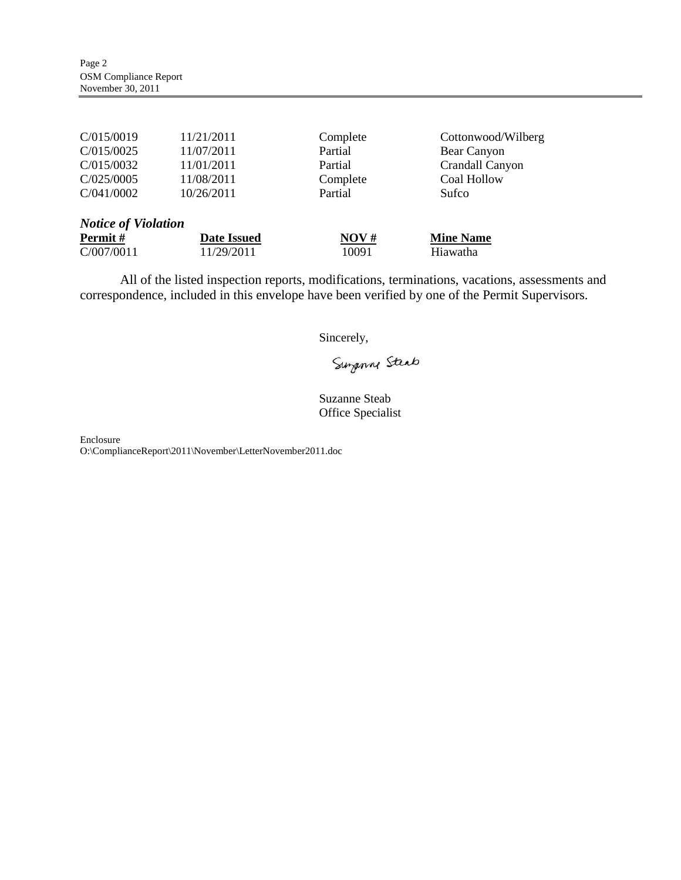| | | | |
|---|---|---|---|
| C/015/0019 | 11/21/2011 | Complete | Cottonwood/Wilberg |
| C/015/0025 | 11/07/2011 | Partial | Bear Canyon |
| C/015/0032 | 11/01/2011 | Partial | Crandall Canyon |
| C/025/0005 | 11/08/2011 | Complete | Coal Hollow |
| C/041/0002 | 10/26/2011 | Partial | Sufco |

***Notice of Violation***

| **Permit #** | **Date Issued** | **NOV #** | **Mine Name** |
|---|---|---|---|
| C/007/0011 | 11/29/2011 | 10091 | Hiawatha |

All of the listed inspection reports, modifications, terminations, vacations, assessments and correspondence, included in this envelope have been verified by one of the Permit Supervisors.

Sincerely,

Suzanne Steab

Suzanne Steab
Office Specialist

Enclosure
O:\ComplianceReport\2011\November\LetterNovember2011.doc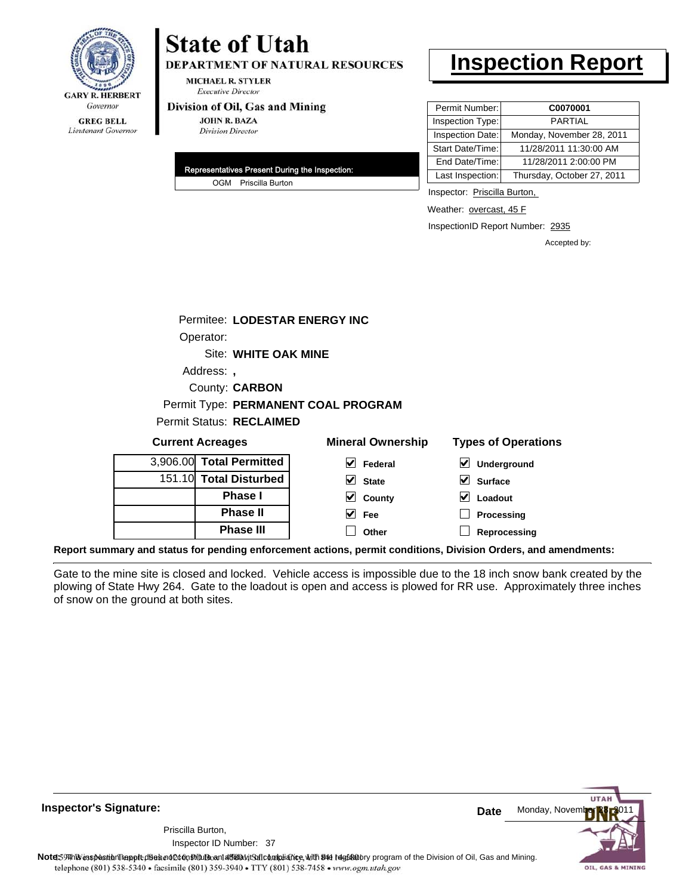GARY R. HERBERT
*Governor*

GREG BELL
*Lieutenant Governor*

# State of Utah

**DEPARTMENT OF NATURAL RESOURCES**

MICHAEL R. STYLER
*Executive Director*

**Division of Oil, Gas and Mining**

JOHN R. BAZA
*Division Director*

# Inspection Report

| | |
|---|---|
| Permit Number: | **C0070001** |
| Inspection Type: | PARTIAL |
| Inspection Date: | Monday, November 28, 2011 |
| Start Date/Time: | 11/28/2011 11:30:00 AM |
| End Date/Time: | 11/28/2011 2:00:00 PM |
| Last Inspection: | Thursday, October 27, 2011 |

**Representatives Present During the Inspection:**

OGM Priscilla Burton

Inspector: Priscilla Burton,

Weather: overcast, 45 F

InspectionID Report Number: 2935

Accepted by:

Permitee: **LODESTAR ENERGY INC**

Operator:

Site: **WHITE OAK MINE**

Address: **,**

County: **CARBON**

Permit Type: **PERMANENT COAL PROGRAM**

Permit Status: **RECLAIMED**

**Current Acreages**

| | |
|---|---|
| 3,906.00 | **Total Permitted** |
| 151.10 | **Total Disturbed** |
| | **Phase I** |
| | **Phase II** |
| | **Phase III** |

**Mineral Ownership**

- [x] Federal
- [x] State
- [x] County
- [x] Fee
- [ ] Other

**Types of Operations**

- [x] Underground
- [x] Surface
- [x] Loadout
- [ ] Processing
- [ ] Reprocessing

**Report summary and status for pending enforcement actions, permit conditions, Division Orders, and amendments:**

Gate to the mine site is closed and locked. Vehicle access is impossible due to the 18 inch snow bank created by the plowing of State Hwy 264. Gate to the loadout is open and access is plowed for RR use. Approximately three inches of snow on the ground at both sites.

**Inspector's Signature:**

Priscilla Burton,

Inspector ID Number: 37

**Date** Monday, November 28, 2011

**Note:** This inspection report does not constitute an affidavit of compliance with the regulatory program of the Division of Oil, Gas and Mining.

telephone (801) 538-5340 • facsimile (801) 359-3940 • TTY (801) 538-7458 • www.ogm.utah.gov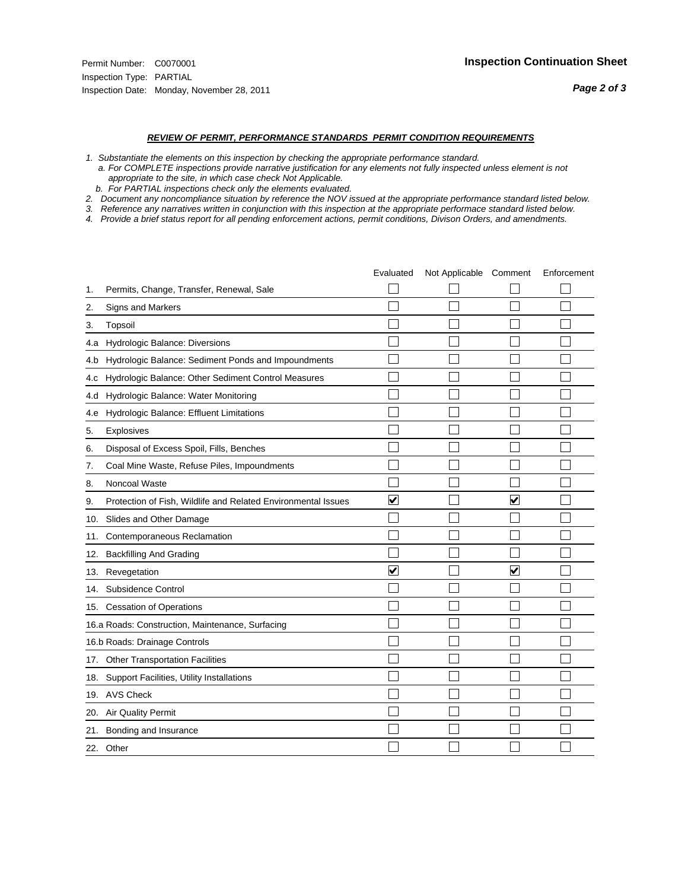Permit Number: C0070001
Inspection Type: PARTIAL
Inspection Date: Monday, November 28, 2011

**Inspection Continuation Sheet**

***REVIEW OF PERMIT, PERFORMANCE STANDARDS PERMIT CONDITION REQUIREMENTS***

*1. Substantiate the elements on this inspection by checking the appropriate performance standard.*
*a. For COMPLETE inspections provide narrative justification for any elements not fully inspected unless element is not appropriate to the site, in which case check Not Applicable.*
*b. For PARTIAL inspections check only the elements evaluated.*
*2. Document any noncompliance situation by reference the NOV issued at the appropriate performance standard listed below.*
*3. Reference any narratives written in conjunction with this inspection at the appropriate performace standard listed below.*
*4. Provide a brief status report for all pending enforcement actions, permit conditions, Divison Orders, and amendments.*

| | Evaluated | Not Applicable | Comment | Enforcement |
|---|---|---|---|---|
| 1. Permits, Change, Transfer, Renewal, Sale | ☐ | ☐ | ☐ | ☐ |
| 2. Signs and Markers | ☐ | ☐ | ☐ | ☐ |
| 3. Topsoil | ☐ | ☐ | ☐ | ☐ |
| 4.a Hydrologic Balance: Diversions | ☐ | ☐ | ☐ | ☐ |
| 4.b Hydrologic Balance: Sediment Ponds and Impoundments | ☐ | ☐ | ☐ | ☐ |
| 4.c Hydrologic Balance: Other Sediment Control Measures | ☐ | ☐ | ☐ | ☐ |
| 4.d Hydrologic Balance: Water Monitoring | ☐ | ☐ | ☐ | ☐ |
| 4.e Hydrologic Balance: Effluent Limitations | ☐ | ☐ | ☐ | ☐ |
| 5. Explosives | ☐ | ☐ | ☐ | ☐ |
| 6. Disposal of Excess Spoil, Fills, Benches | ☐ | ☐ | ☐ | ☐ |
| 7. Coal Mine Waste, Refuse Piles, Impoundments | ☐ | ☐ | ☐ | ☐ |
| 8. Noncoal Waste | ☐ | ☐ | ☐ | ☐ |
| 9. Protection of Fish, Wildlife and Related Environmental Issues | ☑ | ☐ | ☑ | ☐ |
| 10. Slides and Other Damage | ☐ | ☐ | ☐ | ☐ |
| 11. Contemporaneous Reclamation | ☐ | ☐ | ☐ | ☐ |
| 12. Backfilling And Grading | ☐ | ☐ | ☐ | ☐ |
| 13. Revegetation | ☑ | ☐ | ☑ | ☐ |
| 14. Subsidence Control | ☐ | ☐ | ☐ | ☐ |
| 15. Cessation of Operations | ☐ | ☐ | ☐ | ☐ |
| 16.a Roads: Construction, Maintenance, Surfacing | ☐ | ☐ | ☐ | ☐ |
| 16.b Roads: Drainage Controls | ☐ | ☐ | ☐ | ☐ |
| 17. Other Transportation Facilities | ☐ | ☐ | ☐ | ☐ |
| 18. Support Facilities, Utility Installations | ☐ | ☐ | ☐ | ☐ |
| 19. AVS Check | ☐ | ☐ | ☐ | ☐ |
| 20. Air Quality Permit | ☐ | ☐ | ☐ | ☐ |
| 21. Bonding and Insurance | ☐ | ☐ | ☐ | ☐ |
| 22. Other | ☐ | ☐ | ☐ | ☐ |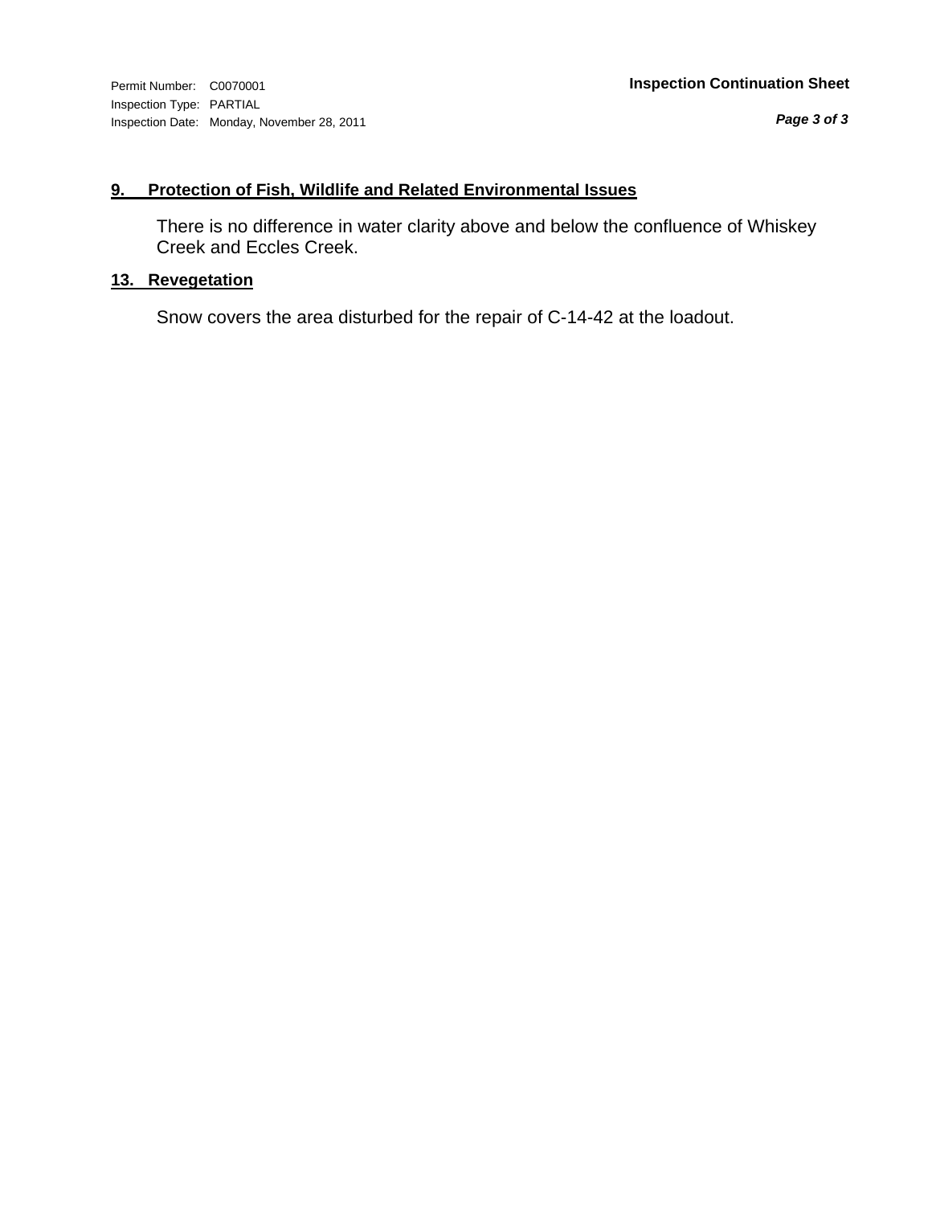**9. Protection of Fish, Wildlife and Related Environmental Issues**

There is no difference in water clarity above and below the confluence of Whiskey Creek and Eccles Creek.

**13. Revegetation**

Snow covers the area disturbed for the repair of C-14-42 at the loadout.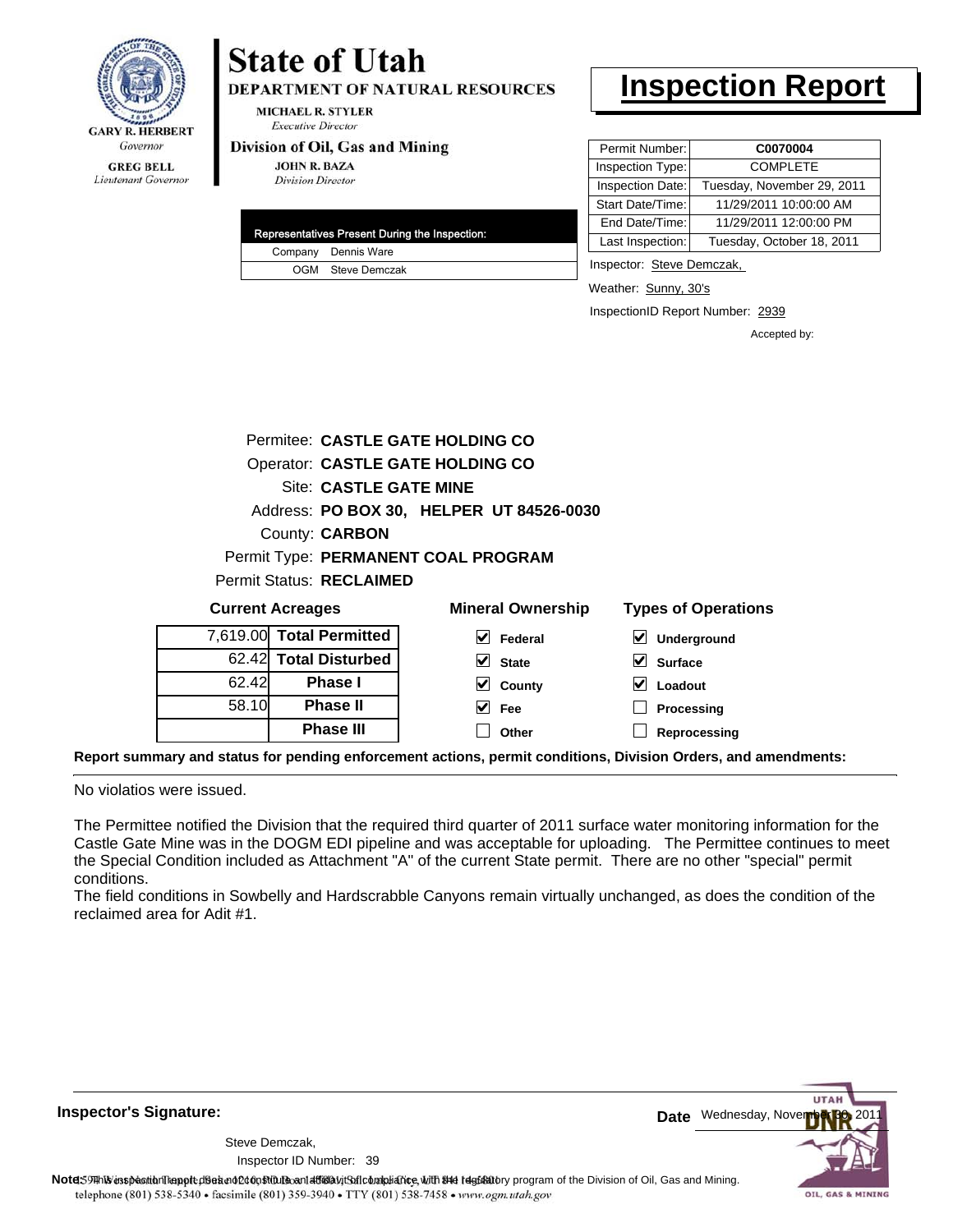# State of Utah

**DEPARTMENT OF NATURAL RESOURCES**

MICHAEL R. STYLER
*Executive Director*

**Division of Oil, Gas and Mining**

JOHN R. BAZA
*Division Director*

GARY R. HERBERT
*Governor*

GREG BELL
*Lieutenant Governor*

# Inspection Report

| Permit Number: | C0070004 |
|---|---|
| Inspection Type: | COMPLETE |
| Inspection Date: | Tuesday, November 29, 2011 |
| Start Date/Time: | 11/29/2011 10:00:00 AM |
| End Date/Time: | 11/29/2011 12:00:00 PM |
| Last Inspection: | Tuesday, October 18, 2011 |

| Representatives Present During the Inspection: | |
|---|---|
| Company | Dennis Ware |
| OGM | Steve Demczak |

Inspector: Steve Demczak,

Weather: Sunny, 30's

InspectionID Report Number: 2939

Accepted by:

Permitee: **CASTLE GATE HOLDING CO**
Operator: **CASTLE GATE HOLDING CO**
Site: **CASTLE GATE MINE**
Address: **PO BOX 30, HELPER UT 84526-0030**
County: **CARBON**
Permit Type: **PERMANENT COAL PROGRAM**
Permit Status: **RECLAIMED**

**Current Acreages**

| | |
|---|---|
| 7,619.00 | Total Permitted |
| 62.42 | Total Disturbed |
| 62.42 | Phase I |
| 58.10 | Phase II |
| | Phase III |

**Mineral Ownership**

- [x] Federal
- [x] State
- [x] County
- [x] Fee
- [ ] Other

**Types of Operations**

- [x] Underground
- [x] Surface
- [x] Loadout
- [ ] Processing
- [ ] Reprocessing

**Report summary and status for pending enforcement actions, permit conditions, Division Orders, and amendments:**

No violatios were issued.

The Permittee notified the Division that the required third quarter of 2011 surface water monitoring information for the Castle Gate Mine was in the DOGM EDI pipeline and was acceptable for uploading. The Permittee continues to meet the Special Condition included as Attachment "A" of the current State permit. There are no other "special" permit conditions.
The field conditions in Sowbelly and Hardscrabble Canyons remain virtually unchanged, as does the condition of the reclaimed area for Adit #1.

**Inspector's Signature:**

Steve Demczak,
Inspector ID Number: 39

**Date** Wednesday, November 30, 2011

**Note:** This inspection report does not constitute an affidavit of compliance with the regulatory program of the Division of Oil, Gas and Mining.
telephone (801) 538-5340 • facsimile (801) 359-3940 • TTY (801) 538-7458 • www.ogm.utah.gov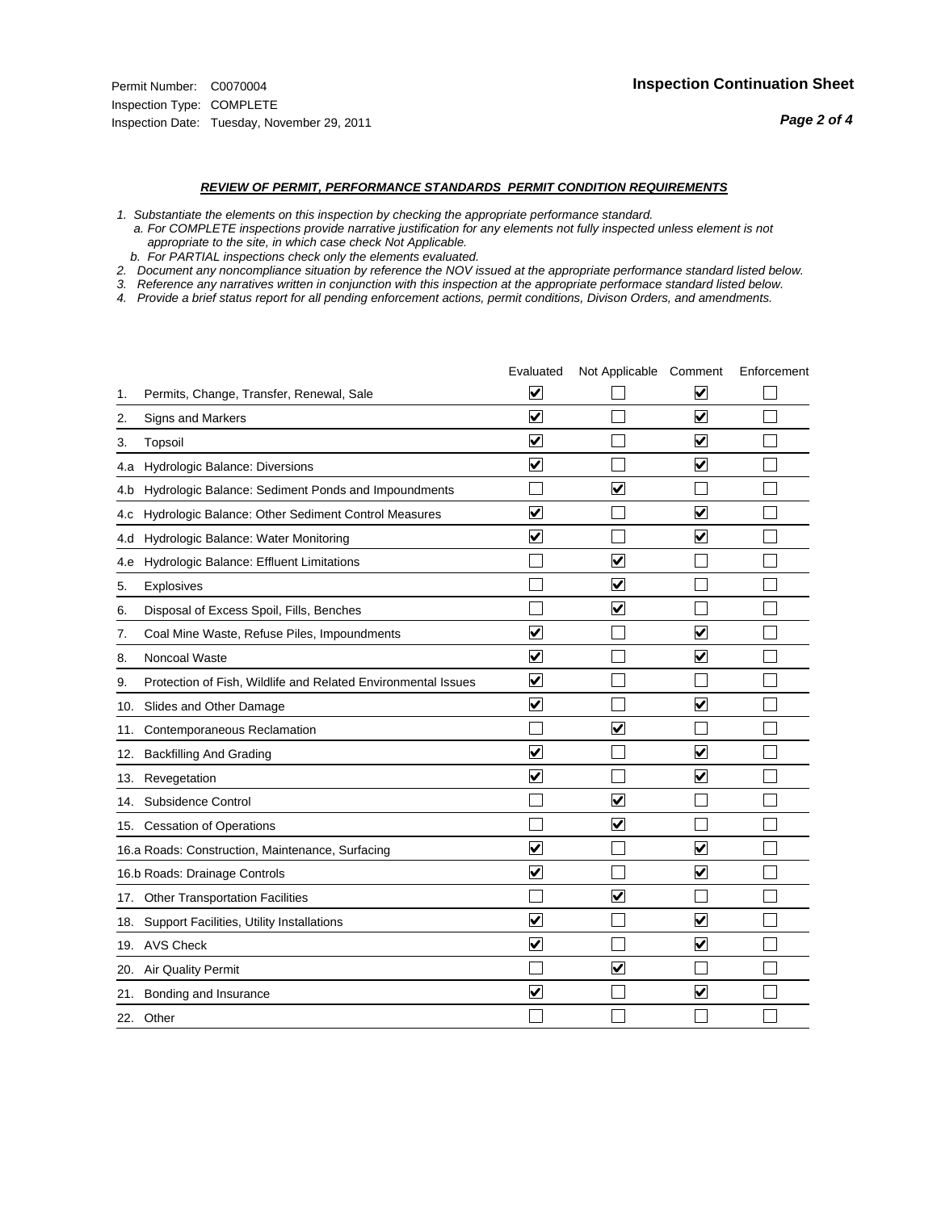Permit Number: C0070004

Inspection Type: COMPLETE

Inspection Date: Tuesday, November 29, 2011

**Inspection Continuation Sheet**

***REVIEW OF PERMIT, PERFORMANCE STANDARDS PERMIT CONDITION REQUIREMENTS***

*1. Substantiate the elements on this inspection by checking the appropriate performance standard.*
*a. For COMPLETE inspections provide narrative justification for any elements not fully inspected unless element is not appropriate to the site, in which case check Not Applicable.*
*b. For PARTIAL inspections check only the elements evaluated.*
*2. Document any noncompliance situation by reference the NOV issued at the appropriate performance standard listed below.*
*3. Reference any narratives written in conjunction with this inspection at the appropriate performace standard listed below.*
*4. Provide a brief status report for all pending enforcement actions, permit conditions, Divison Orders, and amendments.*

| | Evaluated | Not Applicable | Comment | Enforcement |
|---|---|---|---|---|
| 1. Permits, Change, Transfer, Renewal, Sale | ☑ | ☐ | ☑ | ☐ |
| 2. Signs and Markers | ☑ | ☐ | ☑ | ☐ |
| 3. Topsoil | ☑ | ☐ | ☑ | ☐ |
| 4.a Hydrologic Balance: Diversions | ☑ | ☐ | ☑ | ☐ |
| 4.b Hydrologic Balance: Sediment Ponds and Impoundments | ☐ | ☑ | ☐ | ☐ |
| 4.c Hydrologic Balance: Other Sediment Control Measures | ☑ | ☐ | ☑ | ☐ |
| 4.d Hydrologic Balance: Water Monitoring | ☑ | ☐ | ☑ | ☐ |
| 4.e Hydrologic Balance: Effluent Limitations | ☐ | ☑ | ☐ | ☐ |
| 5. Explosives | ☐ | ☑ | ☐ | ☐ |
| 6. Disposal of Excess Spoil, Fills, Benches | ☐ | ☑ | ☐ | ☐ |
| 7. Coal Mine Waste, Refuse Piles, Impoundments | ☑ | ☐ | ☑ | ☐ |
| 8. Noncoal Waste | ☑ | ☐ | ☑ | ☐ |
| 9. Protection of Fish, Wildlife and Related Environmental Issues | ☑ | ☐ | ☐ | ☐ |
| 10. Slides and Other Damage | ☑ | ☐ | ☑ | ☐ |
| 11. Contemporaneous Reclamation | ☐ | ☑ | ☐ | ☐ |
| 12. Backfilling And Grading | ☑ | ☐ | ☑ | ☐ |
| 13. Revegetation | ☑ | ☐ | ☑ | ☐ |
| 14. Subsidence Control | ☐ | ☑ | ☐ | ☐ |
| 15. Cessation of Operations | ☐ | ☑ | ☐ | ☐ |
| 16.a Roads: Construction, Maintenance, Surfacing | ☑ | ☐ | ☑ | ☐ |
| 16.b Roads: Drainage Controls | ☑ | ☐ | ☑ | ☐ |
| 17. Other Transportation Facilities | ☐ | ☑ | ☐ | ☐ |
| 18. Support Facilities, Utility Installations | ☑ | ☐ | ☑ | ☐ |
| 19. AVS Check | ☑ | ☐ | ☑ | ☐ |
| 20. Air Quality Permit | ☐ | ☑ | ☐ | ☐ |
| 21. Bonding and Insurance | ☑ | ☐ | ☑ | ☐ |
| 22. Other | ☐ | ☐ | ☐ | ☐ |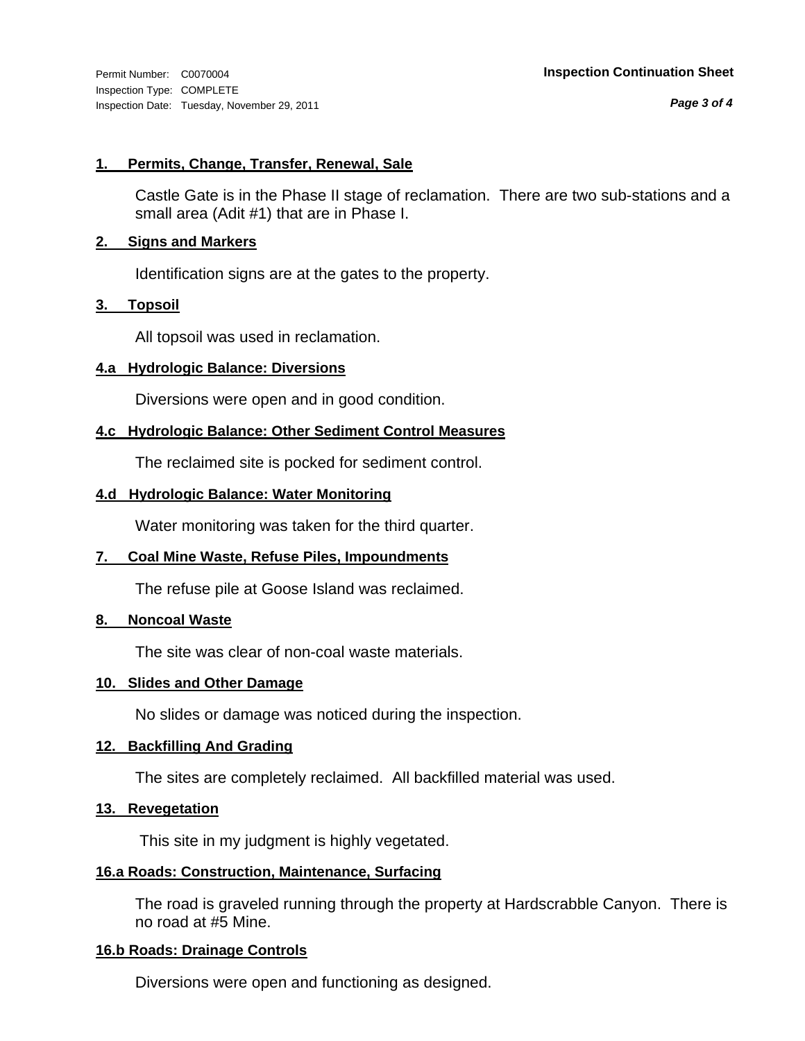**1. Permits, Change, Transfer, Renewal, Sale**

Castle Gate is in the Phase II stage of reclamation. There are two sub-stations and a small area (Adit #1) that are in Phase I.

**2. Signs and Markers**

Identification signs are at the gates to the property.

**3. Topsoil**

All topsoil was used in reclamation.

**4.a Hydrologic Balance: Diversions**

Diversions were open and in good condition.

**4.c Hydrologic Balance: Other Sediment Control Measures**

The reclaimed site is pocked for sediment control.

**4.d Hydrologic Balance: Water Monitoring**

Water monitoring was taken for the third quarter.

**7. Coal Mine Waste, Refuse Piles, Impoundments**

The refuse pile at Goose Island was reclaimed.

**8. Noncoal Waste**

The site was clear of non-coal waste materials.

**10. Slides and Other Damage**

No slides or damage was noticed during the inspection.

**12. Backfilling And Grading**

The sites are completely reclaimed. All backfilled material was used.

**13. Revegetation**

This site in my judgment is highly vegetated.

**16.a Roads: Construction, Maintenance, Surfacing**

The road is graveled running through the property at Hardscrabble Canyon. There is no road at #5 Mine.

**16.b Roads: Drainage Controls**

Diversions were open and functioning as designed.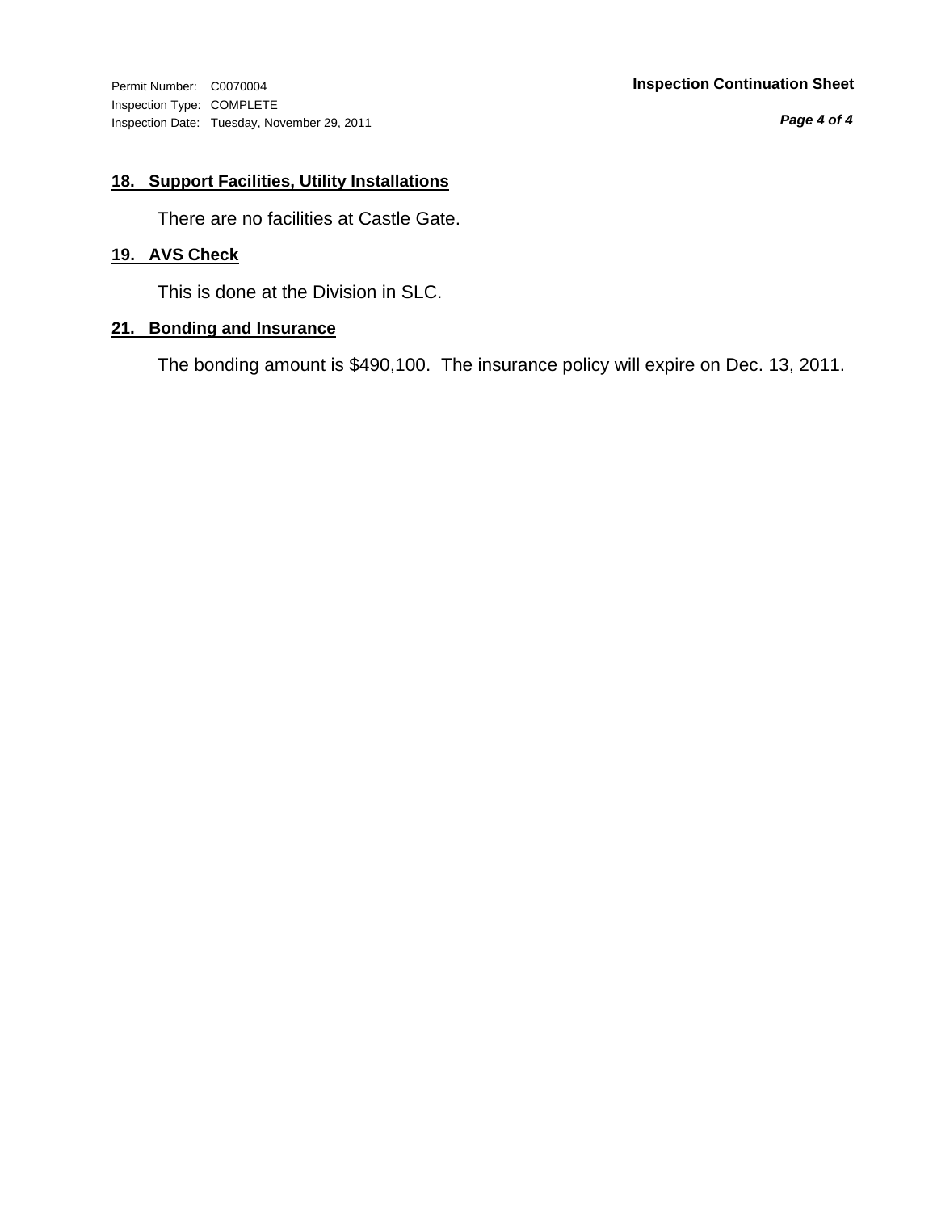## 18. Support Facilities, Utility Installations

There are no facilities at Castle Gate.

## 19. AVS Check

This is done at the Division in SLC.

## 21. Bonding and Insurance

The bonding amount is $490,100. The insurance policy will expire on Dec. 13, 2011.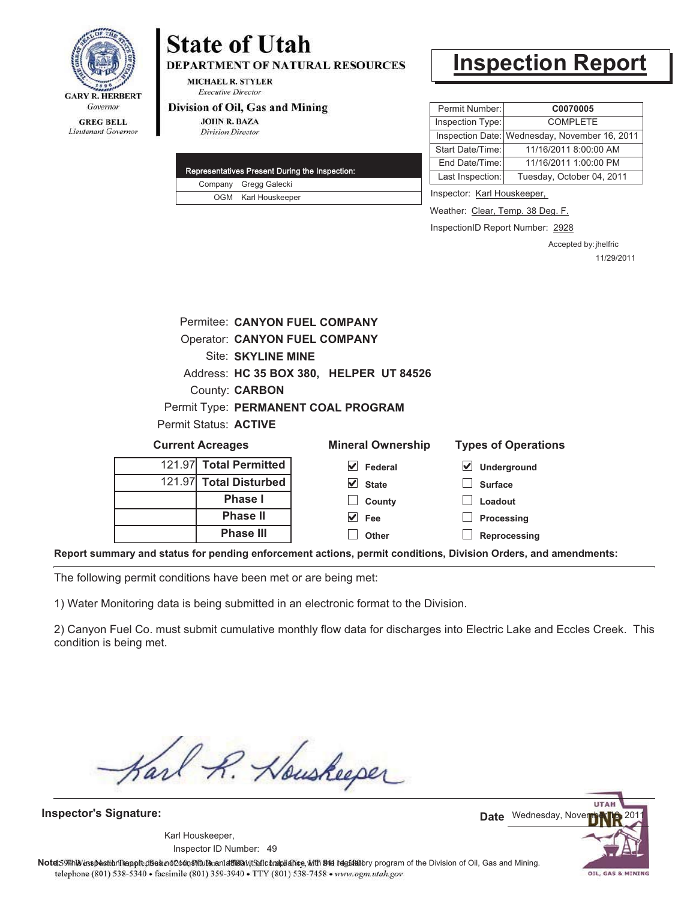GARY R. HERBERT
*Governor*

GREG BELL
*Lieutenant Governor*

# State of Utah

**DEPARTMENT OF NATURAL RESOURCES**

MICHAEL R. STYLER
*Executive Director*

**Division of Oil, Gas and Mining**

JOHN R. BAZA
*Division Director*

# Inspection Report

| Permit Number: | **C0070005** |
|---|---|
| Inspection Type: | COMPLETE |
| Inspection Date: | Wednesday, November 16, 2011 |
| Start Date/Time: | 11/16/2011 8:00:00 AM |
| End Date/Time: | 11/16/2011 1:00:00 PM |
| Last Inspection: | Tuesday, October 04, 2011 |

Inspector: Karl Houskeeper,

Weather: Clear, Temp. 38 Deg. F.

InspectionID Report Number: 2928

Accepted by: jhelfric
11/29/2011

| Representatives Present During the Inspection: | |
|---|---|
| Company | Gregg Galecki |
| OGM | Karl Houskeeper |

Permitee: **CANYON FUEL COMPANY**
Operator: **CANYON FUEL COMPANY**
Site: **SKYLINE MINE**
Address: **HC 35 BOX 380, HELPER UT 84526**
County: **CARBON**
Permit Type: **PERMANENT COAL PROGRAM**
Permit Status: **ACTIVE**

**Current Acreages**

| | |
|---|---|
| 121.97 | **Total Permitted** |
| 121.97 | **Total Disturbed** |
| | **Phase I** |
| | **Phase II** |
| | **Phase III** |

**Mineral Ownership**

- [x] Federal
- [x] State
- [ ] County
- [x] Fee
- [ ] Other

**Types of Operations**

- [x] Underground
- [ ] Surface
- [ ] Loadout
- [ ] Processing
- [ ] Reprocessing

**Report summary and status for pending enforcement actions, permit conditions, Division Orders, and amendments:**

The following permit conditions have been met or are being met:

1) Water Monitoring data is being submitted in an electronic format to the Division.

2) Canyon Fuel Co. must submit cumulative monthly flow data for discharges into Electric Lake and Eccles Creek. This condition is being met.

**Inspector's Signature:**

Karl Houskeeper,
Inspector ID Number: 49

**Date** Wednesday, November 16, 2011

**Note:** This inspection report does not constitute an affidavit of compliance with the regulatory program of the Division of Oil, Gas and Mining.

1594 West North Temple, Suite 1210, PO Box 145801, Salt Lake City, UT 84114-5801
telephone (801) 538-5340 • facsimile (801) 359-3940 • TTY (801) 538-7458 • *www.ogm.utah.gov*

UTAH DNR OIL, GAS & MINING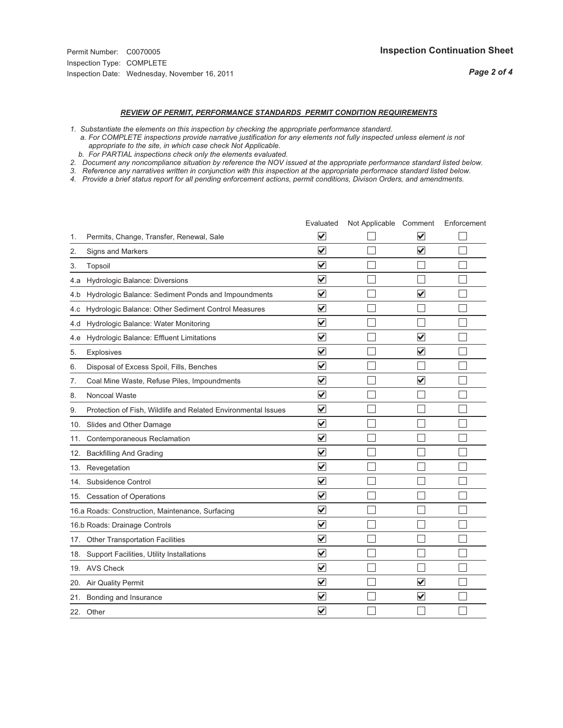Permit Number: C0070005
Inspection Type: COMPLETE
Inspection Date: Wednesday, November 16, 2011

**Inspection Continuation Sheet**

***REVIEW OF PERMIT, PERFORMANCE STANDARDS PERMIT CONDITION REQUIREMENTS***

*1. Substantiate the elements on this inspection by checking the appropriate performance standard.*
*a. For COMPLETE inspections provide narrative justification for any elements not fully inspected unless element is not appropriate to the site, in which case check Not Applicable.*
*b. For PARTIAL inspections check only the elements evaluated.*
*2. Document any noncompliance situation by reference the NOV issued at the appropriate performance standard listed below.*
*3. Reference any narratives written in conjunction with this inspection at the appropriate performace standard listed below.*
*4. Provide a brief status report for all pending enforcement actions, permit conditions, Divison Orders, and amendments.*

| | Evaluated | Not Applicable | Comment | Enforcement |
|---|---|---|---|---|
| 1. Permits, Change, Transfer, Renewal, Sale | ☑ | ☐ | ☑ | ☐ |
| 2. Signs and Markers | ☑ | ☐ | ☑ | ☐ |
| 3. Topsoil | ☑ | ☐ | ☐ | ☐ |
| 4.a Hydrologic Balance: Diversions | ☑ | ☐ | ☐ | ☐ |
| 4.b Hydrologic Balance: Sediment Ponds and Impoundments | ☑ | ☐ | ☑ | ☐ |
| 4.c Hydrologic Balance: Other Sediment Control Measures | ☑ | ☐ | ☐ | ☐ |
| 4.d Hydrologic Balance: Water Monitoring | ☑ | ☐ | ☐ | ☐ |
| 4.e Hydrologic Balance: Effluent Limitations | ☑ | ☐ | ☑ | ☐ |
| 5. Explosives | ☑ | ☐ | ☑ | ☐ |
| 6. Disposal of Excess Spoil, Fills, Benches | ☑ | ☐ | ☐ | ☐ |
| 7. Coal Mine Waste, Refuse Piles, Impoundments | ☑ | ☐ | ☑ | ☐ |
| 8. Noncoal Waste | ☑ | ☐ | ☐ | ☐ |
| 9. Protection of Fish, Wildlife and Related Environmental Issues | ☑ | ☐ | ☐ | ☐ |
| 10. Slides and Other Damage | ☑ | ☐ | ☐ | ☐ |
| 11. Contemporaneous Reclamation | ☑ | ☐ | ☐ | ☐ |
| 12. Backfilling And Grading | ☑ | ☐ | ☐ | ☐ |
| 13. Revegetation | ☑ | ☐ | ☐ | ☐ |
| 14. Subsidence Control | ☑ | ☐ | ☐ | ☐ |
| 15. Cessation of Operations | ☑ | ☐ | ☐ | ☐ |
| 16.a Roads: Construction, Maintenance, Surfacing | ☑ | ☐ | ☐ | ☐ |
| 16.b Roads: Drainage Controls | ☑ | ☐ | ☐ | ☐ |
| 17. Other Transportation Facilities | ☑ | ☐ | ☐ | ☐ |
| 18. Support Facilities, Utility Installations | ☑ | ☐ | ☐ | ☐ |
| 19. AVS Check | ☑ | ☐ | ☐ | ☐ |
| 20. Air Quality Permit | ☑ | ☐ | ☑ | ☐ |
| 21. Bonding and Insurance | ☑ | ☐ | ☑ | ☐ |
| 22. Other | ☑ | ☐ | ☐ | ☐ |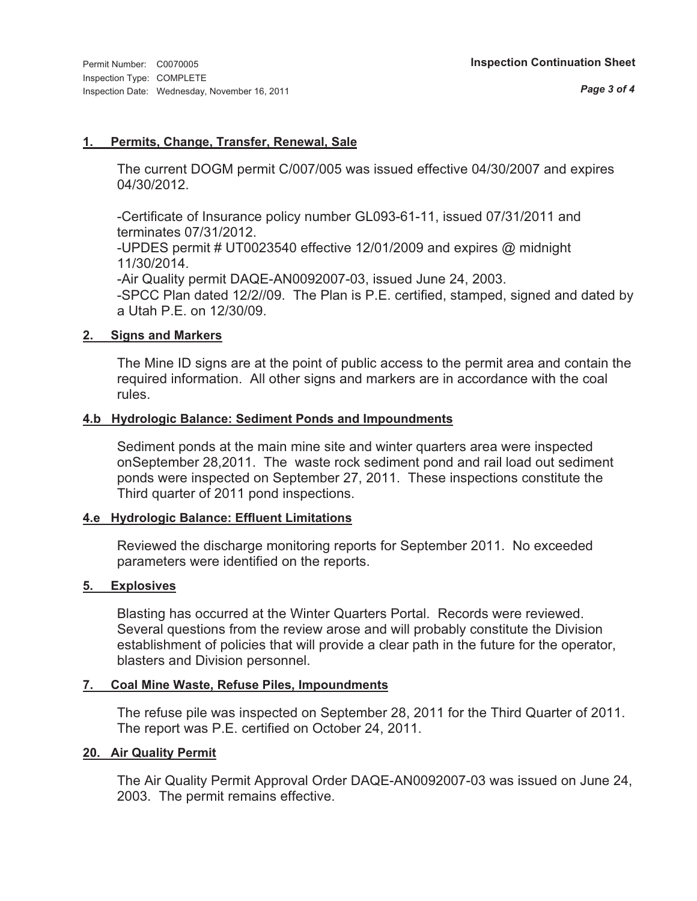Permit Number: C0070005
Inspection Type: COMPLETE
Inspection Date: Wednesday, November 16, 2011

**Inspection Continuation Sheet**

### 1. Permits, Change, Transfer, Renewal, Sale

The current DOGM permit C/007/005 was issued effective 04/30/2007 and expires 04/30/2012.

-Certificate of Insurance policy number GL093-61-11, issued 07/31/2011 and terminates 07/31/2012.
-UPDES permit # UT0023540 effective 12/01/2009 and expires @ midnight 11/30/2014.
-Air Quality permit DAQE-AN0092007-03, issued June 24, 2003.
-SPCC Plan dated 12/2//09. The Plan is P.E. certified, stamped, signed and dated by a Utah P.E. on 12/30/09.

### 2. Signs and Markers

The Mine ID signs are at the point of public access to the permit area and contain the required information. All other signs and markers are in accordance with the coal rules.

### 4.b Hydrologic Balance: Sediment Ponds and Impoundments

Sediment ponds at the main mine site and winter quarters area were inspected onSeptember 28,2011. The waste rock sediment pond and rail load out sediment ponds were inspected on September 27, 2011. These inspections constitute the Third quarter of 2011 pond inspections.

### 4.e Hydrologic Balance: Effluent Limitations

Reviewed the discharge monitoring reports for September 2011. No exceeded parameters were identified on the reports.

### 5. Explosives

Blasting has occurred at the Winter Quarters Portal. Records were reviewed. Several questions from the review arose and will probably constitute the Division establishment of policies that will provide a clear path in the future for the operator, blasters and Division personnel.

### 7. Coal Mine Waste, Refuse Piles, Impoundments

The refuse pile was inspected on September 28, 2011 for the Third Quarter of 2011. The report was P.E. certified on October 24, 2011.

### 20. Air Quality Permit

The Air Quality Permit Approval Order DAQE-AN0092007-03 was issued on June 24, 2003. The permit remains effective.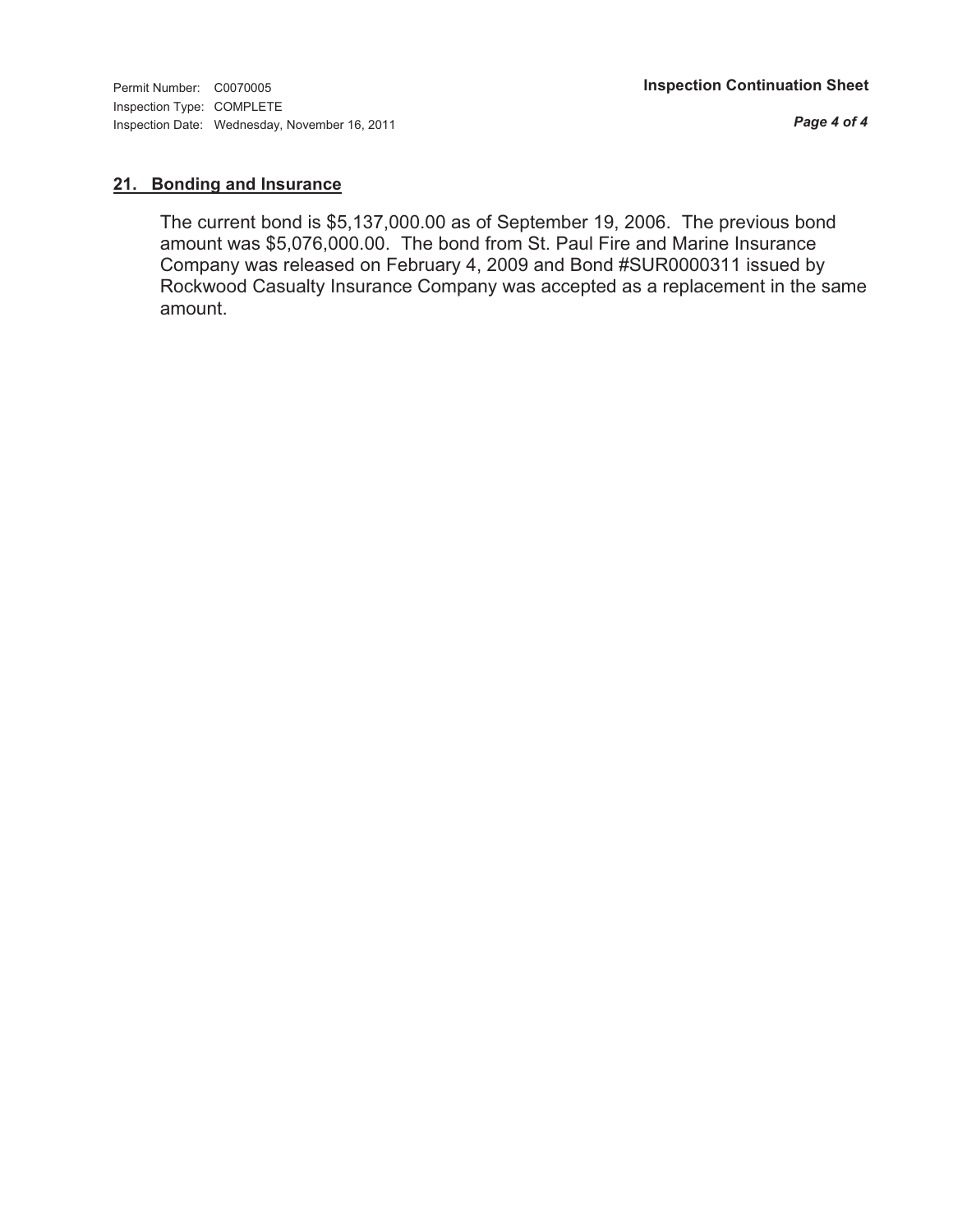## 21. Bonding and Insurance

The current bond is $5,137,000.00 as of September 19, 2006. The previous bond amount was $5,076,000.00. The bond from St. Paul Fire and Marine Insurance Company was released on February 4, 2009 and Bond #SUR0000311 issued by Rockwood Casualty Insurance Company was accepted as a replacement in the same amount.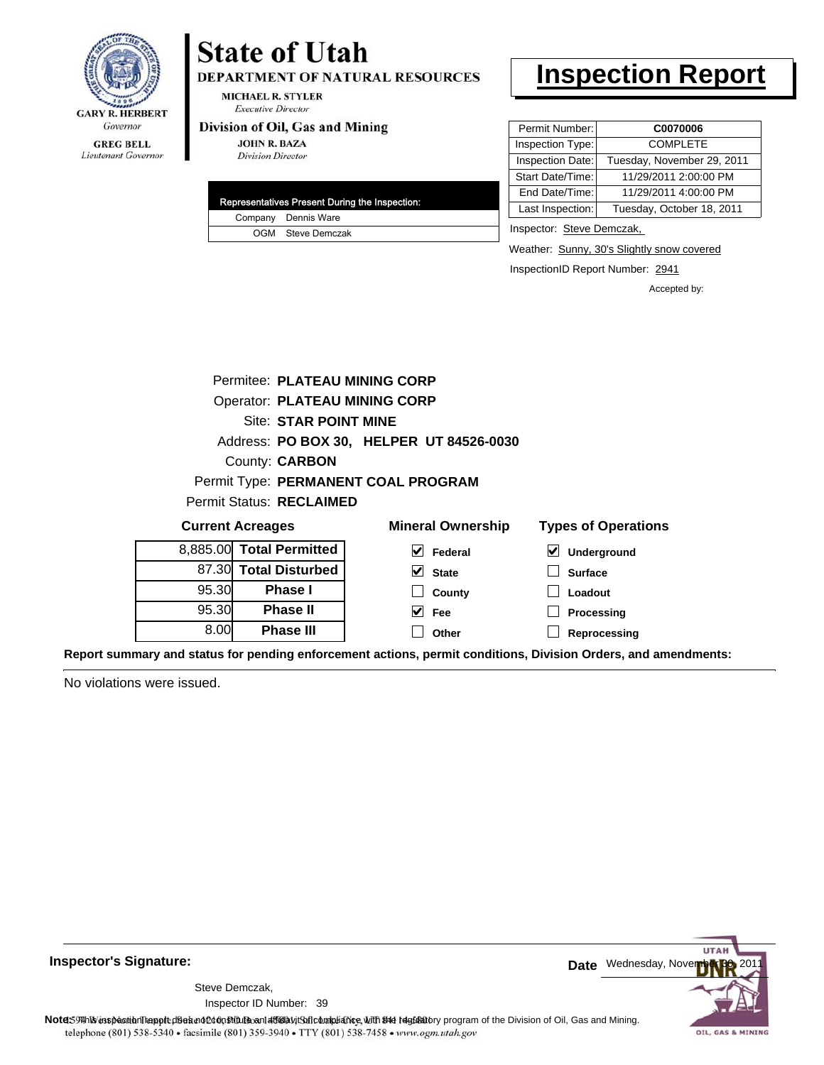GARY R. HERBERT
*Governor*

GREG BELL
*Lieutenant Governor*

# State of Utah

**DEPARTMENT OF NATURAL RESOURCES**

MICHAEL R. STYLER
*Executive Director*

**Division of Oil, Gas and Mining**

JOHN R. BAZA
*Division Director*

# Inspection Report

| Permit Number: | C0070006 |
|---|---|
| Inspection Type: | COMPLETE |
| Inspection Date: | Tuesday, November 29, 2011 |
| Start Date/Time: | 11/29/2011 2:00:00 PM |
| End Date/Time: | 11/29/2011 4:00:00 PM |
| Last Inspection: | Tuesday, October 18, 2011 |

| Representatives Present During the Inspection: | |
|---|---|
| Company | Dennis Ware |
| OGM | Steve Demczak |

Inspector: Steve Demczak,

Weather: Sunny, 30's Slightly snow covered

InspectionID Report Number: 2941

Accepted by:

Permitee: **PLATEAU MINING CORP**
Operator: **PLATEAU MINING CORP**
Site: **STAR POINT MINE**
Address: **PO BOX 30, HELPER UT 84526-0030**
County: **CARBON**
Permit Type: **PERMANENT COAL PROGRAM**
Permit Status: **RECLAIMED**

**Current Acreages**

| | |
|---|---|
| 8,885.00 | **Total Permitted** |
| 87.30 | **Total Disturbed** |
| 95.30 | **Phase I** |
| 95.30 | **Phase II** |
| 8.00 | **Phase III** |

**Mineral Ownership**

- [x] Federal
- [x] State
- [ ] County
- [x] Fee
- [ ] Other

**Types of Operations**

- [x] Underground
- [ ] Surface
- [ ] Loadout
- [ ] Processing
- [ ] Reprocessing

**Report summary and status for pending enforcement actions, permit conditions, Division Orders, and amendments:**

No violations were issued.

**Inspector's Signature:**

Steve Demczak,
Inspector ID Number: 39

**Date** Wednesday, November 30, 2011

**Note:** This inspection report does not constitute an affidavit of compliance with the regulatory program of the Division of Oil, Gas and Mining.

1594 West North Temple, Suite 1210, PO Box 145801, Salt Lake City, UT 84114-5801
telephone (801) 538-5340 • facsimile (801) 359-3940 • TTY (801) 538-7458 • www.ogm.utah.gov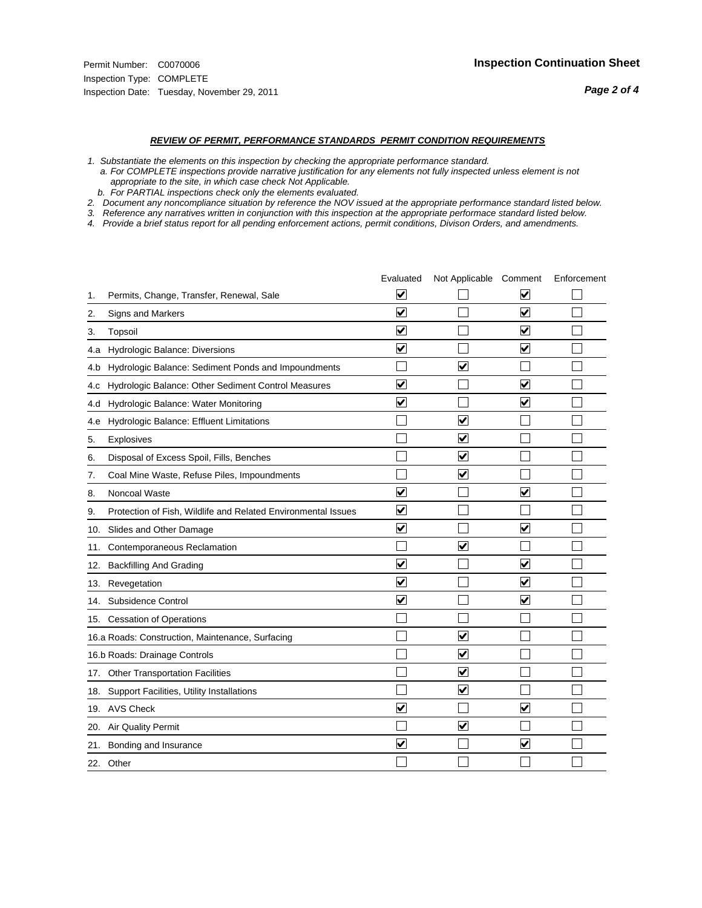Permit Number: C0070006
Inspection Type: COMPLETE
Inspection Date: Tuesday, November 29, 2011

## Inspection Continuation Sheet

### *REVIEW OF PERMIT, PERFORMANCE STANDARDS PERMIT CONDITION REQUIREMENTS*

*1. Substantiate the elements on this inspection by checking the appropriate performance standard.*
*a. For COMPLETE inspections provide narrative justification for any elements not fully inspected unless element is not appropriate to the site, in which case check Not Applicable.*
*b. For PARTIAL inspections check only the elements evaluated.*
*2. Document any noncompliance situation by reference the NOV issued at the appropriate performance standard listed below.*
*3. Reference any narratives written in conjunction with this inspection at the appropriate performace standard listed below.*
*4. Provide a brief status report for all pending enforcement actions, permit conditions, Divison Orders, and amendments.*

| | Evaluated | Not Applicable | Comment | Enforcement |
|---|---|---|---|---|
| 1. Permits, Change, Transfer, Renewal, Sale | ☑ | ☐ | ☑ | ☐ |
| 2. Signs and Markers | ☑ | ☐ | ☑ | ☐ |
| 3. Topsoil | ☑ | ☐ | ☑ | ☐ |
| 4.a Hydrologic Balance: Diversions | ☑ | ☐ | ☑ | ☐ |
| 4.b Hydrologic Balance: Sediment Ponds and Impoundments | ☐ | ☑ | ☐ | ☐ |
| 4.c Hydrologic Balance: Other Sediment Control Measures | ☑ | ☐ | ☑ | ☐ |
| 4.d Hydrologic Balance: Water Monitoring | ☑ | ☐ | ☑ | ☐ |
| 4.e Hydrologic Balance: Effluent Limitations | ☐ | ☑ | ☐ | ☐ |
| 5. Explosives | ☐ | ☑ | ☐ | ☐ |
| 6. Disposal of Excess Spoil, Fills, Benches | ☐ | ☑ | ☐ | ☐ |
| 7. Coal Mine Waste, Refuse Piles, Impoundments | ☐ | ☑ | ☐ | ☐ |
| 8. Noncoal Waste | ☑ | ☐ | ☑ | ☐ |
| 9. Protection of Fish, Wildlife and Related Environmental Issues | ☑ | ☐ | ☐ | ☐ |
| 10. Slides and Other Damage | ☑ | ☐ | ☑ | ☐ |
| 11. Contemporaneous Reclamation | ☐ | ☑ | ☐ | ☐ |
| 12. Backfilling And Grading | ☑ | ☐ | ☑ | ☐ |
| 13. Revegetation | ☑ | ☐ | ☑ | ☐ |
| 14. Subsidence Control | ☑ | ☐ | ☑ | ☐ |
| 15. Cessation of Operations | ☐ | ☐ | ☐ | ☐ |
| 16.a Roads: Construction, Maintenance, Surfacing | ☐ | ☑ | ☐ | ☐ |
| 16.b Roads: Drainage Controls | ☐ | ☑ | ☐ | ☐ |
| 17. Other Transportation Facilities | ☐ | ☑ | ☐ | ☐ |
| 18. Support Facilities, Utility Installations | ☐ | ☑ | ☐ | ☐ |
| 19. AVS Check | ☑ | ☐ | ☑ | ☐ |
| 20. Air Quality Permit | ☐ | ☑ | ☐ | ☐ |
| 21. Bonding and Insurance | ☑ | ☐ | ☑ | ☐ |
| 22. Other | ☐ | ☐ | ☐ | ☐ |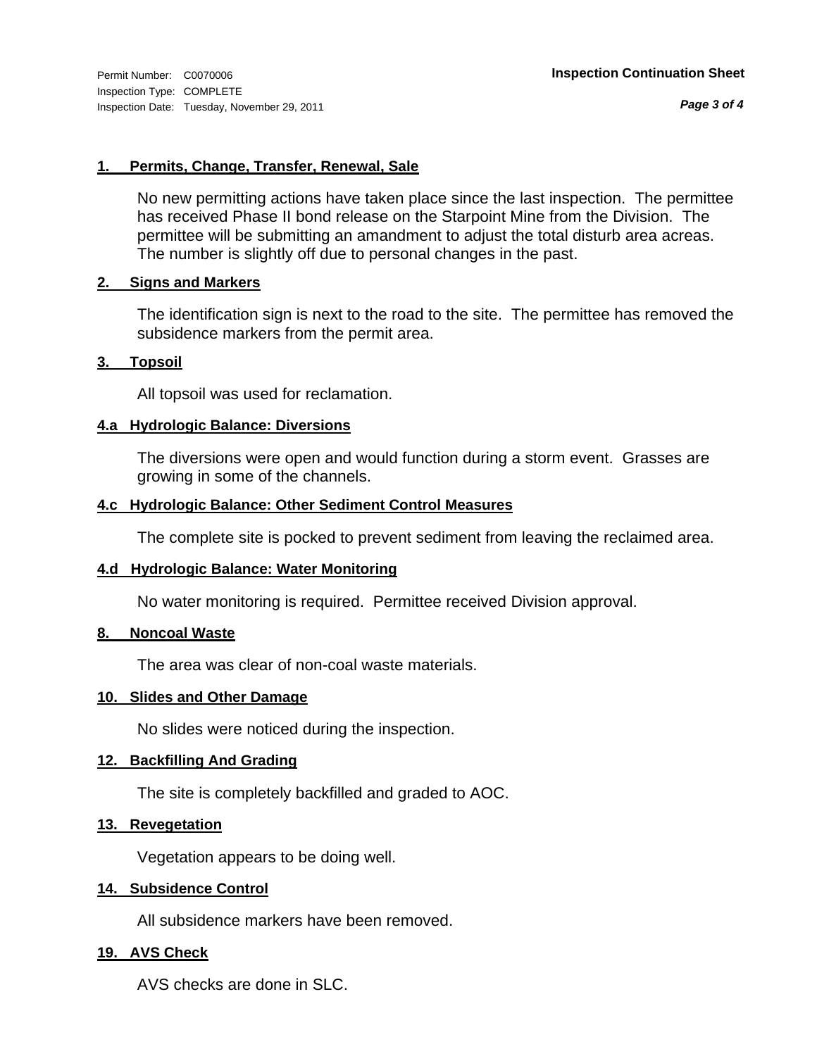Permit Number: C0070006
Inspection Type: COMPLETE
Inspection Date: Tuesday, November 29, 2011

**Inspection Continuation Sheet**

**1. Permits, Change, Transfer, Renewal, Sale**

No new permitting actions have taken place since the last inspection. The permittee has received Phase II bond release on the Starpoint Mine from the Division. The permittee will be submitting an amandment to adjust the total disturb area acreas. The number is slightly off due to personal changes in the past.

**2. Signs and Markers**

The identification sign is next to the road to the site. The permittee has removed the subsidence markers from the permit area.

**3. Topsoil**

All topsoil was used for reclamation.

**4.a Hydrologic Balance: Diversions**

The diversions were open and would function during a storm event. Grasses are growing in some of the channels.

**4.c Hydrologic Balance: Other Sediment Control Measures**

The complete site is pocked to prevent sediment from leaving the reclaimed area.

**4.d Hydrologic Balance: Water Monitoring**

No water monitoring is required. Permittee received Division approval.

**8. Noncoal Waste**

The area was clear of non-coal waste materials.

**10. Slides and Other Damage**

No slides were noticed during the inspection.

**12. Backfilling And Grading**

The site is completely backfilled and graded to AOC.

**13. Revegetation**

Vegetation appears to be doing well.

**14. Subsidence Control**

All subsidence markers have been removed.

**19. AVS Check**

AVS checks are done in SLC.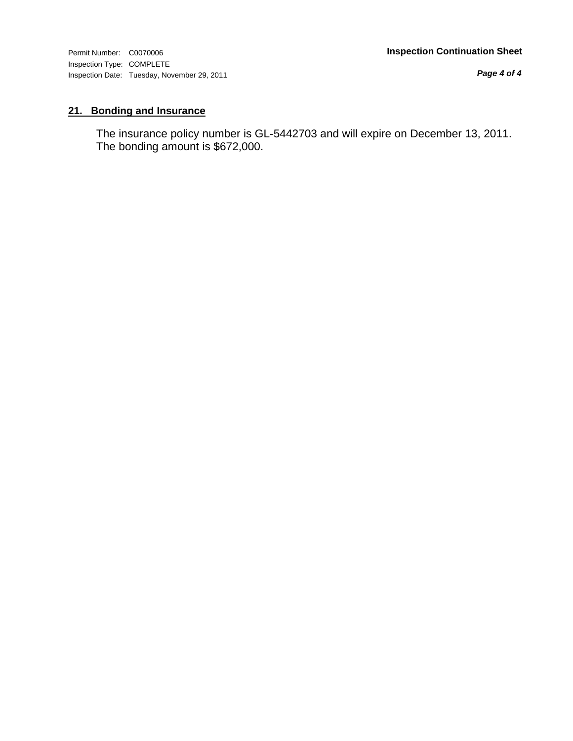## 21. Bonding and Insurance

The insurance policy number is GL-5442703 and will expire on December 13, 2011. The bonding amount is $672,000.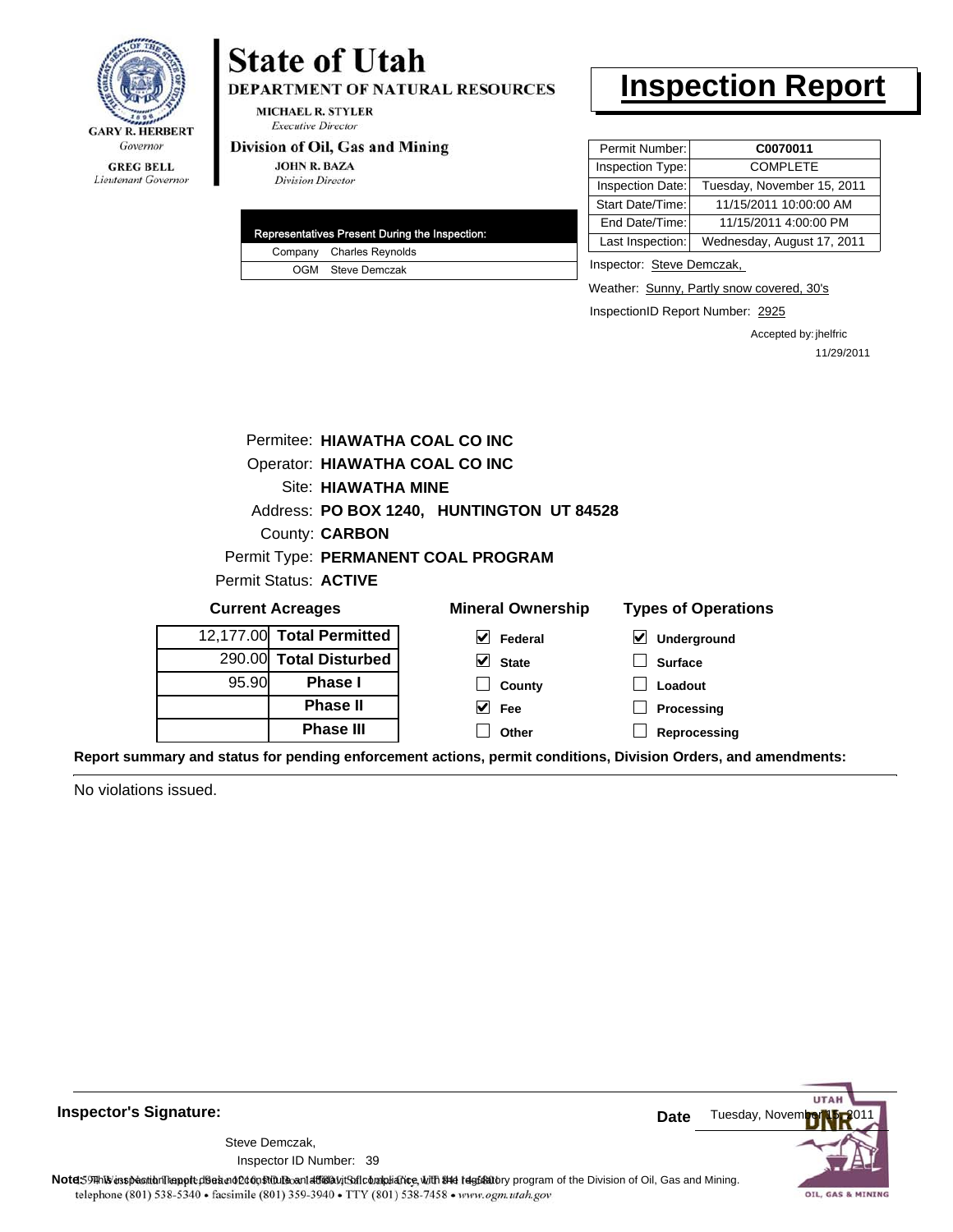GARY R. HERBERT
*Governor*

GREG BELL
*Lieutenant Governor*

# State of Utah

**DEPARTMENT OF NATURAL RESOURCES**

MICHAEL R. STYLER
*Executive Director*

**Division of Oil, Gas and Mining**

JOHN R. BAZA
*Division Director*

# Inspection Report

| Permit Number: | **C0070011** |
|---|---|
| Inspection Type: | COMPLETE |
| Inspection Date: | Tuesday, November 15, 2011 |
| Start Date/Time: | 11/15/2011 10:00:00 AM |
| End Date/Time: | 11/15/2011 4:00:00 PM |
| Last Inspection: | Wednesday, August 17, 2011 |

| Representatives Present During the Inspection: | |
|---|---|
| Company | Charles Reynolds |
| OGM | Steve Demczak |

Inspector: Steve Demczak,

Weather: Sunny, Partly snow covered, 30's

InspectionID Report Number: 2925

Accepted by: jhelfric
11/29/2011

Permitee: **HIAWATHA COAL CO INC**
Operator: **HIAWATHA COAL CO INC**
Site: **HIAWATHA MINE**
Address: **PO BOX 1240, HUNTINGTON UT 84528**
County: **CARBON**
Permit Type: **PERMANENT COAL PROGRAM**
Permit Status: **ACTIVE**

**Current Acreages**

| | |
|---|---|
| 12,177.00 | **Total Permitted** |
| 290.00 | **Total Disturbed** |
| 95.90 | **Phase I** |
| | **Phase II** |
| | **Phase III** |

**Mineral Ownership**

- [x] Federal
- [x] State
- [ ] County
- [x] Fee
- [ ] Other

**Types of Operations**

- [x] Underground
- [ ] Surface
- [ ] Loadout
- [ ] Processing
- [ ] Reprocessing

**Report summary and status for pending enforcement actions, permit conditions, Division Orders, and amendments:**

No violations issued.

**Inspector's Signature:**

Steve Demczak,
Inspector ID Number: 39

**Date** Tuesday, November 15, 2011

**Note:** This inspection report does not constitute an affidavit of compliance with the regulatory program of the Division of Oil, Gas and Mining.

telephone (801) 538-5340 • facsimile (801) 359-3940 • TTY (801) 538-7458 • www.ogm.utah.gov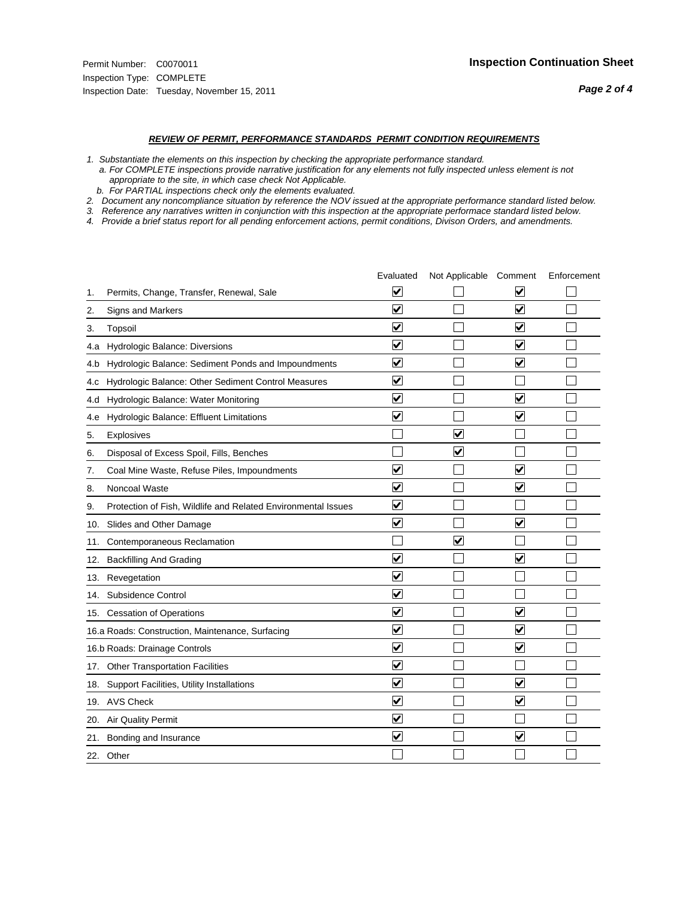Permit Number: C0070011
Inspection Type: COMPLETE
Inspection Date: Tuesday, November 15, 2011

## Inspection Continuation Sheet

### *REVIEW OF PERMIT, PERFORMANCE STANDARDS PERMIT CONDITION REQUIREMENTS*

*1. Substantiate the elements on this inspection by checking the appropriate performance standard.*
*a. For COMPLETE inspections provide narrative justification for any elements not fully inspected unless element is not appropriate to the site, in which case check Not Applicable.*
*b. For PARTIAL inspections check only the elements evaluated.*
*2. Document any noncompliance situation by reference the NOV issued at the appropriate performance standard listed below.*
*3. Reference any narratives written in conjunction with this inspection at the appropriate performace standard listed below.*
*4. Provide a brief status report for all pending enforcement actions, permit conditions, Divison Orders, and amendments.*

| | | Evaluated | Not Applicable | Comment | Enforcement |
|---|---|---|---|---|---|
| 1. | Permits, Change, Transfer, Renewal, Sale | ☑ | ☐ | ☑ | ☐ |
| 2. | Signs and Markers | ☑ | ☐ | ☑ | ☐ |
| 3. | Topsoil | ☑ | ☐ | ☑ | ☐ |
| 4.a | Hydrologic Balance: Diversions | ☑ | ☐ | ☑ | ☐ |
| 4.b | Hydrologic Balance: Sediment Ponds and Impoundments | ☑ | ☐ | ☑ | ☐ |
| 4.c | Hydrologic Balance: Other Sediment Control Measures | ☑ | ☐ | ☐ | ☐ |
| 4.d | Hydrologic Balance: Water Monitoring | ☑ | ☐ | ☑ | ☐ |
| 4.e | Hydrologic Balance: Effluent Limitations | ☑ | ☐ | ☑ | ☐ |
| 5. | Explosives | ☐ | ☑ | ☐ | ☐ |
| 6. | Disposal of Excess Spoil, Fills, Benches | ☐ | ☑ | ☐ | ☐ |
| 7. | Coal Mine Waste, Refuse Piles, Impoundments | ☑ | ☐ | ☑ | ☐ |
| 8. | Noncoal Waste | ☑ | ☐ | ☑ | ☐ |
| 9. | Protection of Fish, Wildlife and Related Environmental Issues | ☑ | ☐ | ☐ | ☐ |
| 10. | Slides and Other Damage | ☑ | ☐ | ☑ | ☐ |
| 11. | Contemporaneous Reclamation | ☐ | ☑ | ☐ | ☐ |
| 12. | Backfilling And Grading | ☑ | ☐ | ☑ | ☐ |
| 13. | Revegetation | ☑ | ☐ | ☐ | ☐ |
| 14. | Subsidence Control | ☑ | ☐ | ☐ | ☐ |
| 15. | Cessation of Operations | ☑ | ☐ | ☑ | ☐ |
| 16.a | Roads: Construction, Maintenance, Surfacing | ☑ | ☐ | ☑ | ☐ |
| 16.b | Roads: Drainage Controls | ☑ | ☐ | ☑ | ☐ |
| 17. | Other Transportation Facilities | ☑ | ☐ | ☐ | ☐ |
| 18. | Support Facilities, Utility Installations | ☑ | ☐ | ☑ | ☐ |
| 19. | AVS Check | ☑ | ☐ | ☑ | ☐ |
| 20. | Air Quality Permit | ☑ | ☐ | ☐ | ☐ |
| 21. | Bonding and Insurance | ☑ | ☐ | ☑ | ☐ |
| 22. | Other | ☐ | ☐ | ☐ | ☐ |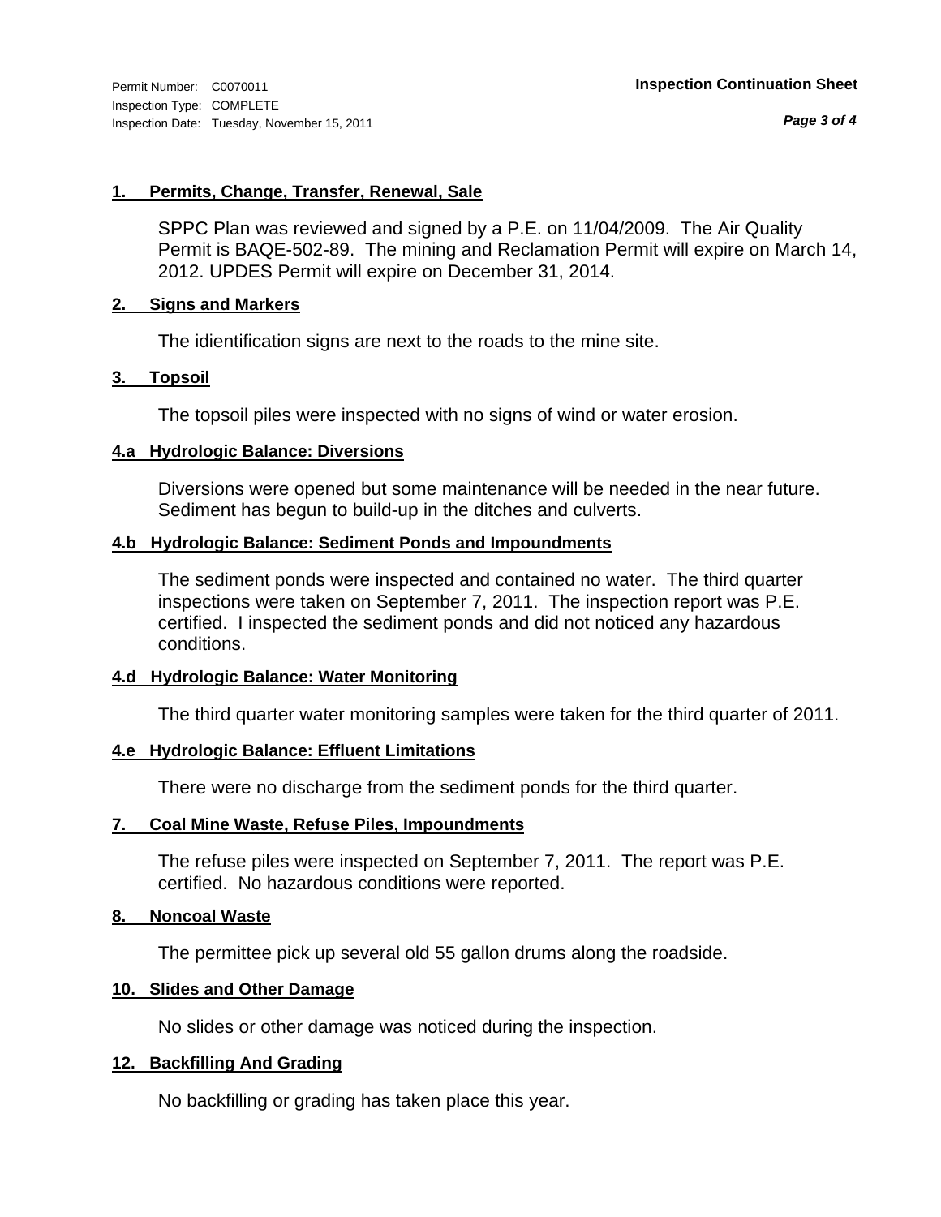Permit Number: C0070011
Inspection Type: COMPLETE
Inspection Date: Tuesday, November 15, 2011

**Inspection Continuation Sheet**

### 1. Permits, Change, Transfer, Renewal, Sale

SPPC Plan was reviewed and signed by a P.E. on 11/04/2009. The Air Quality Permit is BAQE-502-89. The mining and Reclamation Permit will expire on March 14, 2012. UPDES Permit will expire on December 31, 2014.

### 2. Signs and Markers

The idientification signs are next to the roads to the mine site.

### 3. Topsoil

The topsoil piles were inspected with no signs of wind or water erosion.

### 4.a Hydrologic Balance: Diversions

Diversions were opened but some maintenance will be needed in the near future. Sediment has begun to build-up in the ditches and culverts.

### 4.b Hydrologic Balance: Sediment Ponds and Impoundments

The sediment ponds were inspected and contained no water. The third quarter inspections were taken on September 7, 2011. The inspection report was P.E. certified. I inspected the sediment ponds and did not noticed any hazardous conditions.

### 4.d Hydrologic Balance: Water Monitoring

The third quarter water monitoring samples were taken for the third quarter of 2011.

### 4.e Hydrologic Balance: Effluent Limitations

There were no discharge from the sediment ponds for the third quarter.

### 7. Coal Mine Waste, Refuse Piles, Impoundments

The refuse piles were inspected on September 7, 2011. The report was P.E. certified. No hazardous conditions were reported.

### 8. Noncoal Waste

The permittee pick up several old 55 gallon drums along the roadside.

### 10. Slides and Other Damage

No slides or other damage was noticed during the inspection.

### 12. Backfilling And Grading

No backfilling or grading has taken place this year.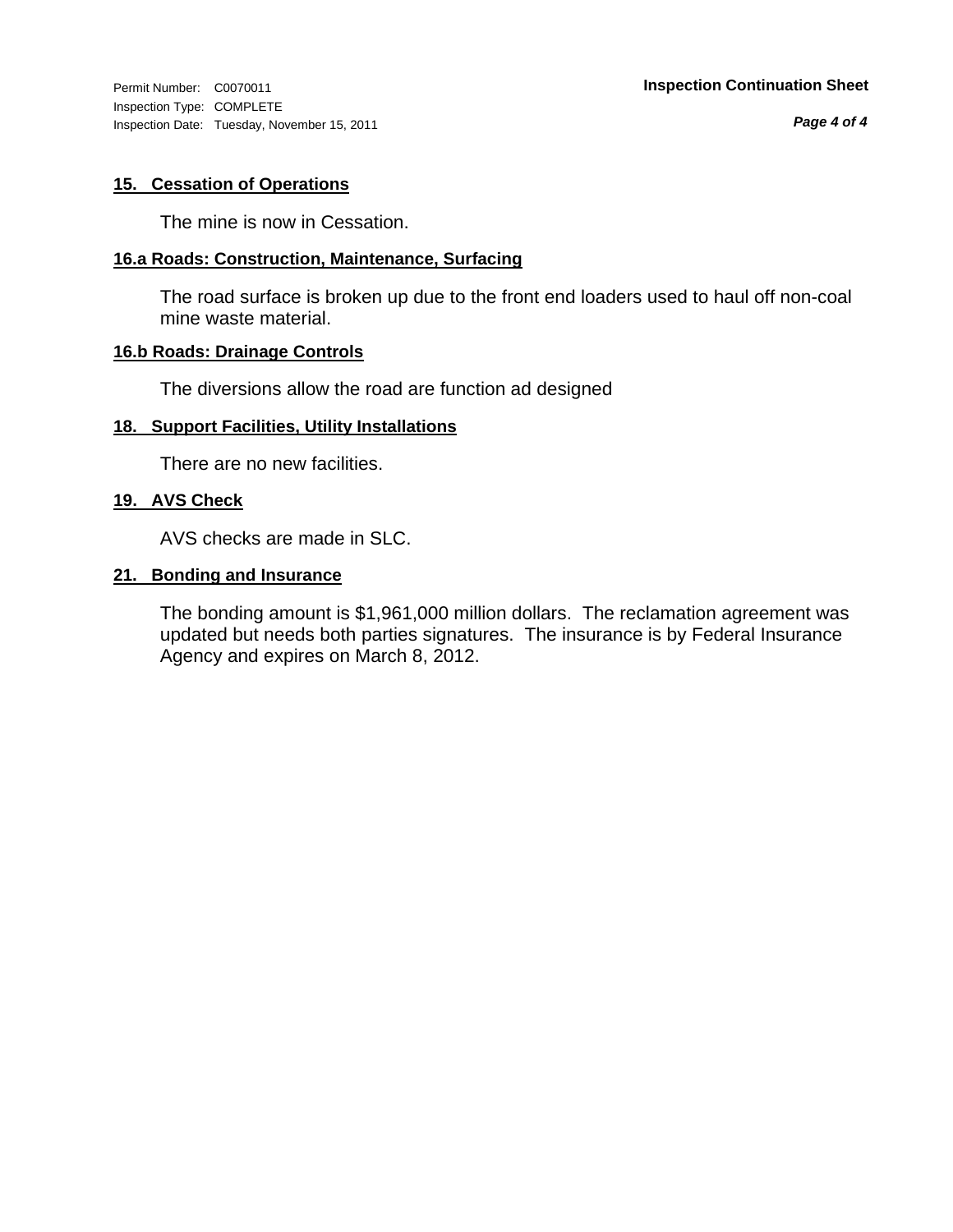Permit Number: C0070011
Inspection Type: COMPLETE
Inspection Date: Tuesday, November 15, 2011

**Inspection Continuation Sheet**

### 15. Cessation of Operations

The mine is now in Cessation.

### 16.a Roads: Construction, Maintenance, Surfacing

The road surface is broken up due to the front end loaders used to haul off non-coal mine waste material.

### 16.b Roads: Drainage Controls

The diversions allow the road are function ad designed

### 18. Support Facilities, Utility Installations

There are no new facilities.

### 19. AVS Check

AVS checks are made in SLC.

### 21. Bonding and Insurance

The bonding amount is $1,961,000 million dollars. The reclamation agreement was updated but needs both parties signatures. The insurance is by Federal Insurance Agency and expires on March 8, 2012.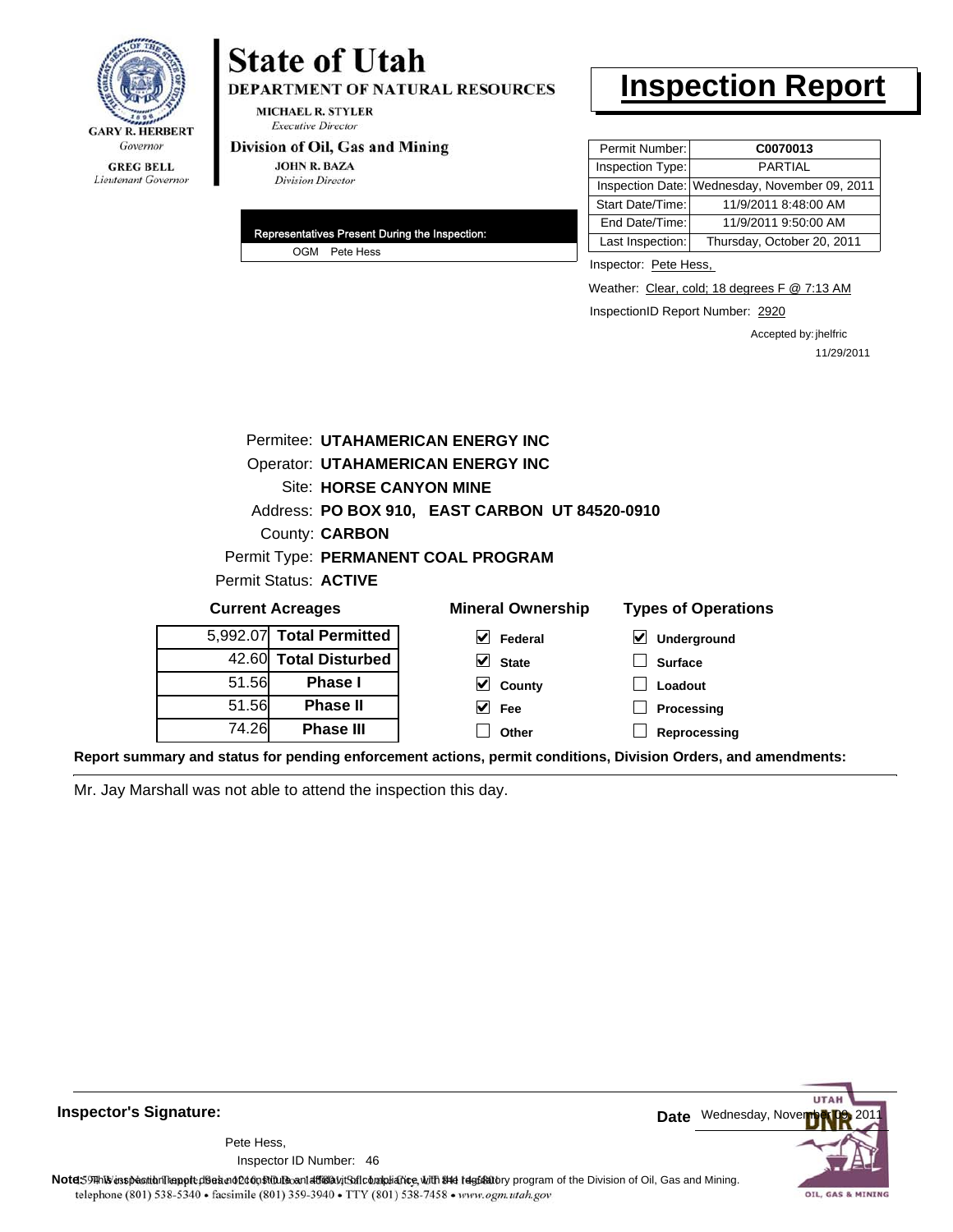GARY R. HERBERT
*Governor*

GREG BELL
*Lieutenant Governor*

# State of Utah

**DEPARTMENT OF NATURAL RESOURCES**

MICHAEL R. STYLER
*Executive Director*

**Division of Oil, Gas and Mining**

JOHN R. BAZA
*Division Director*

# Inspection Report

| | |
|---|---|
| Permit Number: | **C0070013** |
| Inspection Type: | PARTIAL |
| Inspection Date: | Wednesday, November 09, 2011 |
| Start Date/Time: | 11/9/2011 8:48:00 AM |
| End Date/Time: | 11/9/2011 9:50:00 AM |
| Last Inspection: | Thursday, October 20, 2011 |

Inspector: Pete Hess,

Weather: Clear, cold; 18 degrees F @ 7:13 AM

InspectionID Report Number: 2920

Accepted by: jhelfric
11/29/2011

**Representatives Present During the Inspection:**

OGM Pete Hess

Permitee: **UTAHAMERICAN ENERGY INC**
Operator: **UTAHAMERICAN ENERGY INC**
Site: **HORSE CANYON MINE**
Address: **PO BOX 910, EAST CARBON UT 84520-0910**
County: **CARBON**
Permit Type: **PERMANENT COAL PROGRAM**
Permit Status: **ACTIVE**

**Current Acreages**

| | |
|---|---|
| 5,992.07 | **Total Permitted** |
| 42.60 | **Total Disturbed** |
| 51.56 | **Phase I** |
| 51.56 | **Phase II** |
| 74.26 | **Phase III** |

**Mineral Ownership**

- [x] Federal
- [x] State
- [x] County
- [x] Fee
- [ ] Other

**Types of Operations**

- [x] Underground
- [ ] Surface
- [ ] Loadout
- [ ] Processing
- [ ] Reprocessing

**Report summary and status for pending enforcement actions, permit conditions, Division Orders, and amendments:**

Mr. Jay Marshall was not able to attend the inspection this day.

**Inspector's Signature:**

Pete Hess,
Inspector ID Number: 46

**Date** Wednesday, November 09, 2011

**Note:** This inspection report does not constitute an affidavit of compliance with the regulatory program of the Division of Oil, Gas and Mining.

1594 West North Temple, Suite 1210, PO Box 145801, Salt Lake City, UT 84114-5801
telephone (801) 538-5340 • facsimile (801) 359-3940 • TTY (801) 538-7458 • www.ogm.utah.gov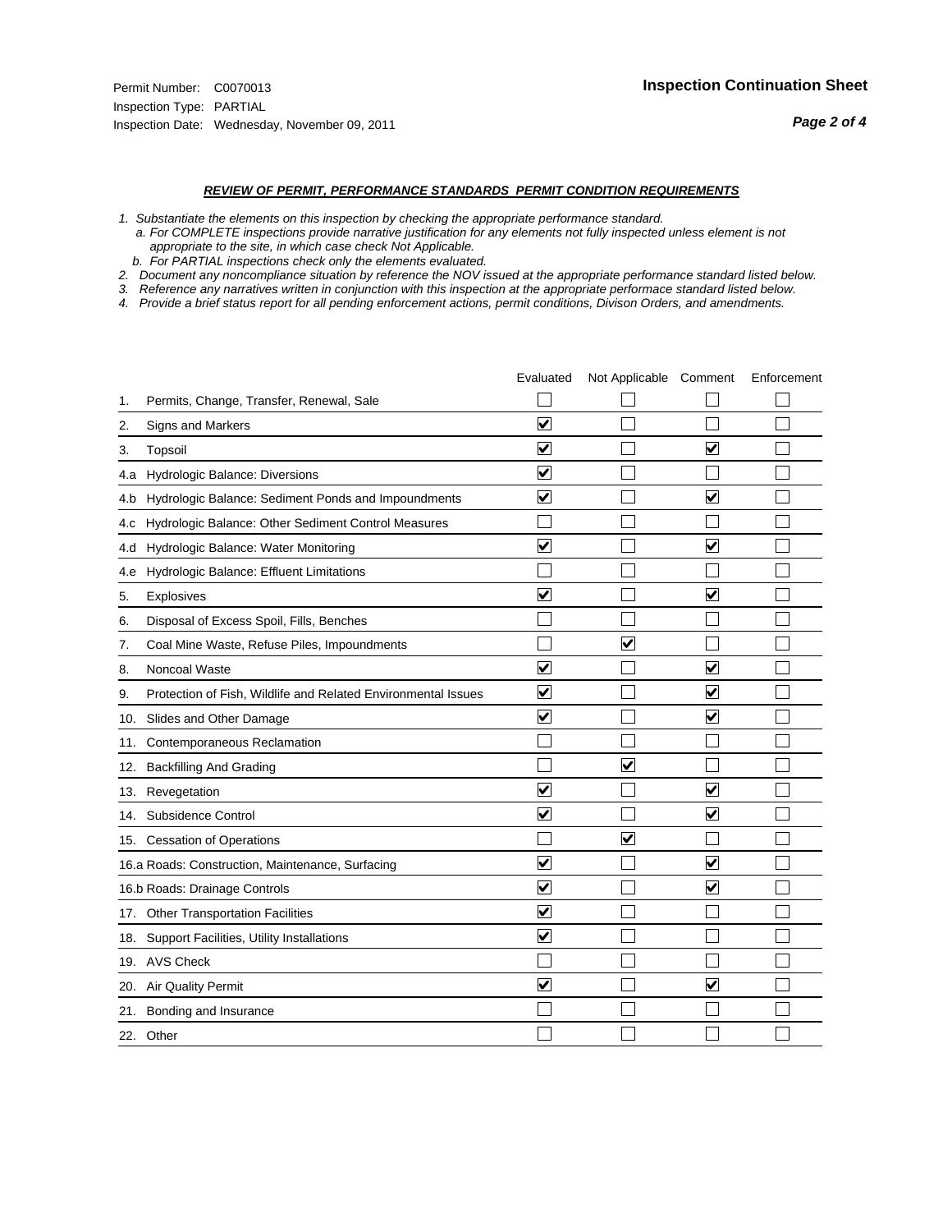Permit Number: C0070013
Inspection Type: PARTIAL
Inspection Date: Wednesday, November 09, 2011

**Inspection Continuation Sheet**

***REVIEW OF PERMIT, PERFORMANCE STANDARDS PERMIT CONDITION REQUIREMENTS***

*1. Substantiate the elements on this inspection by checking the appropriate performance standard.*
*a. For COMPLETE inspections provide narrative justification for any elements not fully inspected unless element is not appropriate to the site, in which case check Not Applicable.*
*b. For PARTIAL inspections check only the elements evaluated.*
*2. Document any noncompliance situation by reference the NOV issued at the appropriate performance standard listed below.*
*3. Reference any narratives written in conjunction with this inspection at the appropriate performace standard listed below.*
*4. Provide a brief status report for all pending enforcement actions, permit conditions, Divison Orders, and amendments.*

| | Evaluated | Not Applicable | Comment | Enforcement |
|---|---|---|---|---|
| 1. Permits, Change, Transfer, Renewal, Sale | ☐ | ☐ | ☐ | ☐ |
| 2. Signs and Markers | ☑ | ☐ | ☐ | ☐ |
| 3. Topsoil | ☑ | ☐ | ☑ | ☐ |
| 4.a Hydrologic Balance: Diversions | ☑ | ☐ | ☐ | ☐ |
| 4.b Hydrologic Balance: Sediment Ponds and Impoundments | ☑ | ☐ | ☑ | ☐ |
| 4.c Hydrologic Balance: Other Sediment Control Measures | ☐ | ☐ | ☐ | ☐ |
| 4.d Hydrologic Balance: Water Monitoring | ☑ | ☐ | ☑ | ☐ |
| 4.e Hydrologic Balance: Effluent Limitations | ☐ | ☐ | ☐ | ☐ |
| 5. Explosives | ☑ | ☐ | ☑ | ☐ |
| 6. Disposal of Excess Spoil, Fills, Benches | ☐ | ☐ | ☐ | ☐ |
| 7. Coal Mine Waste, Refuse Piles, Impoundments | ☐ | ☑ | ☐ | ☐ |
| 8. Noncoal Waste | ☑ | ☐ | ☑ | ☐ |
| 9. Protection of Fish, Wildlife and Related Environmental Issues | ☑ | ☐ | ☑ | ☐ |
| 10. Slides and Other Damage | ☑ | ☐ | ☑ | ☐ |
| 11. Contemporaneous Reclamation | ☐ | ☐ | ☐ | ☐ |
| 12. Backfilling And Grading | ☐ | ☑ | ☐ | ☐ |
| 13. Revegetation | ☑ | ☐ | ☑ | ☐ |
| 14. Subsidence Control | ☑ | ☐ | ☑ | ☐ |
| 15. Cessation of Operations | ☐ | ☑ | ☐ | ☐ |
| 16.a Roads: Construction, Maintenance, Surfacing | ☑ | ☐ | ☑ | ☐ |
| 16.b Roads: Drainage Controls | ☑ | ☐ | ☑ | ☐ |
| 17. Other Transportation Facilities | ☑ | ☐ | ☐ | ☐ |
| 18. Support Facilities, Utility Installations | ☑ | ☐ | ☐ | ☐ |
| 19. AVS Check | ☐ | ☐ | ☐ | ☐ |
| 20. Air Quality Permit | ☑ | ☐ | ☑ | ☐ |
| 21. Bonding and Insurance | ☐ | ☐ | ☐ | ☐ |
| 22. Other | ☐ | ☐ | ☐ | ☐ |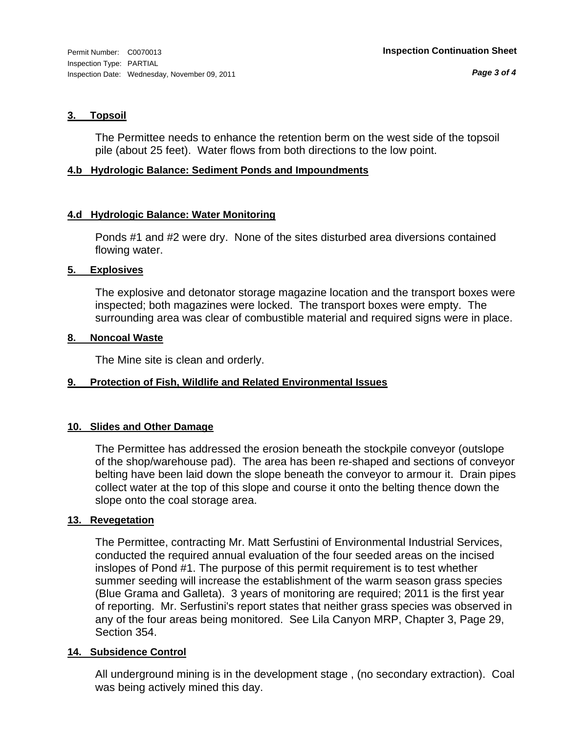### 3. Topsoil

The Permittee needs to enhance the retention berm on the west side of the topsoil pile (about 25 feet). Water flows from both directions to the low point.

### 4.b Hydrologic Balance: Sediment Ponds and Impoundments

### 4.d Hydrologic Balance: Water Monitoring

Ponds #1 and #2 were dry. None of the sites disturbed area diversions contained flowing water.

### 5. Explosives

The explosive and detonator storage magazine location and the transport boxes were inspected; both magazines were locked. The transport boxes were empty. The surrounding area was clear of combustible material and required signs were in place.

### 8. Noncoal Waste

The Mine site is clean and orderly.

### 9. Protection of Fish, Wildlife and Related Environmental Issues

### 10. Slides and Other Damage

The Permittee has addressed the erosion beneath the stockpile conveyor (outslope of the shop/warehouse pad). The area has been re-shaped and sections of conveyor belting have been laid down the slope beneath the conveyor to armour it. Drain pipes collect water at the top of this slope and course it onto the belting thence down the slope onto the coal storage area.

### 13. Revegetation

The Permittee, contracting Mr. Matt Serfustini of Environmental Industrial Services, conducted the required annual evaluation of the four seeded areas on the incised inslopes of Pond #1. The purpose of this permit requirement is to test whether summer seeding will increase the establishment of the warm season grass species (Blue Grama and Galleta). 3 years of monitoring are required; 2011 is the first year of reporting. Mr. Serfustini's report states that neither grass species was observed in any of the four areas being monitored. See Lila Canyon MRP, Chapter 3, Page 29, Section 354.

### 14. Subsidence Control

All underground mining is in the development stage , (no secondary extraction). Coal was being actively mined this day.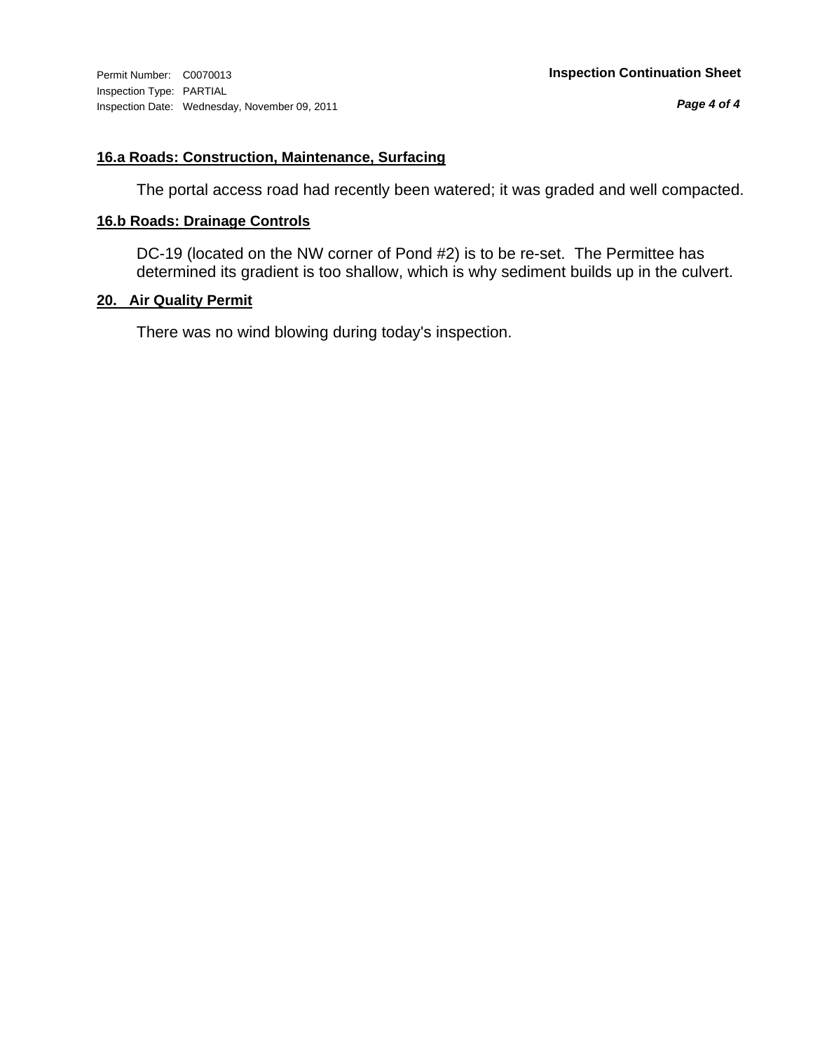**Permit Number:** C0070013
**Inspection Type:** PARTIAL
**Inspection Date:** Wednesday, November 09, 2011

**Inspection Continuation Sheet**

## 16.a Roads: Construction, Maintenance, Surfacing

The portal access road had recently been watered; it was graded and well compacted.

## 16.b Roads: Drainage Controls

DC-19 (located on the NW corner of Pond #2) is to be re-set. The Permittee has determined its gradient is too shallow, which is why sediment builds up in the culvert.

## 20. Air Quality Permit

There was no wind blowing during today's inspection.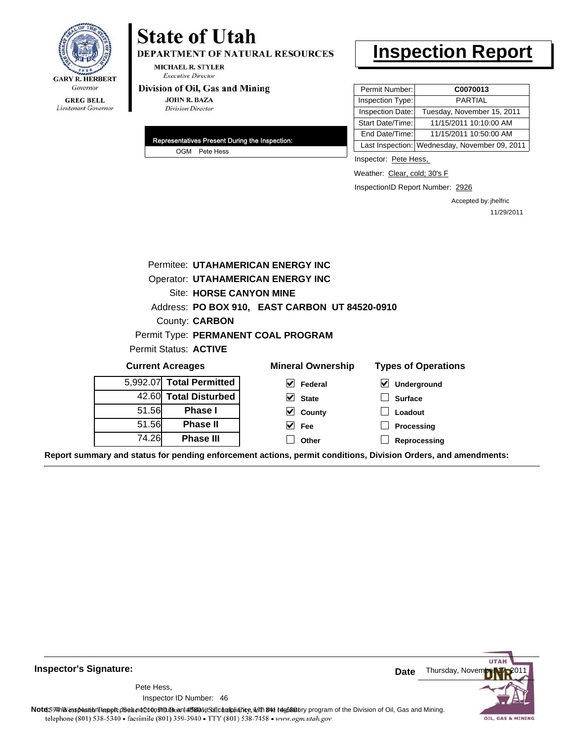**GARY R. HERBERT**
*Governor*

**GREG BELL**
*Lieutenant Governor*

# State of Utah

**DEPARTMENT OF NATURAL RESOURCES**

**MICHAEL R. STYLER**
*Executive Director*

**Division of Oil, Gas and Mining**

**JOHN R. BAZA**
*Division Director*

# Inspection Report

| | |
|---|---|
| Permit Number: | **C0070013** |
| Inspection Type: | PARTIAL |
| Inspection Date: | Tuesday, November 15, 2011 |
| Start Date/Time: | 11/15/2011 10:10:00 AM |
| End Date/Time: | 11/15/2011 10:50:00 AM |
| Last Inspection: | Wednesday, November 09, 2011 |

| Representatives Present During the Inspection: |
|---|
| OGM Pete Hess |

Inspector: Pete Hess,

Weather: Clear, cold; 30's F

InspectionID Report Number: 2926

Accepted by: jhelfric
11/29/2011

Permitee: **UTAHAMERICAN ENERGY INC**
Operator: **UTAHAMERICAN ENERGY INC**
Site: **HORSE CANYON MINE**
Address: **PO BOX 910, EAST CARBON UT 84520-0910**
County: **CARBON**
Permit Type: **PERMANENT COAL PROGRAM**
Permit Status: **ACTIVE**

**Current Acreages**

| | |
|---|---|
| 5,992.07 | **Total Permitted** |
| 42.60 | **Total Disturbed** |
| 51.56 | **Phase I** |
| 51.56 | **Phase II** |
| 74.26 | **Phase III** |

**Mineral Ownership**

- [x] Federal
- [x] State
- [x] County
- [x] Fee
- [ ] Other

**Types of Operations**

- [x] Underground
- [ ] Surface
- [ ] Loadout
- [ ] Processing
- [ ] Reprocessing

**Report summary and status for pending enforcement actions, permit conditions, Division Orders, and amendments:**

---

**Inspector's Signature:**

Pete Hess,
Inspector ID Number: 46

**Date** Thursday, November 17, 2011

**Note:** This inspection report does not constitute an affidavit of compliance with the regulatory program of the Division of Oil, Gas and Mining.
telephone (801) 538-5340 • facsimile (801) 359-3940 • TTY (801) 538-7458 • www.ogm.utah.gov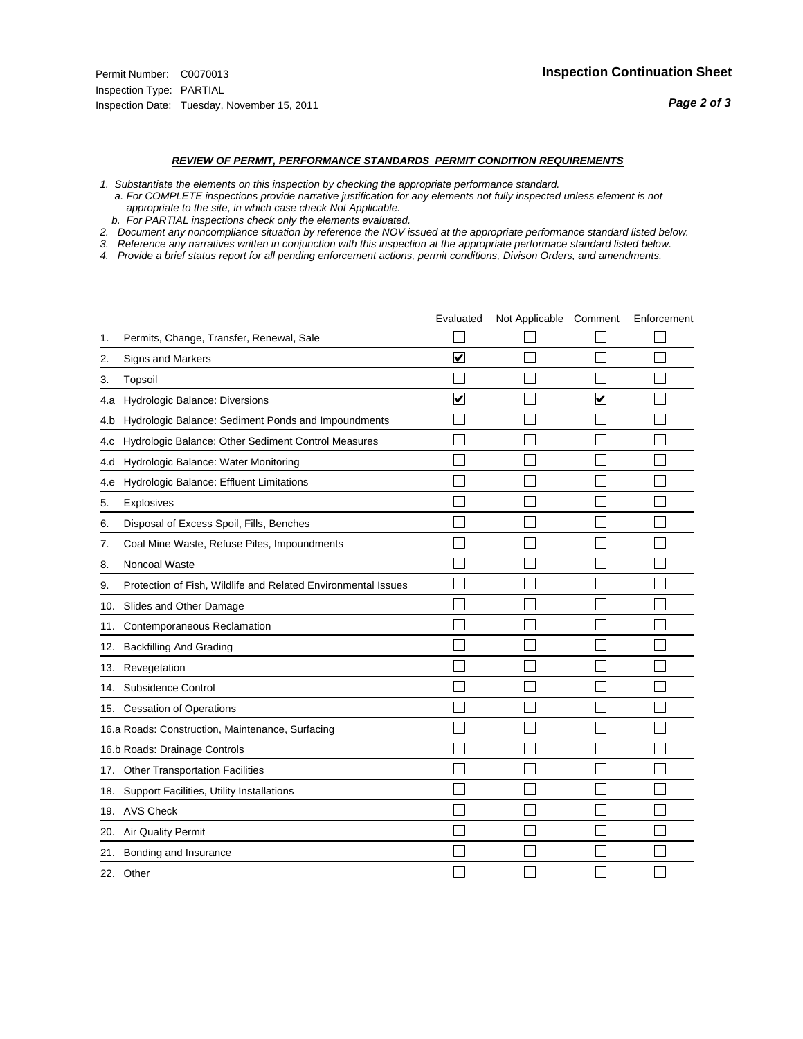Permit Number: C0070013
Inspection Type: PARTIAL
Inspection Date: Tuesday, November 15, 2011

**Inspection Continuation Sheet**

***REVIEW OF PERMIT, PERFORMANCE STANDARDS PERMIT CONDITION REQUIREMENTS***

*1. Substantiate the elements on this inspection by checking the appropriate performance standard.*
*a. For COMPLETE inspections provide narrative justification for any elements not fully inspected unless element is not appropriate to the site, in which case check Not Applicable.*
*b. For PARTIAL inspections check only the elements evaluated.*
*2. Document any noncompliance situation by reference the NOV issued at the appropriate performance standard listed below.*
*3. Reference any narratives written in conjunction with this inspection at the appropriate performace standard listed below.*
*4. Provide a brief status report for all pending enforcement actions, permit conditions, Divison Orders, and amendments.*

| | Evaluated | Not Applicable | Comment | Enforcement |
|---|---|---|---|---|
| 1. Permits, Change, Transfer, Renewal, Sale | ☐ | ☐ | ☐ | ☐ |
| 2. Signs and Markers | ☑ | ☐ | ☐ | ☐ |
| 3. Topsoil | ☐ | ☐ | ☐ | ☐ |
| 4.a Hydrologic Balance: Diversions | ☑ | ☐ | ☑ | ☐ |
| 4.b Hydrologic Balance: Sediment Ponds and Impoundments | ☐ | ☐ | ☐ | ☐ |
| 4.c Hydrologic Balance: Other Sediment Control Measures | ☐ | ☐ | ☐ | ☐ |
| 4.d Hydrologic Balance: Water Monitoring | ☐ | ☐ | ☐ | ☐ |
| 4.e Hydrologic Balance: Effluent Limitations | ☐ | ☐ | ☐ | ☐ |
| 5. Explosives | ☐ | ☐ | ☐ | ☐ |
| 6. Disposal of Excess Spoil, Fills, Benches | ☐ | ☐ | ☐ | ☐ |
| 7. Coal Mine Waste, Refuse Piles, Impoundments | ☐ | ☐ | ☐ | ☐ |
| 8. Noncoal Waste | ☐ | ☐ | ☐ | ☐ |
| 9. Protection of Fish, Wildlife and Related Environmental Issues | ☐ | ☐ | ☐ | ☐ |
| 10. Slides and Other Damage | ☐ | ☐ | ☐ | ☐ |
| 11. Contemporaneous Reclamation | ☐ | ☐ | ☐ | ☐ |
| 12. Backfilling And Grading | ☐ | ☐ | ☐ | ☐ |
| 13. Revegetation | ☐ | ☐ | ☐ | ☐ |
| 14. Subsidence Control | ☐ | ☐ | ☐ | ☐ |
| 15. Cessation of Operations | ☐ | ☐ | ☐ | ☐ |
| 16.a Roads: Construction, Maintenance, Surfacing | ☐ | ☐ | ☐ | ☐ |
| 16.b Roads: Drainage Controls | ☐ | ☐ | ☐ | ☐ |
| 17. Other Transportation Facilities | ☐ | ☐ | ☐ | ☐ |
| 18. Support Facilities, Utility Installations | ☐ | ☐ | ☐ | ☐ |
| 19. AVS Check | ☐ | ☐ | ☐ | ☐ |
| 20. Air Quality Permit | ☐ | ☐ | ☐ | ☐ |
| 21. Bonding and Insurance | ☐ | ☐ | ☐ | ☐ |
| 22. Other | ☐ | ☐ | ☐ | ☐ |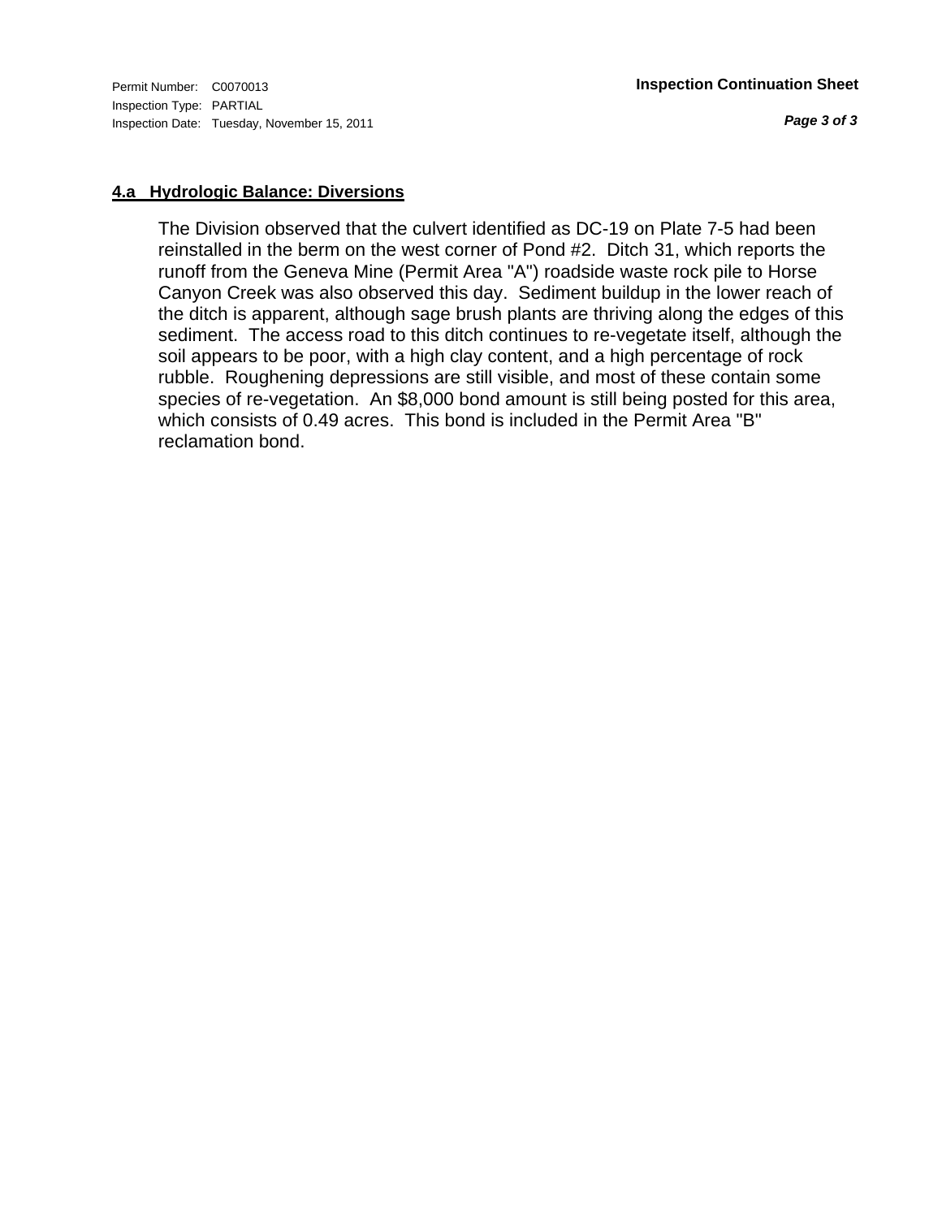Permit Number: C0070013
Inspection Type: PARTIAL
Inspection Date: Tuesday, November 15, 2011

**Inspection Continuation Sheet**

## 4.a Hydrologic Balance: Diversions

The Division observed that the culvert identified as DC-19 on Plate 7-5 had been reinstalled in the berm on the west corner of Pond #2. Ditch 31, which reports the runoff from the Geneva Mine (Permit Area "A") roadside waste rock pile to Horse Canyon Creek was also observed this day. Sediment buildup in the lower reach of the ditch is apparent, although sage brush plants are thriving along the edges of this sediment. The access road to this ditch continues to re-vegetate itself, although the soil appears to be poor, with a high clay content, and a high percentage of rock rubble. Roughening depressions are still visible, and most of these contain some species of re-vegetation. An $8,000 bond amount is still being posted for this area, which consists of 0.49 acres. This bond is included in the Permit Area "B" reclamation bond.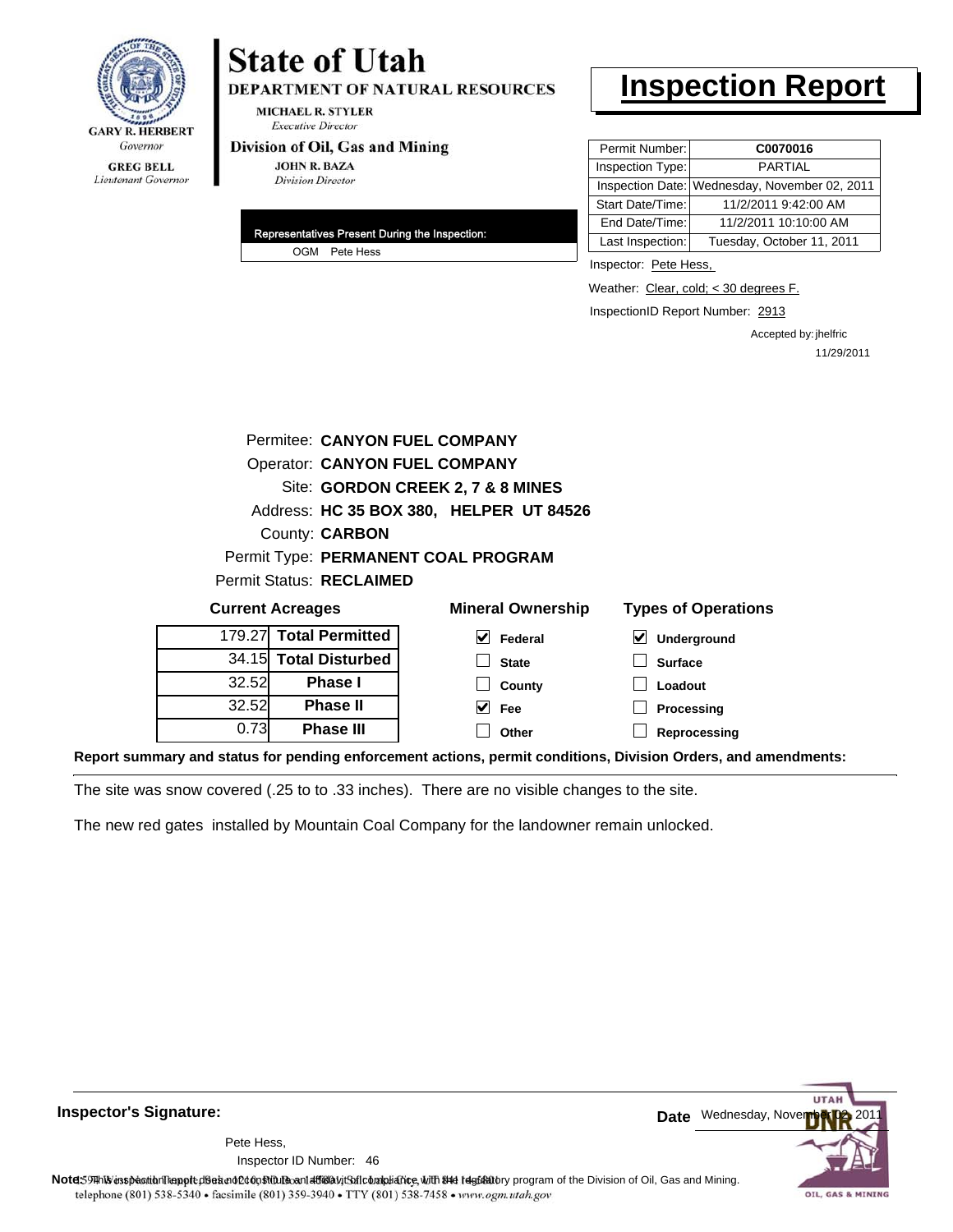GARY R. HERBERT
*Governor*

GREG BELL
*Lieutenant Governor*

# State of Utah

**DEPARTMENT OF NATURAL RESOURCES**

MICHAEL R. STYLER
*Executive Director*

**Division of Oil, Gas and Mining**

JOHN R. BAZA
*Division Director*

# Inspection Report

| | |
|---|---|
| Permit Number: | C0070016 |
| Inspection Type: | PARTIAL |
| Inspection Date: | Wednesday, November 02, 2011 |
| Start Date/Time: | 11/2/2011 9:42:00 AM |
| End Date/Time: | 11/2/2011 10:10:00 AM |
| Last Inspection: | Tuesday, October 11, 2011 |

**Representatives Present During the Inspection:**

OGM Pete Hess

Inspector: Pete Hess,

Weather: Clear, cold; < 30 degrees F.

InspectionID Report Number: 2913

Accepted by: jhelfric
11/29/2011

Permitee: **CANYON FUEL COMPANY**
Operator: **CANYON FUEL COMPANY**
Site: **GORDON CREEK 2, 7 & 8 MINES**
Address: **HC 35 BOX 380, HELPER UT 84526**
County: **CARBON**
Permit Type: **PERMANENT COAL PROGRAM**
Permit Status: **RECLAIMED**

**Current Acreages**

| | |
|---|---|
| 179.27 | Total Permitted |
| 34.15 | Total Disturbed |
| 32.52 | Phase I |
| 32.52 | Phase II |
| 0.73 | Phase III |

**Mineral Ownership**

- [x] Federal
- [ ] State
- [ ] County
- [x] Fee
- [ ] Other

**Types of Operations**

- [x] Underground
- [ ] Surface
- [ ] Loadout
- [ ] Processing
- [ ] Reprocessing

**Report summary and status for pending enforcement actions, permit conditions, Division Orders, and amendments:**

The site was snow covered (.25 to to .33 inches). There are no visible changes to the site.

The new red gates installed by Mountain Coal Company for the landowner remain unlocked.

**Inspector's Signature:**

Pete Hess,
Inspector ID Number: 46

**Date** Wednesday, November 02, 2011

**Note:** This inspection report does not constitute an affidavit of compliance with the regulatory program of the Division of Oil, Gas and Mining.

1594 West North Temple, Suite 1210, PO Box 145801, Salt Lake City, UT 84114-5801
telephone (801) 538-5340 • facsimile (801) 359-3940 • TTY (801) 538-7458 • www.ogm.utah.gov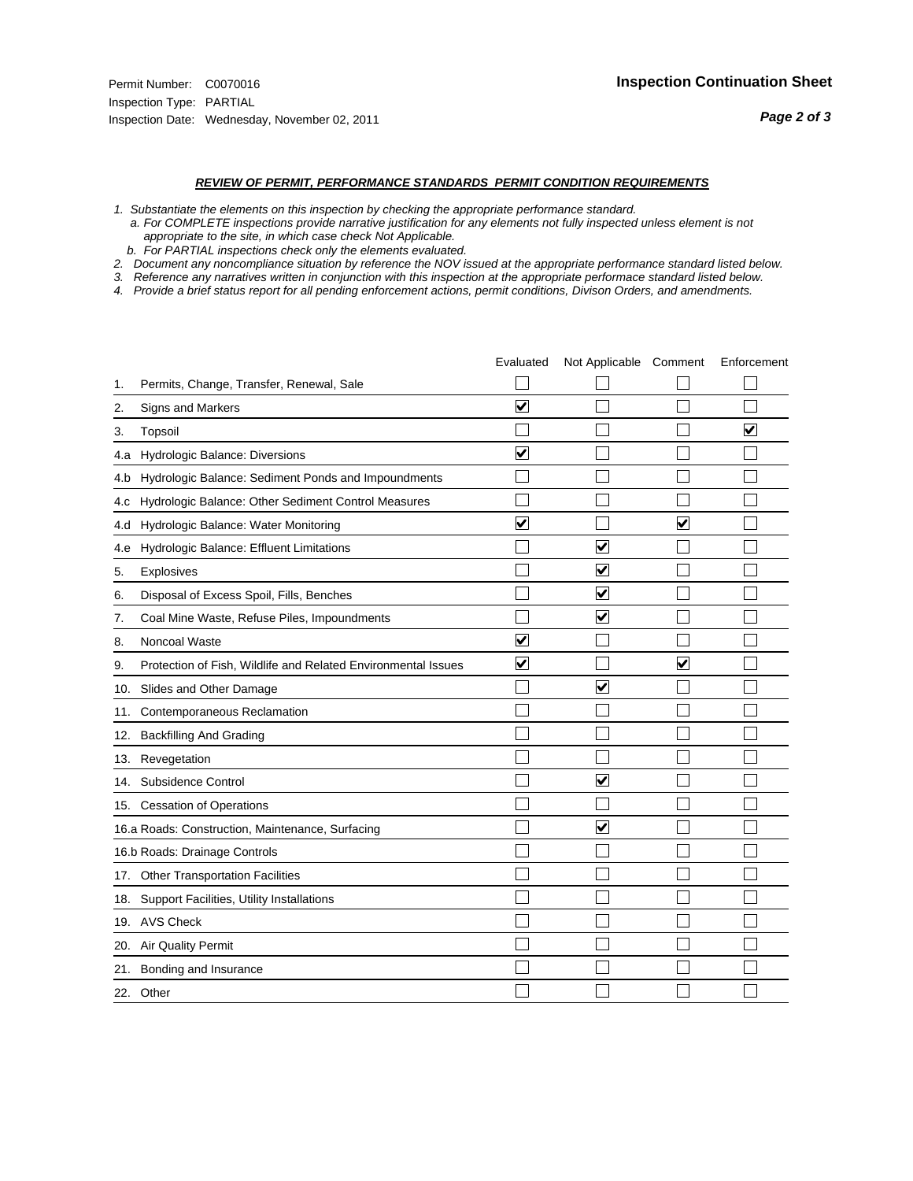Permit Number: C0070016

Inspection Type: PARTIAL

Inspection Date: Wednesday, November 02, 2011

**Inspection Continuation Sheet**

### *REVIEW OF PERMIT, PERFORMANCE STANDARDS PERMIT CONDITION REQUIREMENTS*

*1. Substantiate the elements on this inspection by checking the appropriate performance standard.*
*a. For COMPLETE inspections provide narrative justification for any elements not fully inspected unless element is not appropriate to the site, in which case check Not Applicable.*
*b. For PARTIAL inspections check only the elements evaluated.*
*2. Document any noncompliance situation by reference the NOV issued at the appropriate performance standard listed below.*
*3. Reference any narratives written in conjunction with this inspection at the appropriate performace standard listed below.*
*4. Provide a brief status report for all pending enforcement actions, permit conditions, Divison Orders, and amendments.*

| | Evaluated | Not Applicable | Comment | Enforcement |
|---|---|---|---|---|
| 1. Permits, Change, Transfer, Renewal, Sale | ☐ | ☐ | ☐ | ☐ |
| 2. Signs and Markers | ☑ | ☐ | ☐ | ☐ |
| 3. Topsoil | ☐ | ☐ | ☐ | ☑ |
| 4.a Hydrologic Balance: Diversions | ☑ | ☐ | ☐ | ☐ |
| 4.b Hydrologic Balance: Sediment Ponds and Impoundments | ☐ | ☐ | ☐ | ☐ |
| 4.c Hydrologic Balance: Other Sediment Control Measures | ☐ | ☐ | ☐ | ☐ |
| 4.d Hydrologic Balance: Water Monitoring | ☑ | ☐ | ☑ | ☐ |
| 4.e Hydrologic Balance: Effluent Limitations | ☐ | ☑ | ☐ | ☐ |
| 5. Explosives | ☐ | ☑ | ☐ | ☐ |
| 6. Disposal of Excess Spoil, Fills, Benches | ☐ | ☑ | ☐ | ☐ |
| 7. Coal Mine Waste, Refuse Piles, Impoundments | ☐ | ☑ | ☐ | ☐ |
| 8. Noncoal Waste | ☑ | ☐ | ☐ | ☐ |
| 9. Protection of Fish, Wildlife and Related Environmental Issues | ☑ | ☐ | ☑ | ☐ |
| 10. Slides and Other Damage | ☐ | ☑ | ☐ | ☐ |
| 11. Contemporaneous Reclamation | ☐ | ☐ | ☐ | ☐ |
| 12. Backfilling And Grading | ☐ | ☐ | ☐ | ☐ |
| 13. Revegetation | ☐ | ☐ | ☐ | ☐ |
| 14. Subsidence Control | ☐ | ☑ | ☐ | ☐ |
| 15. Cessation of Operations | ☐ | ☐ | ☐ | ☐ |
| 16.a Roads: Construction, Maintenance, Surfacing | ☐ | ☑ | ☐ | ☐ |
| 16.b Roads: Drainage Controls | ☐ | ☐ | ☐ | ☐ |
| 17. Other Transportation Facilities | ☐ | ☐ | ☐ | ☐ |
| 18. Support Facilities, Utility Installations | ☐ | ☐ | ☐ | ☐ |
| 19. AVS Check | ☐ | ☐ | ☐ | ☐ |
| 20. Air Quality Permit | ☐ | ☐ | ☐ | ☐ |
| 21. Bonding and Insurance | ☐ | ☐ | ☐ | ☐ |
| 22. Other | ☐ | ☐ | ☐ | ☐ |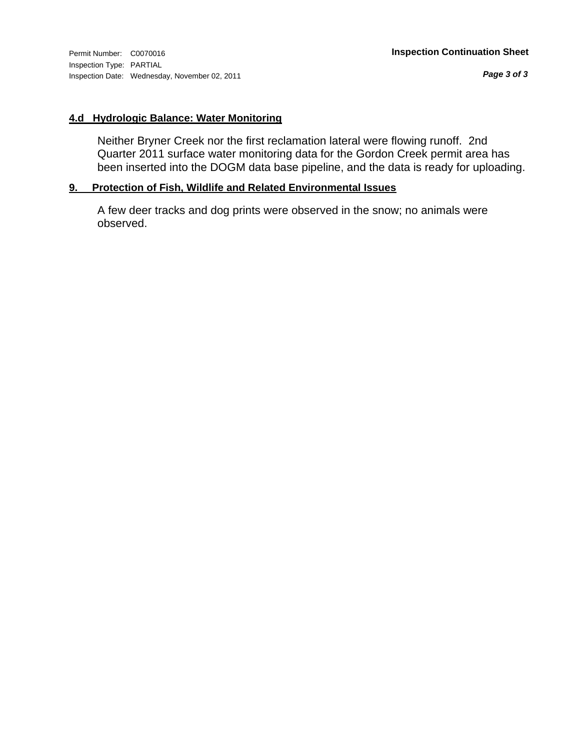Permit Number: C0070016
Inspection Type: PARTIAL
Inspection Date: Wednesday, November 02, 2011

**Inspection Continuation Sheet**

## 4.d Hydrologic Balance: Water Monitoring

Neither Bryner Creek nor the first reclamation lateral were flowing runoff. 2nd Quarter 2011 surface water monitoring data for the Gordon Creek permit area has been inserted into the DOGM data base pipeline, and the data is ready for uploading.

## 9. Protection of Fish, Wildlife and Related Environmental Issues

A few deer tracks and dog prints were observed in the snow; no animals were observed.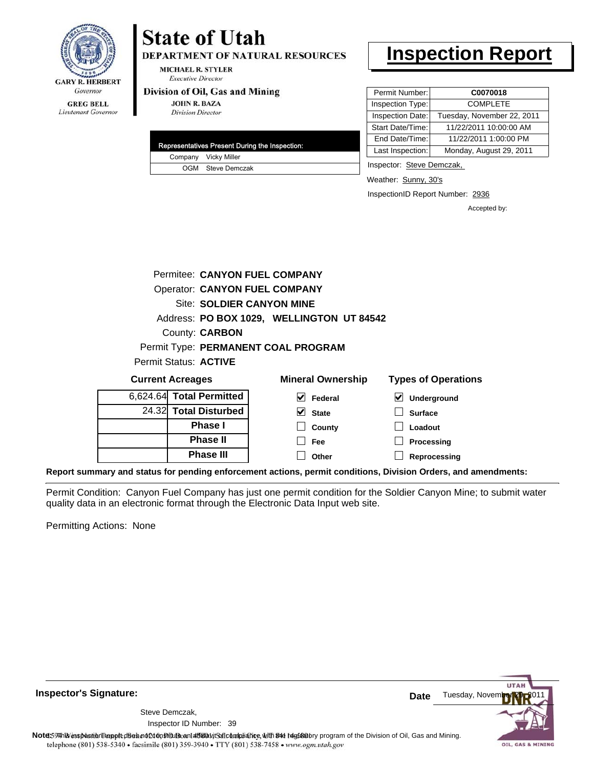**State of Utah**

**DEPARTMENT OF NATURAL RESOURCES**

MICHAEL R. STYLER
*Executive Director*

**Division of Oil, Gas and Mining**

JOHN R. BAZA
*Division Director*

GARY R. HERBERT
*Governor*

GREG BELL
*Lieutenant Governor*

# Inspection Report

| Permit Number: | **C0070018** |
|---|---|
| Inspection Type: | COMPLETE |
| Inspection Date: | Tuesday, November 22, 2011 |
| Start Date/Time: | 11/22/2011 10:00:00 AM |
| End Date/Time: | 11/22/2011 1:00:00 PM |
| Last Inspection: | Monday, August 29, 2011 |

| Representatives Present During the Inspection: | |
|---|---|
| Company | Vicky Miller |
| OGM | Steve Demczak |

Inspector: Steve Demczak,

Weather: Sunny, 30's

InspectionID Report Number: 2936

Accepted by:

Permitee: **CANYON FUEL COMPANY**
Operator: **CANYON FUEL COMPANY**
Site: **SOLDIER CANYON MINE**
Address: **PO BOX 1029, WELLINGTON UT 84542**
County: **CARBON**
Permit Type: **PERMANENT COAL PROGRAM**
Permit Status: **ACTIVE**

**Current Acreages**

| | |
|---|---|
| 6,624.64 | **Total Permitted** |
| 24.32 | **Total Disturbed** |
| | **Phase I** |
| | **Phase II** |
| | **Phase III** |

**Mineral Ownership**

- [x] Federal
- [x] State
- [ ] County
- [ ] Fee
- [ ] Other

**Types of Operations**

- [x] Underground
- [ ] Surface
- [ ] Loadout
- [ ] Processing
- [ ] Reprocessing

**Report summary and status for pending enforcement actions, permit conditions, Division Orders, and amendments:**

Permit Condition: Canyon Fuel Company has just one permit condition for the Soldier Canyon Mine; to submit water quality data in an electronic format through the Electronic Data Input web site.

Permitting Actions: None

**Inspector's Signature:**

Steve Demczak,
Inspector ID Number: 39

**Date** Tuesday, November 29, 2011

**Note:** This inspection report does not constitute an affidavit of compliance with the regulatory program of the Division of Oil, Gas and Mining.

telephone (801) 538-5340 • facsimile (801) 359-3940 • TTY (801) 538-7458 • www.ogm.utah.gov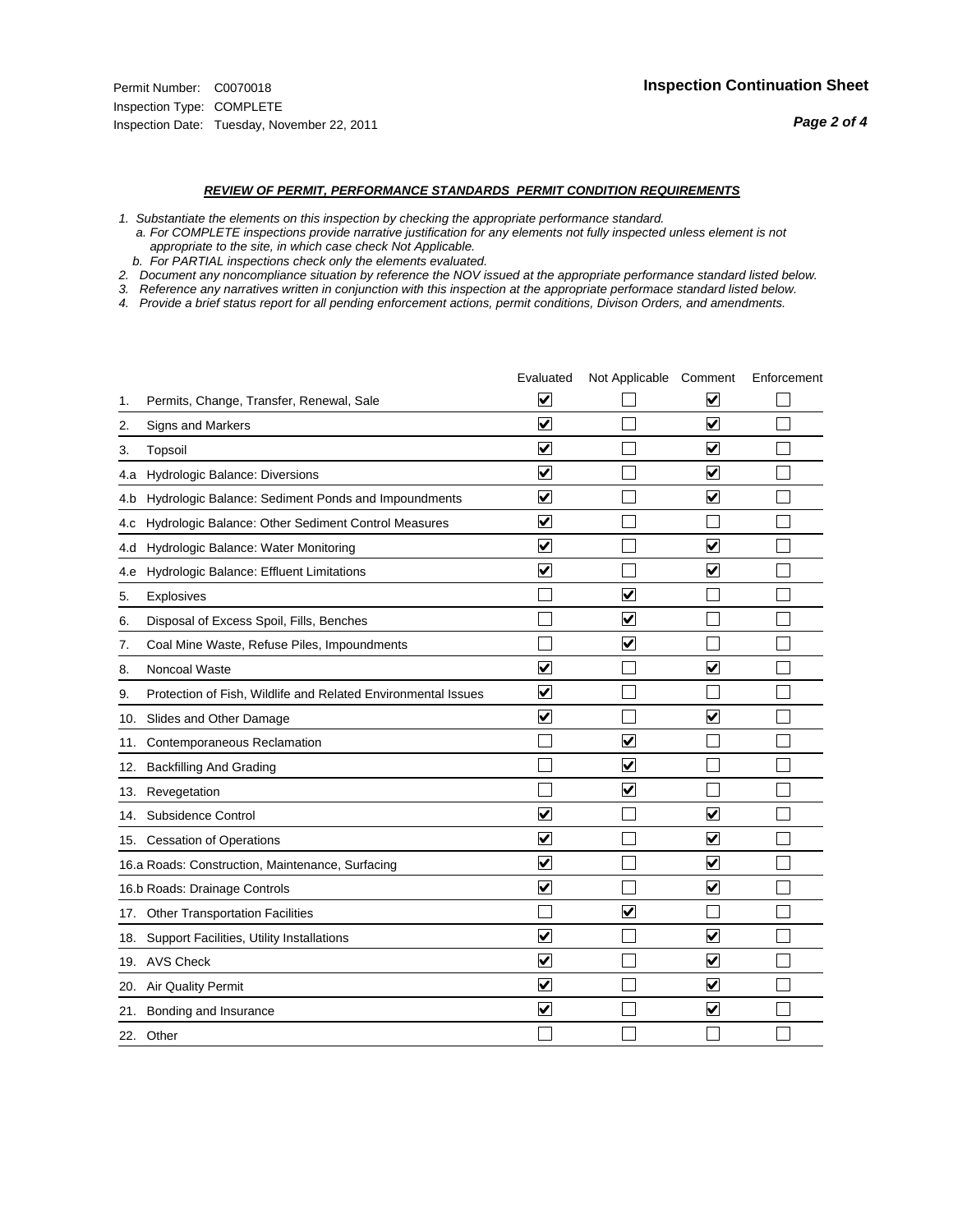Permit Number: C0070018
Inspection Type: COMPLETE
Inspection Date: Tuesday, November 22, 2011

**Inspection Continuation Sheet**

***REVIEW OF PERMIT, PERFORMANCE STANDARDS PERMIT CONDITION REQUIREMENTS***

*1. Substantiate the elements on this inspection by checking the appropriate performance standard.*
*a. For COMPLETE inspections provide narrative justification for any elements not fully inspected unless element is not appropriate to the site, in which case check Not Applicable.*
*b. For PARTIAL inspections check only the elements evaluated.*
*2. Document any noncompliance situation by reference the NOV issued at the appropriate performance standard listed below.*
*3. Reference any narratives written in conjunction with this inspection at the appropriate performace standard listed below.*
*4. Provide a brief status report for all pending enforcement actions, permit conditions, Divison Orders, and amendments.*

| | Evaluated | Not Applicable | Comment | Enforcement |
|---|---|---|---|---|
| 1. Permits, Change, Transfer, Renewal, Sale | ☑ | ☐ | ☑ | ☐ |
| 2. Signs and Markers | ☑ | ☐ | ☑ | ☐ |
| 3. Topsoil | ☑ | ☐ | ☑ | ☐ |
| 4.a Hydrologic Balance: Diversions | ☑ | ☐ | ☑ | ☐ |
| 4.b Hydrologic Balance: Sediment Ponds and Impoundments | ☑ | ☐ | ☑ | ☐ |
| 4.c Hydrologic Balance: Other Sediment Control Measures | ☑ | ☐ | ☐ | ☐ |
| 4.d Hydrologic Balance: Water Monitoring | ☑ | ☐ | ☑ | ☐ |
| 4.e Hydrologic Balance: Effluent Limitations | ☑ | ☐ | ☑ | ☐ |
| 5. Explosives | ☐ | ☑ | ☐ | ☐ |
| 6. Disposal of Excess Spoil, Fills, Benches | ☐ | ☑ | ☐ | ☐ |
| 7. Coal Mine Waste, Refuse Piles, Impoundments | ☐ | ☑ | ☐ | ☐ |
| 8. Noncoal Waste | ☑ | ☐ | ☑ | ☐ |
| 9. Protection of Fish, Wildlife and Related Environmental Issues | ☑ | ☐ | ☐ | ☐ |
| 10. Slides and Other Damage | ☑ | ☐ | ☑ | ☐ |
| 11. Contemporaneous Reclamation | ☐ | ☑ | ☐ | ☐ |
| 12. Backfilling And Grading | ☐ | ☑ | ☐ | ☐ |
| 13. Revegetation | ☐ | ☑ | ☐ | ☐ |
| 14. Subsidence Control | ☑ | ☐ | ☑ | ☐ |
| 15. Cessation of Operations | ☑ | ☐ | ☑ | ☐ |
| 16.a Roads: Construction, Maintenance, Surfacing | ☑ | ☐ | ☑ | ☐ |
| 16.b Roads: Drainage Controls | ☑ | ☐ | ☑ | ☐ |
| 17. Other Transportation Facilities | ☐ | ☑ | ☐ | ☐ |
| 18. Support Facilities, Utility Installations | ☑ | ☐ | ☑ | ☐ |
| 19. AVS Check | ☑ | ☐ | ☑ | ☐ |
| 20. Air Quality Permit | ☑ | ☐ | ☑ | ☐ |
| 21. Bonding and Insurance | ☑ | ☐ | ☑ | ☐ |
| 22. Other | ☐ | ☐ | ☐ | ☐ |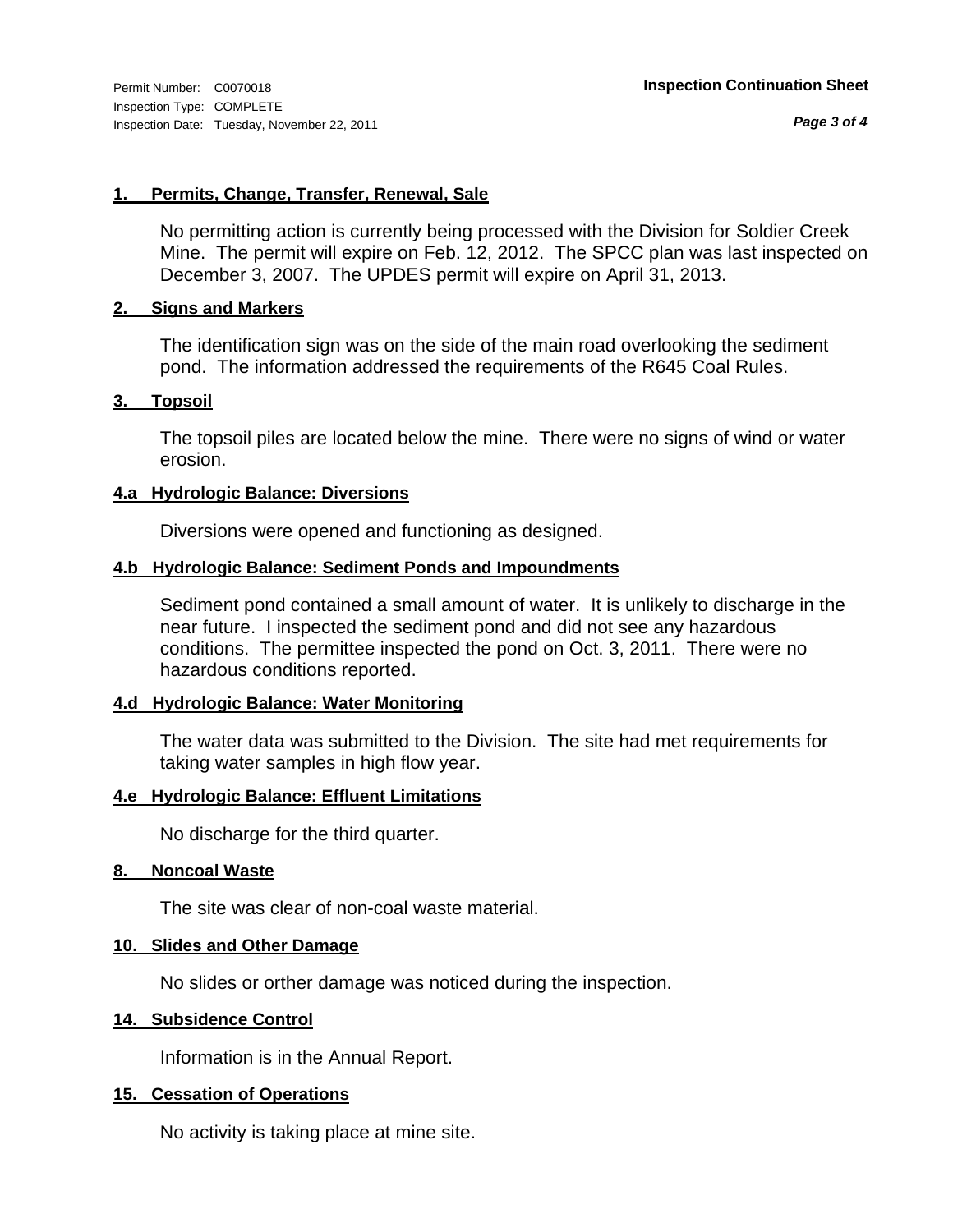Permit Number: C0070018
Inspection Type: COMPLETE
Inspection Date: Tuesday, November 22, 2011

**Inspection Continuation Sheet**

### 1. Permits, Change, Transfer, Renewal, Sale

No permitting action is currently being processed with the Division for Soldier Creek Mine. The permit will expire on Feb. 12, 2012. The SPCC plan was last inspected on December 3, 2007. The UPDES permit will expire on April 31, 2013.

### 2. Signs and Markers

The identification sign was on the side of the main road overlooking the sediment pond. The information addressed the requirements of the R645 Coal Rules.

### 3. Topsoil

The topsoil piles are located below the mine. There were no signs of wind or water erosion.

### 4.a Hydrologic Balance: Diversions

Diversions were opened and functioning as designed.

### 4.b Hydrologic Balance: Sediment Ponds and Impoundments

Sediment pond contained a small amount of water. It is unlikely to discharge in the near future. I inspected the sediment pond and did not see any hazardous conditions. The permittee inspected the pond on Oct. 3, 2011. There were no hazardous conditions reported.

### 4.d Hydrologic Balance: Water Monitoring

The water data was submitted to the Division. The site had met requirements for taking water samples in high flow year.

### 4.e Hydrologic Balance: Effluent Limitations

No discharge for the third quarter.

### 8. Noncoal Waste

The site was clear of non-coal waste material.

### 10. Slides and Other Damage

No slides or orther damage was noticed during the inspection.

### 14. Subsidence Control

Information is in the Annual Report.

### 15. Cessation of Operations

No activity is taking place at mine site.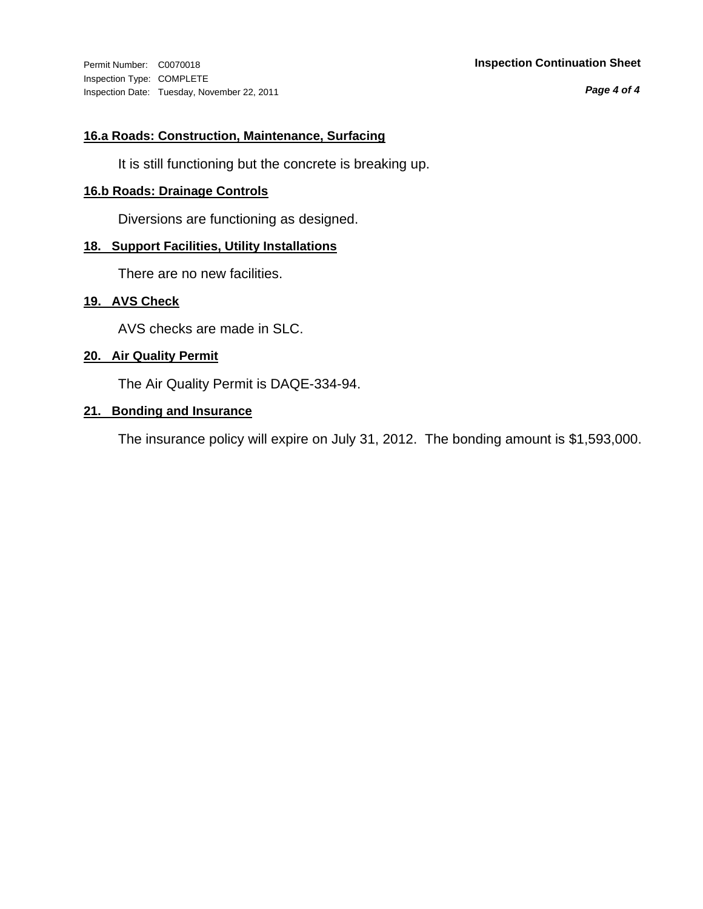**16.a Roads: Construction, Maintenance, Surfacing**

It is still functioning but the concrete is breaking up.

**16.b Roads: Drainage Controls**

Diversions are functioning as designed.

**18. Support Facilities, Utility Installations**

There are no new facilities.

**19. AVS Check**

AVS checks are made in SLC.

**20. Air Quality Permit**

The Air Quality Permit is DAQE-334-94.

**21. Bonding and Insurance**

The insurance policy will expire on July 31, 2012. The bonding amount is $1,593,000.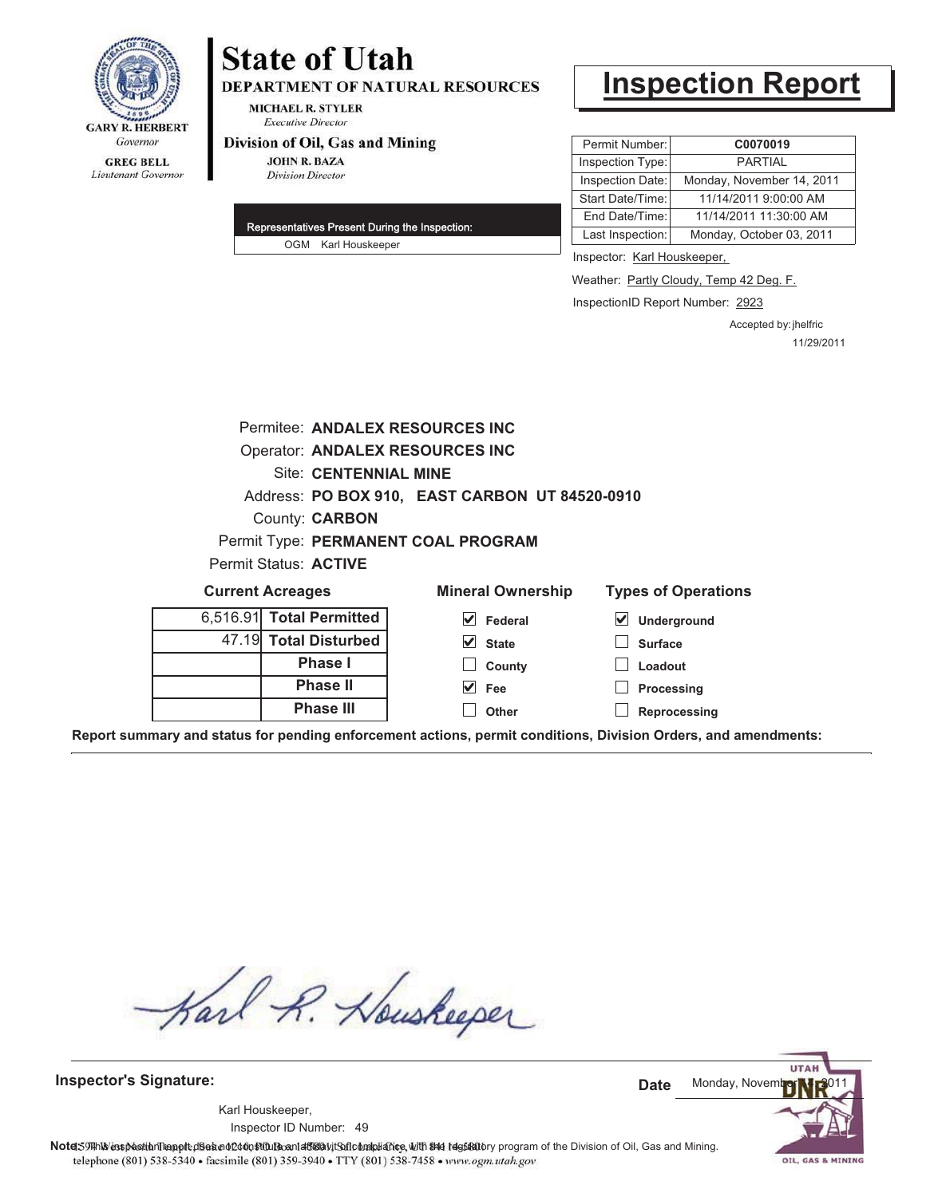GARY R. HERBERT
*Governor*

GREG BELL
*Lieutenant Governor*

# State of Utah

**DEPARTMENT OF NATURAL RESOURCES**

MICHAEL R. STYLER
*Executive Director*

**Division of Oil, Gas and Mining**

JOHN R. BAZA
*Division Director*

# Inspection Report

| | |
|---|---|
| Permit Number: | **C0070019** |
| Inspection Type: | PARTIAL |
| Inspection Date: | Monday, November 14, 2011 |
| Start Date/Time: | 11/14/2011 9:00:00 AM |
| End Date/Time: | 11/14/2011 11:30:00 AM |
| Last Inspection: | Monday, October 03, 2011 |

**Representatives Present During the Inspection:**

OGM Karl Houskeeper

Inspector: Karl Houskeeper,

Weather: Partly Cloudy, Temp 42 Deg. F.

InspectionID Report Number: 2923

Accepted by: jhelfric
11/29/2011

Permitee: **ANDALEX RESOURCES INC**
Operator: **ANDALEX RESOURCES INC**
Site: **CENTENNIAL MINE**
Address: **PO BOX 910, EAST CARBON UT 84520-0910**
County: **CARBON**
Permit Type: **PERMANENT COAL PROGRAM**
Permit Status: **ACTIVE**

**Current Acreages**

| | |
|---|---|
| 6,516.91 | **Total Permitted** |
| 47.19 | **Total Disturbed** |
| | **Phase I** |
| | **Phase II** |
| | **Phase III** |

**Mineral Ownership**

- [x] Federal
- [x] State
- [ ] County
- [x] Fee
- [ ] Other

**Types of Operations**

- [x] Underground
- [ ] Surface
- [ ] Loadout
- [ ] Processing
- [ ] Reprocessing

**Report summary and status for pending enforcement actions, permit conditions, Division Orders, and amendments:**

**Inspector's Signature:**

Karl Houskeeper,
Inspector ID Number: 49

**Date** Monday, November 14, 2011

**Note:** This inspection report does not constitute an affidavit of compliance with the regulatory program of the Division of Oil, Gas and Mining.

1594 West North Temple, Suite 1210, PO Box 145801, Salt Lake City, UT 84114-5801
telephone (801) 538-5340 • facsimile (801) 359-3940 • TTY (801) 538-7458 • www.ogm.utah.gov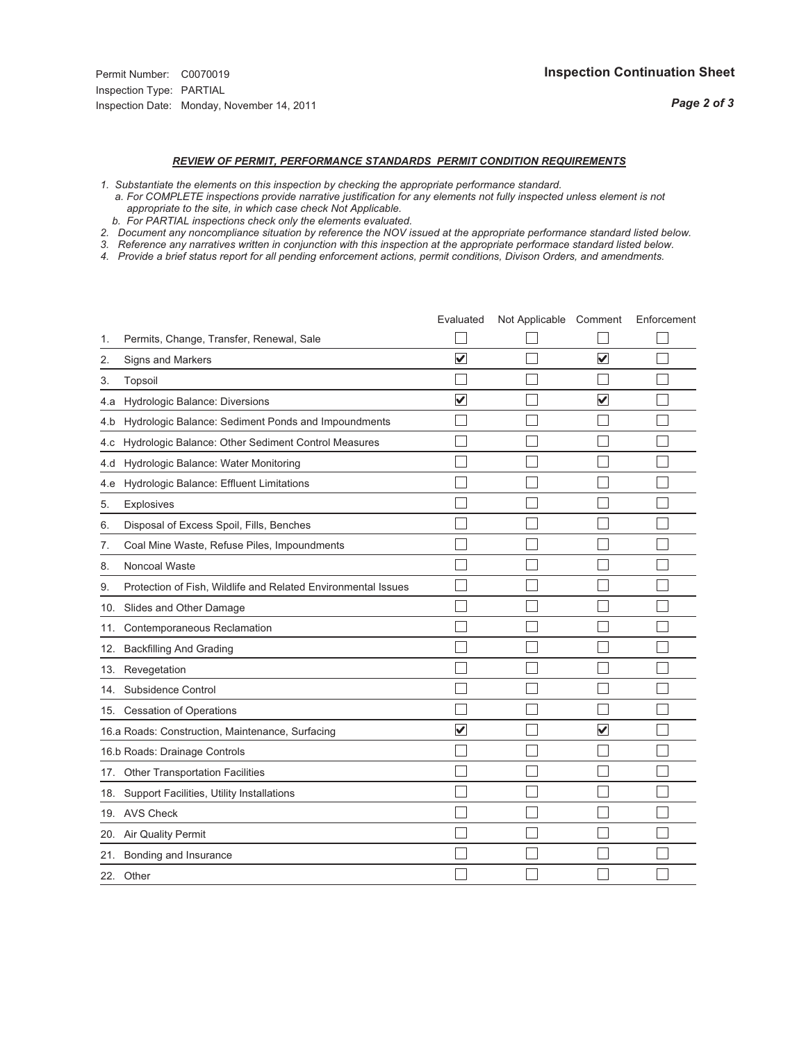Permit Number: C0070019
Inspection Type: PARTIAL
Inspection Date: Monday, November 14, 2011

**Inspection Continuation Sheet**

***REVIEW OF PERMIT, PERFORMANCE STANDARDS PERMIT CONDITION REQUIREMENTS***

*1. Substantiate the elements on this inspection by checking the appropriate performance standard.*
*a. For COMPLETE inspections provide narrative justification for any elements not fully inspected unless element is not appropriate to the site, in which case check Not Applicable.*
*b. For PARTIAL inspections check only the elements evaluated.*
*2. Document any noncompliance situation by reference the NOV issued at the appropriate performance standard listed below.*
*3. Reference any narratives written in conjunction with this inspection at the appropriate performace standard listed below.*
*4. Provide a brief status report for all pending enforcement actions, permit conditions, Divison Orders, and amendments.*

| | | Evaluated | Not Applicable | Comment | Enforcement |
|---|---|---|---|---|---|
| 1. | Permits, Change, Transfer, Renewal, Sale | ☐ | ☐ | ☐ | ☐ |
| 2. | Signs and Markers | ☑ | ☐ | ☑ | ☐ |
| 3. | Topsoil | ☐ | ☐ | ☐ | ☐ |
| 4.a | Hydrologic Balance: Diversions | ☑ | ☐ | ☑ | ☐ |
| 4.b | Hydrologic Balance: Sediment Ponds and Impoundments | ☐ | ☐ | ☐ | ☐ |
| 4.c | Hydrologic Balance: Other Sediment Control Measures | ☐ | ☐ | ☐ | ☐ |
| 4.d | Hydrologic Balance: Water Monitoring | ☐ | ☐ | ☐ | ☐ |
| 4.e | Hydrologic Balance: Effluent Limitations | ☐ | ☐ | ☐ | ☐ |
| 5. | Explosives | ☐ | ☐ | ☐ | ☐ |
| 6. | Disposal of Excess Spoil, Fills, Benches | ☐ | ☐ | ☐ | ☐ |
| 7. | Coal Mine Waste, Refuse Piles, Impoundments | ☐ | ☐ | ☐ | ☐ |
| 8. | Noncoal Waste | ☐ | ☐ | ☐ | ☐ |
| 9. | Protection of Fish, Wildlife and Related Environmental Issues | ☐ | ☐ | ☐ | ☐ |
| 10. | Slides and Other Damage | ☐ | ☐ | ☐ | ☐ |
| 11. | Contemporaneous Reclamation | ☐ | ☐ | ☐ | ☐ |
| 12. | Backfilling And Grading | ☐ | ☐ | ☐ | ☐ |
| 13. | Revegetation | ☐ | ☐ | ☐ | ☐ |
| 14. | Subsidence Control | ☐ | ☐ | ☐ | ☐ |
| 15. | Cessation of Operations | ☐ | ☐ | ☐ | ☐ |
| 16.a | Roads: Construction, Maintenance, Surfacing | ☑ | ☐ | ☑ | ☐ |
| 16.b | Roads: Drainage Controls | ☐ | ☐ | ☐ | ☐ |
| 17. | Other Transportation Facilities | ☐ | ☐ | ☐ | ☐ |
| 18. | Support Facilities, Utility Installations | ☐ | ☐ | ☐ | ☐ |
| 19. | AVS Check | ☐ | ☐ | ☐ | ☐ |
| 20. | Air Quality Permit | ☐ | ☐ | ☐ | ☐ |
| 21. | Bonding and Insurance | ☐ | ☐ | ☐ | ☐ |
| 22. | Other | ☐ | ☐ | ☐ | ☐ |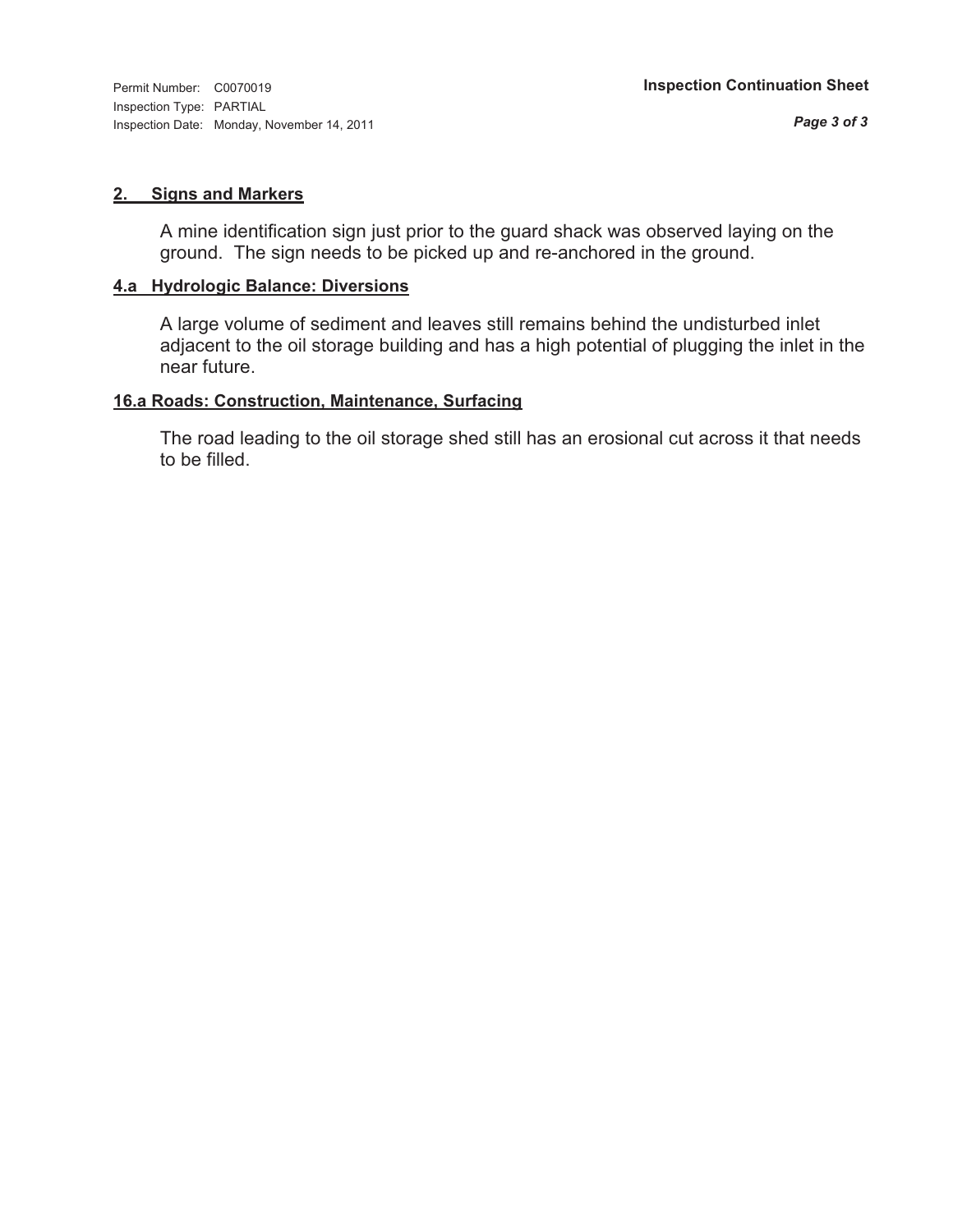Permit Number: C0070019
Inspection Type: PARTIAL
Inspection Date: Monday, November 14, 2011

**Inspection Continuation Sheet**

## 2. Signs and Markers

A mine identification sign just prior to the guard shack was observed laying on the ground. The sign needs to be picked up and re-anchored in the ground.

## 4.a Hydrologic Balance: Diversions

A large volume of sediment and leaves still remains behind the undisturbed inlet adjacent to the oil storage building and has a high potential of plugging the inlet in the near future.

## 16.a Roads: Construction, Maintenance, Surfacing

The road leading to the oil storage shed still has an erosional cut across it that needs to be filled.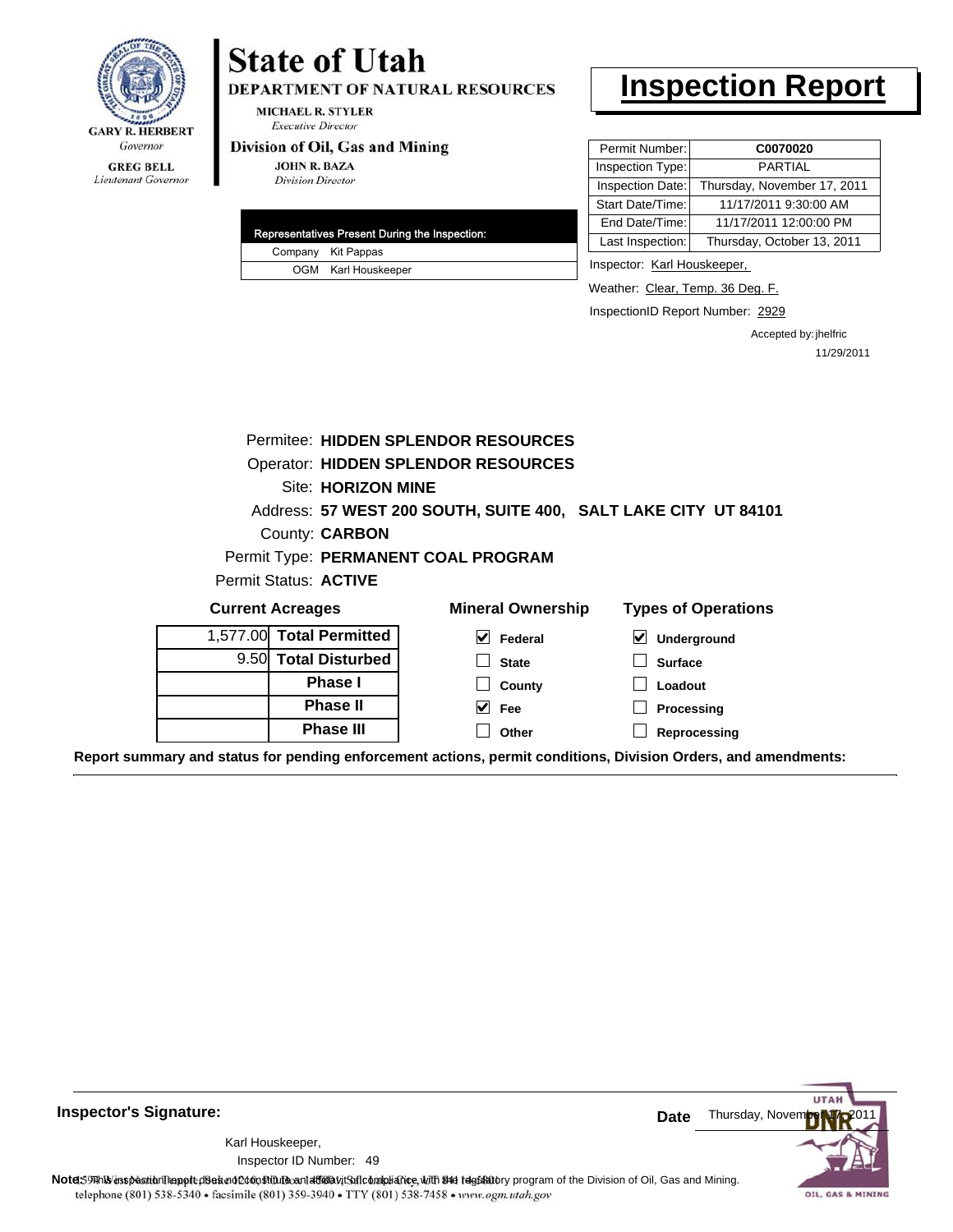# State of Utah

**DEPARTMENT OF NATURAL RESOURCES**

MICHAEL R. STYLER
*Executive Director*

**Division of Oil, Gas and Mining**

JOHN R. BAZA
*Division Director*

GARY R. HERBERT
*Governor*

GREG BELL
*Lieutenant Governor*

# Inspection Report

| Permit Number: | C0070020 |
|---|---|
| Inspection Type: | PARTIAL |
| Inspection Date: | Thursday, November 17, 2011 |
| Start Date/Time: | 11/17/2011 9:30:00 AM |
| End Date/Time: | 11/17/2011 12:00:00 PM |
| Last Inspection: | Thursday, October 13, 2011 |

| Representatives Present During the Inspection: | |
|---|---|
| Company | Kit Pappas |
| OGM | Karl Houskeeper |

Inspector: Karl Houskeeper,

Weather: Clear, Temp. 36 Deg. F.

InspectionID Report Number: 2929

Accepted by: jhelfric
11/29/2011

Permitee: **HIDDEN SPLENDOR RESOURCES**

Operator: **HIDDEN SPLENDOR RESOURCES**

Site: **HORIZON MINE**

Address: **57 WEST 200 SOUTH, SUITE 400, SALT LAKE CITY UT 84101**

County: **CARBON**

Permit Type: **PERMANENT COAL PROGRAM**

Permit Status: **ACTIVE**

**Current Acreages**

| | |
|---|---|
| 1,577.00 | **Total Permitted** |
| 9.50 | **Total Disturbed** |
| | **Phase I** |
| | **Phase II** |
| | **Phase III** |

**Mineral Ownership**

- [x] Federal
- [ ] State
- [ ] County
- [x] Fee
- [ ] Other

**Types of Operations**

- [x] Underground
- [ ] Surface
- [ ] Loadout
- [ ] Processing
- [ ] Reprocessing

**Report summary and status for pending enforcement actions, permit conditions, Division Orders, and amendments:**

**Inspector's Signature:**

Karl Houskeeper,
Inspector ID Number: 49

**Date** Thursday, November 17, 2011

**Note:** This inspection report does not constitute an affidavit of compliance with the regulatory program of the Division of Oil, Gas and Mining.

1594 West North Temple, Suite 1210, Box 145801, Salt Lake City, UT 84114-5801
telephone (801) 538-5340 • facsimile (801) 359-3940 • TTY (801) 538-7458 • www.ogm.utah.gov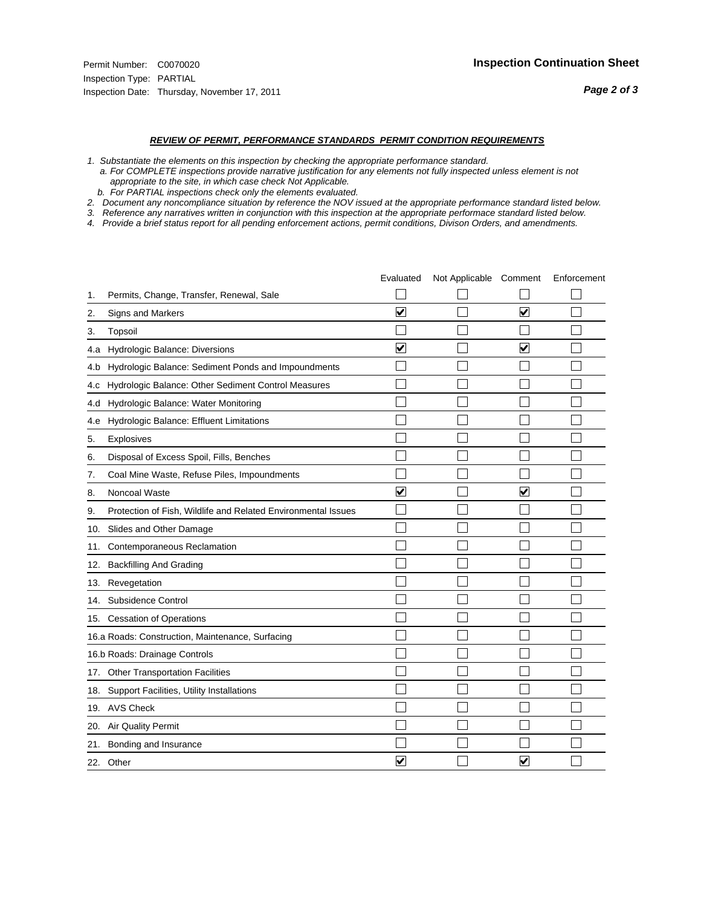Permit Number: C0070020
Inspection Type: PARTIAL
Inspection Date: Thursday, November 17, 2011

## Inspection Continuation Sheet

### *REVIEW OF PERMIT, PERFORMANCE STANDARDS PERMIT CONDITION REQUIREMENTS*

*1. Substantiate the elements on this inspection by checking the appropriate performance standard.*
*a. For COMPLETE inspections provide narrative justification for any elements not fully inspected unless element is not appropriate to the site, in which case check Not Applicable.*
*b. For PARTIAL inspections check only the elements evaluated.*
*2. Document any noncompliance situation by reference the NOV issued at the appropriate performance standard listed below.*
*3. Reference any narratives written in conjunction with this inspection at the appropriate performace standard listed below.*
*4. Provide a brief status report for all pending enforcement actions, permit conditions, Divison Orders, and amendments.*

| | Evaluated | Not Applicable | Comment | Enforcement |
|---|---|---|---|---|
| 1. Permits, Change, Transfer, Renewal, Sale | ☐ | ☐ | ☐ | ☐ |
| 2. Signs and Markers | ☑ | ☐ | ☑ | ☐ |
| 3. Topsoil | ☐ | ☐ | ☐ | ☐ |
| 4.a Hydrologic Balance: Diversions | ☑ | ☐ | ☑ | ☐ |
| 4.b Hydrologic Balance: Sediment Ponds and Impoundments | ☐ | ☐ | ☐ | ☐ |
| 4.c Hydrologic Balance: Other Sediment Control Measures | ☐ | ☐ | ☐ | ☐ |
| 4.d Hydrologic Balance: Water Monitoring | ☐ | ☐ | ☐ | ☐ |
| 4.e Hydrologic Balance: Effluent Limitations | ☐ | ☐ | ☐ | ☐ |
| 5. Explosives | ☐ | ☐ | ☐ | ☐ |
| 6. Disposal of Excess Spoil, Fills, Benches | ☐ | ☐ | ☐ | ☐ |
| 7. Coal Mine Waste, Refuse Piles, Impoundments | ☐ | ☐ | ☐ | ☐ |
| 8. Noncoal Waste | ☑ | ☐ | ☑ | ☐ |
| 9. Protection of Fish, Wildlife and Related Environmental Issues | ☐ | ☐ | ☐ | ☐ |
| 10. Slides and Other Damage | ☐ | ☐ | ☐ | ☐ |
| 11. Contemporaneous Reclamation | ☐ | ☐ | ☐ | ☐ |
| 12. Backfilling And Grading | ☐ | ☐ | ☐ | ☐ |
| 13. Revegetation | ☐ | ☐ | ☐ | ☐ |
| 14. Subsidence Control | ☐ | ☐ | ☐ | ☐ |
| 15. Cessation of Operations | ☐ | ☐ | ☐ | ☐ |
| 16.a Roads: Construction, Maintenance, Surfacing | ☐ | ☐ | ☐ | ☐ |
| 16.b Roads: Drainage Controls | ☐ | ☐ | ☐ | ☐ |
| 17. Other Transportation Facilities | ☐ | ☐ | ☐ | ☐ |
| 18. Support Facilities, Utility Installations | ☐ | ☐ | ☐ | ☐ |
| 19. AVS Check | ☐ | ☐ | ☐ | ☐ |
| 20. Air Quality Permit | ☐ | ☐ | ☐ | ☐ |
| 21. Bonding and Insurance | ☐ | ☐ | ☐ | ☐ |
| 22. Other | ☑ | ☐ | ☑ | ☐ |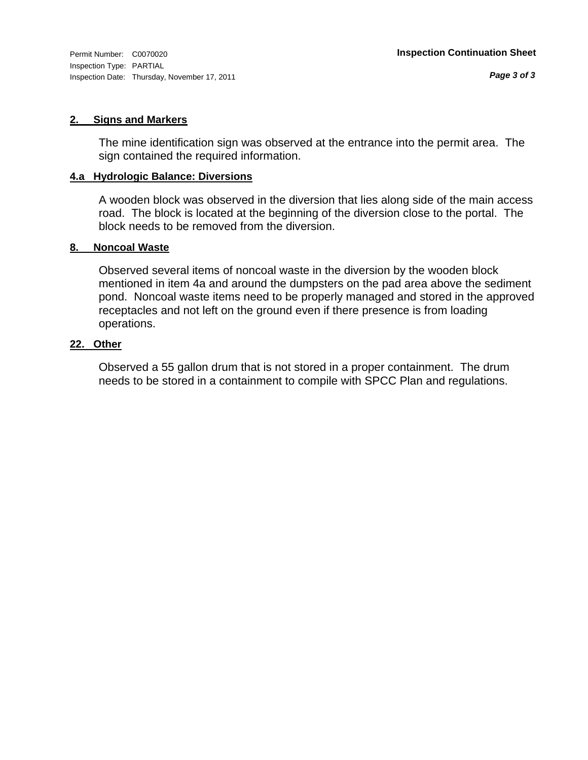Permit Number: C0070020
Inspection Type: PARTIAL
Inspection Date: Thursday, November 17, 2011

**Inspection Continuation Sheet**

### 2. Signs and Markers

The mine identification sign was observed at the entrance into the permit area. The sign contained the required information.

### 4.a Hydrologic Balance: Diversions

A wooden block was observed in the diversion that lies along side of the main access road. The block is located at the beginning of the diversion close to the portal. The block needs to be removed from the diversion.

### 8. Noncoal Waste

Observed several items of noncoal waste in the diversion by the wooden block mentioned in item 4a and around the dumpsters on the pad area above the sediment pond. Noncoal waste items need to be properly managed and stored in the approved receptacles and not left on the ground even if there presence is from loading operations.

### 22. Other

Observed a 55 gallon drum that is not stored in a proper containment. The drum needs to be stored in a containment to compile with SPCC Plan and regulations.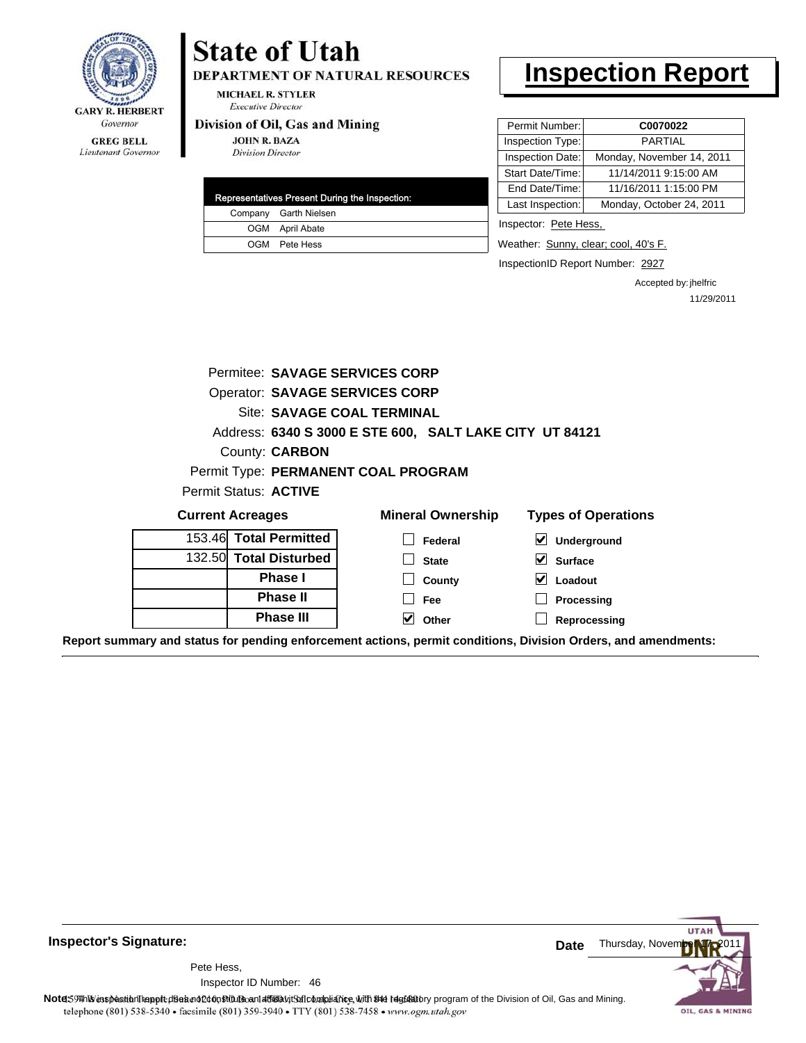GARY R. HERBERT
*Governor*

GREG BELL
*Lieutenant Governor*

# State of Utah

**DEPARTMENT OF NATURAL RESOURCES**

MICHAEL R. STYLER
*Executive Director*

**Division of Oil, Gas and Mining**

JOHN R. BAZA
*Division Director*

# Inspection Report

| Permit Number: | C0070022 |
|---|---|
| Inspection Type: | PARTIAL |
| Inspection Date: | Monday, November 14, 2011 |
| Start Date/Time: | 11/14/2011 9:15:00 AM |
| End Date/Time: | 11/16/2011 1:15:00 PM |
| Last Inspection: | Monday, October 24, 2011 |

| Representatives Present During the Inspection: | |
|---|---|
| Company | Garth Nielsen |
| OGM | April Abate |
| OGM | Pete Hess |

Inspector: Pete Hess,

Weather: Sunny, clear; cool, 40's F.

InspectionID Report Number: 2927

Accepted by: jhelfric
11/29/2011

Permitee: **SAVAGE SERVICES CORP**
Operator: **SAVAGE SERVICES CORP**
Site: **SAVAGE COAL TERMINAL**
Address: **6340 S 3000 E STE 600, SALT LAKE CITY UT 84121**
County: **CARBON**
Permit Type: **PERMANENT COAL PROGRAM**
Permit Status: **ACTIVE**

**Current Acreages**

| | |
|---|---|
| 153.46 | **Total Permitted** |
| 132.50 | **Total Disturbed** |
| | **Phase I** |
| | **Phase II** |
| | **Phase III** |

**Mineral Ownership**

- [ ] Federal
- [ ] State
- [ ] County
- [ ] Fee
- [x] Other

**Types of Operations**

- [x] Underground
- [x] Surface
- [x] Loadout
- [ ] Processing
- [ ] Reprocessing

**Report summary and status for pending enforcement actions, permit conditions, Division Orders, and amendments:**

**Inspector's Signature:**

Pete Hess,
Inspector ID Number: 46

**Date** Thursday, November 17, 2011

**Note:** This inspection report does not constitute an affidavit of compliance with the regulatory program of the Division of Oil, Gas and Mining.
telephone (801) 538-5340 • facsimile (801) 359-3940 • TTY (801) 538-7458 • www.ogm.utah.gov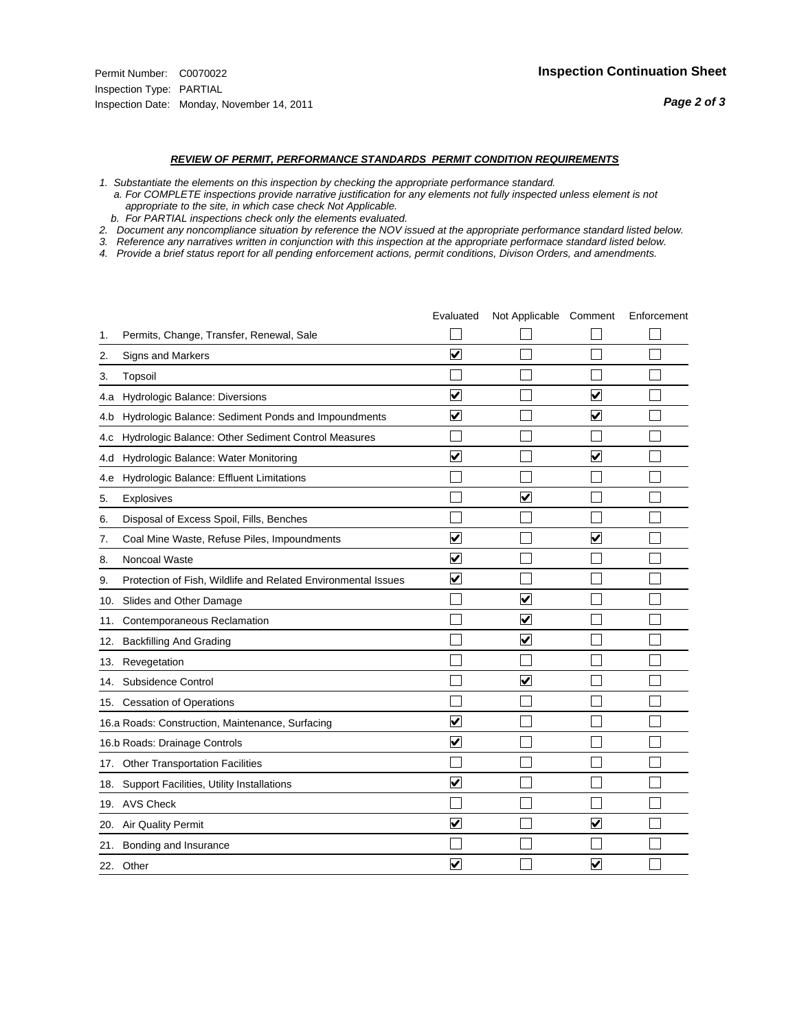Permit Number: C0070022

Inspection Type: PARTIAL

Inspection Date: Monday, November 14, 2011

**Inspection Continuation Sheet**

***REVIEW OF PERMIT, PERFORMANCE STANDARDS PERMIT CONDITION REQUIREMENTS***

*1. Substantiate the elements on this inspection by checking the appropriate performance standard.*
*a. For COMPLETE inspections provide narrative justification for any elements not fully inspected unless element is not appropriate to the site, in which case check Not Applicable.*
*b. For PARTIAL inspections check only the elements evaluated.*
*2. Document any noncompliance situation by reference the NOV issued at the appropriate performance standard listed below.*
*3. Reference any narratives written in conjunction with this inspection at the appropriate performace standard listed below.*
*4. Provide a brief status report for all pending enforcement actions, permit conditions, Divison Orders, and amendments.*

| | Evaluated | Not Applicable | Comment | Enforcement |
|---|---|---|---|---|
| 1. Permits, Change, Transfer, Renewal, Sale | ☐ | ☐ | ☐ | ☐ |
| 2. Signs and Markers | ☑ | ☐ | ☐ | ☐ |
| 3. Topsoil | ☐ | ☐ | ☐ | ☐ |
| 4.a Hydrologic Balance: Diversions | ☑ | ☐ | ☑ | ☐ |
| 4.b Hydrologic Balance: Sediment Ponds and Impoundments | ☑ | ☐ | ☑ | ☐ |
| 4.c Hydrologic Balance: Other Sediment Control Measures | ☐ | ☐ | ☐ | ☐ |
| 4.d Hydrologic Balance: Water Monitoring | ☑ | ☐ | ☑ | ☐ |
| 4.e Hydrologic Balance: Effluent Limitations | ☐ | ☐ | ☐ | ☐ |
| 5. Explosives | ☐ | ☑ | ☐ | ☐ |
| 6. Disposal of Excess Spoil, Fills, Benches | ☐ | ☐ | ☐ | ☐ |
| 7. Coal Mine Waste, Refuse Piles, Impoundments | ☑ | ☐ | ☑ | ☐ |
| 8. Noncoal Waste | ☑ | ☐ | ☐ | ☐ |
| 9. Protection of Fish, Wildlife and Related Environmental Issues | ☑ | ☐ | ☐ | ☐ |
| 10. Slides and Other Damage | ☐ | ☑ | ☐ | ☐ |
| 11. Contemporaneous Reclamation | ☐ | ☑ | ☐ | ☐ |
| 12. Backfilling And Grading | ☐ | ☑ | ☐ | ☐ |
| 13. Revegetation | ☐ | ☐ | ☐ | ☐ |
| 14. Subsidence Control | ☐ | ☑ | ☐ | ☐ |
| 15. Cessation of Operations | ☐ | ☐ | ☐ | ☐ |
| 16.a Roads: Construction, Maintenance, Surfacing | ☑ | ☐ | ☐ | ☐ |
| 16.b Roads: Drainage Controls | ☑ | ☐ | ☐ | ☐ |
| 17. Other Transportation Facilities | ☐ | ☐ | ☐ | ☐ |
| 18. Support Facilities, Utility Installations | ☑ | ☐ | ☐ | ☐ |
| 19. AVS Check | ☐ | ☐ | ☐ | ☐ |
| 20. Air Quality Permit | ☑ | ☐ | ☑ | ☐ |
| 21. Bonding and Insurance | ☐ | ☐ | ☐ | ☐ |
| 22. Other | ☑ | ☐ | ☑ | ☐ |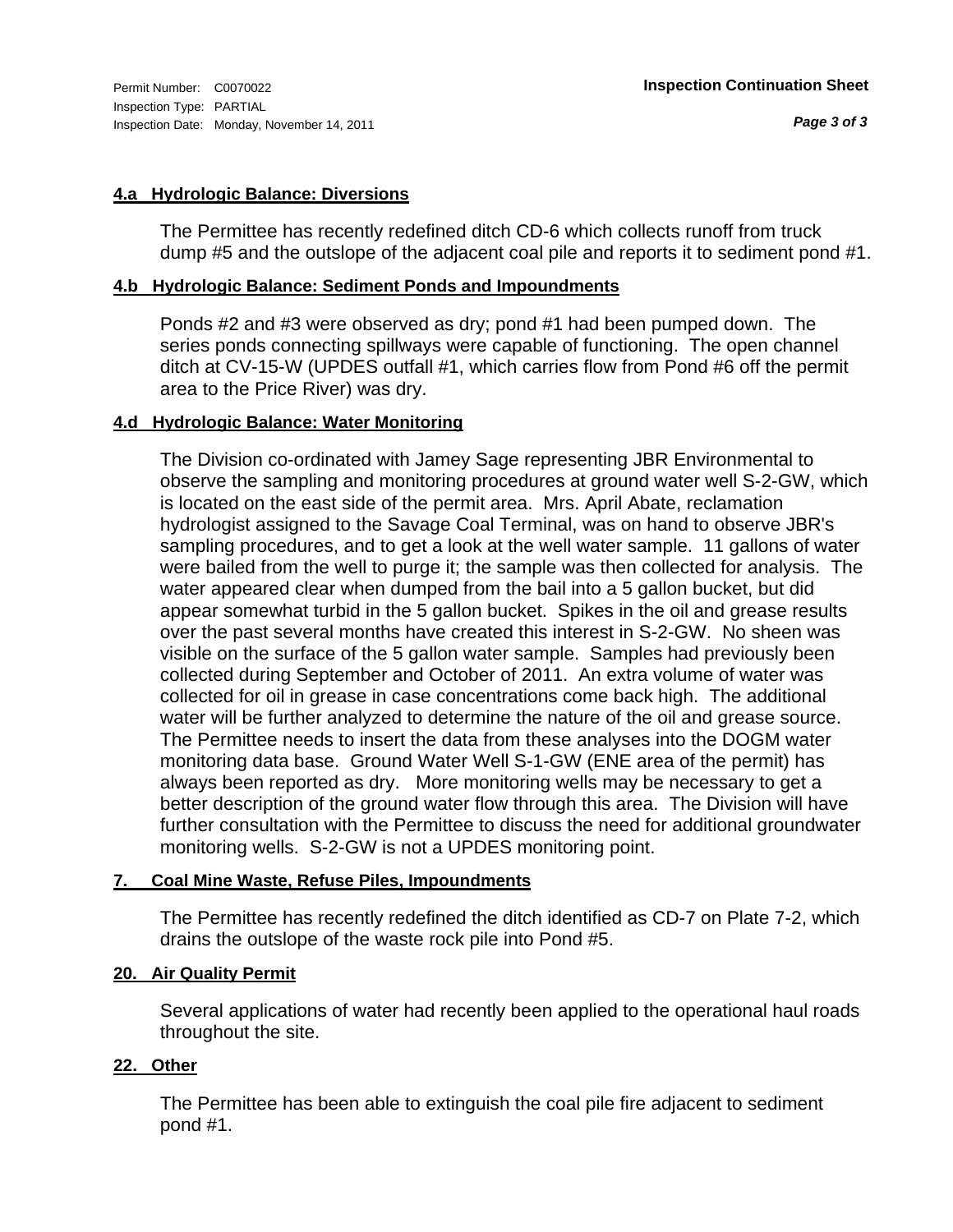Permit Number: C0070022
Inspection Type: PARTIAL
Inspection Date: Monday, November 14, 2011

**Inspection Continuation Sheet**

### 4.a Hydrologic Balance: Diversions

The Permittee has recently redefined ditch CD-6 which collects runoff from truck dump #5 and the outslope of the adjacent coal pile and reports it to sediment pond #1.

### 4.b Hydrologic Balance: Sediment Ponds and Impoundments

Ponds #2 and #3 were observed as dry; pond #1 had been pumped down. The series ponds connecting spillways were capable of functioning. The open channel ditch at CV-15-W (UPDES outfall #1, which carries flow from Pond #6 off the permit area to the Price River) was dry.

### 4.d Hydrologic Balance: Water Monitoring

The Division co-ordinated with Jamey Sage representing JBR Environmental to observe the sampling and monitoring procedures at ground water well S-2-GW, which is located on the east side of the permit area. Mrs. April Abate, reclamation hydrologist assigned to the Savage Coal Terminal, was on hand to observe JBR's sampling procedures, and to get a look at the well water sample. 11 gallons of water were bailed from the well to purge it; the sample was then collected for analysis. The water appeared clear when dumped from the bail into a 5 gallon bucket, but did appear somewhat turbid in the 5 gallon bucket. Spikes in the oil and grease results over the past several months have created this interest in S-2-GW. No sheen was visible on the surface of the 5 gallon water sample. Samples had previously been collected during September and October of 2011. An extra volume of water was collected for oil in grease in case concentrations come back high. The additional water will be further analyzed to determine the nature of the oil and grease source. The Permittee needs to insert the data from these analyses into the DOGM water monitoring data base. Ground Water Well S-1-GW (ENE area of the permit) has always been reported as dry. More monitoring wells may be necessary to get a better description of the ground water flow through this area. The Division will have further consultation with the Permittee to discuss the need for additional groundwater monitoring wells. S-2-GW is not a UPDES monitoring point.

### 7. Coal Mine Waste, Refuse Piles, Impoundments

The Permittee has recently redefined the ditch identified as CD-7 on Plate 7-2, which drains the outslope of the waste rock pile into Pond #5.

### 20. Air Quality Permit

Several applications of water had recently been applied to the operational haul roads throughout the site.

### 22. Other

The Permittee has been able to extinguish the coal pile fire adjacent to sediment pond #1.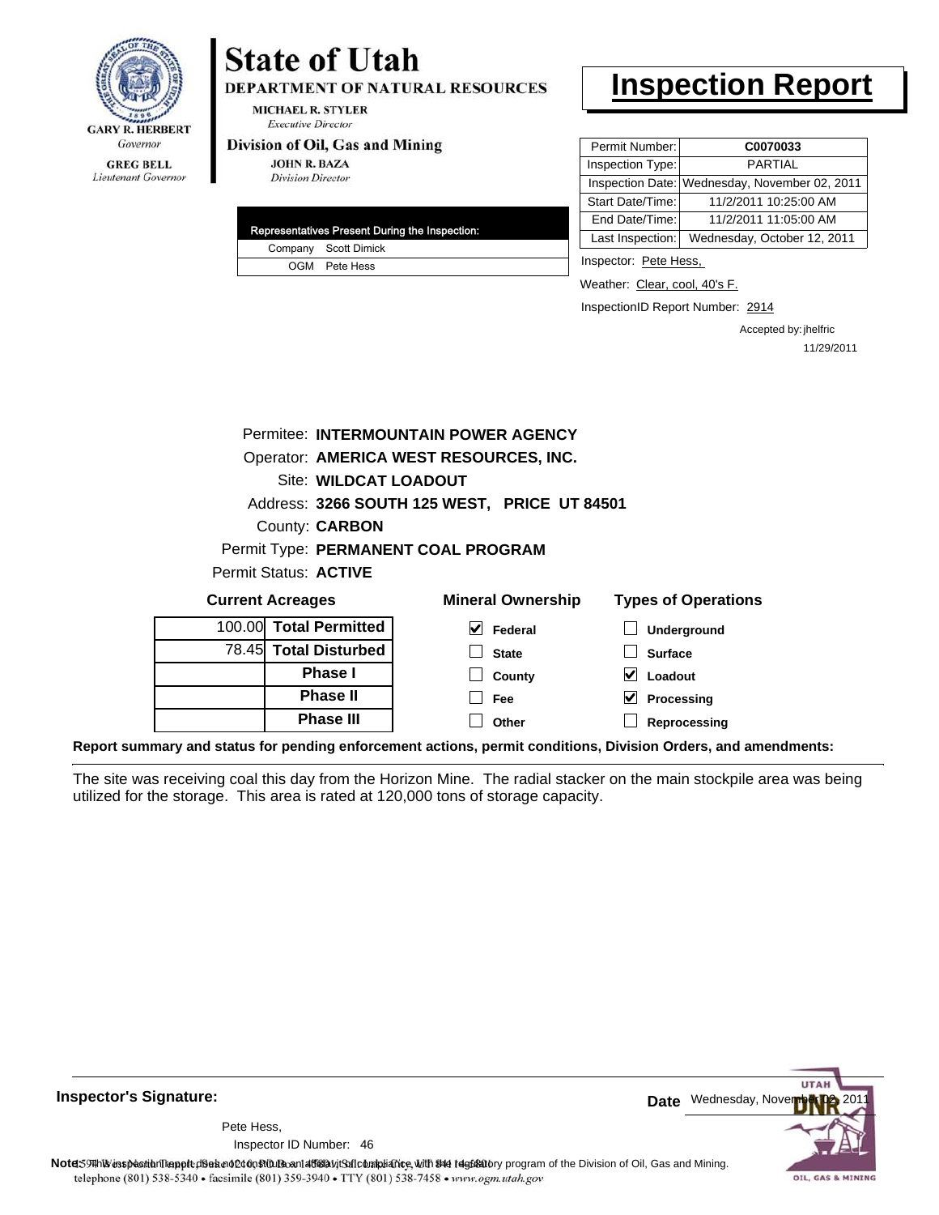GARY R. HERBERT
*Governor*

GREG BELL
*Lieutenant Governor*

# State of Utah

**DEPARTMENT OF NATURAL RESOURCES**

MICHAEL R. STYLER
*Executive Director*

**Division of Oil, Gas and Mining**

JOHN R. BAZA
*Division Director*

# Inspection Report

| | |
|---|---|
| Permit Number: | **C0070033** |
| Inspection Type: | PARTIAL |
| Inspection Date: | Wednesday, November 02, 2011 |
| Start Date/Time: | 11/2/2011 10:25:00 AM |
| End Date/Time: | 11/2/2011 11:05:00 AM |
| Last Inspection: | Wednesday, October 12, 2011 |

| Representatives Present During the Inspection: | |
|---|---|
| Company | Scott Dimick |
| OGM | Pete Hess |

Inspector: Pete Hess,

Weather: Clear, cool, 40's F.

InspectionID Report Number: 2914

Accepted by: jhelfric
11/29/2011

Permitee: **INTERMOUNTAIN POWER AGENCY**
Operator: **AMERICA WEST RESOURCES, INC.**
Site: **WILDCAT LOADOUT**
Address: **3266 SOUTH 125 WEST, PRICE UT 84501**
County: **CARBON**
Permit Type: **PERMANENT COAL PROGRAM**
Permit Status: **ACTIVE**

**Current Acreages**

| | |
|---|---|
| 100.00 | **Total Permitted** |
| 78.45 | **Total Disturbed** |
| | **Phase I** |
| | **Phase II** |
| | **Phase III** |

**Mineral Ownership**

- [x] Federal
- [ ] State
- [ ] County
- [ ] Fee
- [ ] Other

**Types of Operations**

- [ ] Underground
- [ ] Surface
- [x] Loadout
- [x] Processing
- [ ] Reprocessing

**Report summary and status for pending enforcement actions, permit conditions, Division Orders, and amendments:**

The site was receiving coal this day from the Horizon Mine. The radial stacker on the main stockpile area was being utilized for the storage. This area is rated at 120,000 tons of storage capacity.

**Inspector's Signature:**

Pete Hess,
Inspector ID Number: 46

**Date** Wednesday, November 02, 2011

**Note:** This inspection report does not constitute an affidavit of compliance with the regulatory program of the Division of Oil, Gas and Mining.

telephone (801) 538-5340 • facsimile (801) 359-3940 • TTY (801) 538-7458 • www.ogm.utah.gov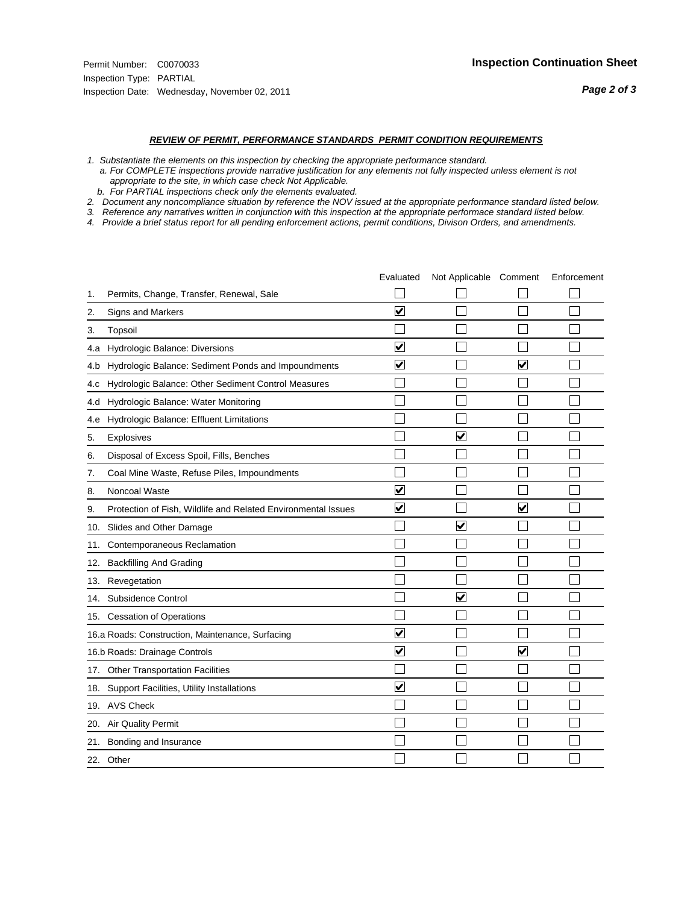Permit Number: C0070033
Inspection Type: PARTIAL
Inspection Date: Wednesday, November 02, 2011

**Inspection Continuation Sheet**

***REVIEW OF PERMIT, PERFORMANCE STANDARDS PERMIT CONDITION REQUIREMENTS***

*1. Substantiate the elements on this inspection by checking the appropriate performance standard.*
*a. For COMPLETE inspections provide narrative justification for any elements not fully inspected unless element is not appropriate to the site, in which case check Not Applicable.*
*b. For PARTIAL inspections check only the elements evaluated.*
*2. Document any noncompliance situation by reference the NOV issued at the appropriate performance standard listed below.*
*3. Reference any narratives written in conjunction with this inspection at the appropriate performace standard listed below.*
*4. Provide a brief status report for all pending enforcement actions, permit conditions, Divison Orders, and amendments.*

| | | Evaluated | Not Applicable | Comment | Enforcement |
|---|---|---|---|---|---|
| 1. | Permits, Change, Transfer, Renewal, Sale | ☐ | ☐ | ☐ | ☐ |
| 2. | Signs and Markers | ☑ | ☐ | ☐ | ☐ |
| 3. | Topsoil | ☐ | ☐ | ☐ | ☐ |
| 4.a | Hydrologic Balance: Diversions | ☑ | ☐ | ☐ | ☐ |
| 4.b | Hydrologic Balance: Sediment Ponds and Impoundments | ☑ | ☐ | ☑ | ☐ |
| 4.c | Hydrologic Balance: Other Sediment Control Measures | ☐ | ☐ | ☐ | ☐ |
| 4.d | Hydrologic Balance: Water Monitoring | ☐ | ☐ | ☐ | ☐ |
| 4.e | Hydrologic Balance: Effluent Limitations | ☐ | ☐ | ☐ | ☐ |
| 5. | Explosives | ☐ | ☑ | ☐ | ☐ |
| 6. | Disposal of Excess Spoil, Fills, Benches | ☐ | ☐ | ☐ | ☐ |
| 7. | Coal Mine Waste, Refuse Piles, Impoundments | ☐ | ☐ | ☐ | ☐ |
| 8. | Noncoal Waste | ☑ | ☐ | ☐ | ☐ |
| 9. | Protection of Fish, Wildlife and Related Environmental Issues | ☑ | ☐ | ☑ | ☐ |
| 10. | Slides and Other Damage | ☐ | ☑ | ☐ | ☐ |
| 11. | Contemporaneous Reclamation | ☐ | ☐ | ☐ | ☐ |
| 12. | Backfilling And Grading | ☐ | ☐ | ☐ | ☐ |
| 13. | Revegetation | ☐ | ☐ | ☐ | ☐ |
| 14. | Subsidence Control | ☐ | ☑ | ☐ | ☐ |
| 15. | Cessation of Operations | ☐ | ☐ | ☐ | ☐ |
| 16.a | Roads: Construction, Maintenance, Surfacing | ☑ | ☐ | ☐ | ☐ |
| 16.b | Roads: Drainage Controls | ☑ | ☐ | ☑ | ☐ |
| 17. | Other Transportation Facilities | ☐ | ☐ | ☐ | ☐ |
| 18. | Support Facilities, Utility Installations | ☑ | ☐ | ☐ | ☐ |
| 19. | AVS Check | ☐ | ☐ | ☐ | ☐ |
| 20. | Air Quality Permit | ☐ | ☐ | ☐ | ☐ |
| 21. | Bonding and Insurance | ☐ | ☐ | ☐ | ☐ |
| 22. | Other | ☐ | ☐ | ☐ | ☐ |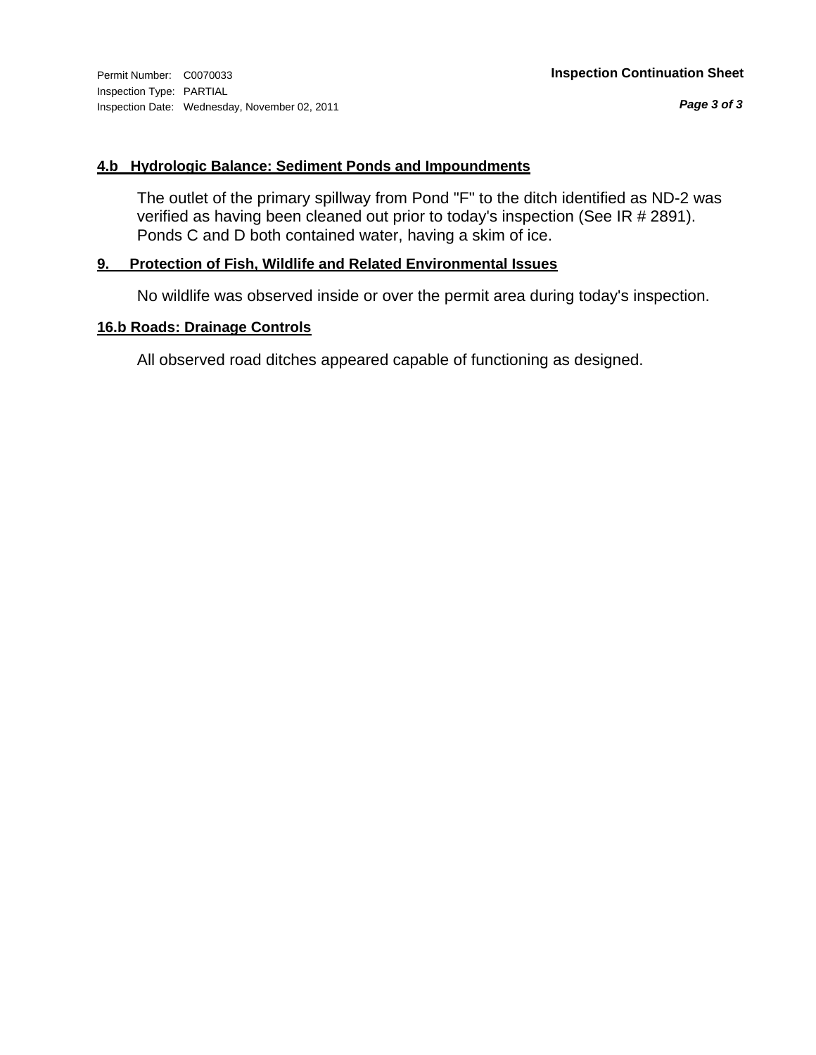#### 4.b Hydrologic Balance: Sediment Ponds and Impoundments

The outlet of the primary spillway from Pond "F" to the ditch identified as ND-2 was verified as having been cleaned out prior to today's inspection (See IR # 2891). Ponds C and D both contained water, having a skim of ice.

#### 9. Protection of Fish, Wildlife and Related Environmental Issues

No wildlife was observed inside or over the permit area during today's inspection.

#### 16.b Roads: Drainage Controls

All observed road ditches appeared capable of functioning as designed.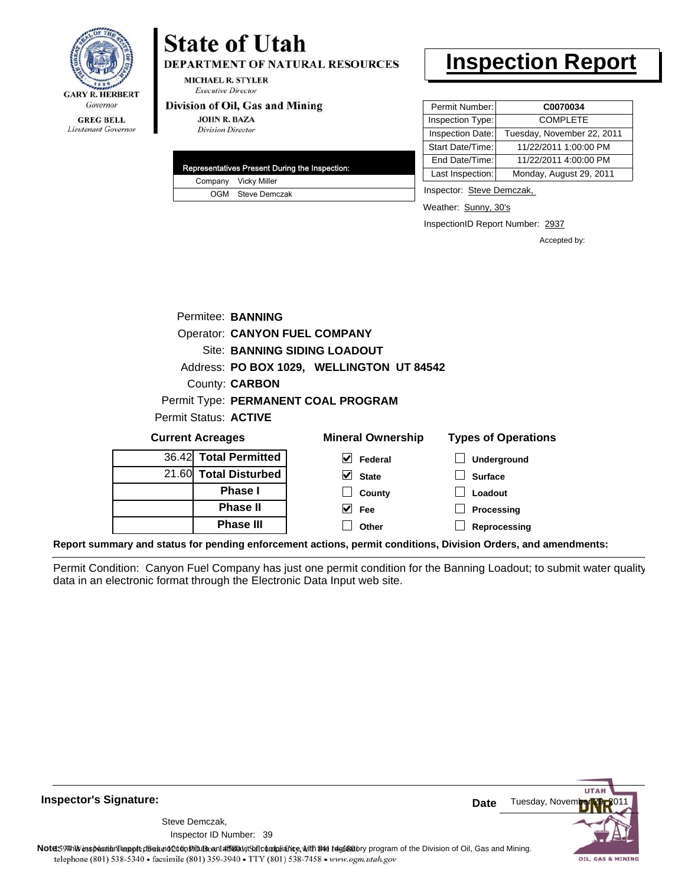**State of Utah**

**DEPARTMENT OF NATURAL RESOURCES**

MICHAEL R. STYLER
*Executive Director*

**Division of Oil, Gas and Mining**

JOHN R. BAZA
*Division Director*

GARY R. HERBERT
*Governor*

GREG BELL
*Lieutenant Governor*

# Inspection Report

| | |
|---|---|
| Permit Number: | **C0070034** |
| Inspection Type: | COMPLETE |
| Inspection Date: | Tuesday, November 22, 2011 |
| Start Date/Time: | 11/22/2011 1:00:00 PM |
| End Date/Time: | 11/22/2011 4:00:00 PM |
| Last Inspection: | Monday, August 29, 2011 |

| Representatives Present During the Inspection: | |
|---|---|
| Company | Vicky Miller |
| OGM | Steve Demczak |

Inspector: Steve Demczak,

Weather: Sunny, 30's

InspectionID Report Number: 2937

Accepted by:

Permitee: **BANNING**
Operator: **CANYON FUEL COMPANY**
Site: **BANNING SIDING LOADOUT**
Address: **PO BOX 1029, WELLINGTON UT 84542**
County: **CARBON**
Permit Type: **PERMANENT COAL PROGRAM**
Permit Status: **ACTIVE**

| Current Acreages | | Mineral Ownership | Types of Operations |
|---|---|---|---|
| 36.42 | **Total Permitted** | ☑ Federal | ☐ Underground |
| 21.60 | **Total Disturbed** | ☑ State | ☐ Surface |
| | **Phase I** | ☐ County | ☐ Loadout |
| | **Phase II** | ☑ Fee | ☐ Processing |
| | **Phase III** | ☐ Other | ☐ Reprocessing |

**Report summary and status for pending enforcement actions, permit conditions, Division Orders, and amendments:**

Permit Condition: Canyon Fuel Company has just one permit condition for the Banning Loadout; to submit water quality data in an electronic format through the Electronic Data Input web site.

**Inspector's Signature:**

Steve Demczak,
Inspector ID Number: 39

**Date** Tuesday, November 29, 2011

**Note:** This inspection report does not constitute an affidavit of compliance with the regulatory program of the Division of Oil, Gas and Mining.

1594 West North Temple, Suite 1210, PO Box 145801, Salt Lake City, UT 84114-5801
telephone (801) 538-5340 • facsimile (801) 359-3940 • TTY (801) 538-7458 • www.ogm.utah.gov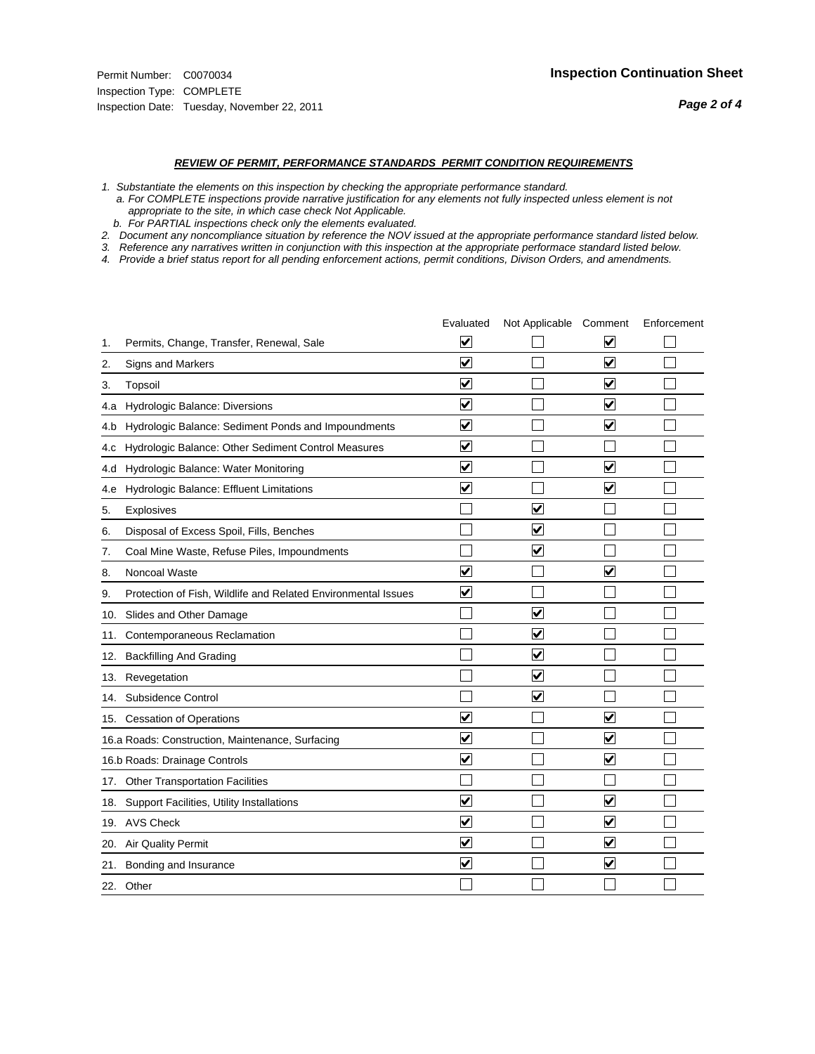Permit Number: C0070034
Inspection Type: COMPLETE
Inspection Date: Tuesday, November 22, 2011

**Inspection Continuation Sheet**

***Page 2 of 4***

## *REVIEW OF PERMIT, PERFORMANCE STANDARDS PERMIT CONDITION REQUIREMENTS*

*1. Substantiate the elements on this inspection by checking the appropriate performance standard.*
*a. For COMPLETE inspections provide narrative justification for any elements not fully inspected unless element is not appropriate to the site, in which case check Not Applicable.*
*b. For PARTIAL inspections check only the elements evaluated.*
*2. Document any noncompliance situation by reference the NOV issued at the appropriate performance standard listed below.*
*3. Reference any narratives written in conjunction with this inspection at the appropriate performace standard listed below.*
*4. Provide a brief status report for all pending enforcement actions, permit conditions, Divison Orders, and amendments.*

| | Evaluated | Not Applicable | Comment | Enforcement |
|---|---|---|---|---|
| 1. Permits, Change, Transfer, Renewal, Sale | ☑ | ☐ | ☑ | ☐ |
| 2. Signs and Markers | ☑ | ☐ | ☑ | ☐ |
| 3. Topsoil | ☑ | ☐ | ☑ | ☐ |
| 4.a Hydrologic Balance: Diversions | ☑ | ☐ | ☑ | ☐ |
| 4.b Hydrologic Balance: Sediment Ponds and Impoundments | ☑ | ☐ | ☑ | ☐ |
| 4.c Hydrologic Balance: Other Sediment Control Measures | ☑ | ☐ | ☐ | ☐ |
| 4.d Hydrologic Balance: Water Monitoring | ☑ | ☐ | ☑ | ☐ |
| 4.e Hydrologic Balance: Effluent Limitations | ☑ | ☐ | ☑ | ☐ |
| 5. Explosives | ☐ | ☑ | ☐ | ☐ |
| 6. Disposal of Excess Spoil, Fills, Benches | ☐ | ☑ | ☐ | ☐ |
| 7. Coal Mine Waste, Refuse Piles, Impoundments | ☐ | ☑ | ☐ | ☐ |
| 8. Noncoal Waste | ☑ | ☐ | ☑ | ☐ |
| 9. Protection of Fish, Wildlife and Related Environmental Issues | ☑ | ☐ | ☐ | ☐ |
| 10. Slides and Other Damage | ☐ | ☑ | ☐ | ☐ |
| 11. Contemporaneous Reclamation | ☐ | ☑ | ☐ | ☐ |
| 12. Backfilling And Grading | ☐ | ☑ | ☐ | ☐ |
| 13. Revegetation | ☐ | ☑ | ☐ | ☐ |
| 14. Subsidence Control | ☐ | ☑ | ☐ | ☐ |
| 15. Cessation of Operations | ☑ | ☐ | ☑ | ☐ |
| 16.a Roads: Construction, Maintenance, Surfacing | ☑ | ☐ | ☑ | ☐ |
| 16.b Roads: Drainage Controls | ☑ | ☐ | ☑ | ☐ |
| 17. Other Transportation Facilities | ☐ | ☐ | ☐ | ☐ |
| 18. Support Facilities, Utility Installations | ☑ | ☐ | ☑ | ☐ |
| 19. AVS Check | ☑ | ☐ | ☑ | ☐ |
| 20. Air Quality Permit | ☑ | ☐ | ☑ | ☐ |
| 21. Bonding and Insurance | ☑ | ☐ | ☑ | ☐ |
| 22. Other | ☐ | ☐ | ☐ | ☐ |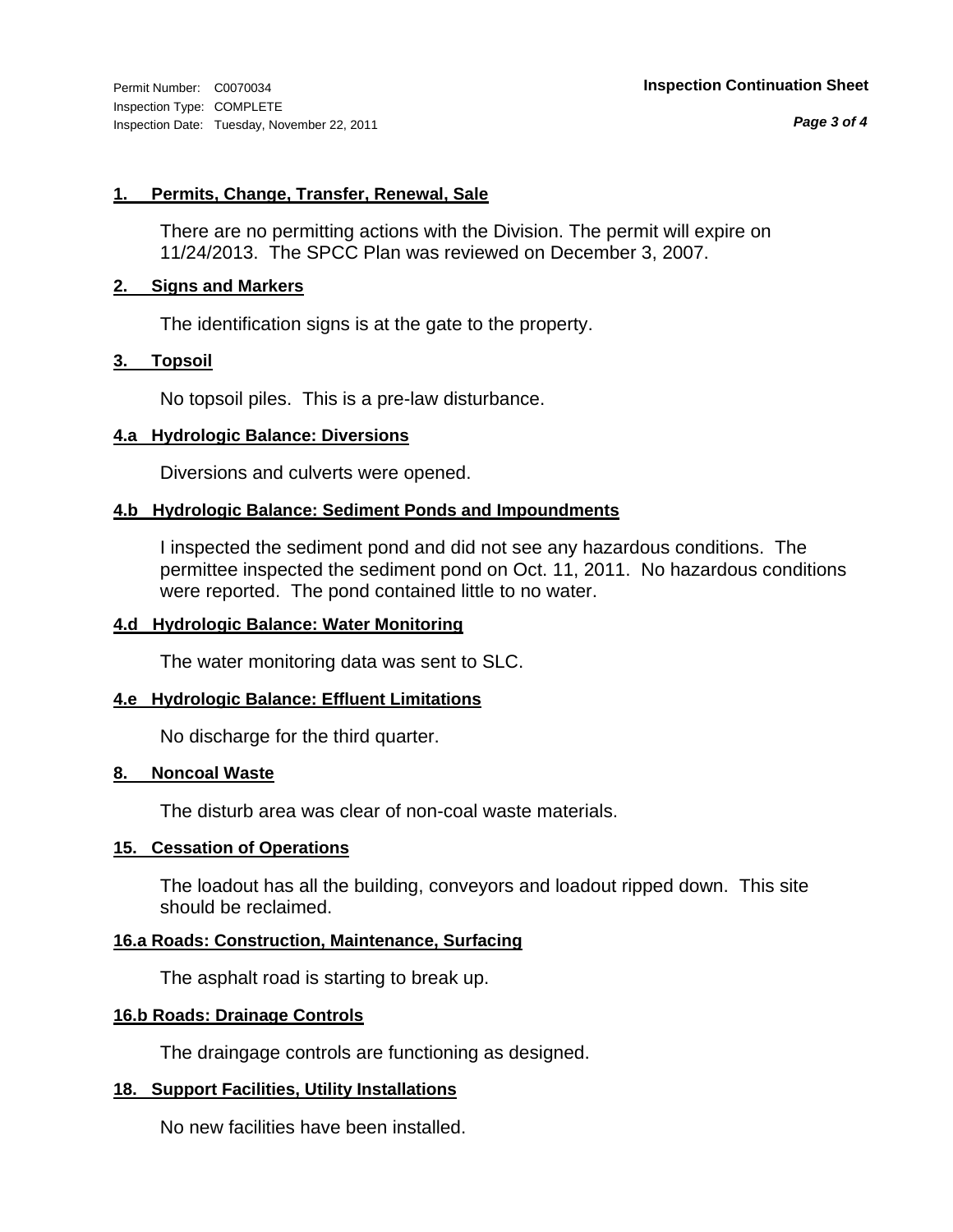Permit Number: C0070034
Inspection Type: COMPLETE
Inspection Date: Tuesday, November 22, 2011

**Inspection Continuation Sheet**

### 1. Permits, Change, Transfer, Renewal, Sale

There are no permitting actions with the Division. The permit will expire on 11/24/2013. The SPCC Plan was reviewed on December 3, 2007.

### 2. Signs and Markers

The identification signs is at the gate to the property.

### 3. Topsoil

No topsoil piles. This is a pre-law disturbance.

### 4.a Hydrologic Balance: Diversions

Diversions and culverts were opened.

### 4.b Hydrologic Balance: Sediment Ponds and Impoundments

I inspected the sediment pond and did not see any hazardous conditions. The permittee inspected the sediment pond on Oct. 11, 2011. No hazardous conditions were reported. The pond contained little to no water.

### 4.d Hydrologic Balance: Water Monitoring

The water monitoring data was sent to SLC.

### 4.e Hydrologic Balance: Effluent Limitations

No discharge for the third quarter.

### 8. Noncoal Waste

The disturb area was clear of non-coal waste materials.

### 15. Cessation of Operations

The loadout has all the building, conveyors and loadout ripped down. This site should be reclaimed.

### 16.a Roads: Construction, Maintenance, Surfacing

The asphalt road is starting to break up.

### 16.b Roads: Drainage Controls

The draingage controls are functioning as designed.

### 18. Support Facilities, Utility Installations

No new facilities have been installed.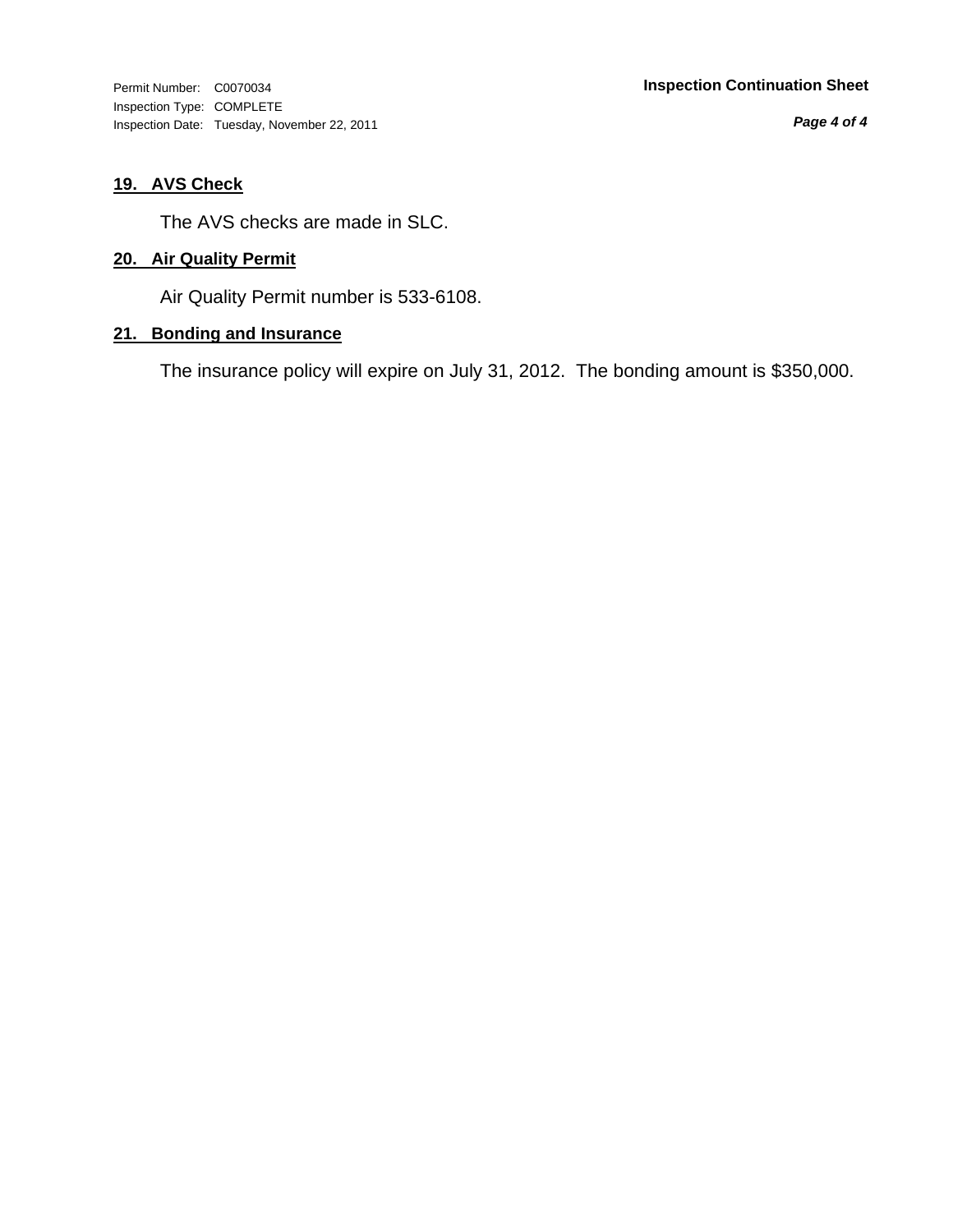Permit Number: C0070034
Inspection Type: COMPLETE
Inspection Date: Tuesday, November 22, 2011

**Inspection Continuation Sheet**

## 19. AVS Check

The AVS checks are made in SLC.

## 20. Air Quality Permit

Air Quality Permit number is 533-6108.

## 21. Bonding and Insurance

The insurance policy will expire on July 31, 2012. The bonding amount is $350,000.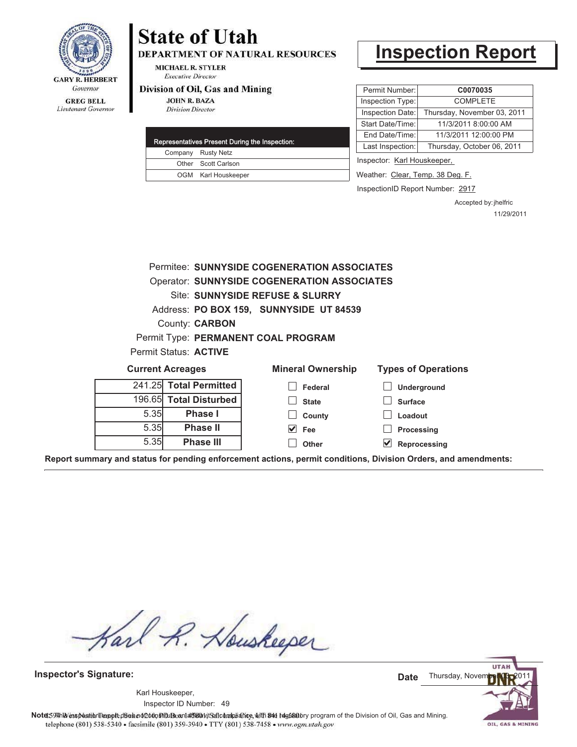GARY R. HERBERT
*Governor*

GREG BELL
*Lieutenant Governor*

# State of Utah

**DEPARTMENT OF NATURAL RESOURCES**

MICHAEL R. STYLER
*Executive Director*

**Division of Oil, Gas and Mining**

JOHN R. BAZA
*Division Director*

# Inspection Report

| Representatives Present During the Inspection: | |
|---|---|
| Company | Rusty Netz |
| Other | Scott Carlson |
| OGM | Karl Houskeeper |

| | |
|---|---|
| Permit Number: | **C0070035** |
| Inspection Type: | COMPLETE |
| Inspection Date: | Thursday, November 03, 2011 |
| Start Date/Time: | 11/3/2011 8:00:00 AM |
| End Date/Time: | 11/3/2011 12:00:00 PM |
| Last Inspection: | Thursday, October 06, 2011 |

Inspector: Karl Houskeeper,

Weather: Clear, Temp. 38 Deg. F.

InspectionID Report Number: 2917

Accepted by: jhelfric
11/29/2011

Permitee: **SUNNYSIDE COGENERATION ASSOCIATES**
Operator: **SUNNYSIDE COGENERATION ASSOCIATES**
Site: **SUNNYSIDE REFUSE & SLURRY**
Address: **PO BOX 159, SUNNYSIDE UT 84539**
County: **CARBON**
Permit Type: **PERMANENT COAL PROGRAM**
Permit Status: **ACTIVE**

**Current Acreages**

| | |
|---|---|
| 241.25 | **Total Permitted** |
| 196.65 | **Total Disturbed** |
| 5.35 | **Phase I** |
| 5.35 | **Phase II** |
| 5.35 | **Phase III** |

**Mineral Ownership**

- [ ] Federal
- [ ] State
- [ ] County
- [x] Fee
- [ ] Other

**Types of Operations**

- [ ] Underground
- [ ] Surface
- [ ] Loadout
- [ ] Processing
- [x] Reprocessing

**Report summary and status for pending enforcement actions, permit conditions, Division Orders, and amendments:**

---

**Inspector's Signature:**

Karl Houskeeper,
Inspector ID Number: 49

**Date** Thursday, November 03, 2011

**Note:** This inspection report does not constitute an affidavit of compliance with the regulatory program of the Division of Oil, Gas and Mining.

1594 West North Temple, Suite 1210, PO Box 145801, Salt Lake City, UT 84114-5801
telephone (801) 538-5340 • facsimile (801) 359-3940 • TTY (801) 538-7458 • www.ogm.utah.gov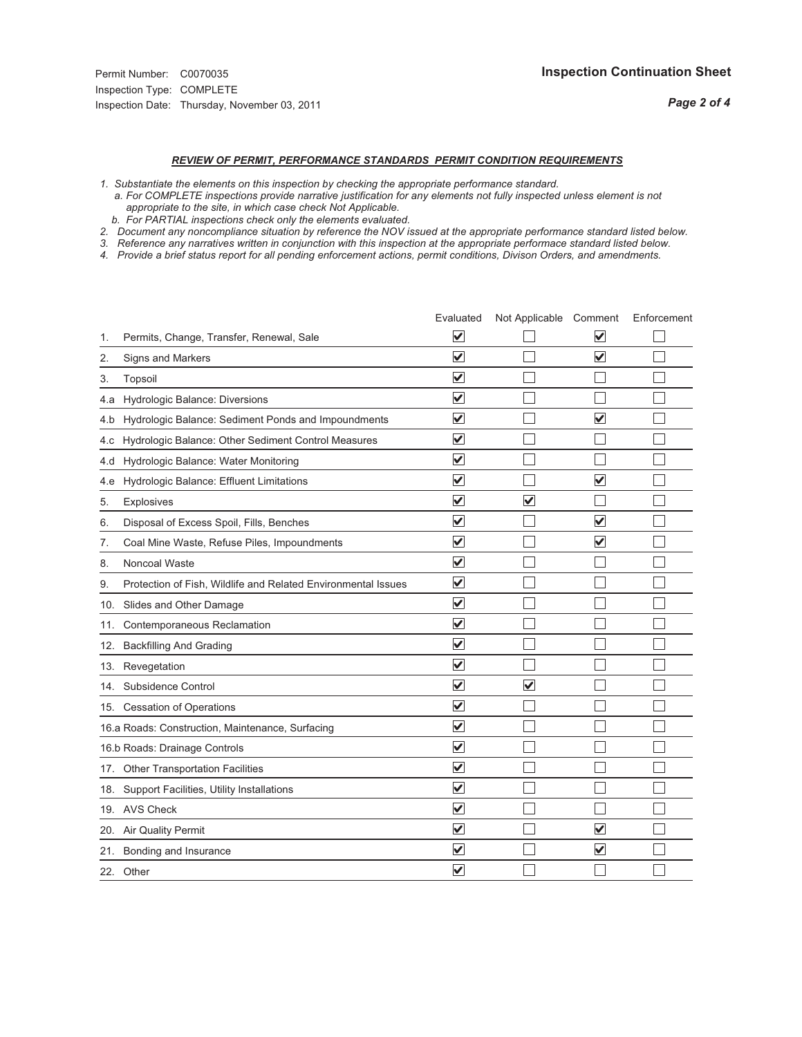Permit Number: C0070035
Inspection Type: COMPLETE
Inspection Date: Thursday, November 03, 2011

## Inspection Continuation Sheet

***REVIEW OF PERMIT, PERFORMANCE STANDARDS PERMIT CONDITION REQUIREMENTS***

*1. Substantiate the elements on this inspection by checking the appropriate performance standard.*
   *a. For COMPLETE inspections provide narrative justification for any elements not fully inspected unless element is not appropriate to the site, in which case check Not Applicable.*
   *b. For PARTIAL inspections check only the elements evaluated.*
*2. Document any noncompliance situation by reference the NOV issued at the appropriate performance standard listed below.*
*3. Reference any narratives written in conjunction with this inspection at the appropriate performace standard listed below.*
*4. Provide a brief status report for all pending enforcement actions, permit conditions, Divison Orders, and amendments.*

| | | Evaluated | Not Applicable | Comment | Enforcement |
|---|---|---|---|---|---|
| 1. | Permits, Change, Transfer, Renewal, Sale | ☑ | ☐ | ☑ | ☐ |
| 2. | Signs and Markers | ☑ | ☐ | ☑ | ☐ |
| 3. | Topsoil | ☑ | ☐ | ☐ | ☐ |
| 4.a | Hydrologic Balance: Diversions | ☑ | ☐ | ☐ | ☐ |
| 4.b | Hydrologic Balance: Sediment Ponds and Impoundments | ☑ | ☐ | ☑ | ☐ |
| 4.c | Hydrologic Balance: Other Sediment Control Measures | ☑ | ☐ | ☐ | ☐ |
| 4.d | Hydrologic Balance: Water Monitoring | ☑ | ☐ | ☐ | ☐ |
| 4.e | Hydrologic Balance: Effluent Limitations | ☑ | ☐ | ☑ | ☐ |
| 5. | Explosives | ☑ | ☑ | ☐ | ☐ |
| 6. | Disposal of Excess Spoil, Fills, Benches | ☑ | ☐ | ☑ | ☐ |
| 7. | Coal Mine Waste, Refuse Piles, Impoundments | ☑ | ☐ | ☑ | ☐ |
| 8. | Noncoal Waste | ☑ | ☐ | ☐ | ☐ |
| 9. | Protection of Fish, Wildlife and Related Environmental Issues | ☑ | ☐ | ☐ | ☐ |
| 10. | Slides and Other Damage | ☑ | ☐ | ☐ | ☐ |
| 11. | Contemporaneous Reclamation | ☑ | ☐ | ☐ | ☐ |
| 12. | Backfilling And Grading | ☑ | ☐ | ☐ | ☐ |
| 13. | Revegetation | ☑ | ☐ | ☐ | ☐ |
| 14. | Subsidence Control | ☑ | ☑ | ☐ | ☐ |
| 15. | Cessation of Operations | ☑ | ☐ | ☐ | ☐ |
| 16.a | Roads: Construction, Maintenance, Surfacing | ☑ | ☐ | ☐ | ☐ |
| 16.b | Roads: Drainage Controls | ☑ | ☐ | ☐ | ☐ |
| 17. | Other Transportation Facilities | ☑ | ☐ | ☐ | ☐ |
| 18. | Support Facilities, Utility Installations | ☑ | ☐ | ☐ | ☐ |
| 19. | AVS Check | ☑ | ☐ | ☐ | ☐ |
| 20. | Air Quality Permit | ☑ | ☐ | ☑ | ☐ |
| 21. | Bonding and Insurance | ☑ | ☐ | ☑ | ☐ |
| 22. | Other | ☑ | ☐ | ☐ | ☐ |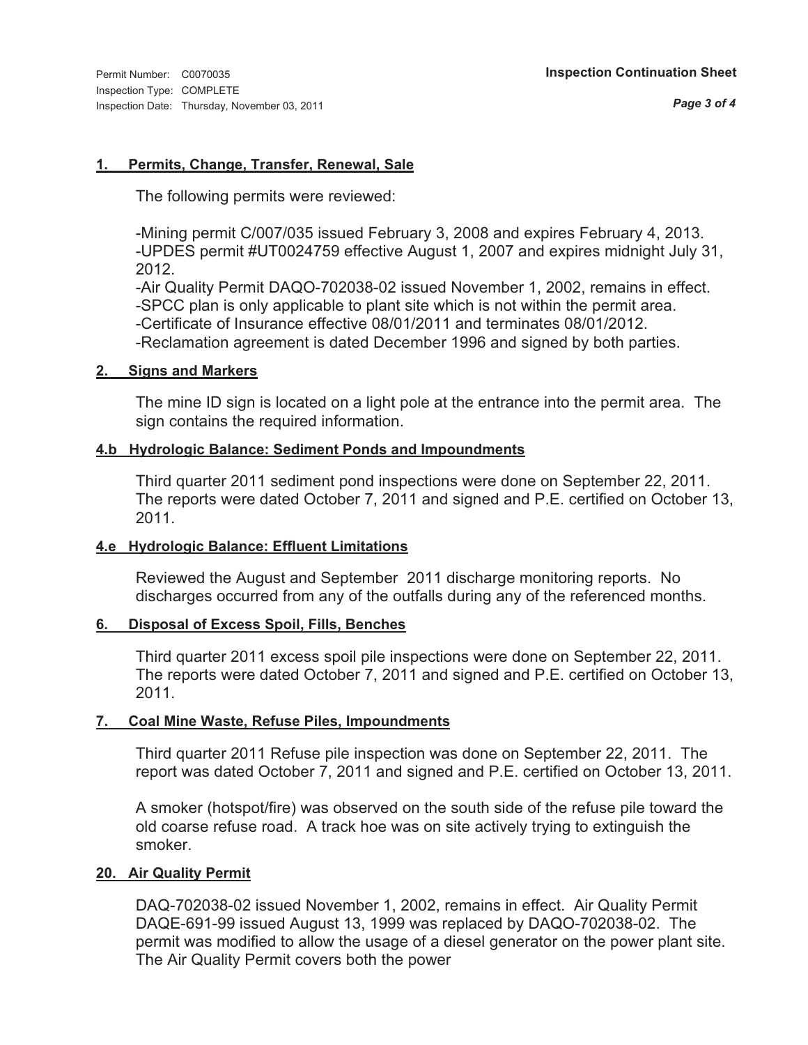Permit Number: C0070035
Inspection Type: COMPLETE
Inspection Date: Thursday, November 03, 2011

**Inspection Continuation Sheet**

### 1. Permits, Change, Transfer, Renewal, Sale

The following permits were reviewed:

-Mining permit C/007/035 issued February 3, 2008 and expires February 4, 2013.
-UPDES permit #UT0024759 effective August 1, 2007 and expires midnight July 31, 2012.
-Air Quality Permit DAQO-702038-02 issued November 1, 2002, remains in effect.
-SPCC plan is only applicable to plant site which is not within the permit area.
-Certificate of Insurance effective 08/01/2011 and terminates 08/01/2012.
-Reclamation agreement is dated December 1996 and signed by both parties.

### 2. Signs and Markers

The mine ID sign is located on a light pole at the entrance into the permit area. The sign contains the required information.

### 4.b Hydrologic Balance: Sediment Ponds and Impoundments

Third quarter 2011 sediment pond inspections were done on September 22, 2011. The reports were dated October 7, 2011 and signed and P.E. certified on October 13, 2011.

### 4.e Hydrologic Balance: Effluent Limitations

Reviewed the August and September 2011 discharge monitoring reports. No discharges occurred from any of the outfalls during any of the referenced months.

### 6. Disposal of Excess Spoil, Fills, Benches

Third quarter 2011 excess spoil pile inspections were done on September 22, 2011. The reports were dated October 7, 2011 and signed and P.E. certified on October 13, 2011.

### 7. Coal Mine Waste, Refuse Piles, Impoundments

Third quarter 2011 Refuse pile inspection was done on September 22, 2011. The report was dated October 7, 2011 and signed and P.E. certified on October 13, 2011.

A smoker (hotspot/fire) was observed on the south side of the refuse pile toward the old coarse refuse road. A track hoe was on site actively trying to extinguish the smoker.

### 20. Air Quality Permit

DAQ-702038-02 issued November 1, 2002, remains in effect. Air Quality Permit DAQE-691-99 issued August 13, 1999 was replaced by DAQO-702038-02. The permit was modified to allow the usage of a diesel generator on the power plant site. The Air Quality Permit covers both the power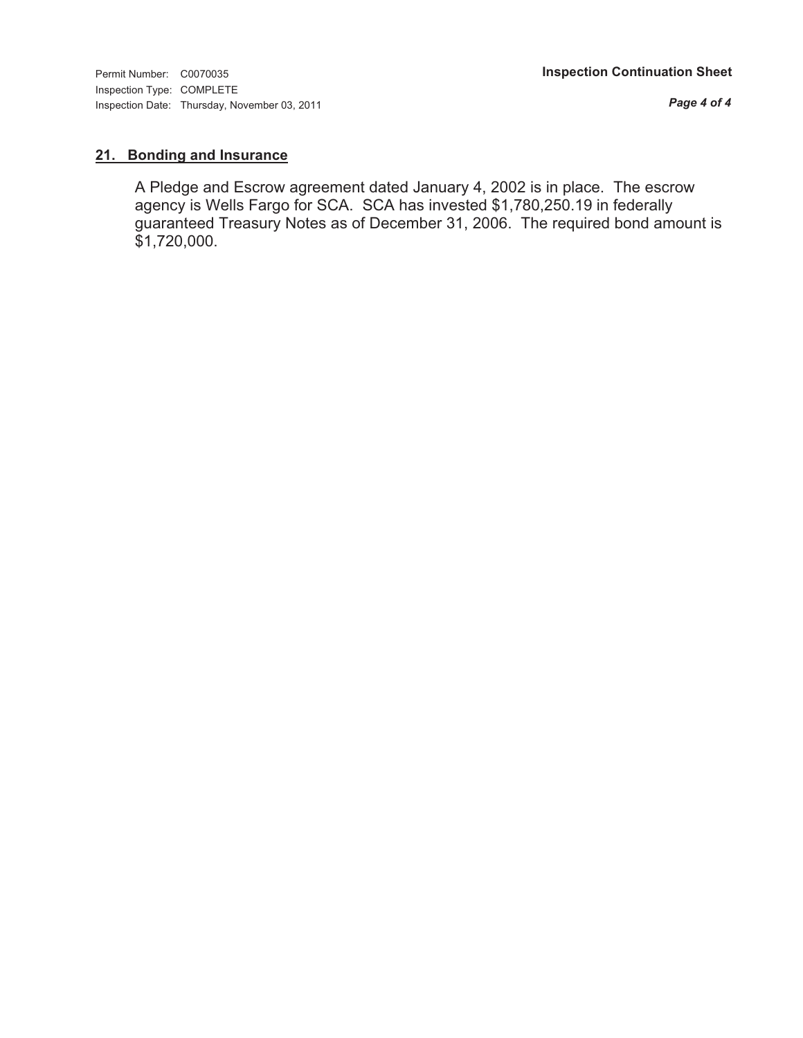## 21. Bonding and Insurance

A Pledge and Escrow agreement dated January 4, 2002 is in place. The escrow agency is Wells Fargo for SCA. SCA has invested $1,780,250.19 in federally guaranteed Treasury Notes as of December 31, 2006. The required bond amount is $1,720,000.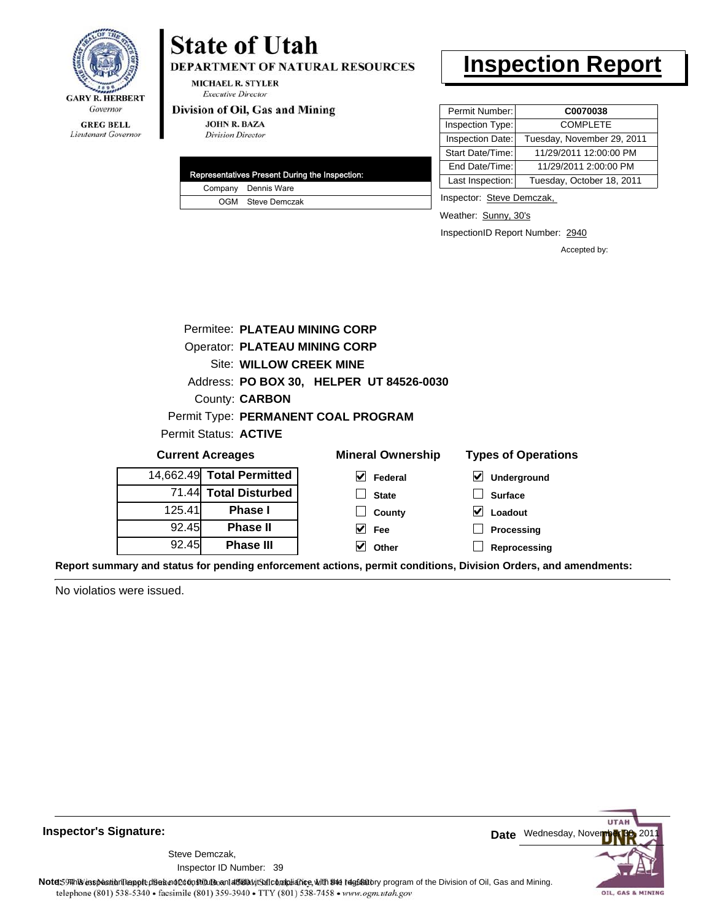GARY R. HERBERT
*Governor*

GREG BELL
*Lieutenant Governor*

# State of Utah

**DEPARTMENT OF NATURAL RESOURCES**

MICHAEL R. STYLER
*Executive Director*

**Division of Oil, Gas and Mining**

JOHN R. BAZA
*Division Director*

# Inspection Report

| Permit Number: | **C0070038** |
|---|---|
| Inspection Type: | COMPLETE |
| Inspection Date: | Tuesday, November 29, 2011 |
| Start Date/Time: | 11/29/2011 12:00:00 PM |
| End Date/Time: | 11/29/2011 2:00:00 PM |
| Last Inspection: | Tuesday, October 18, 2011 |

| Representatives Present During the Inspection: | |
|---|---|
| Company | Dennis Ware |
| OGM | Steve Demczak |

Inspector: Steve Demczak,

Weather: Sunny, 30's

InspectionID Report Number: 2940

Accepted by:

Permitee: **PLATEAU MINING CORP**
Operator: **PLATEAU MINING CORP**
Site: **WILLOW CREEK MINE**
Address: **PO BOX 30, HELPER UT 84526-0030**
County: **CARBON**
Permit Type: **PERMANENT COAL PROGRAM**
Permit Status: **ACTIVE**

**Current Acreages**

| | |
|---|---|
| 14,662.49 | **Total Permitted** |
| 71.44 | **Total Disturbed** |
| 125.41 | **Phase I** |
| 92.45 | **Phase II** |
| 92.45 | **Phase III** |

**Mineral Ownership**

- [x] **Federal**
- [ ] **State**
- [ ] **County**
- [x] **Fee**
- [x] **Other**

**Types of Operations**

- [x] **Underground**
- [ ] **Surface**
- [x] **Loadout**
- [ ] **Processing**
- [ ] **Reprocessing**

**Report summary and status for pending enforcement actions, permit conditions, Division Orders, and amendments:**

No violatios were issued.

**Inspector's Signature:**

Steve Demczak,
Inspector ID Number: 39

**Date** Wednesday, November 30, 2011

**Note:** This inspection report does not constitute an affidavit of compliance with the regulatory program of the Division of Oil, Gas and Mining.
telephone (801) 538-5340 • facsimile (801) 359-3940 • TTY (801) 538-7458 • www.ogm.utah.gov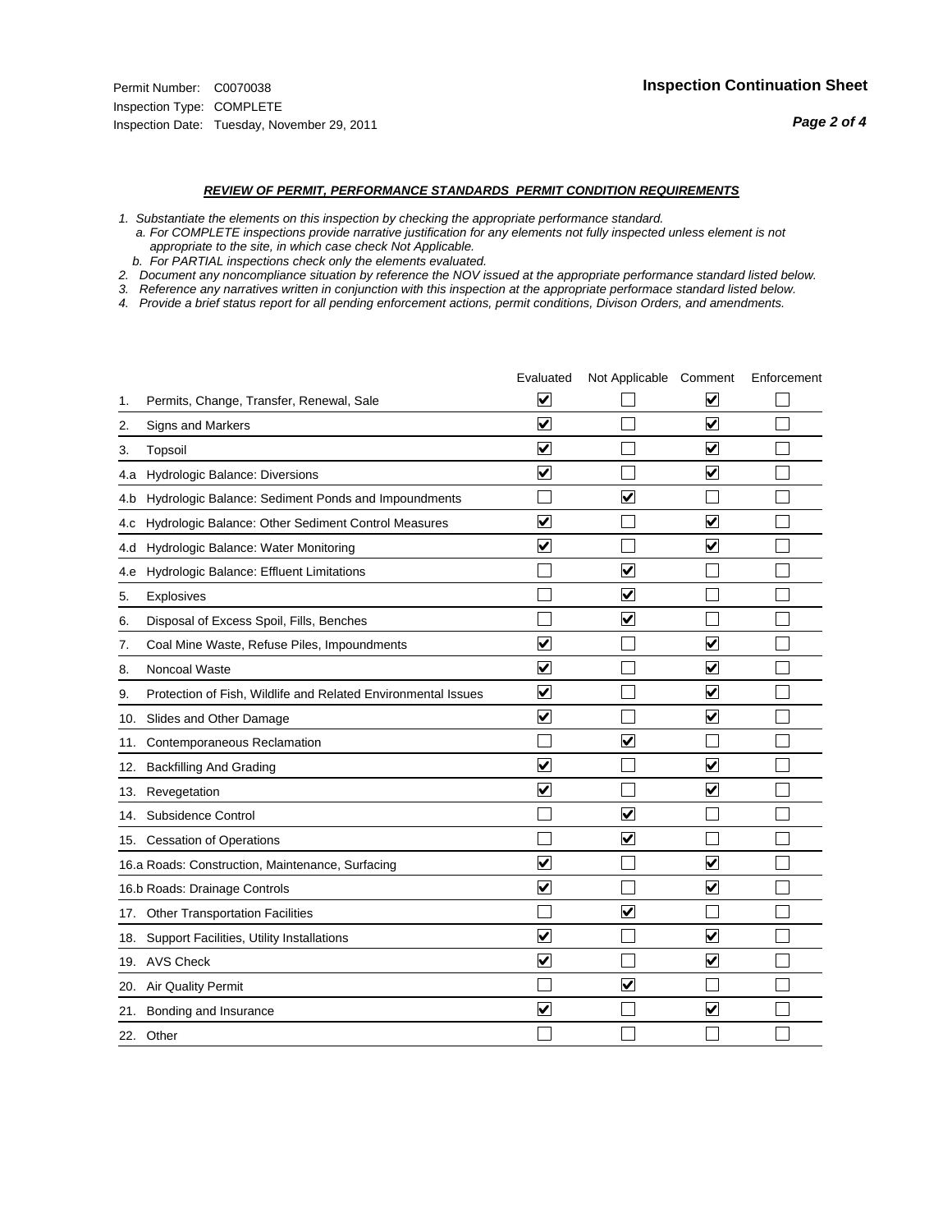Permit Number: C0070038
Inspection Type: COMPLETE
Inspection Date: Tuesday, November 29, 2011

## Inspection Continuation Sheet

### REVIEW OF PERMIT, PERFORMANCE STANDARDS PERMIT CONDITION REQUIREMENTS

*1. Substantiate the elements on this inspection by checking the appropriate performance standard.*
*a. For COMPLETE inspections provide narrative justification for any elements not fully inspected unless element is not appropriate to the site, in which case check Not Applicable.*
*b. For PARTIAL inspections check only the elements evaluated.*
*2. Document any noncompliance situation by reference the NOV issued at the appropriate performance standard listed below.*
*3. Reference any narratives written in conjunction with this inspection at the appropriate performace standard listed below.*
*4. Provide a brief status report for all pending enforcement actions, permit conditions, Divison Orders, and amendments.*

| | Evaluated | Not Applicable | Comment | Enforcement |
|---|---|---|---|---|
| 1. Permits, Change, Transfer, Renewal, Sale | ☑ | ☐ | ☑ | ☐ |
| 2. Signs and Markers | ☑ | ☐ | ☑ | ☐ |
| 3. Topsoil | ☑ | ☐ | ☑ | ☐ |
| 4.a Hydrologic Balance: Diversions | ☑ | ☐ | ☑ | ☐ |
| 4.b Hydrologic Balance: Sediment Ponds and Impoundments | ☐ | ☑ | ☐ | ☐ |
| 4.c Hydrologic Balance: Other Sediment Control Measures | ☑ | ☐ | ☑ | ☐ |
| 4.d Hydrologic Balance: Water Monitoring | ☑ | ☐ | ☑ | ☐ |
| 4.e Hydrologic Balance: Effluent Limitations | ☐ | ☑ | ☐ | ☐ |
| 5. Explosives | ☐ | ☑ | ☐ | ☐ |
| 6. Disposal of Excess Spoil, Fills, Benches | ☐ | ☑ | ☐ | ☐ |
| 7. Coal Mine Waste, Refuse Piles, Impoundments | ☑ | ☐ | ☑ | ☐ |
| 8. Noncoal Waste | ☑ | ☐ | ☑ | ☐ |
| 9. Protection of Fish, Wildlife and Related Environmental Issues | ☑ | ☐ | ☑ | ☐ |
| 10. Slides and Other Damage | ☑ | ☐ | ☑ | ☐ |
| 11. Contemporaneous Reclamation | ☐ | ☑ | ☐ | ☐ |
| 12. Backfilling And Grading | ☑ | ☐ | ☑ | ☐ |
| 13. Revegetation | ☑ | ☐ | ☑ | ☐ |
| 14. Subsidence Control | ☐ | ☑ | ☐ | ☐ |
| 15. Cessation of Operations | ☐ | ☑ | ☐ | ☐ |
| 16.a Roads: Construction, Maintenance, Surfacing | ☑ | ☐ | ☑ | ☐ |
| 16.b Roads: Drainage Controls | ☑ | ☐ | ☑ | ☐ |
| 17. Other Transportation Facilities | ☐ | ☑ | ☐ | ☐ |
| 18. Support Facilities, Utility Installations | ☑ | ☐ | ☑ | ☐ |
| 19. AVS Check | ☑ | ☐ | ☑ | ☐ |
| 20. Air Quality Permit | ☐ | ☑ | ☐ | ☐ |
| 21. Bonding and Insurance | ☑ | ☐ | ☑ | ☐ |
| 22. Other | ☐ | ☐ | ☐ | ☐ |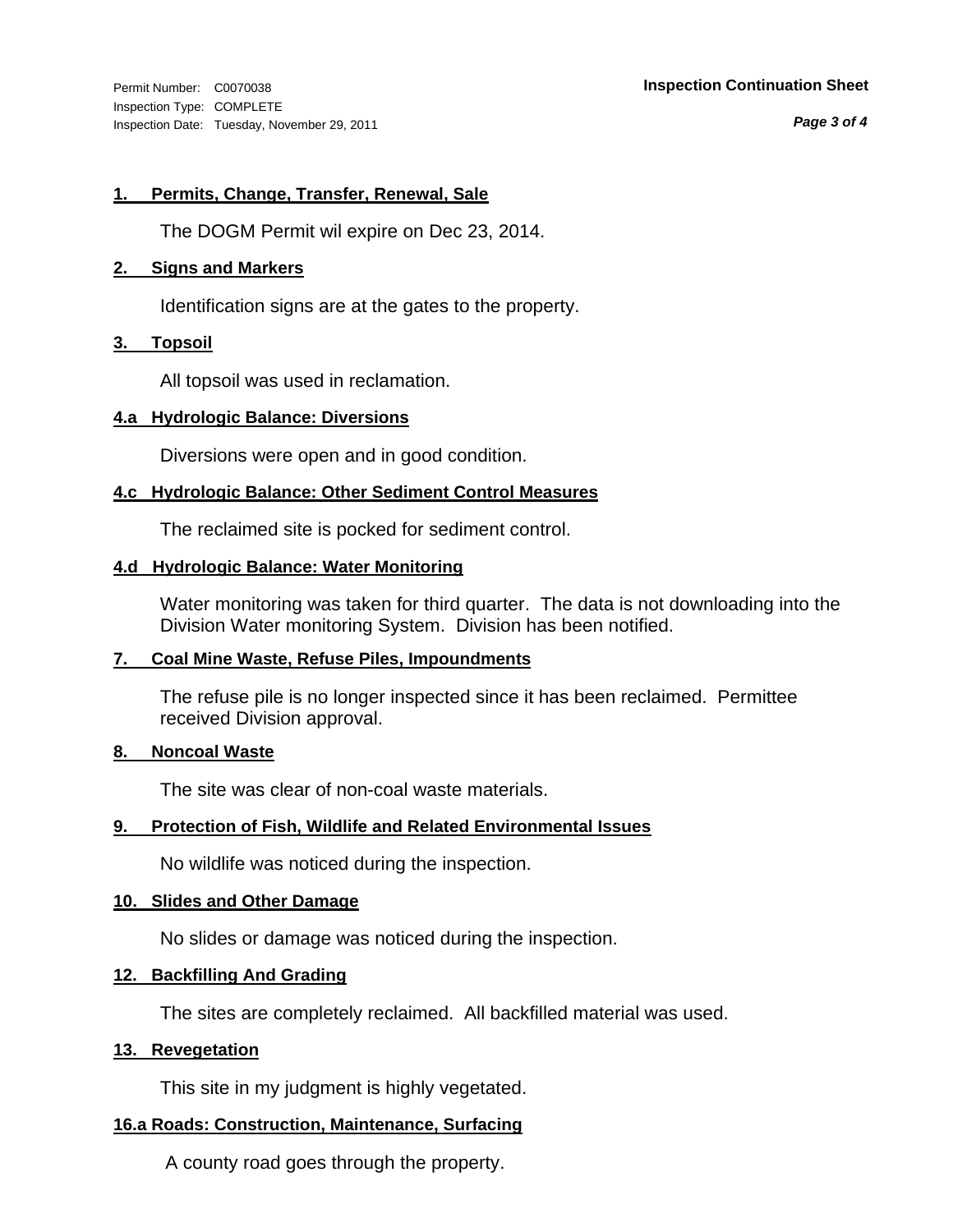Permit Number: C0070038
Inspection Type: COMPLETE
Inspection Date: Tuesday, November 29, 2011

**Inspection Continuation Sheet**

**1. Permits, Change, Transfer, Renewal, Sale**

The DOGM Permit wil expire on Dec 23, 2014.

**2. Signs and Markers**

Identification signs are at the gates to the property.

**3. Topsoil**

All topsoil was used in reclamation.

**4.a Hydrologic Balance: Diversions**

Diversions were open and in good condition.

**4.c Hydrologic Balance: Other Sediment Control Measures**

The reclaimed site is pocked for sediment control.

**4.d Hydrologic Balance: Water Monitoring**

Water monitoring was taken for third quarter. The data is not downloading into the Division Water monitoring System. Division has been notified.

**7. Coal Mine Waste, Refuse Piles, Impoundments**

The refuse pile is no longer inspected since it has been reclaimed. Permittee received Division approval.

**8. Noncoal Waste**

The site was clear of non-coal waste materials.

**9. Protection of Fish, Wildlife and Related Environmental Issues**

No wildlife was noticed during the inspection.

**10. Slides and Other Damage**

No slides or damage was noticed during the inspection.

**12. Backfilling And Grading**

The sites are completely reclaimed. All backfilled material was used.

**13. Revegetation**

This site in my judgment is highly vegetated.

**16.a Roads: Construction, Maintenance, Surfacing**

A county road goes through the property.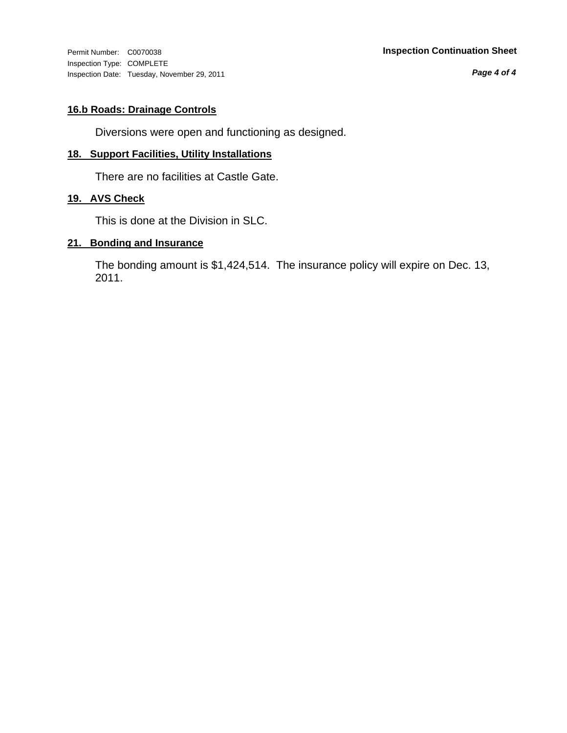### 16.b Roads: Drainage Controls

Diversions were open and functioning as designed.

### 18. Support Facilities, Utility Installations

There are no facilities at Castle Gate.

### 19. AVS Check

This is done at the Division in SLC.

### 21. Bonding and Insurance

The bonding amount is $1,424,514. The insurance policy will expire on Dec. 13, 2011.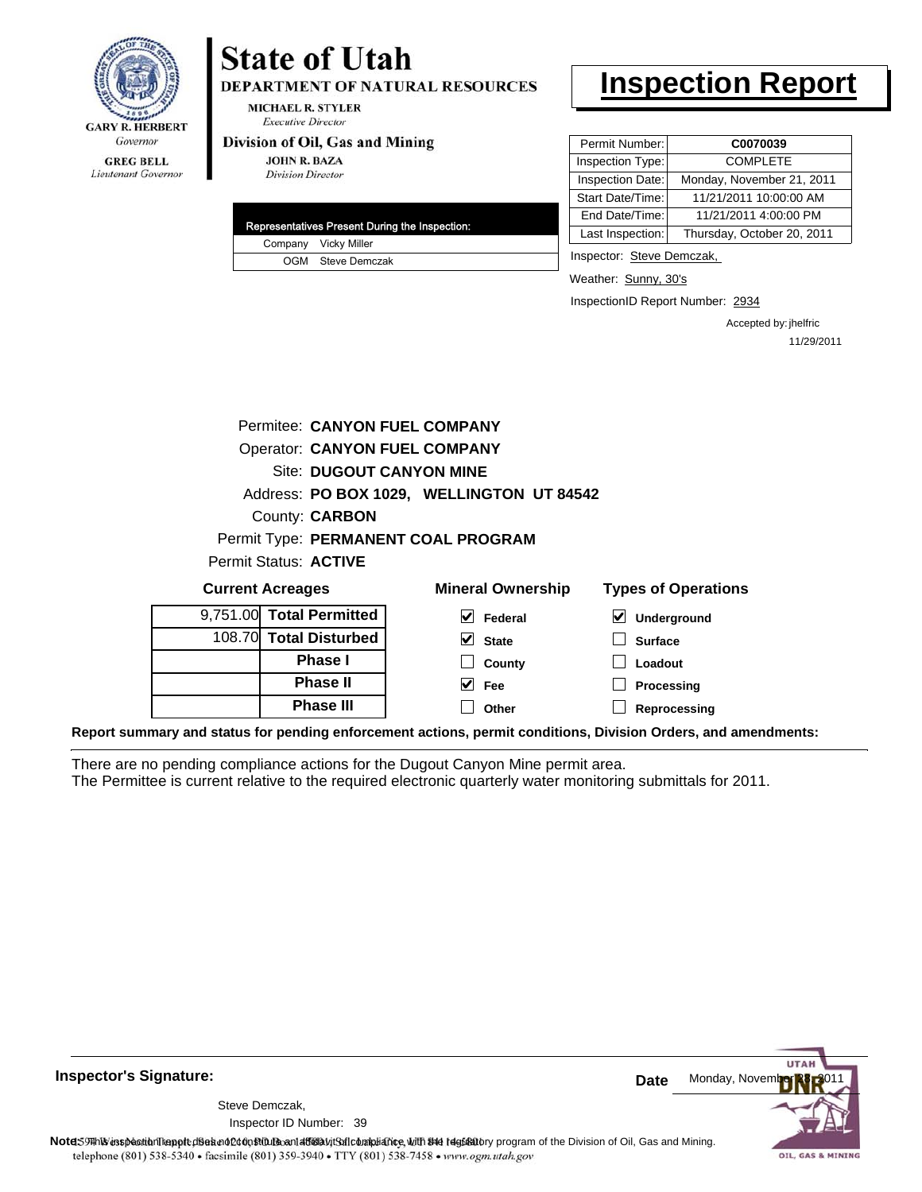**State of Utah**
**DEPARTMENT OF NATURAL RESOURCES**
MICHAEL R. STYLER
*Executive Director*
**Division of Oil, Gas and Mining**
JOHN R. BAZA
*Division Director*

GARY R. HERBERT
*Governor*
GREG BELL
*Lieutenant Governor*

# Inspection Report

| Permit Number: | **C0070039** |
|---|---|
| Inspection Type: | COMPLETE |
| Inspection Date: | Monday, November 21, 2011 |
| Start Date/Time: | 11/21/2011 10:00:00 AM |
| End Date/Time: | 11/21/2011 4:00:00 PM |
| Last Inspection: | Thursday, October 20, 2011 |

| Representatives Present During the Inspection: | |
|---|---|
| Company | Vicky Miller |
| OGM | Steve Demczak |

Inspector: Steve Demczak,

Weather: Sunny, 30's

InspectionID Report Number: 2934

Accepted by: jhelfric
11/29/2011

Permitee: **CANYON FUEL COMPANY**
Operator: **CANYON FUEL COMPANY**
Site: **DUGOUT CANYON MINE**
Address: **PO BOX 1029, WELLINGTON UT 84542**
County: **CARBON**
Permit Type: **PERMANENT COAL PROGRAM**
Permit Status: **ACTIVE**

**Current Acreages**

| | |
|---|---|
| 9,751.00 | **Total Permitted** |
| 108.70 | **Total Disturbed** |
| | **Phase I** |
| | **Phase II** |
| | **Phase III** |

**Mineral Ownership**

- [x] Federal
- [x] State
- [ ] County
- [x] Fee
- [ ] Other

**Types of Operations**

- [x] Underground
- [ ] Surface
- [ ] Loadout
- [ ] Processing
- [ ] Reprocessing

**Report summary and status for pending enforcement actions, permit conditions, Division Orders, and amendments:**

There are no pending compliance actions for the Dugout Canyon Mine permit area.
The Permittee is current relative to the required electronic quarterly water monitoring submittals for 2011.

**Inspector's Signature:**

Steve Demczak,
Inspector ID Number: 39

**Date** Monday, November 28, 2011

**Note:** This inspection report does not constitute an affidavit of compliance with the regulatory program of the Division of Oil, Gas and Mining.
telephone (801) 538-5340 • facsimile (801) 359-3940 • TTY (801) 538-7458 • www.ogm.utah.gov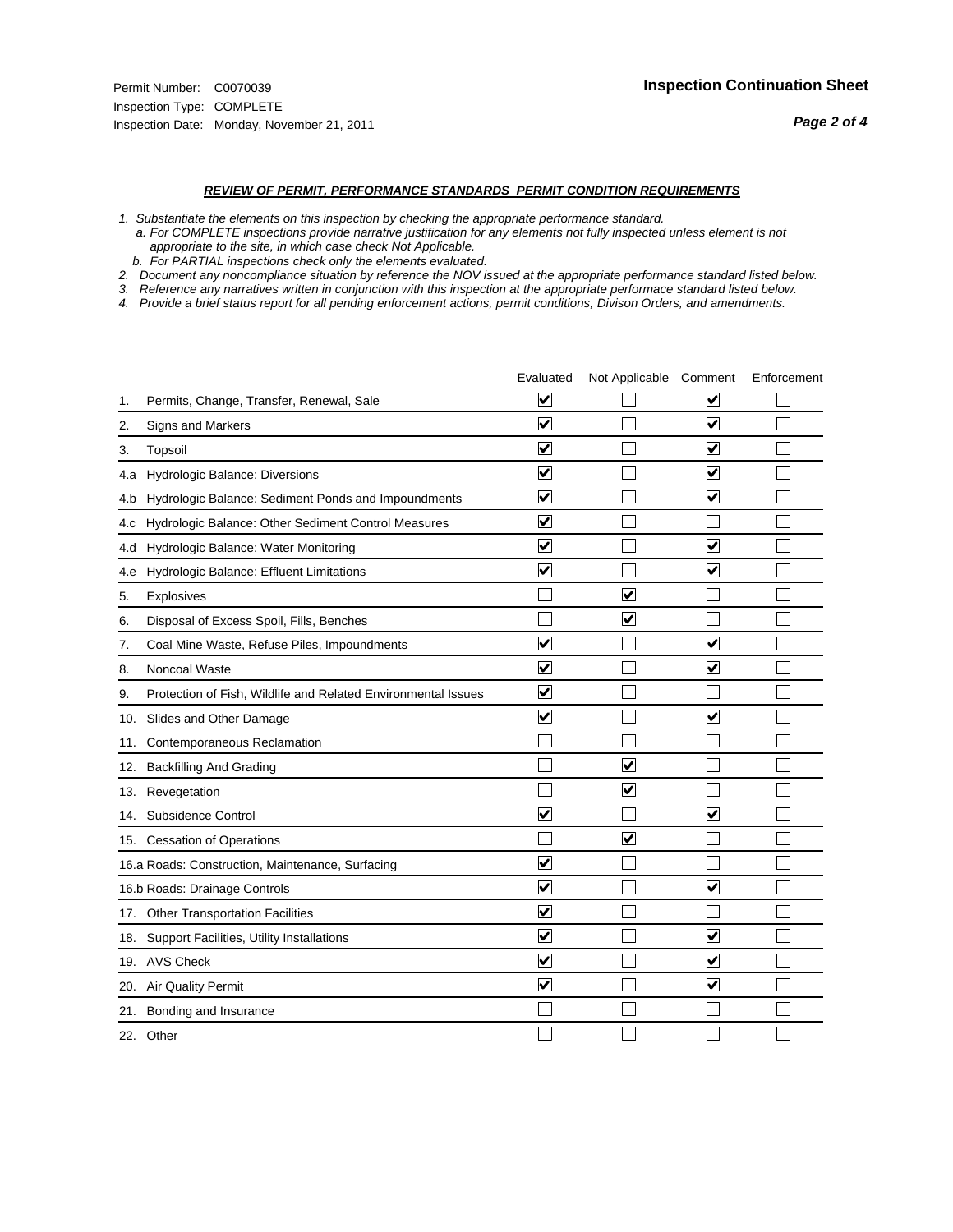Permit Number: C0070039
Inspection Type: COMPLETE
Inspection Date: Monday, November 21, 2011

**Inspection Continuation Sheet**

## *REVIEW OF PERMIT, PERFORMANCE STANDARDS PERMIT CONDITION REQUIREMENTS*

*1. Substantiate the elements on this inspection by checking the appropriate performance standard.*
*a. For COMPLETE inspections provide narrative justification for any elements not fully inspected unless element is not appropriate to the site, in which case check Not Applicable.*
*b. For PARTIAL inspections check only the elements evaluated.*
*2. Document any noncompliance situation by reference the NOV issued at the appropriate performance standard listed below.*
*3. Reference any narratives written in conjunction with this inspection at the appropriate performace standard listed below.*
*4. Provide a brief status report for all pending enforcement actions, permit conditions, Divison Orders, and amendments.*

| | Evaluated | Not Applicable | Comment | Enforcement |
|---|---|---|---|---|
| 1. Permits, Change, Transfer, Renewal, Sale | ☑ | ☐ | ☑ | ☐ |
| 2. Signs and Markers | ☑ | ☐ | ☑ | ☐ |
| 3. Topsoil | ☑ | ☐ | ☑ | ☐ |
| 4.a Hydrologic Balance: Diversions | ☑ | ☐ | ☑ | ☐ |
| 4.b Hydrologic Balance: Sediment Ponds and Impoundments | ☑ | ☐ | ☑ | ☐ |
| 4.c Hydrologic Balance: Other Sediment Control Measures | ☑ | ☐ | ☐ | ☐ |
| 4.d Hydrologic Balance: Water Monitoring | ☑ | ☐ | ☑ | ☐ |
| 4.e Hydrologic Balance: Effluent Limitations | ☑ | ☐ | ☑ | ☐ |
| 5. Explosives | ☐ | ☑ | ☐ | ☐ |
| 6. Disposal of Excess Spoil, Fills, Benches | ☐ | ☑ | ☐ | ☐ |
| 7. Coal Mine Waste, Refuse Piles, Impoundments | ☑ | ☐ | ☑ | ☐ |
| 8. Noncoal Waste | ☑ | ☐ | ☑ | ☐ |
| 9. Protection of Fish, Wildlife and Related Environmental Issues | ☑ | ☐ | ☐ | ☐ |
| 10. Slides and Other Damage | ☑ | ☐ | ☑ | ☐ |
| 11. Contemporaneous Reclamation | ☐ | ☐ | ☐ | ☐ |
| 12. Backfilling And Grading | ☐ | ☑ | ☐ | ☐ |
| 13. Revegetation | ☐ | ☑ | ☐ | ☐ |
| 14. Subsidence Control | ☑ | ☐ | ☑ | ☐ |
| 15. Cessation of Operations | ☐ | ☑ | ☐ | ☐ |
| 16.a Roads: Construction, Maintenance, Surfacing | ☑ | ☐ | ☐ | ☐ |
| 16.b Roads: Drainage Controls | ☑ | ☐ | ☑ | ☐ |
| 17. Other Transportation Facilities | ☑ | ☐ | ☐ | ☐ |
| 18. Support Facilities, Utility Installations | ☑ | ☐ | ☑ | ☐ |
| 19. AVS Check | ☑ | ☐ | ☑ | ☐ |
| 20. Air Quality Permit | ☑ | ☐ | ☑ | ☐ |
| 21. Bonding and Insurance | ☐ | ☐ | ☐ | ☐ |
| 22. Other | ☐ | ☐ | ☐ | ☐ |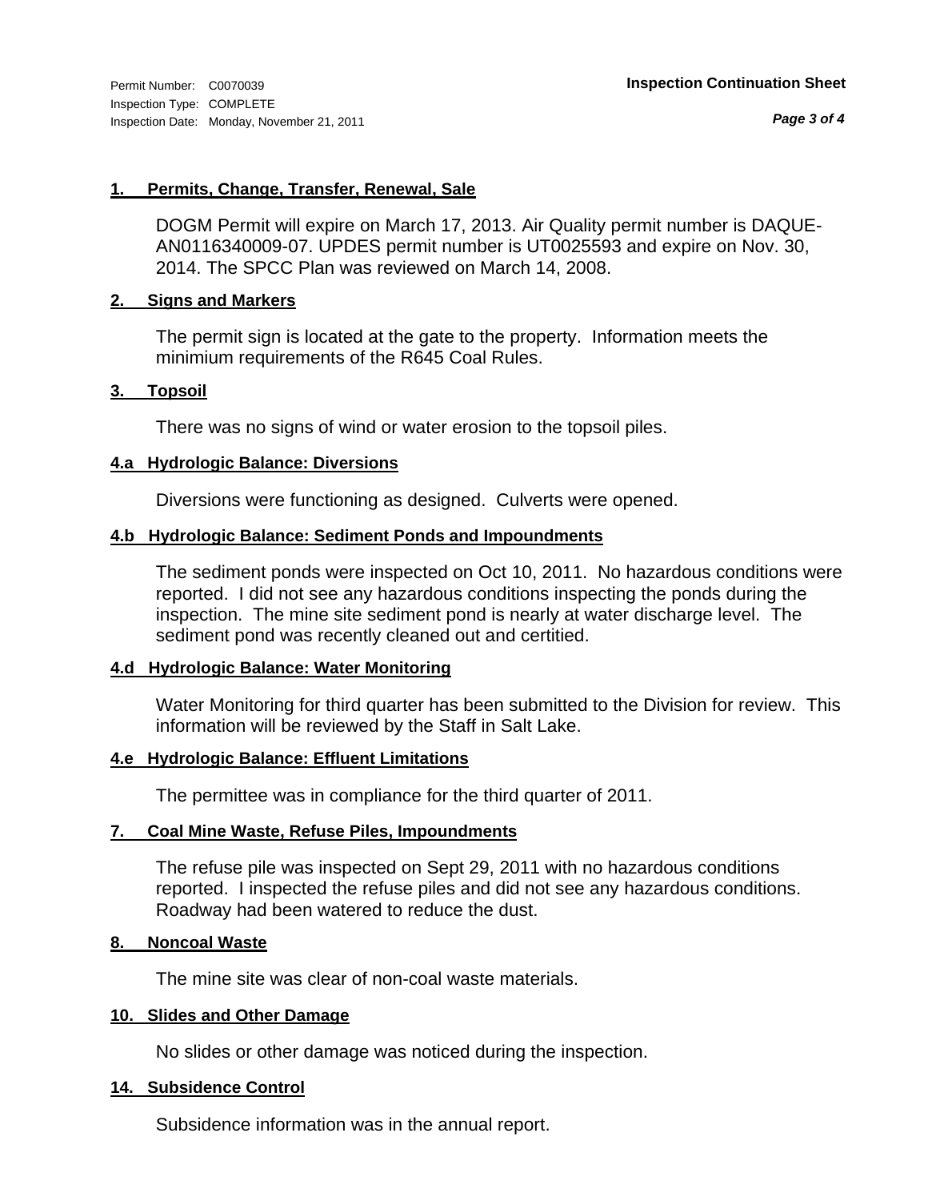Permit Number: C0070039
Inspection Type: COMPLETE
Inspection Date: Monday, November 21, 2011

**Inspection Continuation Sheet**

### 1. Permits, Change, Transfer, Renewal, Sale

DOGM Permit will expire on March 17, 2013. Air Quality permit number is DAQUE-AN0116340009-07. UPDES permit number is UT0025593 and expire on Nov. 30, 2014. The SPCC Plan was reviewed on March 14, 2008.

### 2. Signs and Markers

The permit sign is located at the gate to the property. Information meets the minimium requirements of the R645 Coal Rules.

### 3. Topsoil

There was no signs of wind or water erosion to the topsoil piles.

### 4.a Hydrologic Balance: Diversions

Diversions were functioning as designed. Culverts were opened.

### 4.b Hydrologic Balance: Sediment Ponds and Impoundments

The sediment ponds were inspected on Oct 10, 2011. No hazardous conditions were reported. I did not see any hazardous conditions inspecting the ponds during the inspection. The mine site sediment pond is nearly at water discharge level. The sediment pond was recently cleaned out and certitied.

### 4.d Hydrologic Balance: Water Monitoring

Water Monitoring for third quarter has been submitted to the Division for review. This information will be reviewed by the Staff in Salt Lake.

### 4.e Hydrologic Balance: Effluent Limitations

The permittee was in compliance for the third quarter of 2011.

### 7. Coal Mine Waste, Refuse Piles, Impoundments

The refuse pile was inspected on Sept 29, 2011 with no hazardous conditions reported. I inspected the refuse piles and did not see any hazardous conditions. Roadway had been watered to reduce the dust.

### 8. Noncoal Waste

The mine site was clear of non-coal waste materials.

### 10. Slides and Other Damage

No slides or other damage was noticed during the inspection.

### 14. Subsidence Control

Subsidence information was in the annual report.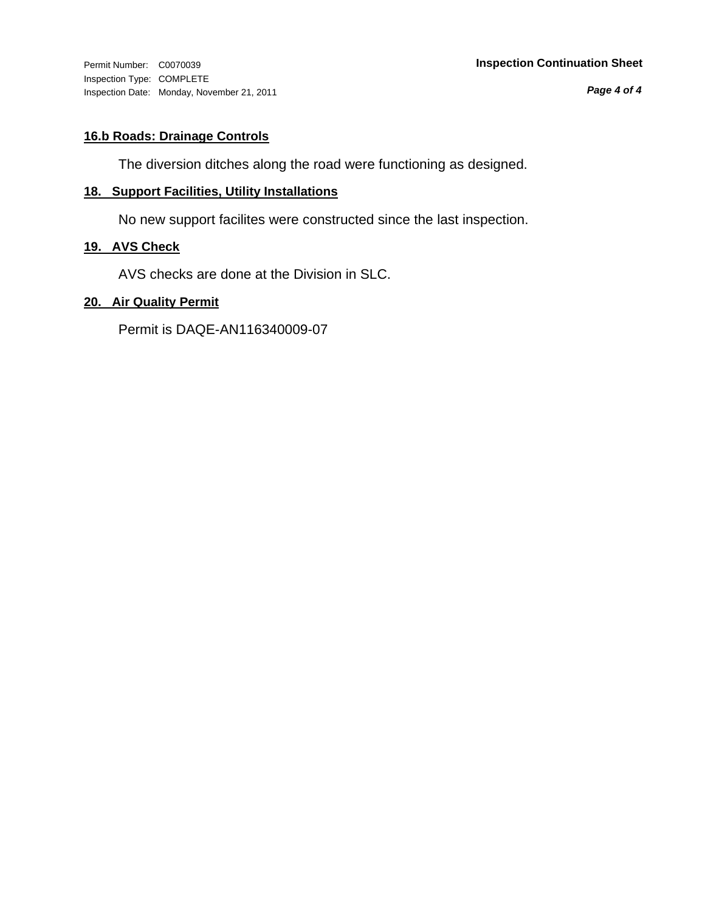### 16.b Roads: Drainage Controls

The diversion ditches along the road were functioning as designed.

### 18. Support Facilities, Utility Installations

No new support facilites were constructed since the last inspection.

### 19. AVS Check

AVS checks are done at the Division in SLC.

### 20. Air Quality Permit

Permit is DAQE-AN116340009-07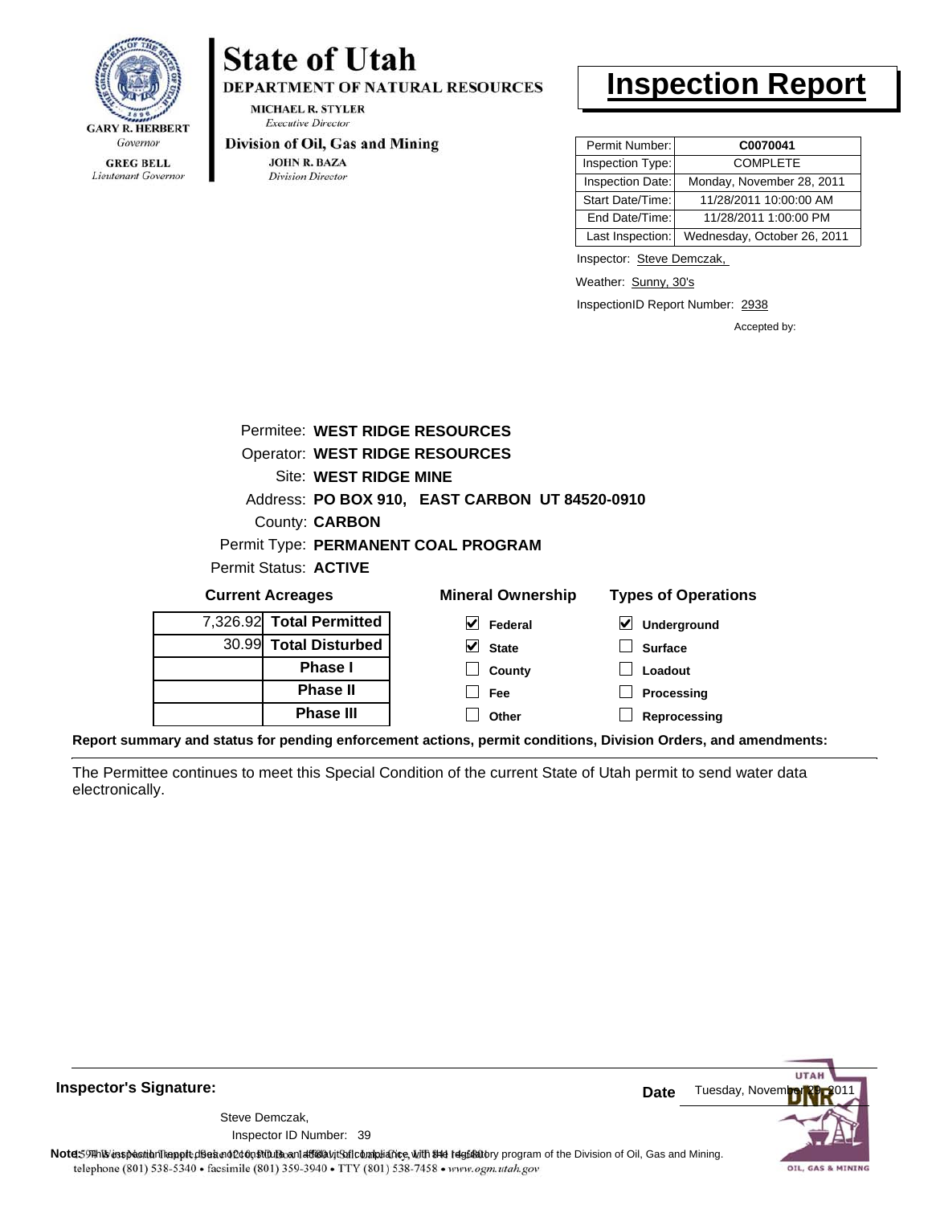**State of Utah**

**DEPARTMENT OF NATURAL RESOURCES**

MICHAEL R. STYLER
*Executive Director*

**Division of Oil, Gas and Mining**

JOHN R. BAZA
*Division Director*

GARY R. HERBERT
*Governor*

GREG BELL
*Lieutenant Governor*

# Inspection Report

| | |
|---|---|
| Permit Number: | **C0070041** |
| Inspection Type: | COMPLETE |
| Inspection Date: | Monday, November 28, 2011 |
| Start Date/Time: | 11/28/2011 10:00:00 AM |
| End Date/Time: | 11/28/2011 1:00:00 PM |
| Last Inspection: | Wednesday, October 26, 2011 |

Inspector: Steve Demczak,

Weather: Sunny, 30's

InspectionID Report Number: 2938

Accepted by:

Permitee: **WEST RIDGE RESOURCES**
Operator: **WEST RIDGE RESOURCES**
Site: **WEST RIDGE MINE**
Address: **PO BOX 910, EAST CARBON UT 84520-0910**
County: **CARBON**
Permit Type: **PERMANENT COAL PROGRAM**
Permit Status: **ACTIVE**

**Current Acreages**

| | |
|---|---|
| 7,326.92 | **Total Permitted** |
| 30.99 | **Total Disturbed** |
| | **Phase I** |
| | **Phase II** |
| | **Phase III** |

**Mineral Ownership**

- [x] Federal
- [x] State
- [ ] County
- [ ] Fee
- [ ] Other

**Types of Operations**

- [x] Underground
- [ ] Surface
- [ ] Loadout
- [ ] Processing
- [ ] Reprocessing

**Report summary and status for pending enforcement actions, permit conditions, Division Orders, and amendments:**

The Permittee continues to meet this Special Condition of the current State of Utah permit to send water data electronically.

**Inspector's Signature:**

Steve Demczak,
Inspector ID Number: 39

**Date** Tuesday, November 29, 2011

**Note:** This inspection report does not constitute an affidavit of compliance with the regulatory program of the Division of Oil, Gas and Mining.

telephone (801) 538-5340 • facsimile (801) 359-3940 • TTY (801) 538-7458 • www.ogm.utah.gov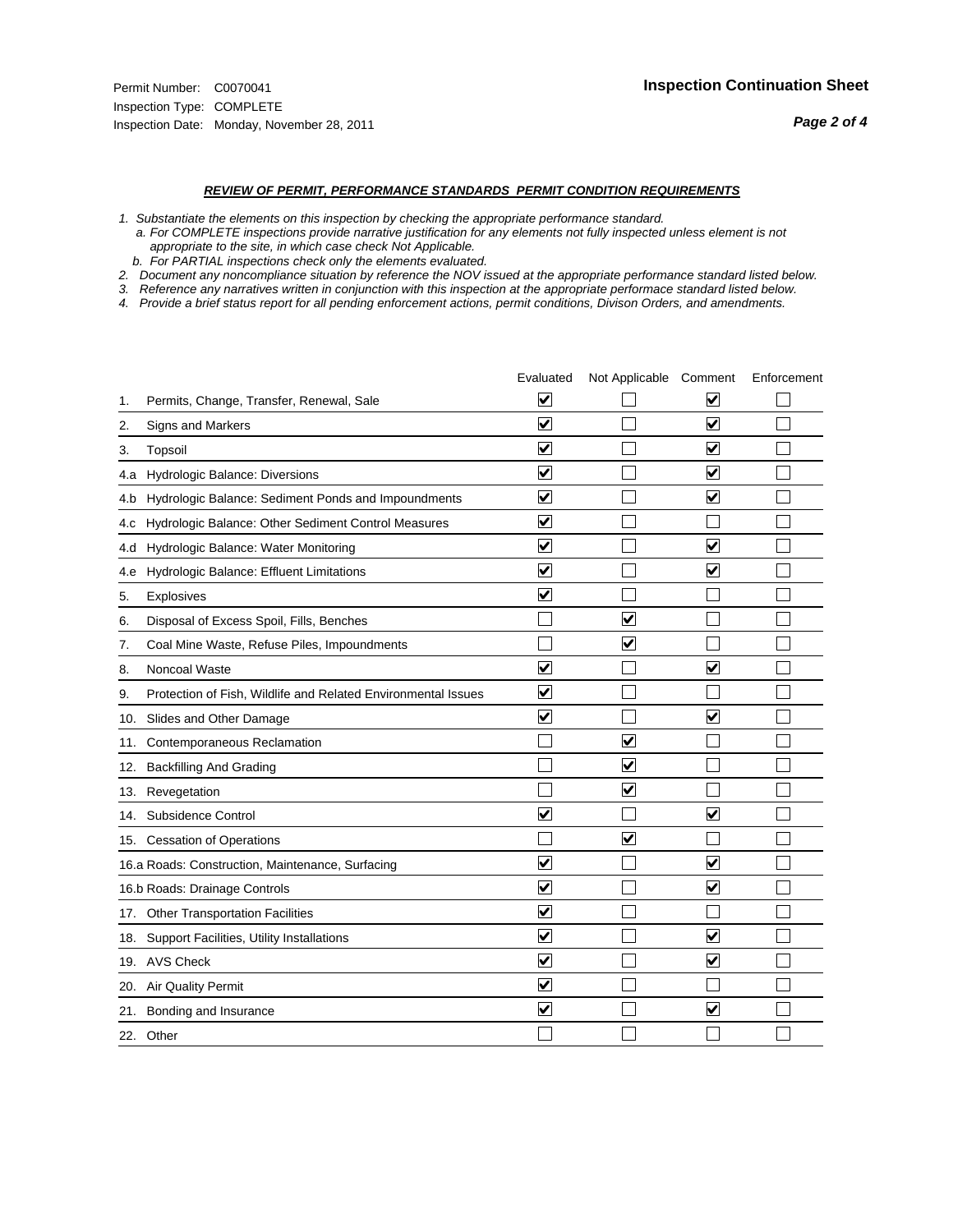Permit Number: C0070041
Inspection Type: COMPLETE
Inspection Date: Monday, November 28, 2011

## Inspection Continuation Sheet

***REVIEW OF PERMIT, PERFORMANCE STANDARDS PERMIT CONDITION REQUIREMENTS***

*1. Substantiate the elements on this inspection by checking the appropriate performance standard.*
*a. For COMPLETE inspections provide narrative justification for any elements not fully inspected unless element is not appropriate to the site, in which case check Not Applicable.*
*b. For PARTIAL inspections check only the elements evaluated.*
*2. Document any noncompliance situation by reference the NOV issued at the appropriate performance standard listed below.*
*3. Reference any narratives written in conjunction with this inspection at the appropriate performace standard listed below.*
*4. Provide a brief status report for all pending enforcement actions, permit conditions, Divison Orders, and amendments.*

| | Evaluated | Not Applicable | Comment | Enforcement |
|---|---|---|---|---|
| 1. Permits, Change, Transfer, Renewal, Sale | ☑ | ☐ | ☑ | ☐ |
| 2. Signs and Markers | ☑ | ☐ | ☑ | ☐ |
| 3. Topsoil | ☑ | ☐ | ☑ | ☐ |
| 4.a Hydrologic Balance: Diversions | ☑ | ☐ | ☑ | ☐ |
| 4.b Hydrologic Balance: Sediment Ponds and Impoundments | ☑ | ☐ | ☑ | ☐ |
| 4.c Hydrologic Balance: Other Sediment Control Measures | ☑ | ☐ | ☐ | ☐ |
| 4.d Hydrologic Balance: Water Monitoring | ☑ | ☐ | ☑ | ☐ |
| 4.e Hydrologic Balance: Effluent Limitations | ☑ | ☐ | ☑ | ☐ |
| 5. Explosives | ☑ | ☐ | ☐ | ☐ |
| 6. Disposal of Excess Spoil, Fills, Benches | ☐ | ☑ | ☐ | ☐ |
| 7. Coal Mine Waste, Refuse Piles, Impoundments | ☐ | ☑ | ☐ | ☐ |
| 8. Noncoal Waste | ☑ | ☐ | ☑ | ☐ |
| 9. Protection of Fish, Wildlife and Related Environmental Issues | ☑ | ☐ | ☐ | ☐ |
| 10. Slides and Other Damage | ☑ | ☐ | ☑ | ☐ |
| 11. Contemporaneous Reclamation | ☐ | ☑ | ☐ | ☐ |
| 12. Backfilling And Grading | ☐ | ☑ | ☐ | ☐ |
| 13. Revegetation | ☐ | ☑ | ☐ | ☐ |
| 14. Subsidence Control | ☑ | ☐ | ☑ | ☐ |
| 15. Cessation of Operations | ☐ | ☑ | ☐ | ☐ |
| 16.a Roads: Construction, Maintenance, Surfacing | ☑ | ☐ | ☑ | ☐ |
| 16.b Roads: Drainage Controls | ☑ | ☐ | ☑ | ☐ |
| 17. Other Transportation Facilities | ☑ | ☐ | ☐ | ☐ |
| 18. Support Facilities, Utility Installations | ☑ | ☐ | ☑ | ☐ |
| 19. AVS Check | ☑ | ☐ | ☑ | ☐ |
| 20. Air Quality Permit | ☑ | ☐ | ☐ | ☐ |
| 21. Bonding and Insurance | ☑ | ☐ | ☑ | ☐ |
| 22. Other | ☐ | ☐ | ☐ | ☐ |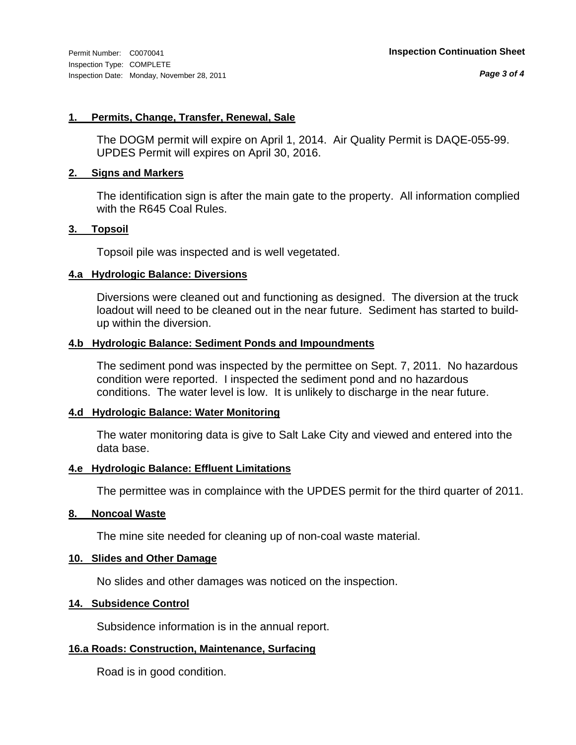Permit Number: C0070041
Inspection Type: COMPLETE
Inspection Date: Monday, November 28, 2011

**Inspection Continuation Sheet**

### 1. Permits, Change, Transfer, Renewal, Sale

The DOGM permit will expire on April 1, 2014. Air Quality Permit is DAQE-055-99. UPDES Permit will expires on April 30, 2016.

### 2. Signs and Markers

The identification sign is after the main gate to the property. All information complied with the R645 Coal Rules.

### 3. Topsoil

Topsoil pile was inspected and is well vegetated.

### 4.a Hydrologic Balance: Diversions

Diversions were cleaned out and functioning as designed. The diversion at the truck loadout will need to be cleaned out in the near future. Sediment has started to build-up within the diversion.

### 4.b Hydrologic Balance: Sediment Ponds and Impoundments

The sediment pond was inspected by the permittee on Sept. 7, 2011. No hazardous condition were reported. I inspected the sediment pond and no hazardous conditions. The water level is low. It is unlikely to discharge in the near future.

### 4.d Hydrologic Balance: Water Monitoring

The water monitoring data is give to Salt Lake City and viewed and entered into the data base.

### 4.e Hydrologic Balance: Effluent Limitations

The permittee was in complaince with the UPDES permit for the third quarter of 2011.

### 8. Noncoal Waste

The mine site needed for cleaning up of non-coal waste material.

### 10. Slides and Other Damage

No slides and other damages was noticed on the inspection.

### 14. Subsidence Control

Subsidence information is in the annual report.

### 16.a Roads: Construction, Maintenance, Surfacing

Road is in good condition.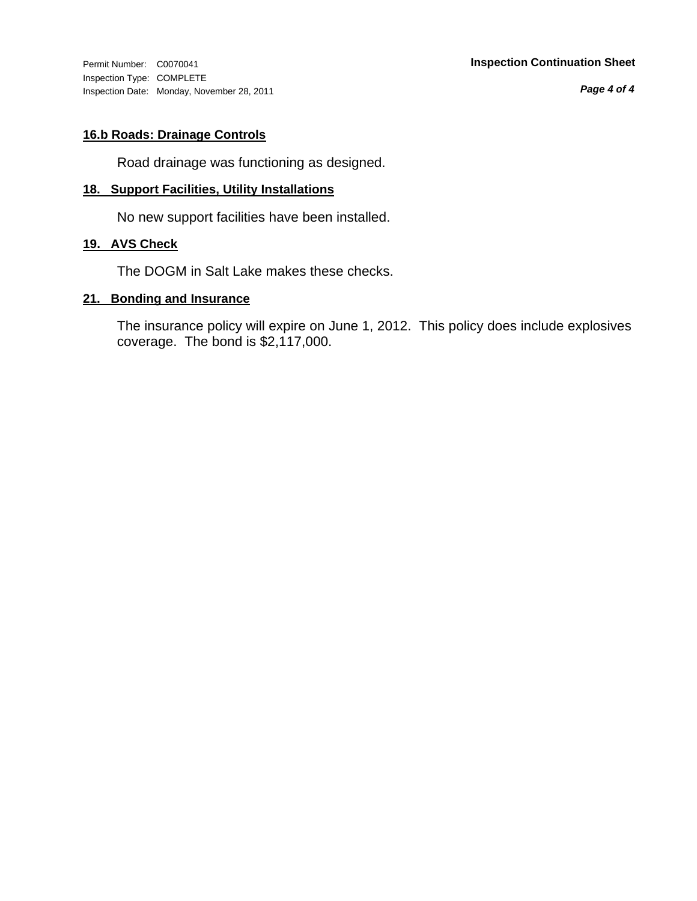### 16.b Roads: Drainage Controls

Road drainage was functioning as designed.

### 18. Support Facilities, Utility Installations

No new support facilities have been installed.

### 19. AVS Check

The DOGM in Salt Lake makes these checks.

### 21. Bonding and Insurance

The insurance policy will expire on June 1, 2012. This policy does include explosives coverage. The bond is $2,117,000.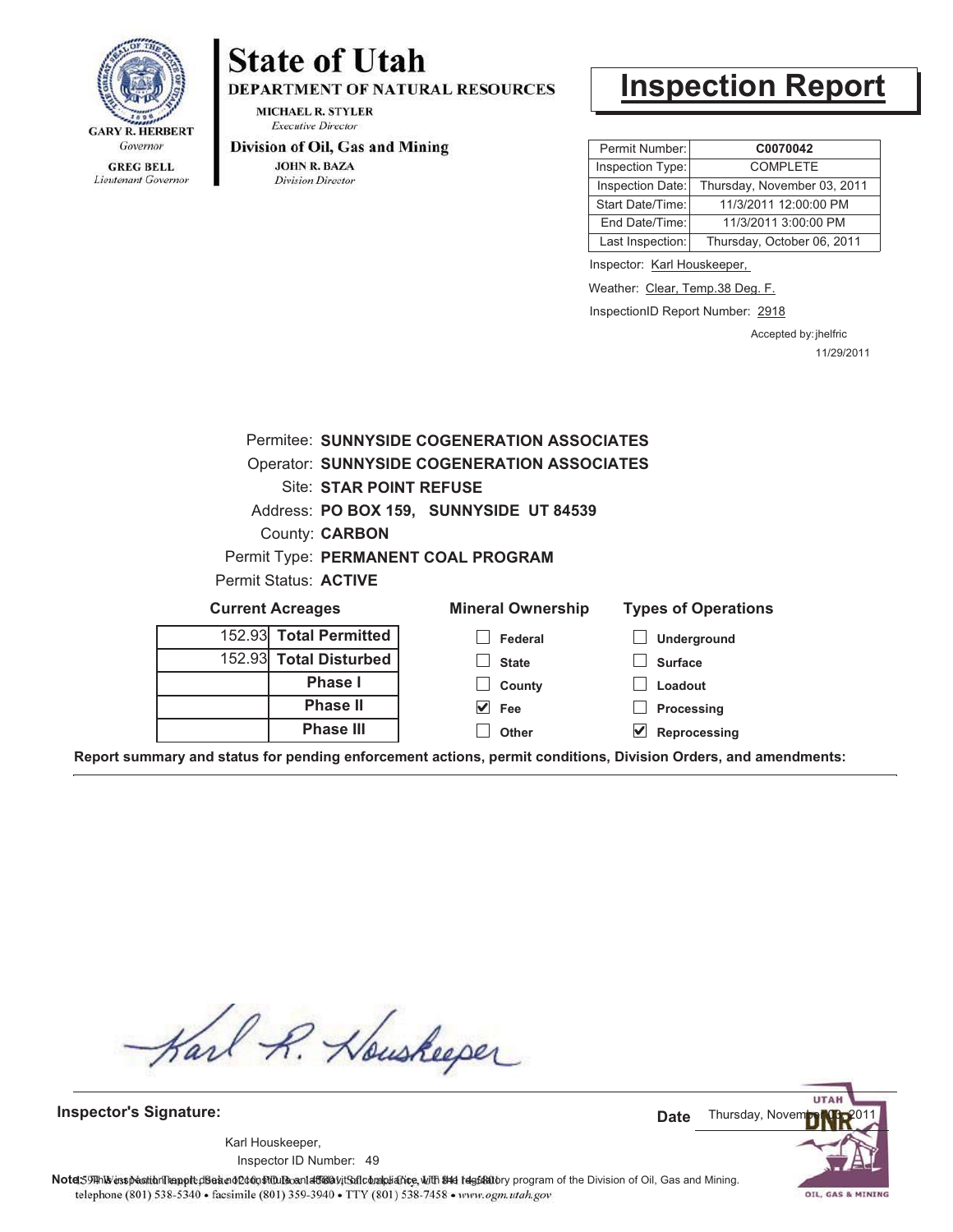**State of Utah**

**DEPARTMENT OF NATURAL RESOURCES**

MICHAEL R. STYLER
*Executive Director*

**Division of Oil, Gas and Mining**

JOHN R. BAZA
*Division Director*

GARY R. HERBERT
*Governor*

GREG BELL
*Lieutenant Governor*

# Inspection Report

| Permit Number: | **C0070042** |
|---|---|
| Inspection Type: | COMPLETE |
| Inspection Date: | Thursday, November 03, 2011 |
| Start Date/Time: | 11/3/2011 12:00:00 PM |
| End Date/Time: | 11/3/2011 3:00:00 PM |
| Last Inspection: | Thursday, October 06, 2011 |

Inspector: Karl Houskeeper,

Weather: Clear, Temp.38 Deg. F.

InspectionID Report Number: 2918

Accepted by: jhelfric
11/29/2011

Permitee: **SUNNYSIDE COGENERATION ASSOCIATES**
Operator: **SUNNYSIDE COGENERATION ASSOCIATES**
Site: **STAR POINT REFUSE**
Address: **PO BOX 159, SUNNYSIDE UT 84539**
County: **CARBON**
Permit Type: **PERMANENT COAL PROGRAM**
Permit Status: **ACTIVE**

**Current Acreages**

| | |
|---|---|
| 152.93 | **Total Permitted** |
| 152.93 | **Total Disturbed** |
| | **Phase I** |
| | **Phase II** |
| | **Phase III** |

**Mineral Ownership**

- [ ] Federal
- [ ] State
- [ ] County
- [x] Fee
- [ ] Other

**Types of Operations**

- [ ] Underground
- [ ] Surface
- [ ] Loadout
- [ ] Processing
- [x] Reprocessing

**Report summary and status for pending enforcement actions, permit conditions, Division Orders, and amendments:**

**Inspector's Signature:**

Karl Houskeeper,
Inspector ID Number: 49

**Date** Thursday, November 03, 2011

**Note:** This inspection report does not constitute an affidavit of compliance with the regulatory program of the Division of Oil, Gas and Mining.
1594 West North Temple, Suite 1210, PO Box 145801, Salt Lake City, UT 84114-5801
telephone (801) 538-5340 • facsimile (801) 359-3940 • TTY (801) 538-7458 • *www.ogm.utah.gov*

UTAH DNR OIL, GAS & MINING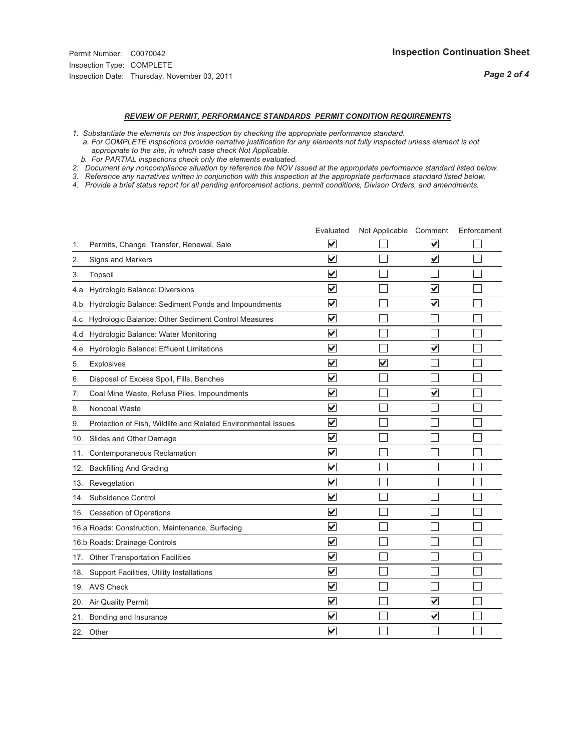Permit Number: C0070042
Inspection Type: COMPLETE
Inspection Date: Thursday, November 03, 2011

**Inspection Continuation Sheet**

***REVIEW OF PERMIT, PERFORMANCE STANDARDS PERMIT CONDITION REQUIREMENTS***

*1. Substantiate the elements on this inspection by checking the appropriate performance standard.*
*a. For COMPLETE inspections provide narrative justification for any elements not fully inspected unless element is not appropriate to the site, in which case check Not Applicable.*
*b. For PARTIAL inspections check only the elements evaluated.*
*2. Document any noncompliance situation by reference the NOV issued at the appropriate performance standard listed below.*
*3. Reference any narratives written in conjunction with this inspection at the appropriate performace standard listed below.*
*4. Provide a brief status report for all pending enforcement actions, permit conditions, Divison Orders, and amendments.*

| | Evaluated | Not Applicable | Comment | Enforcement |
|---|---|---|---|---|
| 1. Permits, Change, Transfer, Renewal, Sale | ☑ | ☐ | ☑ | ☐ |
| 2. Signs and Markers | ☑ | ☐ | ☑ | ☐ |
| 3. Topsoil | ☑ | ☐ | ☐ | ☐ |
| 4.a Hydrologic Balance: Diversions | ☑ | ☐ | ☑ | ☐ |
| 4.b Hydrologic Balance: Sediment Ponds and Impoundments | ☑ | ☐ | ☑ | ☐ |
| 4.c Hydrologic Balance: Other Sediment Control Measures | ☑ | ☐ | ☐ | ☐ |
| 4.d Hydrologic Balance: Water Monitoring | ☑ | ☐ | ☐ | ☐ |
| 4.e Hydrologic Balance: Effluent Limitations | ☑ | ☐ | ☑ | ☐ |
| 5. Explosives | ☑ | ☑ | ☐ | ☐ |
| 6. Disposal of Excess Spoil, Fills, Benches | ☑ | ☐ | ☐ | ☐ |
| 7. Coal Mine Waste, Refuse Piles, Impoundments | ☑ | ☐ | ☑ | ☐ |
| 8. Noncoal Waste | ☑ | ☐ | ☐ | ☐ |
| 9. Protection of Fish, Wildlife and Related Environmental Issues | ☑ | ☐ | ☐ | ☐ |
| 10. Slides and Other Damage | ☑ | ☐ | ☐ | ☐ |
| 11. Contemporaneous Reclamation | ☑ | ☐ | ☐ | ☐ |
| 12. Backfilling And Grading | ☑ | ☐ | ☐ | ☐ |
| 13. Revegetation | ☑ | ☐ | ☐ | ☐ |
| 14. Subsidence Control | ☑ | ☐ | ☐ | ☐ |
| 15. Cessation of Operations | ☑ | ☐ | ☐ | ☐ |
| 16.a Roads: Construction, Maintenance, Surfacing | ☑ | ☐ | ☐ | ☐ |
| 16.b Roads: Drainage Controls | ☑ | ☐ | ☐ | ☐ |
| 17. Other Transportation Facilities | ☑ | ☐ | ☐ | ☐ |
| 18. Support Facilities, Utility Installations | ☑ | ☐ | ☐ | ☐ |
| 19. AVS Check | ☑ | ☐ | ☐ | ☐ |
| 20. Air Quality Permit | ☑ | ☐ | ☑ | ☐ |
| 21. Bonding and Insurance | ☑ | ☐ | ☑ | ☐ |
| 22. Other | ☑ | ☐ | ☐ | ☐ |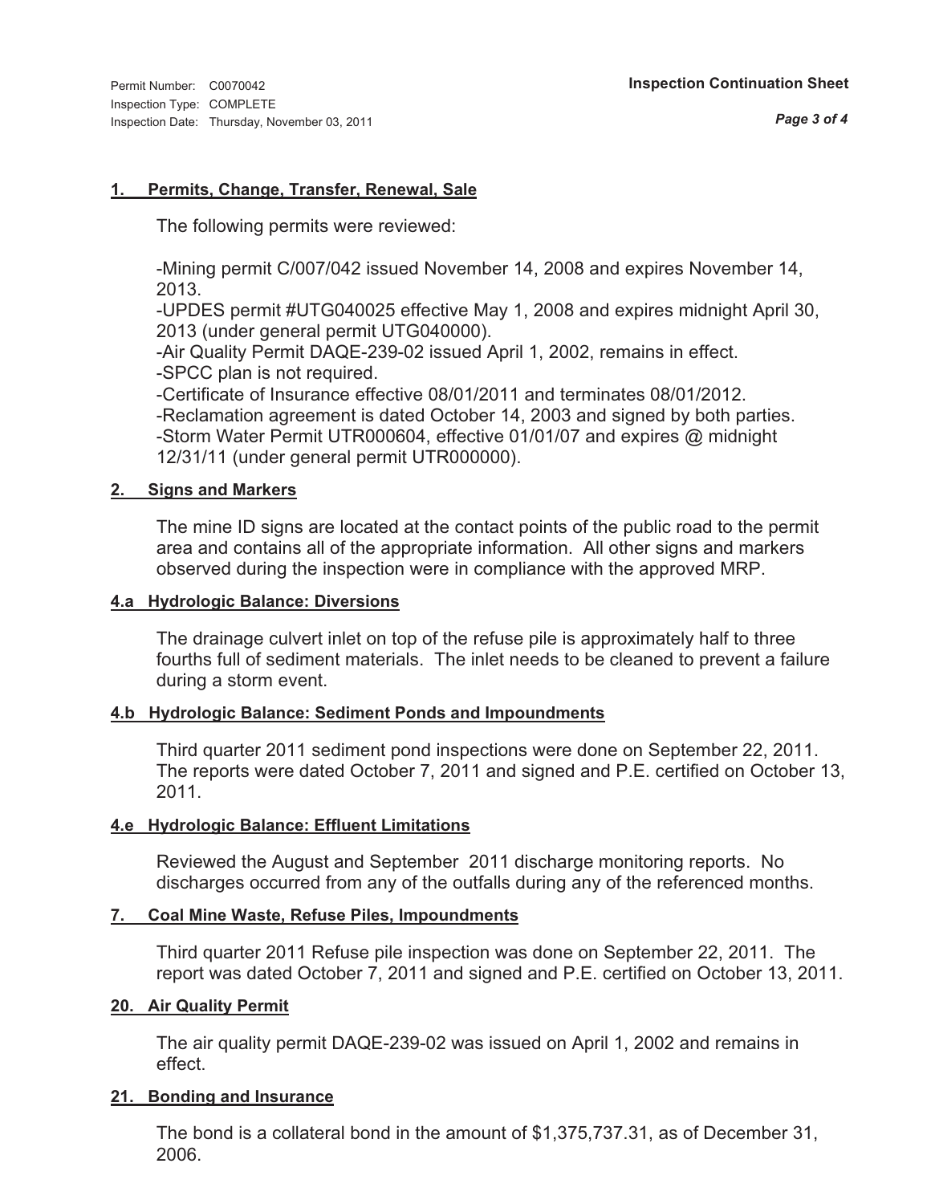Permit Number: C0070042
Inspection Type: COMPLETE
Inspection Date: Thursday, November 03, 2011

**Inspection Continuation Sheet**

## 1. Permits, Change, Transfer, Renewal, Sale

The following permits were reviewed:

-Mining permit C/007/042 issued November 14, 2008 and expires November 14, 2013.
-UPDES permit #UTG040025 effective May 1, 2008 and expires midnight April 30, 2013 (under general permit UTG040000).
-Air Quality Permit DAQE-239-02 issued April 1, 2002, remains in effect.
-SPCC plan is not required.
-Certificate of Insurance effective 08/01/2011 and terminates 08/01/2012.
-Reclamation agreement is dated October 14, 2003 and signed by both parties.
-Storm Water Permit UTR000604, effective 01/01/07 and expires @ midnight 12/31/11 (under general permit UTR000000).

## 2. Signs and Markers

The mine ID signs are located at the contact points of the public road to the permit area and contains all of the appropriate information. All other signs and markers observed during the inspection were in compliance with the approved MRP.

## 4.a Hydrologic Balance: Diversions

The drainage culvert inlet on top of the refuse pile is approximately half to three fourths full of sediment materials. The inlet needs to be cleaned to prevent a failure during a storm event.

## 4.b Hydrologic Balance: Sediment Ponds and Impoundments

Third quarter 2011 sediment pond inspections were done on September 22, 2011. The reports were dated October 7, 2011 and signed and P.E. certified on October 13, 2011.

## 4.e Hydrologic Balance: Effluent Limitations

Reviewed the August and September 2011 discharge monitoring reports. No discharges occurred from any of the outfalls during any of the referenced months.

## 7. Coal Mine Waste, Refuse Piles, Impoundments

Third quarter 2011 Refuse pile inspection was done on September 22, 2011. The report was dated October 7, 2011 and signed and P.E. certified on October 13, 2011.

## 20. Air Quality Permit

The air quality permit DAQE-239-02 was issued on April 1, 2002 and remains in effect.

## 21. Bonding and Insurance

The bond is a collateral bond in the amount of $1,375,737.31, as of December 31, 2006.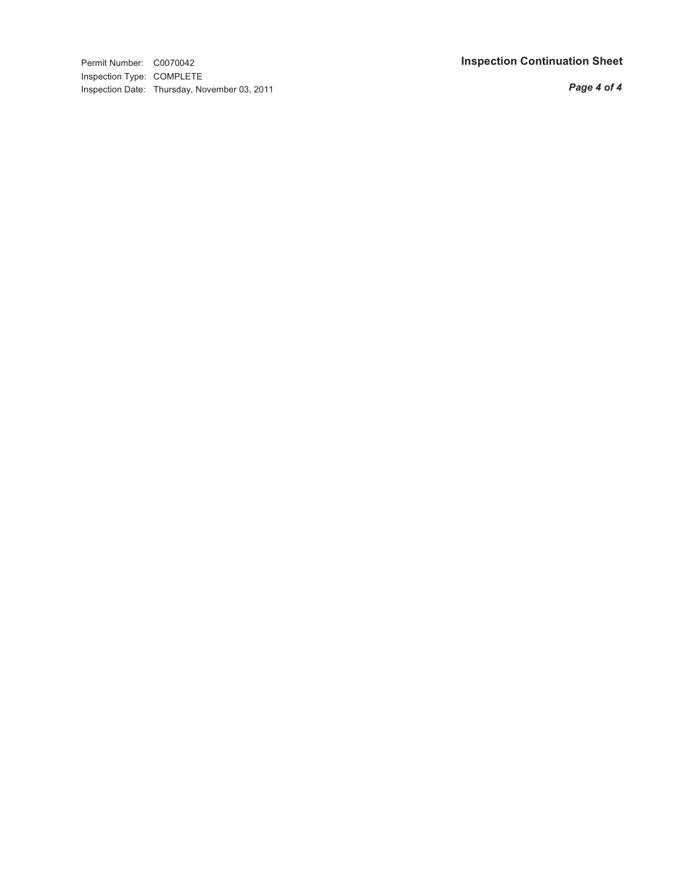Permit Number: C0070042
Inspection Type: COMPLETE
Inspection Date: Thursday, November 03, 2011

**Inspection Continuation Sheet**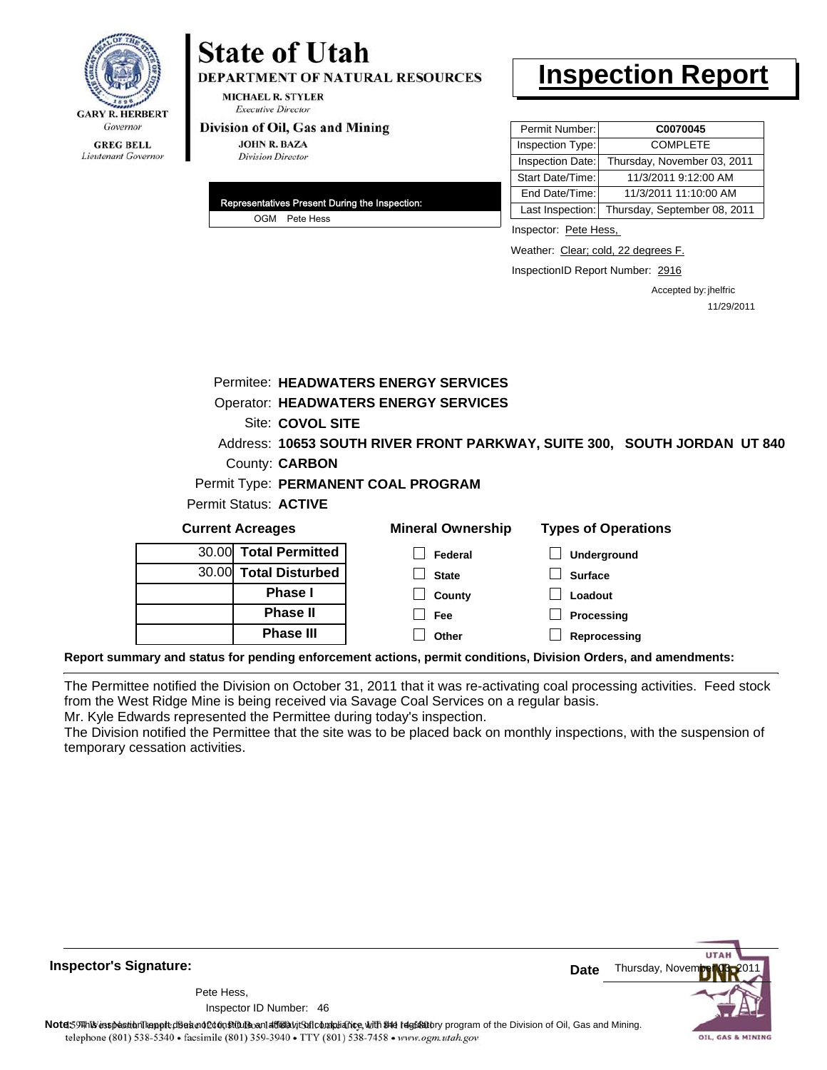**State of Utah**

**DEPARTMENT OF NATURAL RESOURCES**

MICHAEL R. STYLER
*Executive Director*

**Division of Oil, Gas and Mining**

JOHN R. BAZA
*Division Director*

GARY R. HERBERT
*Governor*

GREG BELL
*Lieutenant Governor*

# Inspection Report

| Permit Number: | C0070045 |
|---|---|
| Inspection Type: | COMPLETE |
| Inspection Date: | Thursday, November 03, 2011 |
| Start Date/Time: | 11/3/2011 9:12:00 AM |
| End Date/Time: | 11/3/2011 11:10:00 AM |
| Last Inspection: | Thursday, September 08, 2011 |

**Representatives Present During the Inspection:**

OGM Pete Hess

Inspector: Pete Hess,

Weather: Clear; cold, 22 degrees F.

InspectionID Report Number: 2916

Accepted by: jhelfric
11/29/2011

Permitee: **HEADWATERS ENERGY SERVICES**
Operator: **HEADWATERS ENERGY SERVICES**
Site: **COVOL SITE**
Address: **10653 SOUTH RIVER FRONT PARKWAY, SUITE 300, SOUTH JORDAN UT 840**
County: **CARBON**
Permit Type: **PERMANENT COAL PROGRAM**
Permit Status: **ACTIVE**

**Current Acreages**

| | |
|---|---|
| 30.00 | **Total Permitted** |
| 30.00 | **Total Disturbed** |
| | **Phase I** |
| | **Phase II** |
| | **Phase III** |

**Mineral Ownership**

- ☐ Federal
- ☐ State
- ☐ County
- ☐ Fee
- ☐ Other

**Types of Operations**

- ☐ Underground
- ☐ Surface
- ☐ Loadout
- ☐ Processing
- ☐ Reprocessing

**Report summary and status for pending enforcement actions, permit conditions, Division Orders, and amendments:**

The Permittee notified the Division on October 31, 2011 that it was re-activating coal processing activities. Feed stock from the West Ridge Mine is being received via Savage Coal Services on a regular basis.
Mr. Kyle Edwards represented the Permittee during today's inspection.
The Division notified the Permittee that the site was to be placed back on monthly inspections, with the suspension of temporary cessation activities.

**Inspector's Signature:**

Pete Hess,
Inspector ID Number: 46

**Date** Thursday, November 03, 2011

**Note:** This inspection report does not constitute an affidavit of compliance with the regulatory program of the Division of Oil, Gas and Mining.
telephone (801) 538-5340 • facsimile (801) 359-3940 • TTY (801) 538-7458 • www.ogm.utah.gov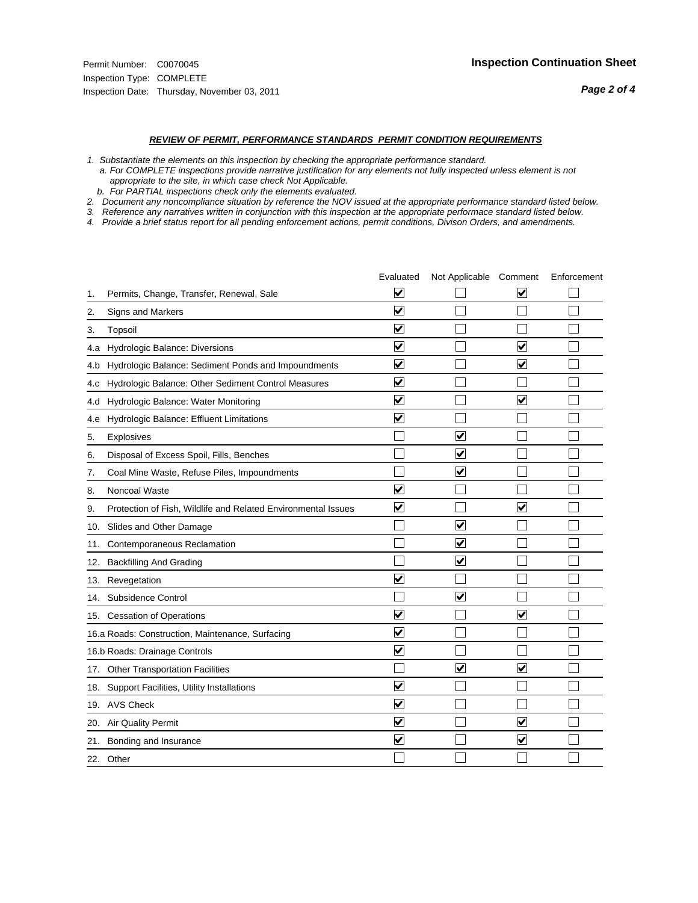Permit Number: C0070045
Inspection Type: COMPLETE
Inspection Date: Thursday, November 03, 2011

**Inspection Continuation Sheet**

### *REVIEW OF PERMIT, PERFORMANCE STANDARDS PERMIT CONDITION REQUIREMENTS*

*1. Substantiate the elements on this inspection by checking the appropriate performance standard.*
*a. For COMPLETE inspections provide narrative justification for any elements not fully inspected unless element is not appropriate to the site, in which case check Not Applicable.*
*b. For PARTIAL inspections check only the elements evaluated.*
*2. Document any noncompliance situation by reference the NOV issued at the appropriate performance standard listed below.*
*3. Reference any narratives written in conjunction with this inspection at the appropriate performace standard listed below.*
*4. Provide a brief status report for all pending enforcement actions, permit conditions, Divison Orders, and amendments.*

| | | Evaluated | Not Applicable | Comment | Enforcement |
|---|---|---|---|---|---|
| 1. | Permits, Change, Transfer, Renewal, Sale | ☑ | ☐ | ☑ | ☐ |
| 2. | Signs and Markers | ☑ | ☐ | ☐ | ☐ |
| 3. | Topsoil | ☑ | ☐ | ☐ | ☐ |
| 4.a | Hydrologic Balance: Diversions | ☑ | ☐ | ☑ | ☐ |
| 4.b | Hydrologic Balance: Sediment Ponds and Impoundments | ☑ | ☐ | ☑ | ☐ |
| 4.c | Hydrologic Balance: Other Sediment Control Measures | ☑ | ☐ | ☐ | ☐ |
| 4.d | Hydrologic Balance: Water Monitoring | ☑ | ☐ | ☑ | ☐ |
| 4.e | Hydrologic Balance: Effluent Limitations | ☑ | ☐ | ☐ | ☐ |
| 5. | Explosives | ☐ | ☑ | ☐ | ☐ |
| 6. | Disposal of Excess Spoil, Fills, Benches | ☐ | ☑ | ☐ | ☐ |
| 7. | Coal Mine Waste, Refuse Piles, Impoundments | ☐ | ☑ | ☐ | ☐ |
| 8. | Noncoal Waste | ☑ | ☐ | ☐ | ☐ |
| 9. | Protection of Fish, Wildlife and Related Environmental Issues | ☑ | ☐ | ☑ | ☐ |
| 10. | Slides and Other Damage | ☐ | ☑ | ☐ | ☐ |
| 11. | Contemporaneous Reclamation | ☐ | ☑ | ☐ | ☐ |
| 12. | Backfilling And Grading | ☐ | ☑ | ☐ | ☐ |
| 13. | Revegetation | ☑ | ☐ | ☐ | ☐ |
| 14. | Subsidence Control | ☐ | ☑ | ☐ | ☐ |
| 15. | Cessation of Operations | ☑ | ☐ | ☑ | ☐ |
| 16.a | Roads: Construction, Maintenance, Surfacing | ☑ | ☐ | ☐ | ☐ |
| 16.b | Roads: Drainage Controls | ☑ | ☐ | ☐ | ☐ |
| 17. | Other Transportation Facilities | ☐ | ☑ | ☑ | ☐ |
| 18. | Support Facilities, Utility Installations | ☑ | ☐ | ☐ | ☐ |
| 19. | AVS Check | ☑ | ☐ | ☐ | ☐ |
| 20. | Air Quality Permit | ☑ | ☐ | ☑ | ☐ |
| 21. | Bonding and Insurance | ☑ | ☐ | ☑ | ☐ |
| 22. | Other | ☐ | ☐ | ☐ | ☐ |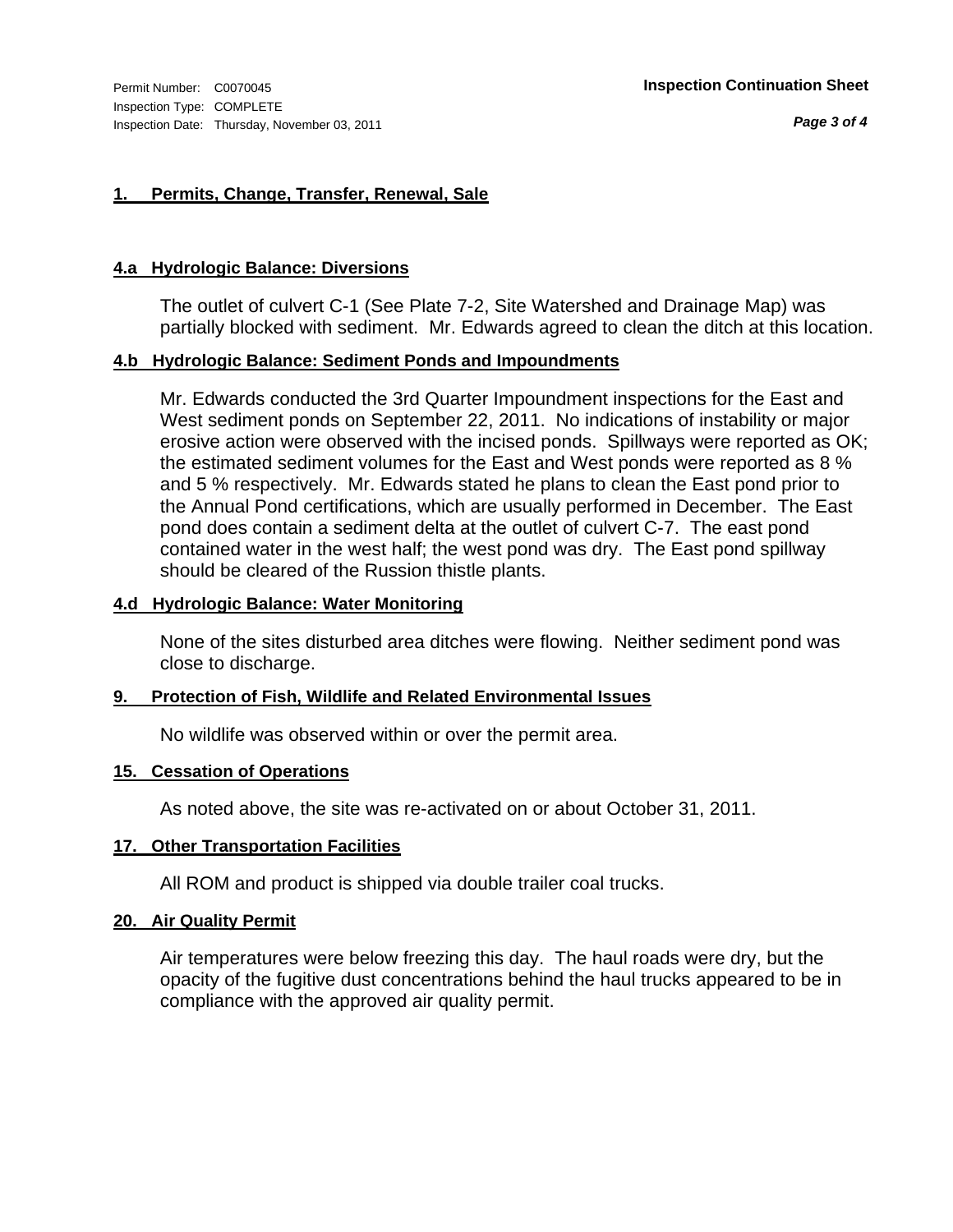Permit Number: C0070045
Inspection Type: COMPLETE
Inspection Date: Thursday, November 03, 2011

**Inspection Continuation Sheet**

### 1. Permits, Change, Transfer, Renewal, Sale

### 4.a Hydrologic Balance: Diversions

The outlet of culvert C-1 (See Plate 7-2, Site Watershed and Drainage Map) was partially blocked with sediment. Mr. Edwards agreed to clean the ditch at this location.

### 4.b Hydrologic Balance: Sediment Ponds and Impoundments

Mr. Edwards conducted the 3rd Quarter Impoundment inspections for the East and West sediment ponds on September 22, 2011. No indications of instability or major erosive action were observed with the incised ponds. Spillways were reported as OK; the estimated sediment volumes for the East and West ponds were reported as 8 % and 5 % respectively. Mr. Edwards stated he plans to clean the East pond prior to the Annual Pond certifications, which are usually performed in December. The East pond does contain a sediment delta at the outlet of culvert C-7. The east pond contained water in the west half; the west pond was dry. The East pond spillway should be cleared of the Russion thistle plants.

### 4.d Hydrologic Balance: Water Monitoring

None of the sites disturbed area ditches were flowing. Neither sediment pond was close to discharge.

### 9. Protection of Fish, Wildlife and Related Environmental Issues

No wildlife was observed within or over the permit area.

### 15. Cessation of Operations

As noted above, the site was re-activated on or about October 31, 2011.

### 17. Other Transportation Facilities

All ROM and product is shipped via double trailer coal trucks.

### 20. Air Quality Permit

Air temperatures were below freezing this day. The haul roads were dry, but the opacity of the fugitive dust concentrations behind the haul trucks appeared to be in compliance with the approved air quality permit.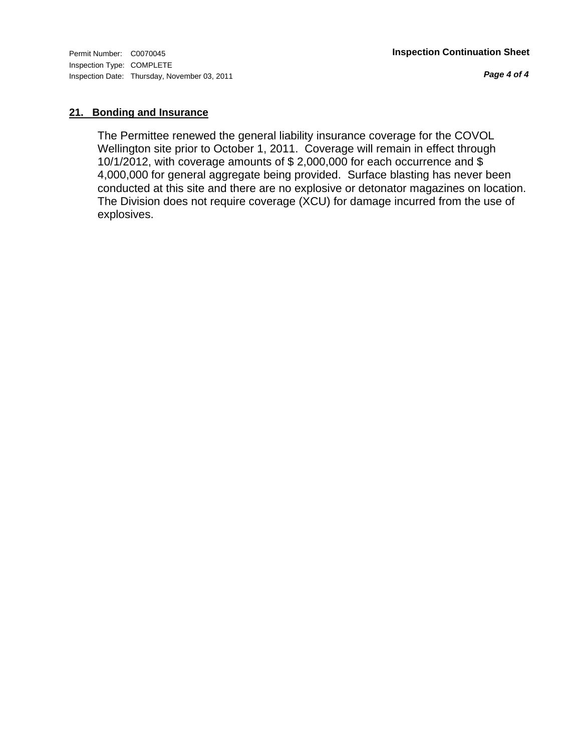## 21. Bonding and Insurance

The Permittee renewed the general liability insurance coverage for the COVOL Wellington site prior to October 1, 2011. Coverage will remain in effect through 10/1/2012, with coverage amounts of $ 2,000,000 for each occurrence and $ 4,000,000 for general aggregate being provided. Surface blasting has never been conducted at this site and there are no explosive or detonator magazines on location. The Division does not require coverage (XCU) for damage incurred from the use of explosives.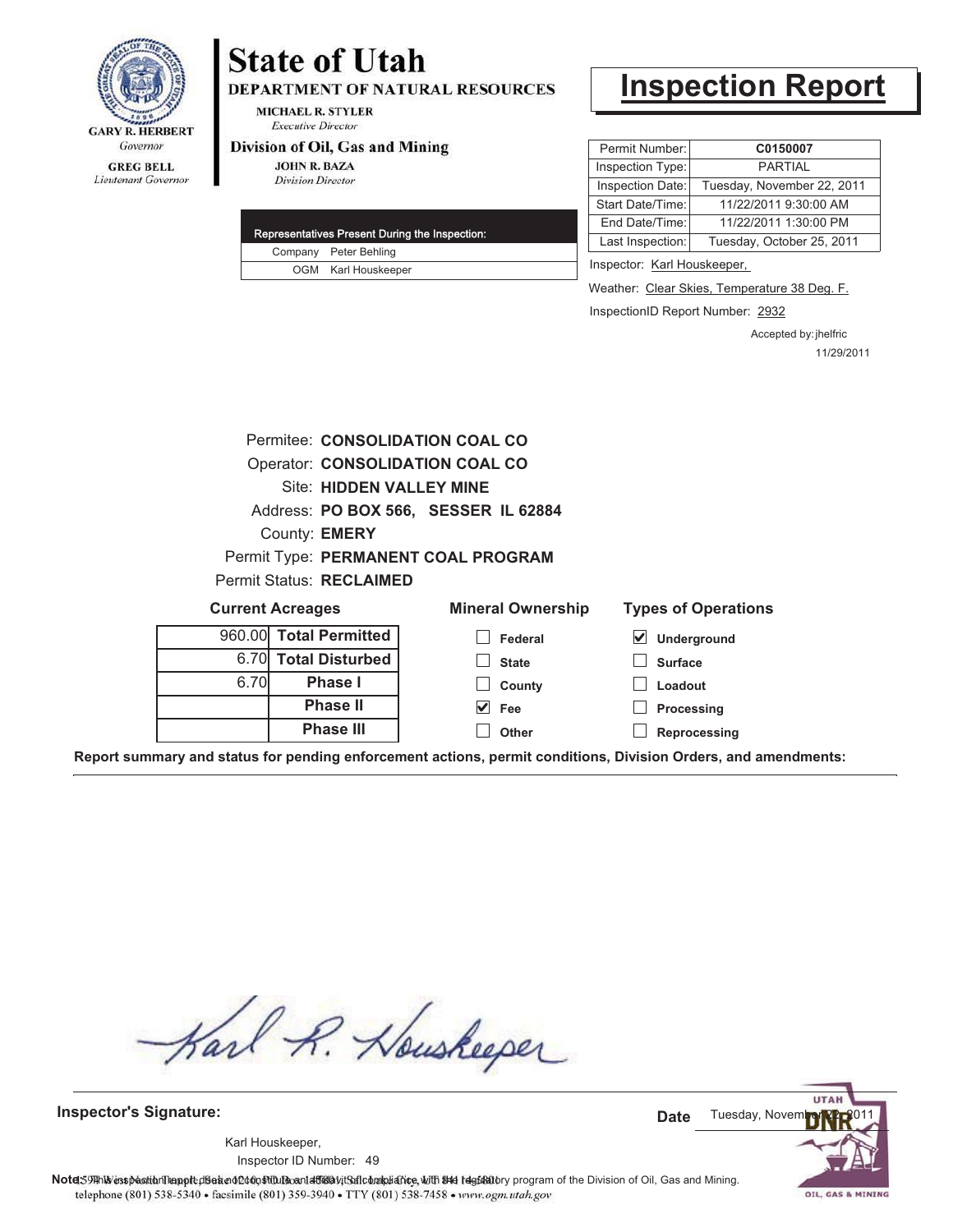# State of Utah

**DEPARTMENT OF NATURAL RESOURCES**

MICHAEL R. STYLER
*Executive Director*

**Division of Oil, Gas and Mining**

JOHN R. BAZA
*Division Director*

GARY R. HERBERT
*Governor*

GREG BELL
*Lieutenant Governor*

# Inspection Report

| | |
|---|---|
| Permit Number: | **C0150007** |
| Inspection Type: | PARTIAL |
| Inspection Date: | Tuesday, November 22, 2011 |
| Start Date/Time: | 11/22/2011 9:30:00 AM |
| End Date/Time: | 11/22/2011 1:30:00 PM |
| Last Inspection: | Tuesday, October 25, 2011 |

Inspector: Karl Houskeeper,

Weather: Clear Skies, Temperature 38 Deg. F.

InspectionID Report Number: 2932

Accepted by: jhelfric
11/29/2011

| Representatives Present During the Inspection: | |
|---|---|
| Company | Peter Behling |
| OGM | Karl Houskeeper |

Permitee: **CONSOLIDATION COAL CO**
Operator: **CONSOLIDATION COAL CO**
Site: **HIDDEN VALLEY MINE**
Address: **PO BOX 566, SESSER IL 62884**
County: **EMERY**
Permit Type: **PERMANENT COAL PROGRAM**
Permit Status: **RECLAIMED**

**Current Acreages**

| | |
|---|---|
| 960.00 | **Total Permitted** |
| 6.70 | **Total Disturbed** |
| 6.70 | **Phase I** |
| | **Phase II** |
| | **Phase III** |

**Mineral Ownership**

- [ ] Federal
- [ ] State
- [ ] County
- [x] Fee
- [ ] Other

**Types of Operations**

- [x] Underground
- [ ] Surface
- [ ] Loadout
- [ ] Processing
- [ ] Reprocessing

**Report summary and status for pending enforcement actions, permit conditions, Division Orders, and amendments:**

**Inspector's Signature:**

Karl Houskeeper,
Inspector ID Number: 49

**Date** Tuesday, November 22, 2011

**Note:** This inspection report does not constitute an affidavit of compliance with the regulatory program of the Division of Oil, Gas and Mining.

1594 West North Temple, Suite 1210, PO Box 145801, Salt Lake City, UT 84114-5801
telephone (801) 538-5340 • facsimile (801) 359-3940 • TTY (801) 538-7458 • www.ogm.utah.gov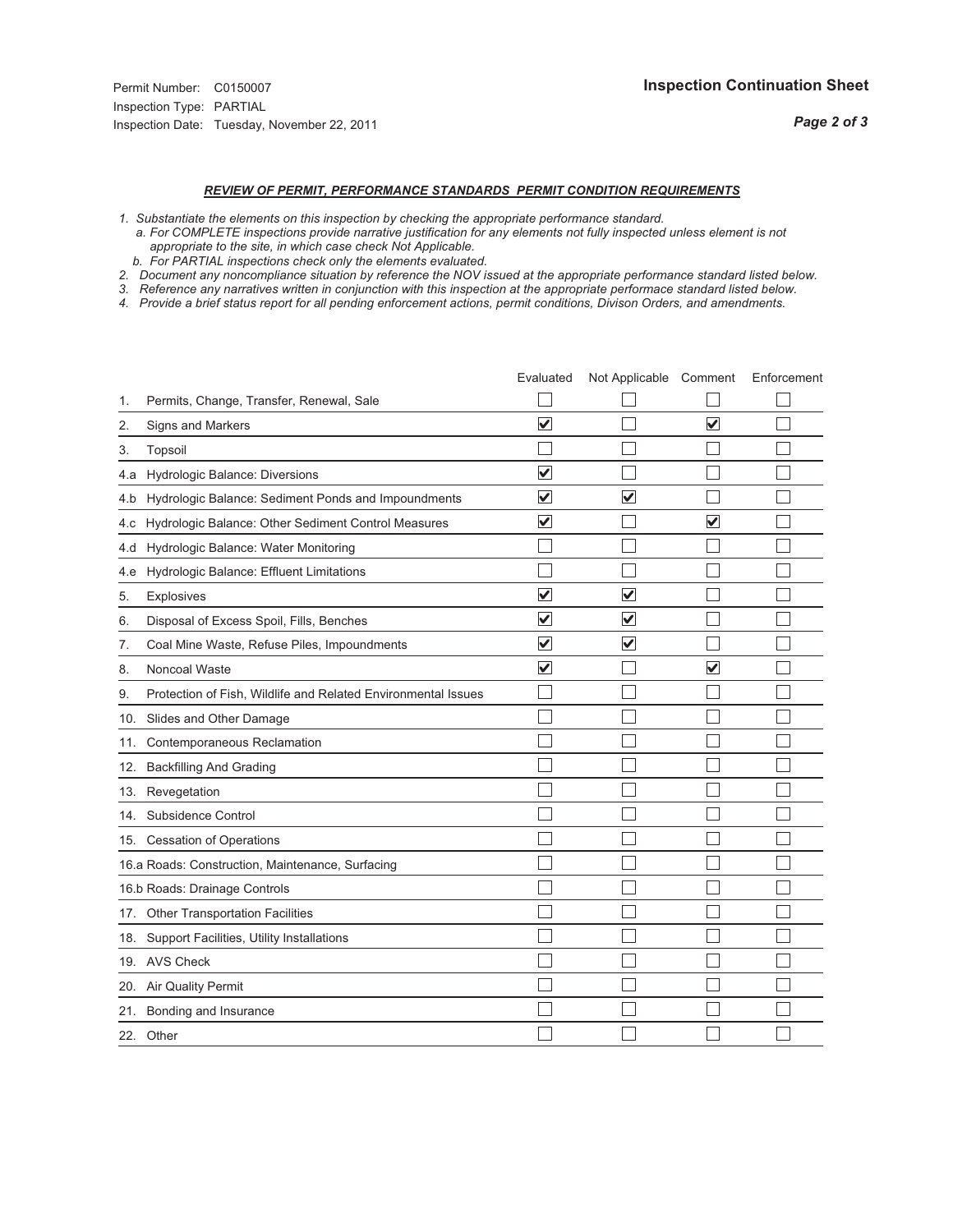Permit Number: C0150007
Inspection Type: PARTIAL
Inspection Date: Tuesday, November 22, 2011

**Inspection Continuation Sheet**

***REVIEW OF PERMIT, PERFORMANCE STANDARDS PERMIT CONDITION REQUIREMENTS***

*1. Substantiate the elements on this inspection by checking the appropriate performance standard.*
*a. For COMPLETE inspections provide narrative justification for any elements not fully inspected unless element is not appropriate to the site, in which case check Not Applicable.*
*b. For PARTIAL inspections check only the elements evaluated.*
*2. Document any noncompliance situation by reference the NOV issued at the appropriate performance standard listed below.*
*3. Reference any narratives written in conjunction with this inspection at the appropriate performace standard listed below.*
*4. Provide a brief status report for all pending enforcement actions, permit conditions, Divison Orders, and amendments.*

| | Evaluated | Not Applicable | Comment | Enforcement |
|---|---|---|---|---|
| 1. Permits, Change, Transfer, Renewal, Sale | ☐ | ☐ | ☐ | ☐ |
| 2. Signs and Markers | ☑ | ☐ | ☑ | ☐ |
| 3. Topsoil | ☐ | ☐ | ☐ | ☐ |
| 4.a Hydrologic Balance: Diversions | ☑ | ☐ | ☐ | ☐ |
| 4.b Hydrologic Balance: Sediment Ponds and Impoundments | ☑ | ☑ | ☐ | ☐ |
| 4.c Hydrologic Balance: Other Sediment Control Measures | ☑ | ☐ | ☑ | ☐ |
| 4.d Hydrologic Balance: Water Monitoring | ☐ | ☐ | ☐ | ☐ |
| 4.e Hydrologic Balance: Effluent Limitations | ☐ | ☐ | ☐ | ☐ |
| 5. Explosives | ☑ | ☑ | ☐ | ☐ |
| 6. Disposal of Excess Spoil, Fills, Benches | ☑ | ☑ | ☐ | ☐ |
| 7. Coal Mine Waste, Refuse Piles, Impoundments | ☑ | ☑ | ☐ | ☐ |
| 8. Noncoal Waste | ☑ | ☐ | ☑ | ☐ |
| 9. Protection of Fish, Wildlife and Related Environmental Issues | ☐ | ☐ | ☐ | ☐ |
| 10. Slides and Other Damage | ☐ | ☐ | ☐ | ☐ |
| 11. Contemporaneous Reclamation | ☐ | ☐ | ☐ | ☐ |
| 12. Backfilling And Grading | ☐ | ☐ | ☐ | ☐ |
| 13. Revegetation | ☐ | ☐ | ☐ | ☐ |
| 14. Subsidence Control | ☐ | ☐ | ☐ | ☐ |
| 15. Cessation of Operations | ☐ | ☐ | ☐ | ☐ |
| 16.a Roads: Construction, Maintenance, Surfacing | ☐ | ☐ | ☐ | ☐ |
| 16.b Roads: Drainage Controls | ☐ | ☐ | ☐ | ☐ |
| 17. Other Transportation Facilities | ☐ | ☐ | ☐ | ☐ |
| 18. Support Facilities, Utility Installations | ☐ | ☐ | ☐ | ☐ |
| 19. AVS Check | ☐ | ☐ | ☐ | ☐ |
| 20. Air Quality Permit | ☐ | ☐ | ☐ | ☐ |
| 21. Bonding and Insurance | ☐ | ☐ | ☐ | ☐ |
| 22. Other | ☐ | ☐ | ☐ | ☐ |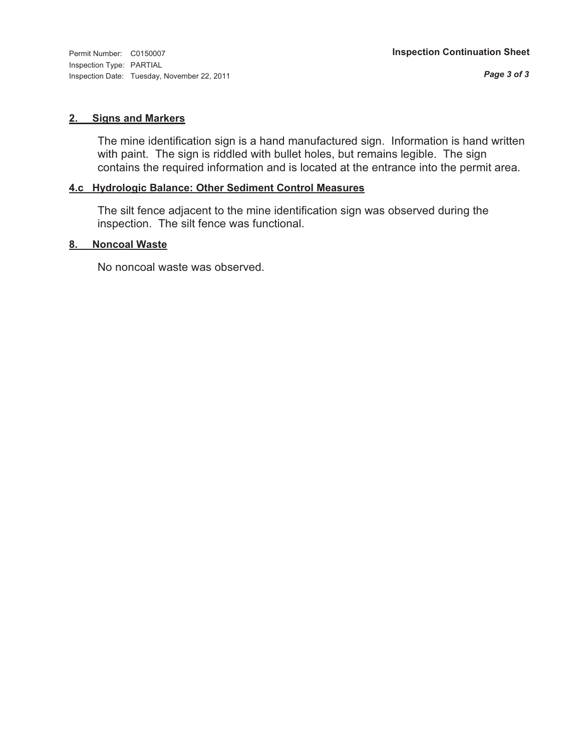Permit Number: C0150007
Inspection Type: PARTIAL
Inspection Date: Tuesday, November 22, 2011

**Inspection Continuation Sheet**

## 2. Signs and Markers

The mine identification sign is a hand manufactured sign. Information is hand written with paint. The sign is riddled with bullet holes, but remains legible. The sign contains the required information and is located at the entrance into the permit area.

## 4.c Hydrologic Balance: Other Sediment Control Measures

The silt fence adjacent to the mine identification sign was observed during the inspection. The silt fence was functional.

## 8. Noncoal Waste

No noncoal waste was observed.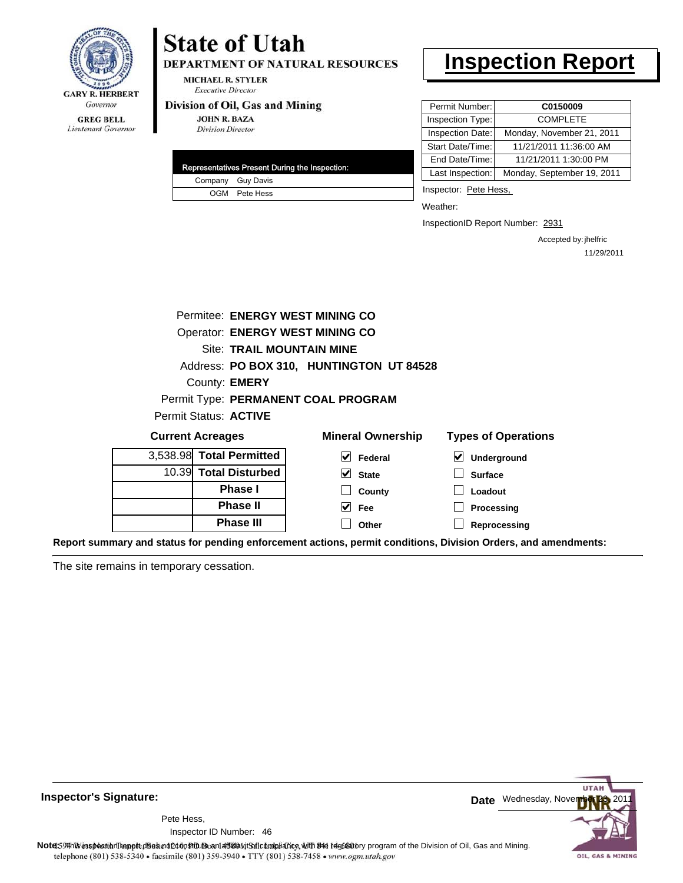GARY R. HERBERT
*Governor*

GREG BELL
*Lieutenant Governor*

# State of Utah

**DEPARTMENT OF NATURAL RESOURCES**

MICHAEL R. STYLER
*Executive Director*

**Division of Oil, Gas and Mining**

JOHN R. BAZA
*Division Director*

# Inspection Report

| Permit Number: | **C0150009** |
| --- | --- |
| Inspection Type: | COMPLETE |
| Inspection Date: | Monday, November 21, 2011 |
| Start Date/Time: | 11/21/2011 11:36:00 AM |
| End Date/Time: | 11/21/2011 1:30:00 PM |
| Last Inspection: | Monday, September 19, 2011 |

| Representatives Present During the Inspection: | |
| --- | --- |
| Company | Guy Davis |
| OGM | Pete Hess |

Inspector: Pete Hess,

Weather:

InspectionID Report Number: 2931

Accepted by: jhelfric
11/29/2011

Permitee: **ENERGY WEST MINING CO**
Operator: **ENERGY WEST MINING CO**
Site: **TRAIL MOUNTAIN MINE**
Address: **PO BOX 310, HUNTINGTON UT 84528**
County: **EMERY**
Permit Type: **PERMANENT COAL PROGRAM**
Permit Status: **ACTIVE**

**Current Acreages**

| | |
| --- | --- |
| 3,538.98 | **Total Permitted** |
| 10.39 | **Total Disturbed** |
| | **Phase I** |
| | **Phase II** |
| | **Phase III** |

**Mineral Ownership**

- [x] Federal
- [x] State
- [ ] County
- [x] Fee
- [ ] Other

**Types of Operations**

- [x] Underground
- [ ] Surface
- [ ] Loadout
- [ ] Processing
- [ ] Reprocessing

**Report summary and status for pending enforcement actions, permit conditions, Division Orders, and amendments:**

The site remains in temporary cessation.

**Inspector's Signature:**

Pete Hess,
Inspector ID Number: 46

**Date** Wednesday, November 23, 2011

**Note:** This inspection report does not constitute an affidavit of compliance with the regulatory program of the Division of Oil, Gas and Mining.

telephone (801) 538-5340 • facsimile (801) 359-3940 • TTY (801) 538-7458 • www.ogm.utah.gov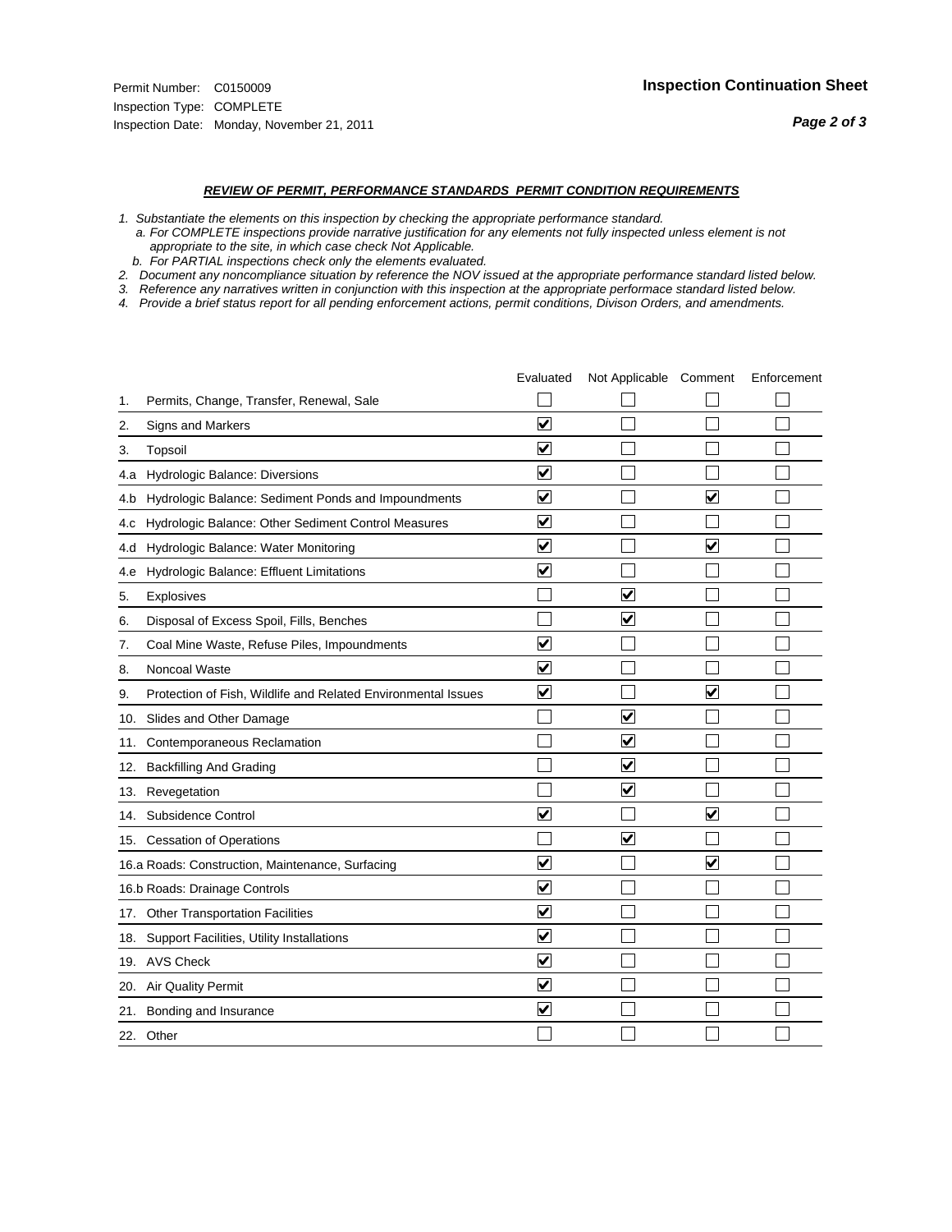Permit Number: C0150009
Inspection Type: COMPLETE
Inspection Date: Monday, November 21, 2011

**Inspection Continuation Sheet**

***REVIEW OF PERMIT, PERFORMANCE STANDARDS PERMIT CONDITION REQUIREMENTS***

*1. Substantiate the elements on this inspection by checking the appropriate performance standard.*
*a. For COMPLETE inspections provide narrative justification for any elements not fully inspected unless element is not appropriate to the site, in which case check Not Applicable.*
*b. For PARTIAL inspections check only the elements evaluated.*
*2. Document any noncompliance situation by reference the NOV issued at the appropriate performance standard listed below.*
*3. Reference any narratives written in conjunction with this inspection at the appropriate performace standard listed below.*
*4. Provide a brief status report for all pending enforcement actions, permit conditions, Divison Orders, and amendments.*

| | | Evaluated | Not Applicable | Comment | Enforcement |
|---|---|---|---|---|---|
| 1. | Permits, Change, Transfer, Renewal, Sale | ☐ | ☐ | ☐ | ☐ |
| 2. | Signs and Markers | ☑ | ☐ | ☐ | ☐ |
| 3. | Topsoil | ☑ | ☐ | ☐ | ☐ |
| 4.a | Hydrologic Balance: Diversions | ☑ | ☐ | ☐ | ☐ |
| 4.b | Hydrologic Balance: Sediment Ponds and Impoundments | ☑ | ☐ | ☑ | ☐ |
| 4.c | Hydrologic Balance: Other Sediment Control Measures | ☑ | ☐ | ☐ | ☐ |
| 4.d | Hydrologic Balance: Water Monitoring | ☑ | ☐ | ☑ | ☐ |
| 4.e | Hydrologic Balance: Effluent Limitations | ☑ | ☐ | ☐ | ☐ |
| 5. | Explosives | ☐ | ☑ | ☐ | ☐ |
| 6. | Disposal of Excess Spoil, Fills, Benches | ☐ | ☑ | ☐ | ☐ |
| 7. | Coal Mine Waste, Refuse Piles, Impoundments | ☑ | ☐ | ☐ | ☐ |
| 8. | Noncoal Waste | ☑ | ☐ | ☐ | ☐ |
| 9. | Protection of Fish, Wildlife and Related Environmental Issues | ☑ | ☐ | ☑ | ☐ |
| 10. | Slides and Other Damage | ☐ | ☑ | ☐ | ☐ |
| 11. | Contemporaneous Reclamation | ☐ | ☑ | ☐ | ☐ |
| 12. | Backfilling And Grading | ☐ | ☑ | ☐ | ☐ |
| 13. | Revegetation | ☐ | ☑ | ☐ | ☐ |
| 14. | Subsidence Control | ☑ | ☐ | ☑ | ☐ |
| 15. | Cessation of Operations | ☐ | ☑ | ☐ | ☐ |
| 16.a | Roads: Construction, Maintenance, Surfacing | ☑ | ☐ | ☑ | ☐ |
| 16.b | Roads: Drainage Controls | ☑ | ☐ | ☐ | ☐ |
| 17. | Other Transportation Facilities | ☑ | ☐ | ☐ | ☐ |
| 18. | Support Facilities, Utility Installations | ☑ | ☐ | ☐ | ☐ |
| 19. | AVS Check | ☑ | ☐ | ☐ | ☐ |
| 20. | Air Quality Permit | ☑ | ☐ | ☐ | ☐ |
| 21. | Bonding and Insurance | ☑ | ☐ | ☐ | ☐ |
| 22. | Other | ☐ | ☐ | ☐ | ☐ |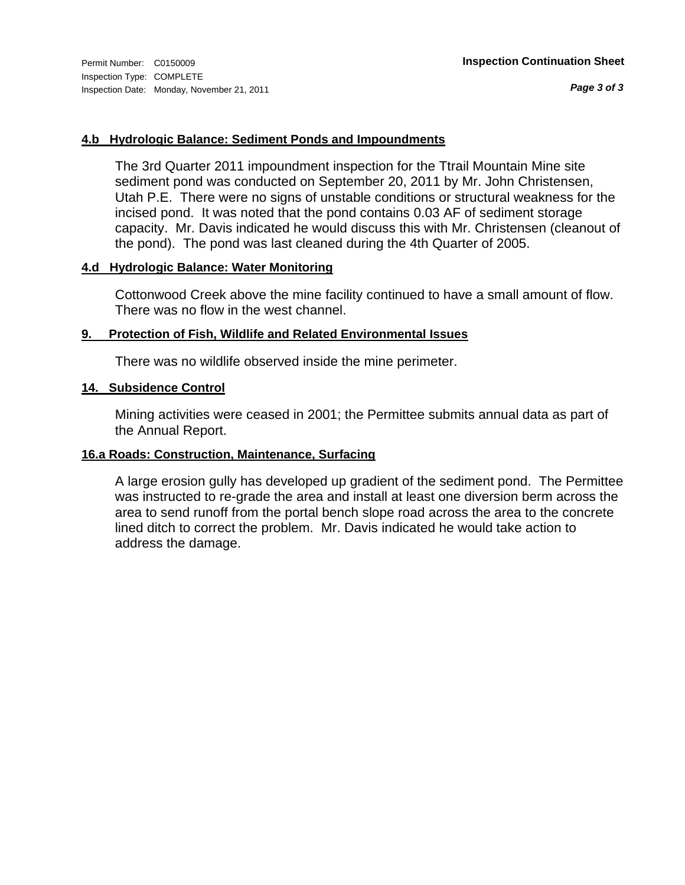#### 4.b Hydrologic Balance: Sediment Ponds and Impoundments

The 3rd Quarter 2011 impoundment inspection for the Ttrail Mountain Mine site sediment pond was conducted on September 20, 2011 by Mr. John Christensen, Utah P.E. There were no signs of unstable conditions or structural weakness for the incised pond. It was noted that the pond contains 0.03 AF of sediment storage capacity. Mr. Davis indicated he would discuss this with Mr. Christensen (cleanout of the pond). The pond was last cleaned during the 4th Quarter of 2005.

#### 4.d Hydrologic Balance: Water Monitoring

Cottonwood Creek above the mine facility continued to have a small amount of flow. There was no flow in the west channel.

#### 9. Protection of Fish, Wildlife and Related Environmental Issues

There was no wildlife observed inside the mine perimeter.

#### 14. Subsidence Control

Mining activities were ceased in 2001; the Permittee submits annual data as part of the Annual Report.

#### 16.a Roads: Construction, Maintenance, Surfacing

A large erosion gully has developed up gradient of the sediment pond. The Permittee was instructed to re-grade the area and install at least one diversion berm across the area to send runoff from the portal bench slope road across the area to the concrete lined ditch to correct the problem. Mr. Davis indicated he would take action to address the damage.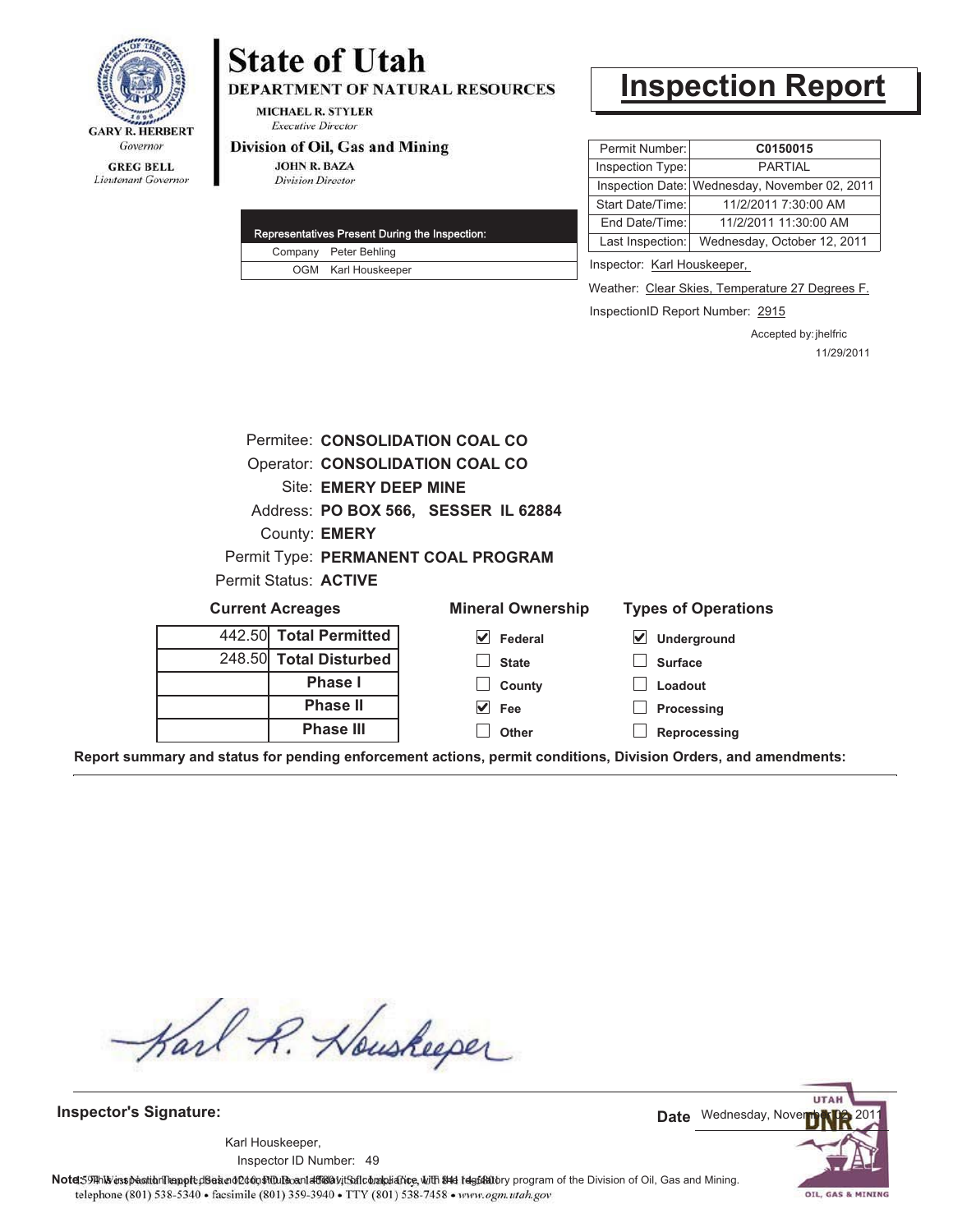GARY R. HERBERT
*Governor*

GREG BELL
*Lieutenant Governor*

# State of Utah

**DEPARTMENT OF NATURAL RESOURCES**

MICHAEL R. STYLER
*Executive Director*

**Division of Oil, Gas and Mining**

JOHN R. BAZA
*Division Director*

# Inspection Report

| Permit Number: | C0150015 |
|---|---|
| Inspection Type: | PARTIAL |
| Inspection Date: | Wednesday, November 02, 2011 |
| Start Date/Time: | 11/2/2011 7:30:00 AM |
| End Date/Time: | 11/2/2011 11:30:00 AM |
| Last Inspection: | Wednesday, October 12, 2011 |

| Representatives Present During the Inspection: | |
|---|---|
| Company | Peter Behling |
| OGM | Karl Houskeeper |

Inspector: Karl Houskeeper,

Weather: Clear Skies, Temperature 27 Degrees F.

InspectionID Report Number: 2915

Accepted by: jhelfric
11/29/2011

Permitee: **CONSOLIDATION COAL CO**
Operator: **CONSOLIDATION COAL CO**
Site: **EMERY DEEP MINE**
Address: **PO BOX 566, SESSER IL 62884**
County: **EMERY**
Permit Type: **PERMANENT COAL PROGRAM**
Permit Status: **ACTIVE**

**Current Acreages**

| | |
|---|---|
| 442.50 | **Total Permitted** |
| 248.50 | **Total Disturbed** |
| | **Phase I** |
| | **Phase II** |
| | **Phase III** |

**Mineral Ownership**

- [x] Federal
- [ ] State
- [ ] County
- [x] Fee
- [ ] Other

**Types of Operations**

- [x] Underground
- [ ] Surface
- [ ] Loadout
- [ ] Processing
- [ ] Reprocessing

**Report summary and status for pending enforcement actions, permit conditions, Division Orders, and amendments:**

---

**Inspector's Signature:**

Karl Houskeeper,
Inspector ID Number: 49

**Date** Wednesday, November 02, 2011

**Note:** This inspection report does not constitute an affidavit of compliance with the regulatory program of the Division of Oil, Gas and Mining.

1594 West North Temple, Suite 1210, PO Box 145801, Salt Lake City, UT 84114-5801
telephone (801) 538-5340 • facsimile (801) 359-3940 • TTY (801) 538-7458 • *www.ogm.utah.gov*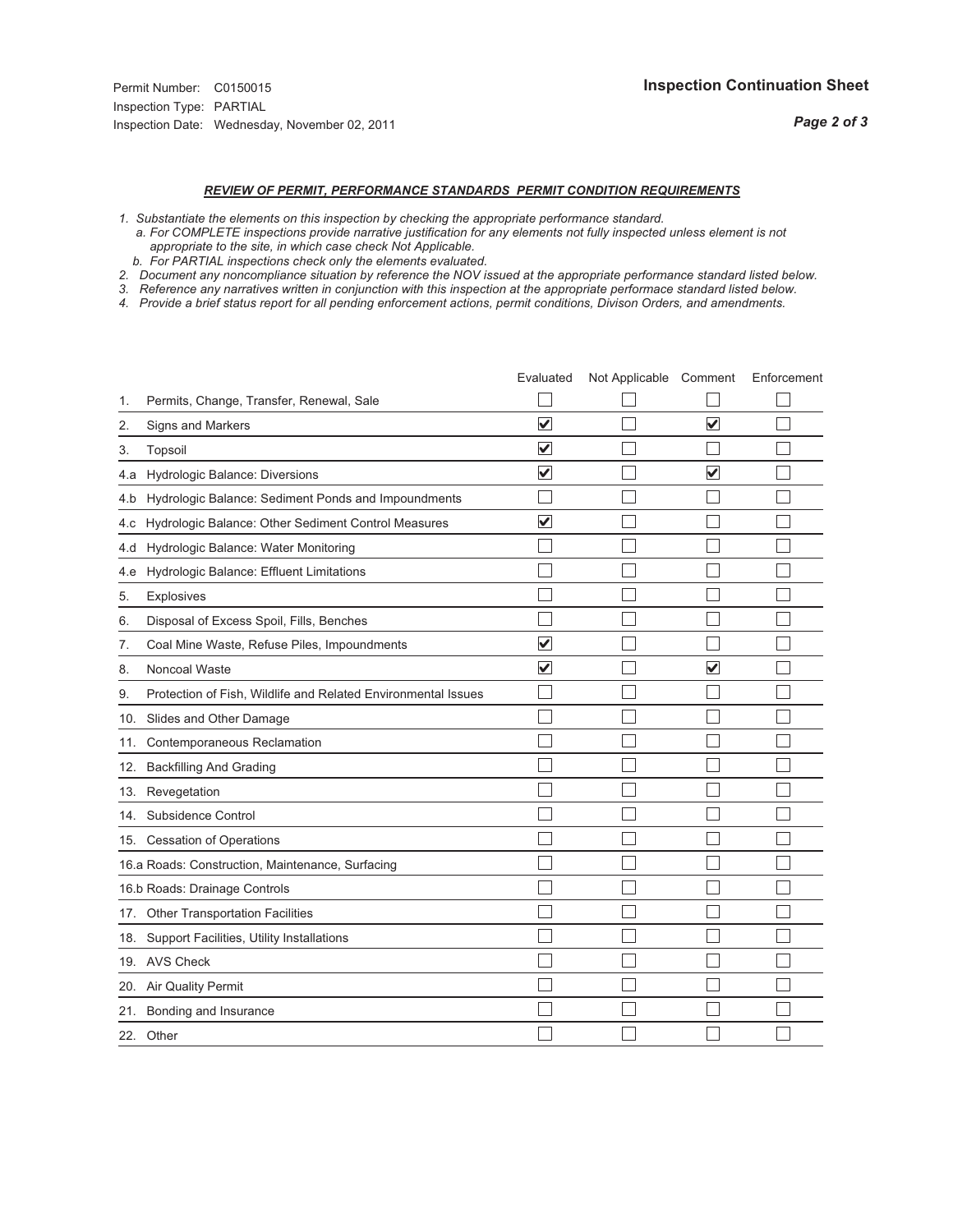Permit Number: C0150015
Inspection Type: PARTIAL
Inspection Date: Wednesday, November 02, 2011

**Inspection Continuation Sheet**

### *REVIEW OF PERMIT, PERFORMANCE STANDARDS PERMIT CONDITION REQUIREMENTS*

*1. Substantiate the elements on this inspection by checking the appropriate performance standard.*
*a. For COMPLETE inspections provide narrative justification for any elements not fully inspected unless element is not appropriate to the site, in which case check Not Applicable.*
*b. For PARTIAL inspections check only the elements evaluated.*
*2. Document any noncompliance situation by reference the NOV issued at the appropriate performance standard listed below.*
*3. Reference any narratives written in conjunction with this inspection at the appropriate performace standard listed below.*
*4. Provide a brief status report for all pending enforcement actions, permit conditions, Divison Orders, and amendments.*

| | Evaluated | Not Applicable | Comment | Enforcement |
|---|---|---|---|---|
| 1. Permits, Change, Transfer, Renewal, Sale | ☐ | ☐ | ☐ | ☐ |
| 2. Signs and Markers | ☑ | ☐ | ☑ | ☐ |
| 3. Topsoil | ☑ | ☐ | ☐ | ☐ |
| 4.a Hydrologic Balance: Diversions | ☑ | ☐ | ☑ | ☐ |
| 4.b Hydrologic Balance: Sediment Ponds and Impoundments | ☐ | ☐ | ☐ | ☐ |
| 4.c Hydrologic Balance: Other Sediment Control Measures | ☑ | ☐ | ☐ | ☐ |
| 4.d Hydrologic Balance: Water Monitoring | ☐ | ☐ | ☐ | ☐ |
| 4.e Hydrologic Balance: Effluent Limitations | ☐ | ☐ | ☐ | ☐ |
| 5. Explosives | ☐ | ☐ | ☐ | ☐ |
| 6. Disposal of Excess Spoil, Fills, Benches | ☐ | ☐ | ☐ | ☐ |
| 7. Coal Mine Waste, Refuse Piles, Impoundments | ☑ | ☐ | ☐ | ☐ |
| 8. Noncoal Waste | ☑ | ☐ | ☑ | ☐ |
| 9. Protection of Fish, Wildlife and Related Environmental Issues | ☐ | ☐ | ☐ | ☐ |
| 10. Slides and Other Damage | ☐ | ☐ | ☐ | ☐ |
| 11. Contemporaneous Reclamation | ☐ | ☐ | ☐ | ☐ |
| 12. Backfilling And Grading | ☐ | ☐ | ☐ | ☐ |
| 13. Revegetation | ☐ | ☐ | ☐ | ☐ |
| 14. Subsidence Control | ☐ | ☐ | ☐ | ☐ |
| 15. Cessation of Operations | ☐ | ☐ | ☐ | ☐ |
| 16.a Roads: Construction, Maintenance, Surfacing | ☐ | ☐ | ☐ | ☐ |
| 16.b Roads: Drainage Controls | ☐ | ☐ | ☐ | ☐ |
| 17. Other Transportation Facilities | ☐ | ☐ | ☐ | ☐ |
| 18. Support Facilities, Utility Installations | ☐ | ☐ | ☐ | ☐ |
| 19. AVS Check | ☐ | ☐ | ☐ | ☐ |
| 20. Air Quality Permit | ☐ | ☐ | ☐ | ☐ |
| 21. Bonding and Insurance | ☐ | ☐ | ☐ | ☐ |
| 22. Other | ☐ | ☐ | ☐ | ☐ |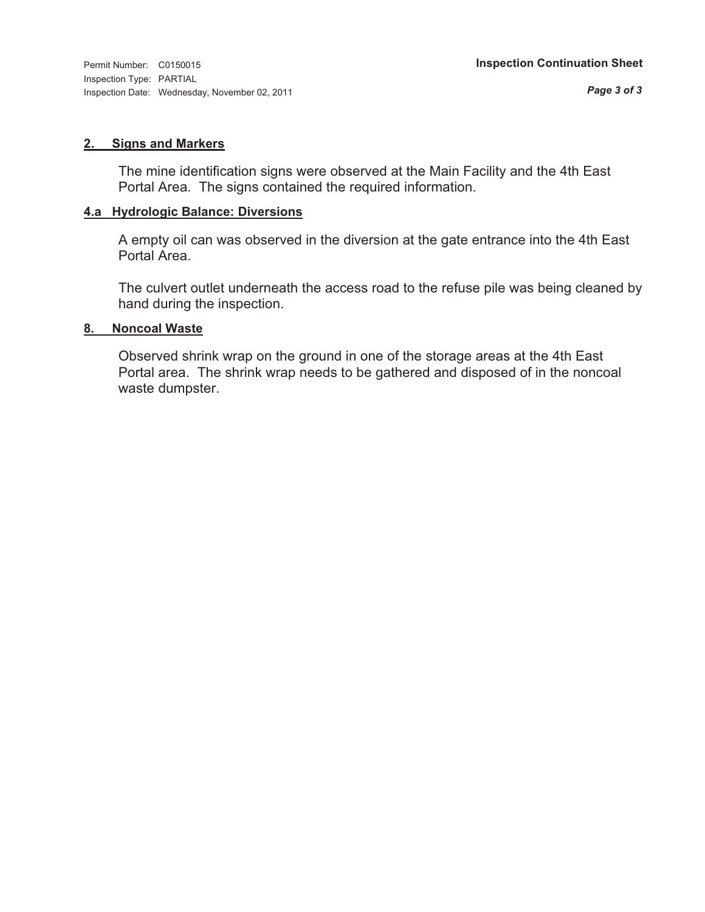Permit Number: C0150015
Inspection Type: PARTIAL
Inspection Date: Wednesday, November 02, 2011

**Inspection Continuation Sheet**

## 2. Signs and Markers

The mine identification signs were observed at the Main Facility and the 4th East Portal Area. The signs contained the required information.

## 4.a Hydrologic Balance: Diversions

A empty oil can was observed in the diversion at the gate entrance into the 4th East Portal Area.

The culvert outlet underneath the access road to the refuse pile was being cleaned by hand during the inspection.

## 8. Noncoal Waste

Observed shrink wrap on the ground in one of the storage areas at the 4th East Portal area. The shrink wrap needs to be gathered and disposed of in the noncoal waste dumpster.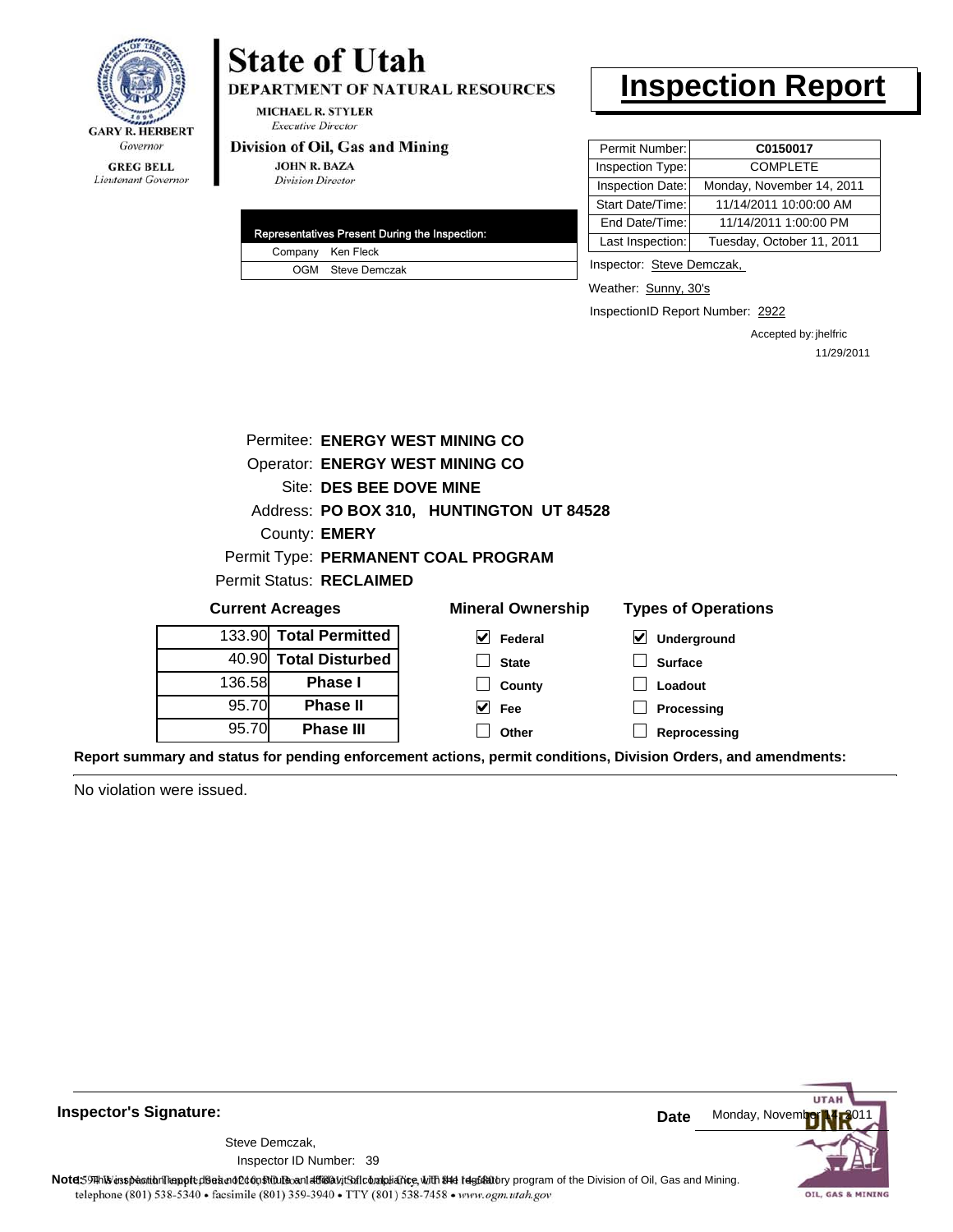GARY R. HERBERT
*Governor*

GREG BELL
*Lieutenant Governor*

# State of Utah

DEPARTMENT OF NATURAL RESOURCES

MICHAEL R. STYLER
*Executive Director*

Division of Oil, Gas and Mining

JOHN R. BAZA
*Division Director*

# Inspection Report

| Permit Number: | C0150017 |
|---|---|
| Inspection Type: | COMPLETE |
| Inspection Date: | Monday, November 14, 2011 |
| Start Date/Time: | 11/14/2011 10:00:00 AM |
| End Date/Time: | 11/14/2011 1:00:00 PM |
| Last Inspection: | Tuesday, October 11, 2011 |

| Representatives Present During the Inspection: | |
|---|---|
| Company | Ken Fleck |
| OGM | Steve Demczak |

Inspector: Steve Demczak,

Weather: Sunny, 30's

InspectionID Report Number: 2922

Accepted by: jhelfric
11/29/2011

Permitee: **ENERGY WEST MINING CO**
Operator: **ENERGY WEST MINING CO**
Site: **DES BEE DOVE MINE**
Address: **PO BOX 310, HUNTINGTON UT 84528**
County: **EMERY**
Permit Type: **PERMANENT COAL PROGRAM**
Permit Status: **RECLAIMED**

**Current Acreages**

| Acres | |
|---|---|
| 133.90 | **Total Permitted** |
| 40.90 | **Total Disturbed** |
| 136.58 | **Phase I** |
| 95.70 | **Phase II** |
| 95.70 | **Phase III** |

**Mineral Ownership**

- [x] Federal
- [ ] State
- [ ] County
- [x] Fee
- [ ] Other

**Types of Operations**

- [x] Underground
- [ ] Surface
- [ ] Loadout
- [ ] Processing
- [ ] Reprocessing

**Report summary and status for pending enforcement actions, permit conditions, Division Orders, and amendments:**

No violation were issued.

**Inspector's Signature:**

Steve Demczak,
Inspector ID Number: 39

**Date** Monday, November 14, 2011

**Note:** This inspection report does not constitute an affidavit of compliance with the regulatory program of the Division of Oil, Gas and Mining.

1594 West North Temple, Suite 1210, PO Box 145801, Salt Lake City, UT 84114-5801
telephone (801) 538-5340 • facsimile (801) 359-3940 • TTY (801) 538-7458 • www.ogm.utah.gov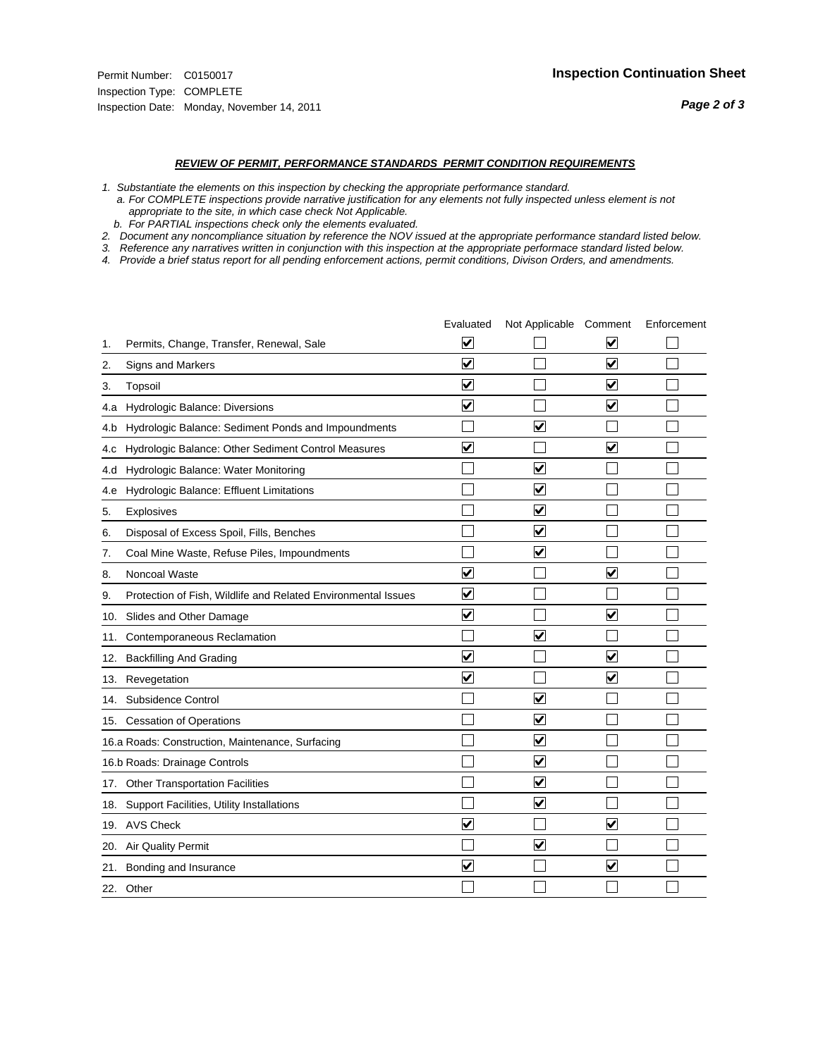Permit Number: C0150017
Inspection Type: COMPLETE
Inspection Date: Monday, November 14, 2011

## Inspection Continuation Sheet

### *REVIEW OF PERMIT, PERFORMANCE STANDARDS PERMIT CONDITION REQUIREMENTS*

*1. Substantiate the elements on this inspection by checking the appropriate performance standard.*
*a. For COMPLETE inspections provide narrative justification for any elements not fully inspected unless element is not appropriate to the site, in which case check Not Applicable.*
*b. For PARTIAL inspections check only the elements evaluated.*
*2. Document any noncompliance situation by reference the NOV issued at the appropriate performance standard listed below.*
*3. Reference any narratives written in conjunction with this inspection at the appropriate performace standard listed below.*
*4. Provide a brief status report for all pending enforcement actions, permit conditions, Divison Orders, and amendments.*

| | Evaluated | Not Applicable | Comment | Enforcement |
|---|---|---|---|---|
| 1. Permits, Change, Transfer, Renewal, Sale | ☑ | ☐ | ☑ | ☐ |
| 2. Signs and Markers | ☑ | ☐ | ☑ | ☐ |
| 3. Topsoil | ☑ | ☐ | ☑ | ☐ |
| 4.a Hydrologic Balance: Diversions | ☑ | ☐ | ☑ | ☐ |
| 4.b Hydrologic Balance: Sediment Ponds and Impoundments | ☐ | ☑ | ☐ | ☐ |
| 4.c Hydrologic Balance: Other Sediment Control Measures | ☑ | ☐ | ☑ | ☐ |
| 4.d Hydrologic Balance: Water Monitoring | ☐ | ☑ | ☐ | ☐ |
| 4.e Hydrologic Balance: Effluent Limitations | ☐ | ☑ | ☐ | ☐ |
| 5. Explosives | ☐ | ☑ | ☐ | ☐ |
| 6. Disposal of Excess Spoil, Fills, Benches | ☐ | ☑ | ☐ | ☐ |
| 7. Coal Mine Waste, Refuse Piles, Impoundments | ☐ | ☑ | ☐ | ☐ |
| 8. Noncoal Waste | ☑ | ☐ | ☑ | ☐ |
| 9. Protection of Fish, Wildlife and Related Environmental Issues | ☑ | ☐ | ☐ | ☐ |
| 10. Slides and Other Damage | ☑ | ☐ | ☑ | ☐ |
| 11. Contemporaneous Reclamation | ☐ | ☑ | ☐ | ☐ |
| 12. Backfilling And Grading | ☑ | ☐ | ☑ | ☐ |
| 13. Revegetation | ☑ | ☐ | ☑ | ☐ |
| 14. Subsidence Control | ☐ | ☑ | ☐ | ☐ |
| 15. Cessation of Operations | ☐ | ☑ | ☐ | ☐ |
| 16.a Roads: Construction, Maintenance, Surfacing | ☐ | ☑ | ☐ | ☐ |
| 16.b Roads: Drainage Controls | ☐ | ☑ | ☐ | ☐ |
| 17. Other Transportation Facilities | ☐ | ☑ | ☐ | ☐ |
| 18. Support Facilities, Utility Installations | ☐ | ☑ | ☐ | ☐ |
| 19. AVS Check | ☑ | ☐ | ☑ | ☐ |
| 20. Air Quality Permit | ☐ | ☑ | ☐ | ☐ |
| 21. Bonding and Insurance | ☑ | ☐ | ☑ | ☐ |
| 22. Other | ☐ | ☐ | ☐ | ☐ |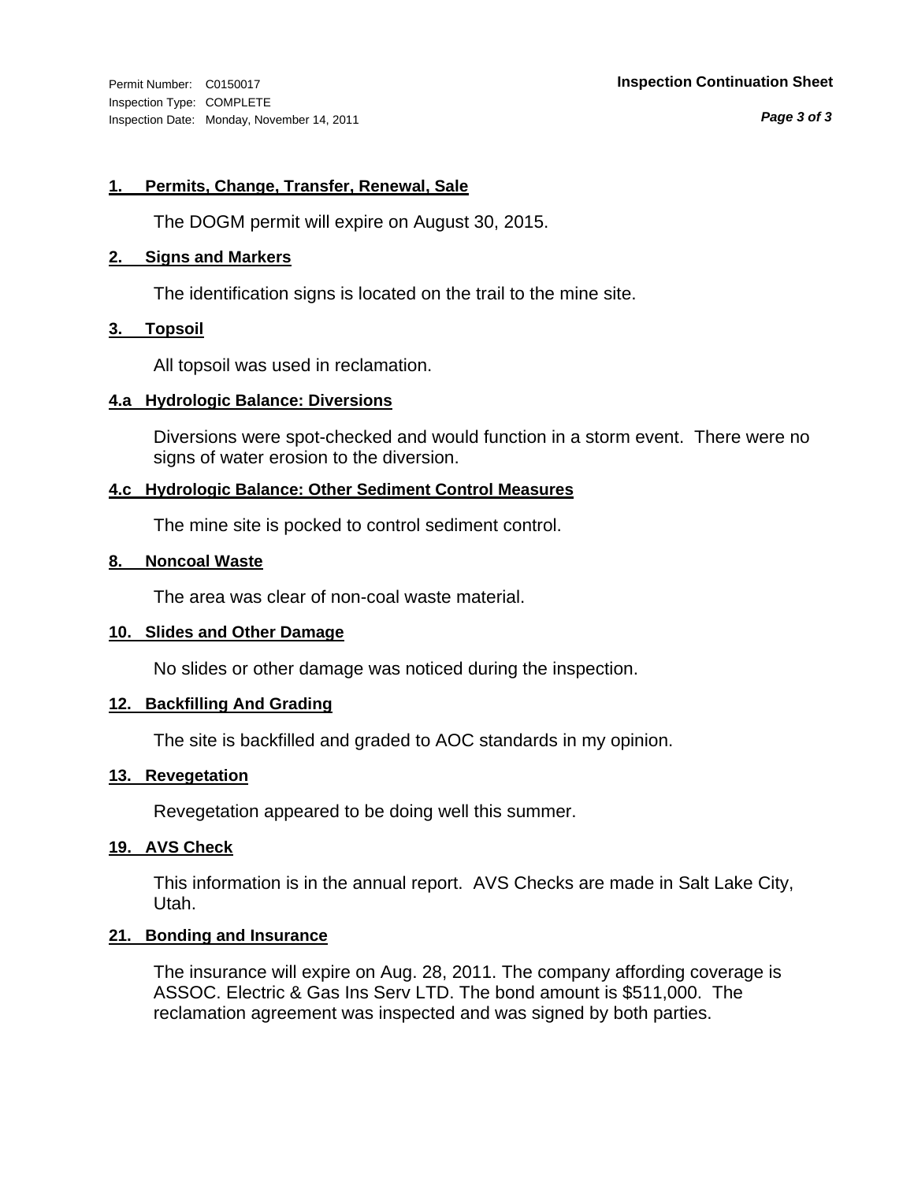Permit Number: C0150017
Inspection Type: COMPLETE
Inspection Date: Monday, November 14, 2011

**Inspection Continuation Sheet**

### 1. Permits, Change, Transfer, Renewal, Sale

The DOGM permit will expire on August 30, 2015.

### 2. Signs and Markers

The identification signs is located on the trail to the mine site.

### 3. Topsoil

All topsoil was used in reclamation.

### 4.a Hydrologic Balance: Diversions

Diversions were spot-checked and would function in a storm event. There were no signs of water erosion to the diversion.

### 4.c Hydrologic Balance: Other Sediment Control Measures

The mine site is pocked to control sediment control.

### 8. Noncoal Waste

The area was clear of non-coal waste material.

### 10. Slides and Other Damage

No slides or other damage was noticed during the inspection.

### 12. Backfilling And Grading

The site is backfilled and graded to AOC standards in my opinion.

### 13. Revegetation

Revegetation appeared to be doing well this summer.

### 19. AVS Check

This information is in the annual report. AVS Checks are made in Salt Lake City, Utah.

### 21. Bonding and Insurance

The insurance will expire on Aug. 28, 2011. The company affording coverage is ASSOC. Electric & Gas Ins Serv LTD. The bond amount is $511,000. The reclamation agreement was inspected and was signed by both parties.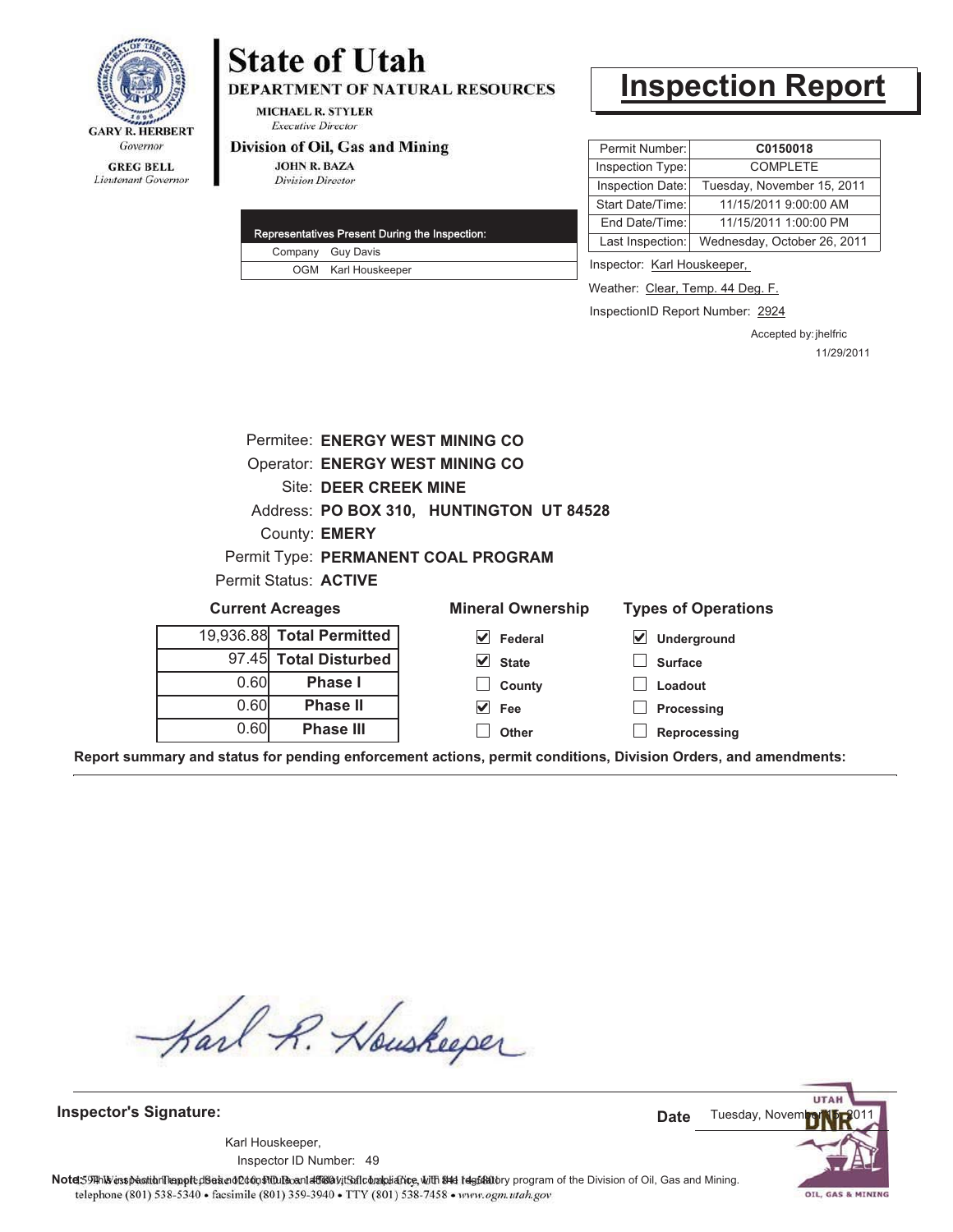# State of Utah

**DEPARTMENT OF NATURAL RESOURCES**

MICHAEL R. STYLER
*Executive Director*

**Division of Oil, Gas and Mining**

JOHN R. BAZA
*Division Director*

GARY R. HERBERT
*Governor*

GREG BELL
*Lieutenant Governor*

# Inspection Report

| | |
|---|---|
| Permit Number: | **C0150018** |
| Inspection Type: | COMPLETE |
| Inspection Date: | Tuesday, November 15, 2011 |
| Start Date/Time: | 11/15/2011 9:00:00 AM |
| End Date/Time: | 11/15/2011 1:00:00 PM |
| Last Inspection: | Wednesday, October 26, 2011 |

| Representatives Present During the Inspection: | |
|---|---|
| Company | Guy Davis |
| OGM | Karl Houskeeper |

Inspector: Karl Houskeeper,

Weather: Clear, Temp. 44 Deg. F.

InspectionID Report Number: 2924

Accepted by: jhelfric
11/29/2011

Permitee: **ENERGY WEST MINING CO**
Operator: **ENERGY WEST MINING CO**
Site: **DEER CREEK MINE**
Address: **PO BOX 310, HUNTINGTON UT 84528**
County: **EMERY**
Permit Type: **PERMANENT COAL PROGRAM**
Permit Status: **ACTIVE**

**Current Acreages**

| | |
|---|---|
| 19,936.88 | **Total Permitted** |
| 97.45 | **Total Disturbed** |
| 0.60 | **Phase I** |
| 0.60 | **Phase II** |
| 0.60 | **Phase III** |

**Mineral Ownership**

- [x] Federal
- [x] State
- [ ] County
- [x] Fee
- [ ] Other

**Types of Operations**

- [x] Underground
- [ ] Surface
- [ ] Loadout
- [ ] Processing
- [ ] Reprocessing

**Report summary and status for pending enforcement actions, permit conditions, Division Orders, and amendments:**

**Inspector's Signature:**

Karl Houskeeper,
Inspector ID Number: 49

**Date** Tuesday, November 15, 2011

**Note:** This inspection report does not constitute an affidavit of compliance with the regulatory program of the Division of Oil, Gas and Mining.

1594 West North Temple, Suite 1210, PO Box 145801, Salt Lake City, UT 84114-5801
telephone (801) 538-5340 • facsimile (801) 359-3940 • TTY (801) 538-7458 • www.ogm.utah.gov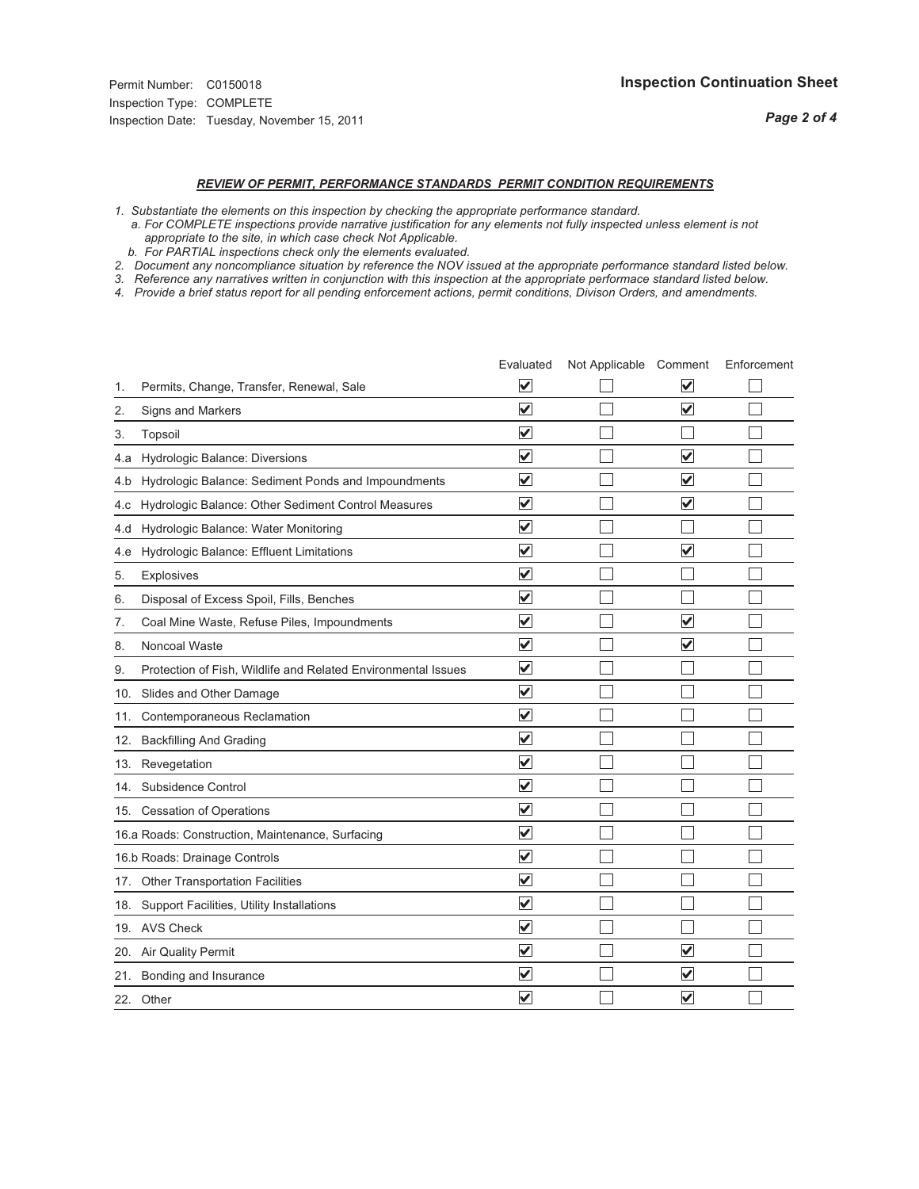Permit Number: C0150018
Inspection Type: COMPLETE
Inspection Date: Tuesday, November 15, 2011

**Inspection Continuation Sheet**

***REVIEW OF PERMIT, PERFORMANCE STANDARDS PERMIT CONDITION REQUIREMENTS***

*1. Substantiate the elements on this inspection by checking the appropriate performance standard.*
*a. For COMPLETE inspections provide narrative justification for any elements not fully inspected unless element is not appropriate to the site, in which case check Not Applicable.*
*b. For PARTIAL inspections check only the elements evaluated.*
*2. Document any noncompliance situation by reference the NOV issued at the appropriate performance standard listed below.*
*3. Reference any narratives written in conjunction with this inspection at the appropriate performace standard listed below.*
*4. Provide a brief status report for all pending enforcement actions, permit conditions, Divison Orders, and amendments.*

| | | Evaluated | Not Applicable | Comment | Enforcement |
|---|---|---|---|---|---|
| 1. | Permits, Change, Transfer, Renewal, Sale | ☑ | ☐ | ☑ | ☐ |
| 2. | Signs and Markers | ☑ | ☐ | ☑ | ☐ |
| 3. | Topsoil | ☑ | ☐ | ☐ | ☐ |
| 4.a | Hydrologic Balance: Diversions | ☑ | ☐ | ☑ | ☐ |
| 4.b | Hydrologic Balance: Sediment Ponds and Impoundments | ☑ | ☐ | ☑ | ☐ |
| 4.c | Hydrologic Balance: Other Sediment Control Measures | ☑ | ☐ | ☑ | ☐ |
| 4.d | Hydrologic Balance: Water Monitoring | ☑ | ☐ | ☐ | ☐ |
| 4.e | Hydrologic Balance: Effluent Limitations | ☑ | ☐ | ☑ | ☐ |
| 5. | Explosives | ☑ | ☐ | ☐ | ☐ |
| 6. | Disposal of Excess Spoil, Fills, Benches | ☑ | ☐ | ☐ | ☐ |
| 7. | Coal Mine Waste, Refuse Piles, Impoundments | ☑ | ☐ | ☑ | ☐ |
| 8. | Noncoal Waste | ☑ | ☐ | ☑ | ☐ |
| 9. | Protection of Fish, Wildlife and Related Environmental Issues | ☑ | ☐ | ☐ | ☐ |
| 10. | Slides and Other Damage | ☑ | ☐ | ☐ | ☐ |
| 11. | Contemporaneous Reclamation | ☑ | ☐ | ☐ | ☐ |
| 12. | Backfilling And Grading | ☑ | ☐ | ☐ | ☐ |
| 13. | Revegetation | ☑ | ☐ | ☐ | ☐ |
| 14. | Subsidence Control | ☑ | ☐ | ☐ | ☐ |
| 15. | Cessation of Operations | ☑ | ☐ | ☐ | ☐ |
| 16.a | Roads: Construction, Maintenance, Surfacing | ☑ | ☐ | ☐ | ☐ |
| 16.b | Roads: Drainage Controls | ☑ | ☐ | ☐ | ☐ |
| 17. | Other Transportation Facilities | ☑ | ☐ | ☐ | ☐ |
| 18. | Support Facilities, Utility Installations | ☑ | ☐ | ☐ | ☐ |
| 19. | AVS Check | ☑ | ☐ | ☐ | ☐ |
| 20. | Air Quality Permit | ☑ | ☐ | ☑ | ☐ |
| 21. | Bonding and Insurance | ☑ | ☐ | ☑ | ☐ |
| 22. | Other | ☑ | ☐ | ☑ | ☐ |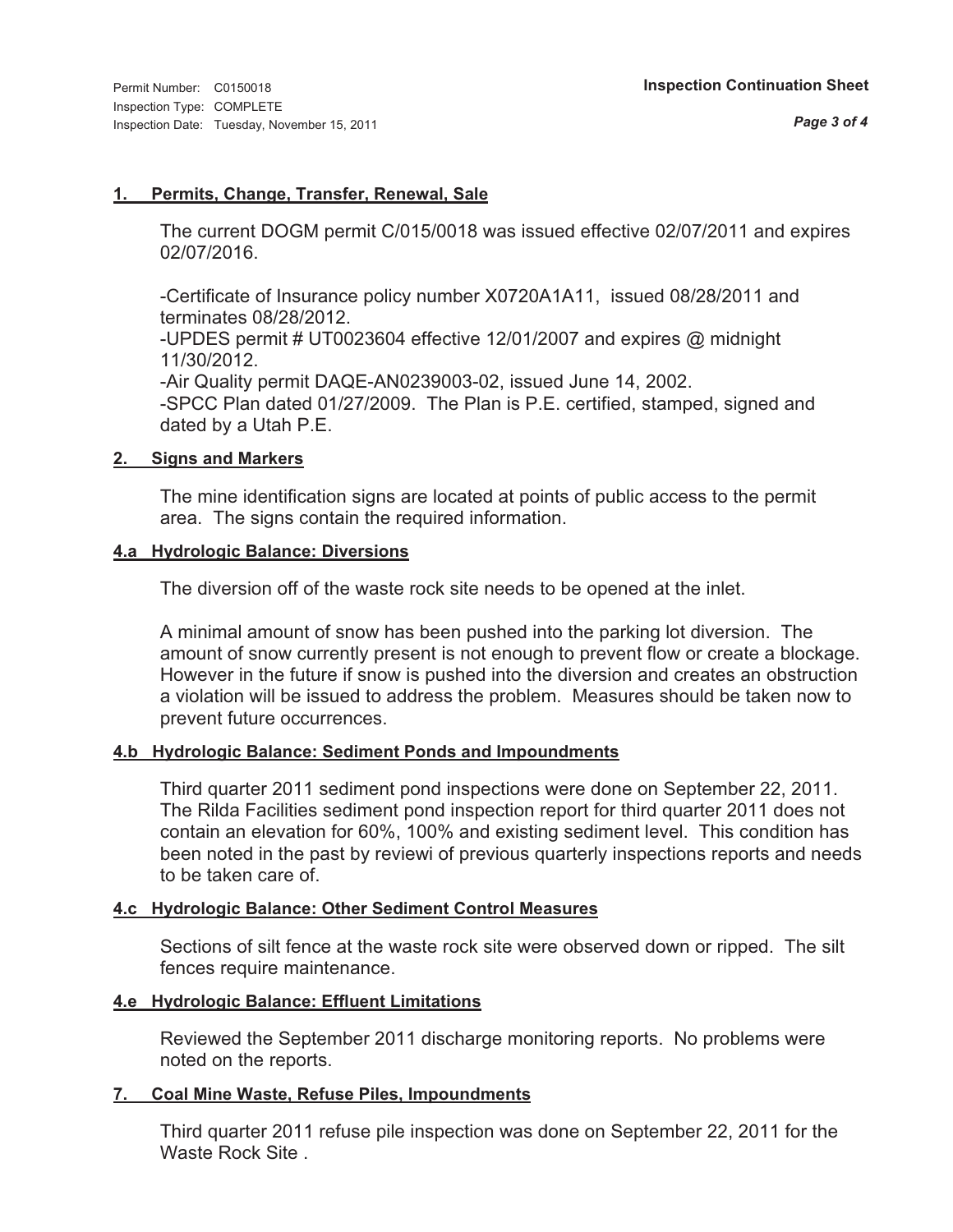## 1. Permits, Change, Transfer, Renewal, Sale

The current DOGM permit C/015/0018 was issued effective 02/07/2011 and expires 02/07/2016.

-Certificate of Insurance policy number X0720A1A11, issued 08/28/2011 and terminates 08/28/2012.
-UPDES permit # UT0023604 effective 12/01/2007 and expires @ midnight 11/30/2012.
-Air Quality permit DAQE-AN0239003-02, issued June 14, 2002.
-SPCC Plan dated 01/27/2009. The Plan is P.E. certified, stamped, signed and dated by a Utah P.E.

## 2. Signs and Markers

The mine identification signs are located at points of public access to the permit area. The signs contain the required information.

## 4.a Hydrologic Balance: Diversions

The diversion off of the waste rock site needs to be opened at the inlet.

A minimal amount of snow has been pushed into the parking lot diversion. The amount of snow currently present is not enough to prevent flow or create a blockage. However in the future if snow is pushed into the diversion and creates an obstruction a violation will be issued to address the problem. Measures should be taken now to prevent future occurrences.

## 4.b Hydrologic Balance: Sediment Ponds and Impoundments

Third quarter 2011 sediment pond inspections were done on September 22, 2011. The Rilda Facilities sediment pond inspection report for third quarter 2011 does not contain an elevation for 60%, 100% and existing sediment level. This condition has been noted in the past by reviewi of previous quarterly inspections reports and needs to be taken care of.

## 4.c Hydrologic Balance: Other Sediment Control Measures

Sections of silt fence at the waste rock site were observed down or ripped. The silt fences require maintenance.

## 4.e Hydrologic Balance: Effluent Limitations

Reviewed the September 2011 discharge monitoring reports. No problems were noted on the reports.

## 7. Coal Mine Waste, Refuse Piles, Impoundments

Third quarter 2011 refuse pile inspection was done on September 22, 2011 for the Waste Rock Site .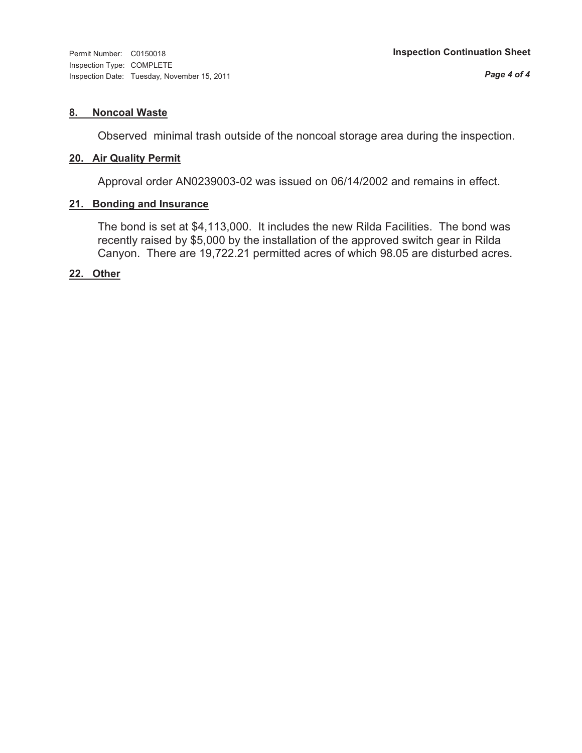Permit Number: C0150018
Inspection Type: COMPLETE
Inspection Date: Tuesday, November 15, 2011

**Inspection Continuation Sheet**

### 8. Noncoal Waste

Observed minimal trash outside of the noncoal storage area during the inspection.

### 20. Air Quality Permit

Approval order AN0239003-02 was issued on 06/14/2002 and remains in effect.

### 21. Bonding and Insurance

The bond is set at $4,113,000. It includes the new Rilda Facilities. The bond was recently raised by $5,000 by the installation of the approved switch gear in Rilda Canyon. There are 19,722.21 permitted acres of which 98.05 are disturbed acres.

### 22. Other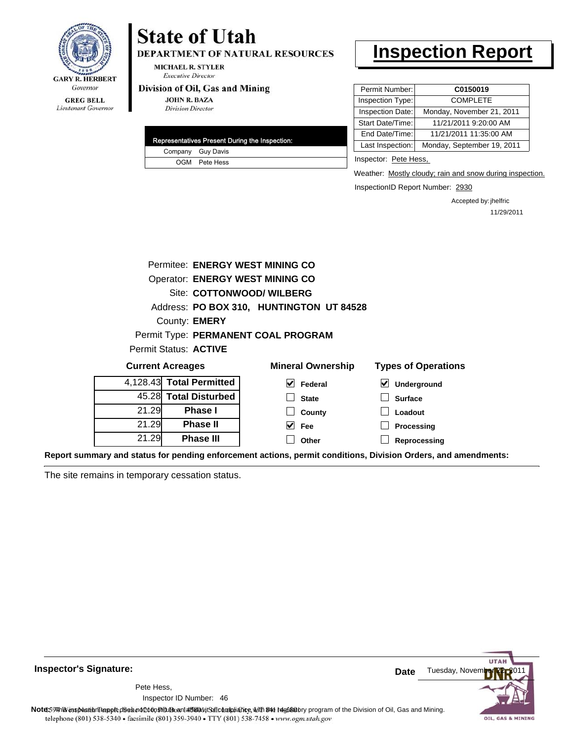GARY R. HERBERT
*Governor*

GREG BELL
*Lieutenant Governor*

# State of Utah

**DEPARTMENT OF NATURAL RESOURCES**

MICHAEL R. STYLER
*Executive Director*

**Division of Oil, Gas and Mining**

JOHN R. BAZA
*Division Director*

# Inspection Report

| Permit Number: | C0150019 |
|---|---|
| Inspection Type: | COMPLETE |
| Inspection Date: | Monday, November 21, 2011 |
| Start Date/Time: | 11/21/2011 9:20:00 AM |
| End Date/Time: | 11/21/2011 11:35:00 AM |
| Last Inspection: | Monday, September 19, 2011 |

| Representatives Present During the Inspection: | |
|---|---|
| Company | Guy Davis |
| OGM | Pete Hess |

Inspector: Pete Hess,

Weather: Mostly cloudy; rain and snow during inspection.

InspectionID Report Number: 2930

Accepted by: jhelfric
11/29/2011

Permitee: **ENERGY WEST MINING CO**
Operator: **ENERGY WEST MINING CO**
Site: **COTTONWOOD/ WILBERG**
Address: **PO BOX 310, HUNTINGTON UT 84528**
County: **EMERY**
Permit Type: **PERMANENT COAL PROGRAM**
Permit Status: **ACTIVE**

**Current Acreages**

| | |
|---|---|
| 4,128.43 | **Total Permitted** |
| 45.28 | **Total Disturbed** |
| 21.29 | **Phase I** |
| 21.29 | **Phase II** |
| 21.29 | **Phase III** |

**Mineral Ownership**

- [x] Federal
- [ ] State
- [ ] County
- [x] Fee
- [ ] Other

**Types of Operations**

- [x] Underground
- [ ] Surface
- [ ] Loadout
- [ ] Processing
- [ ] Reprocessing

**Report summary and status for pending enforcement actions, permit conditions, Division Orders, and amendments:**

The site remains in temporary cessation status.

**Inspector's Signature:**

Pete Hess,
Inspector ID Number: 46

**Date** Tuesday, November 22, 2011

**Note:** This inspection report does not constitute an affidavit of compliance with the regulatory program of the Division of Oil, Gas and Mining.

telephone (801) 538-5340 • facsimile (801) 359-3940 • TTY (801) 538-7458 • www.ogm.utah.gov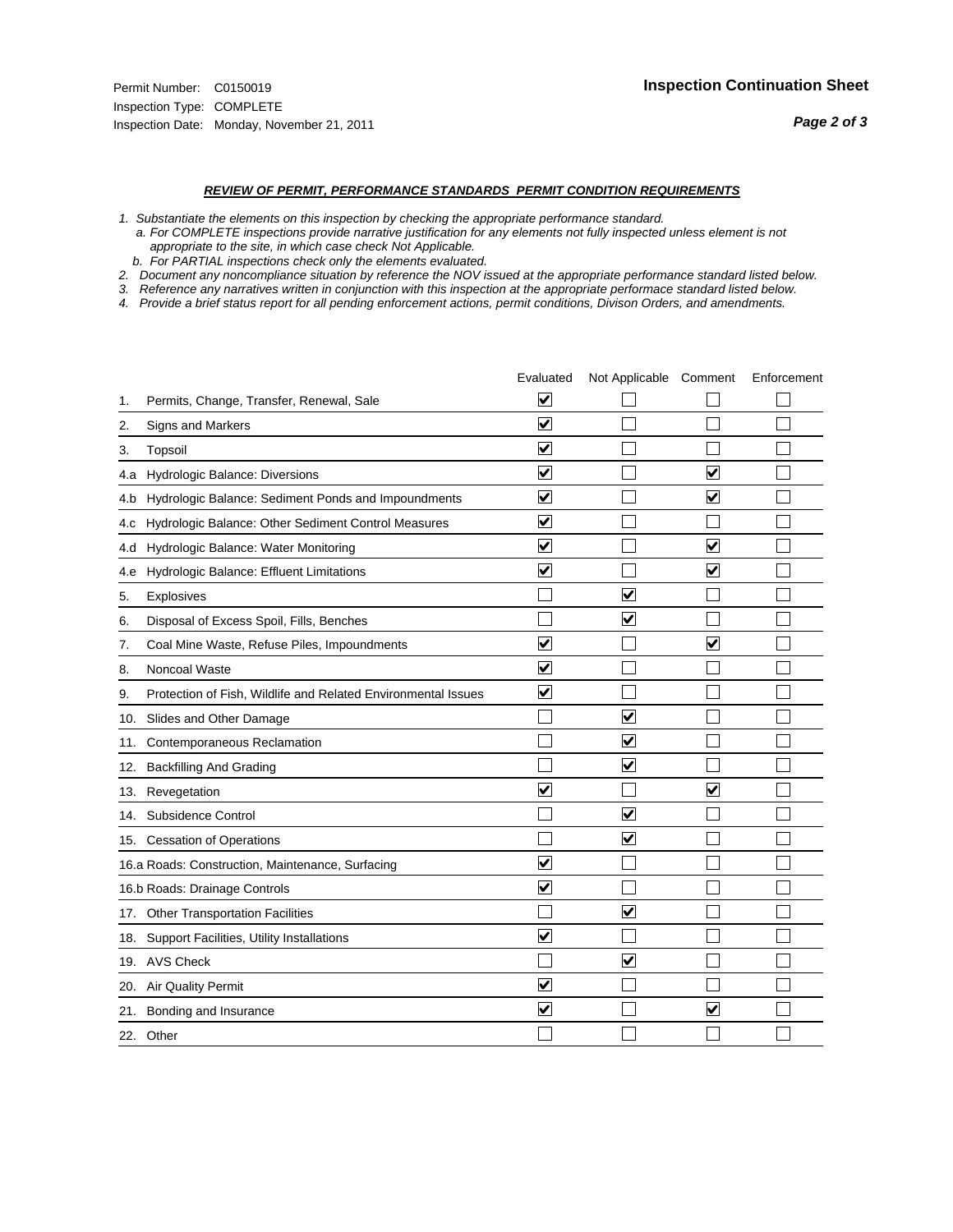Permit Number: C0150019
Inspection Type: COMPLETE
Inspection Date: Monday, November 21, 2011

**Inspection Continuation Sheet**

### *REVIEW OF PERMIT, PERFORMANCE STANDARDS PERMIT CONDITION REQUIREMENTS*

*1. Substantiate the elements on this inspection by checking the appropriate performance standard.*
*a. For COMPLETE inspections provide narrative justification for any elements not fully inspected unless element is not appropriate to the site, in which case check Not Applicable.*
*b. For PARTIAL inspections check only the elements evaluated.*
*2. Document any noncompliance situation by reference the NOV issued at the appropriate performance standard listed below.*
*3. Reference any narratives written in conjunction with this inspection at the appropriate performace standard listed below.*
*4. Provide a brief status report for all pending enforcement actions, permit conditions, Divison Orders, and amendments.*

| | | Evaluated | Not Applicable | Comment | Enforcement |
|---|---|---|---|---|---|
| 1. | Permits, Change, Transfer, Renewal, Sale | ☑ | ☐ | ☐ | ☐ |
| 2. | Signs and Markers | ☑ | ☐ | ☐ | ☐ |
| 3. | Topsoil | ☑ | ☐ | ☐ | ☐ |
| 4.a | Hydrologic Balance: Diversions | ☑ | ☐ | ☑ | ☐ |
| 4.b | Hydrologic Balance: Sediment Ponds and Impoundments | ☑ | ☐ | ☑ | ☐ |
| 4.c | Hydrologic Balance: Other Sediment Control Measures | ☑ | ☐ | ☐ | ☐ |
| 4.d | Hydrologic Balance: Water Monitoring | ☑ | ☐ | ☑ | ☐ |
| 4.e | Hydrologic Balance: Effluent Limitations | ☑ | ☐ | ☑ | ☐ |
| 5. | Explosives | ☐ | ☑ | ☐ | ☐ |
| 6. | Disposal of Excess Spoil, Fills, Benches | ☐ | ☑ | ☐ | ☐ |
| 7. | Coal Mine Waste, Refuse Piles, Impoundments | ☑ | ☐ | ☑ | ☐ |
| 8. | Noncoal Waste | ☑ | ☐ | ☐ | ☐ |
| 9. | Protection of Fish, Wildlife and Related Environmental Issues | ☑ | ☐ | ☐ | ☐ |
| 10. | Slides and Other Damage | ☐ | ☑ | ☐ | ☐ |
| 11. | Contemporaneous Reclamation | ☐ | ☑ | ☐ | ☐ |
| 12. | Backfilling And Grading | ☐ | ☑ | ☐ | ☐ |
| 13. | Revegetation | ☑ | ☐ | ☑ | ☐ |
| 14. | Subsidence Control | ☐ | ☑ | ☐ | ☐ |
| 15. | Cessation of Operations | ☐ | ☑ | ☐ | ☐ |
| 16.a | Roads: Construction, Maintenance, Surfacing | ☑ | ☐ | ☐ | ☐ |
| 16.b | Roads: Drainage Controls | ☑ | ☐ | ☐ | ☐ |
| 17. | Other Transportation Facilities | ☐ | ☑ | ☐ | ☐ |
| 18. | Support Facilities, Utility Installations | ☑ | ☐ | ☐ | ☐ |
| 19. | AVS Check | ☐ | ☑ | ☐ | ☐ |
| 20. | Air Quality Permit | ☑ | ☐ | ☐ | ☐ |
| 21. | Bonding and Insurance | ☑ | ☐ | ☑ | ☐ |
| 22. | Other | ☐ | ☐ | ☐ | ☐ |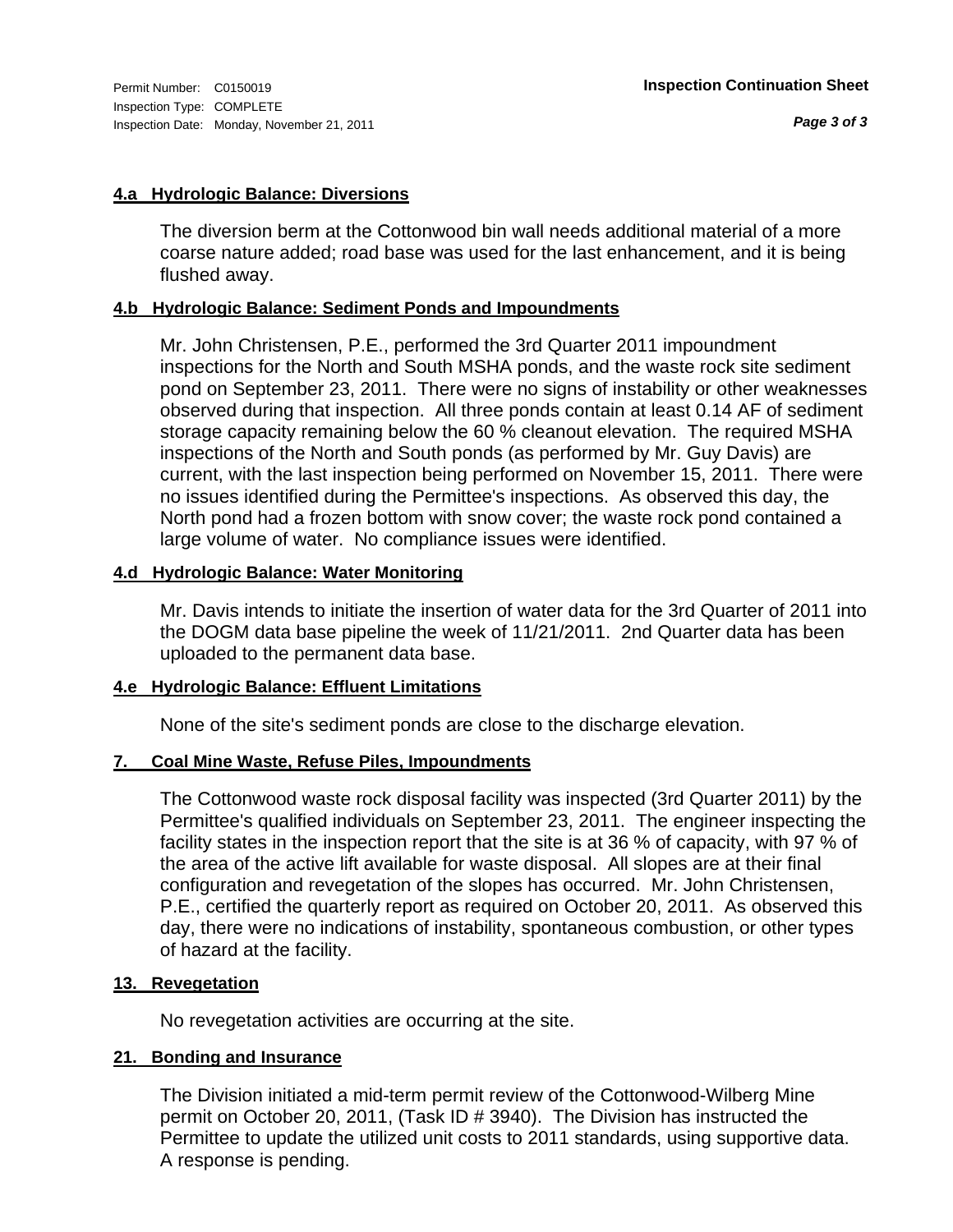Permit Number: C0150019
Inspection Type: COMPLETE
Inspection Date: Monday, November 21, 2011

**Inspection Continuation Sheet**

### 4.a Hydrologic Balance: Diversions

The diversion berm at the Cottonwood bin wall needs additional material of a more coarse nature added; road base was used for the last enhancement, and it is being flushed away.

### 4.b Hydrologic Balance: Sediment Ponds and Impoundments

Mr. John Christensen, P.E., performed the 3rd Quarter 2011 impoundment inspections for the North and South MSHA ponds, and the waste rock site sediment pond on September 23, 2011. There were no signs of instability or other weaknesses observed during that inspection. All three ponds contain at least 0.14 AF of sediment storage capacity remaining below the 60 % cleanout elevation. The required MSHA inspections of the North and South ponds (as performed by Mr. Guy Davis) are current, with the last inspection being performed on November 15, 2011. There were no issues identified during the Permittee's inspections. As observed this day, the North pond had a frozen bottom with snow cover; the waste rock pond contained a large volume of water. No compliance issues were identified.

### 4.d Hydrologic Balance: Water Monitoring

Mr. Davis intends to initiate the insertion of water data for the 3rd Quarter of 2011 into the DOGM data base pipeline the week of 11/21/2011. 2nd Quarter data has been uploaded to the permanent data base.

### 4.e Hydrologic Balance: Effluent Limitations

None of the site's sediment ponds are close to the discharge elevation.

### 7. Coal Mine Waste, Refuse Piles, Impoundments

The Cottonwood waste rock disposal facility was inspected (3rd Quarter 2011) by the Permittee's qualified individuals on September 23, 2011. The engineer inspecting the facility states in the inspection report that the site is at 36 % of capacity, with 97 % of the area of the active lift available for waste disposal. All slopes are at their final configuration and revegetation of the slopes has occurred. Mr. John Christensen, P.E., certified the quarterly report as required on October 20, 2011. As observed this day, there were no indications of instability, spontaneous combustion, or other types of hazard at the facility.

### 13. Revegetation

No revegetation activities are occurring at the site.

### 21. Bonding and Insurance

The Division initiated a mid-term permit review of the Cottonwood-Wilberg Mine permit on October 20, 2011, (Task ID # 3940). The Division has instructed the Permittee to update the utilized unit costs to 2011 standards, using supportive data. A response is pending.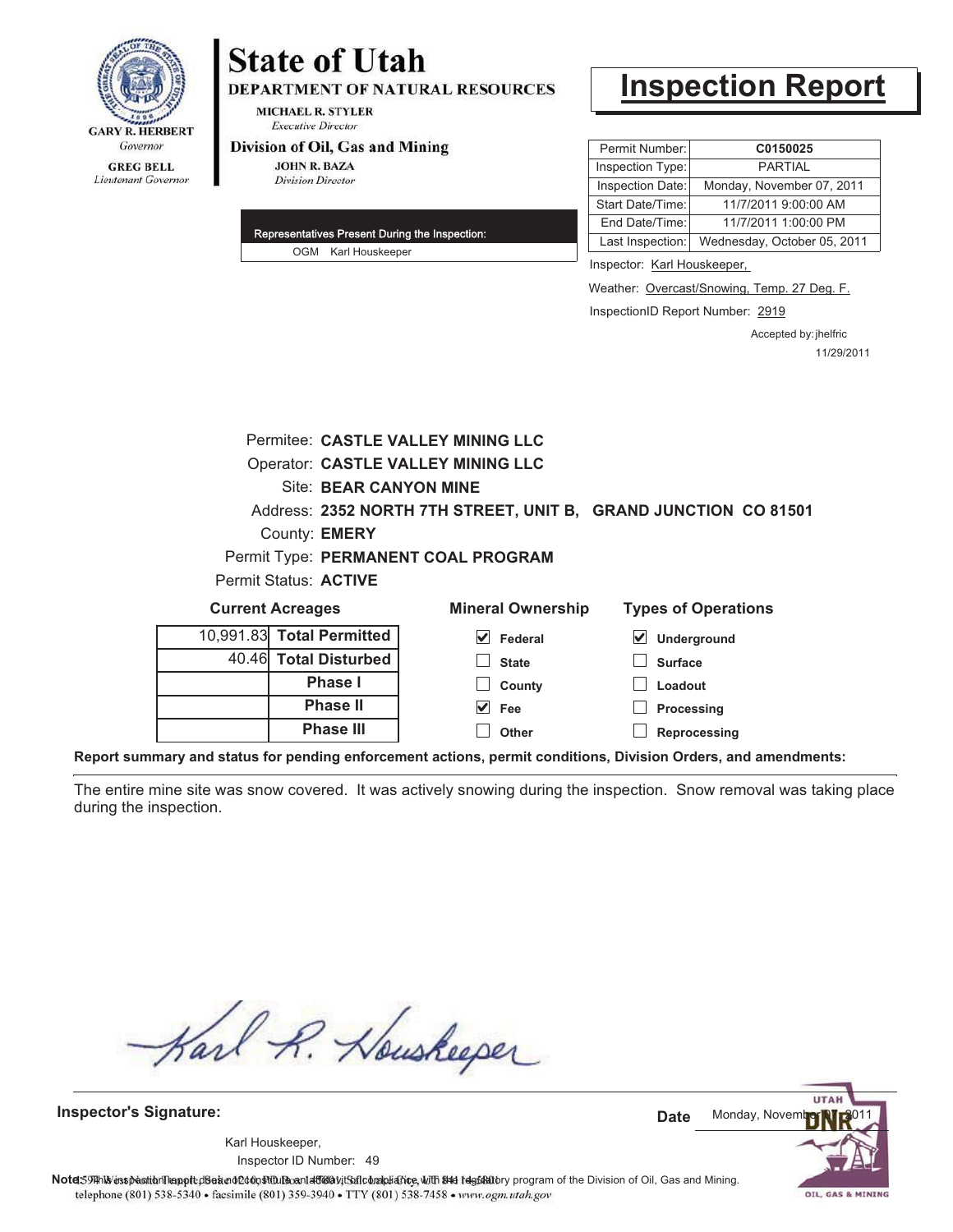# State of Utah

**DEPARTMENT OF NATURAL RESOURCES**

MICHAEL R. STYLER
*Executive Director*

**Division of Oil, Gas and Mining**

JOHN R. BAZA
*Division Director*

GARY R. HERBERT
*Governor*

GREG BELL
*Lieutenant Governor*

# Inspection Report

| | |
|---|---|
| Permit Number: | **C0150025** |
| Inspection Type: | PARTIAL |
| Inspection Date: | Monday, November 07, 2011 |
| Start Date/Time: | 11/7/2011 9:00:00 AM |
| End Date/Time: | 11/7/2011 1:00:00 PM |
| Last Inspection: | Wednesday, October 05, 2011 |

Inspector: Karl Houskeeper,

Weather: Overcast/Snowing, Temp. 27 Deg. F.

InspectionID Report Number: 2919

Accepted by: jhelfric
11/29/2011

**Representatives Present During the Inspection:**

OGM Karl Houskeeper

Permitee: **CASTLE VALLEY MINING LLC**
Operator: **CASTLE VALLEY MINING LLC**
Site: **BEAR CANYON MINE**
Address: **2352 NORTH 7TH STREET, UNIT B, GRAND JUNCTION CO 81501**
County: **EMERY**
Permit Type: **PERMANENT COAL PROGRAM**
Permit Status: **ACTIVE**

**Current Acreages**

| | |
|---|---|
| 10,991.83 | **Total Permitted** |
| 40.46 | **Total Disturbed** |
| | **Phase I** |
| | **Phase II** |
| | **Phase III** |

**Mineral Ownership**

- [x] Federal
- [ ] State
- [ ] County
- [x] Fee
- [ ] Other

**Types of Operations**

- [x] Underground
- [ ] Surface
- [ ] Loadout
- [ ] Processing
- [ ] Reprocessing

**Report summary and status for pending enforcement actions, permit conditions, Division Orders, and amendments:**

The entire mine site was snow covered. It was actively snowing during the inspection. Snow removal was taking place during the inspection.

**Inspector's Signature:**

Karl Houskeeper,
Inspector ID Number: 49

**Date** Monday, November 07, 2011

**Note:** This inspection report does not constitute an affidavit of compliance with the regulatory program of the Division of Oil, Gas and Mining.

1594 West North Temple, Suite 1210, PO Box 145801, Salt Lake City, UT 84114-5801
telephone (801) 538-5340 • facsimile (801) 359-3940 • TTY (801) 538-7458 • www.ogm.utah.gov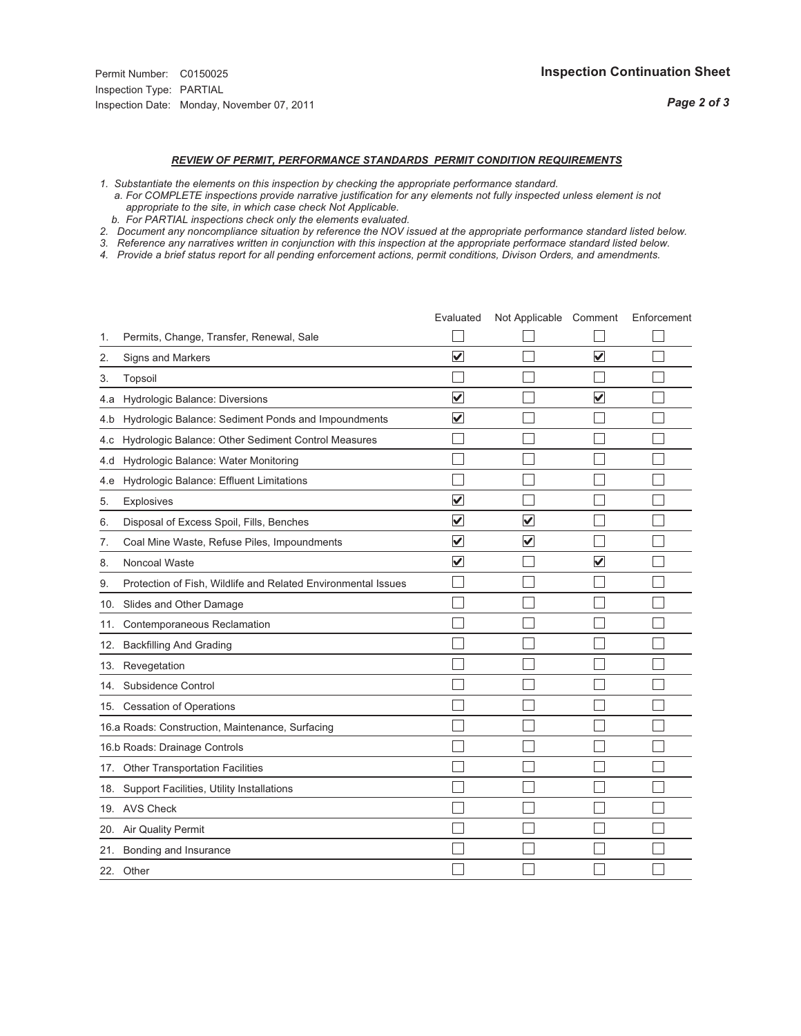Permit Number: C0150025
Inspection Type: PARTIAL
Inspection Date: Monday, November 07, 2011

**Inspection Continuation Sheet**

## *REVIEW OF PERMIT, PERFORMANCE STANDARDS PERMIT CONDITION REQUIREMENTS*

*1. Substantiate the elements on this inspection by checking the appropriate performance standard.*
*a. For COMPLETE inspections provide narrative justification for any elements not fully inspected unless element is not appropriate to the site, in which case check Not Applicable.*
*b. For PARTIAL inspections check only the elements evaluated.*
*2. Document any noncompliance situation by reference the NOV issued at the appropriate performance standard listed below.*
*3. Reference any narratives written in conjunction with this inspection at the appropriate performace standard listed below.*
*4. Provide a brief status report for all pending enforcement actions, permit conditions, Divison Orders, and amendments.*

| | Evaluated | Not Applicable | Comment | Enforcement |
|---|---|---|---|---|
| 1. Permits, Change, Transfer, Renewal, Sale | ☐ | ☐ | ☐ | ☐ |
| 2. Signs and Markers | ☑ | ☐ | ☑ | ☐ |
| 3. Topsoil | ☐ | ☐ | ☐ | ☐ |
| 4.a Hydrologic Balance: Diversions | ☑ | ☐ | ☑ | ☐ |
| 4.b Hydrologic Balance: Sediment Ponds and Impoundments | ☑ | ☐ | ☐ | ☐ |
| 4.c Hydrologic Balance: Other Sediment Control Measures | ☐ | ☐ | ☐ | ☐ |
| 4.d Hydrologic Balance: Water Monitoring | ☐ | ☐ | ☐ | ☐ |
| 4.e Hydrologic Balance: Effluent Limitations | ☐ | ☐ | ☐ | ☐ |
| 5. Explosives | ☑ | ☐ | ☐ | ☐ |
| 6. Disposal of Excess Spoil, Fills, Benches | ☑ | ☑ | ☐ | ☐ |
| 7. Coal Mine Waste, Refuse Piles, Impoundments | ☑ | ☑ | ☐ | ☐ |
| 8. Noncoal Waste | ☑ | ☐ | ☑ | ☐ |
| 9. Protection of Fish, Wildlife and Related Environmental Issues | ☐ | ☐ | ☐ | ☐ |
| 10. Slides and Other Damage | ☐ | ☐ | ☐ | ☐ |
| 11. Contemporaneous Reclamation | ☐ | ☐ | ☐ | ☐ |
| 12. Backfilling And Grading | ☐ | ☐ | ☐ | ☐ |
| 13. Revegetation | ☐ | ☐ | ☐ | ☐ |
| 14. Subsidence Control | ☐ | ☐ | ☐ | ☐ |
| 15. Cessation of Operations | ☐ | ☐ | ☐ | ☐ |
| 16.a Roads: Construction, Maintenance, Surfacing | ☐ | ☐ | ☐ | ☐ |
| 16.b Roads: Drainage Controls | ☐ | ☐ | ☐ | ☐ |
| 17. Other Transportation Facilities | ☐ | ☐ | ☐ | ☐ |
| 18. Support Facilities, Utility Installations | ☐ | ☐ | ☐ | ☐ |
| 19. AVS Check | ☐ | ☐ | ☐ | ☐ |
| 20. Air Quality Permit | ☐ | ☐ | ☐ | ☐ |
| 21. Bonding and Insurance | ☐ | ☐ | ☐ | ☐ |
| 22. Other | ☐ | ☐ | ☐ | ☐ |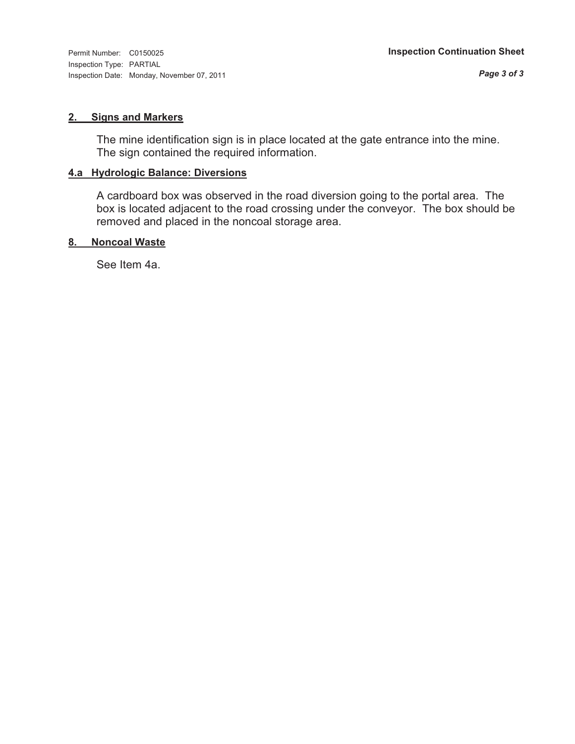Permit Number: C0150025
Inspection Type: PARTIAL
Inspection Date: Monday, November 07, 2011

**Inspection Continuation Sheet**

## 2. Signs and Markers

The mine identification sign is in place located at the gate entrance into the mine. The sign contained the required information.

## 4.a Hydrologic Balance: Diversions

A cardboard box was observed in the road diversion going to the portal area. The box is located adjacent to the road crossing under the conveyor. The box should be removed and placed in the noncoal storage area.

## 8. Noncoal Waste

See Item 4a.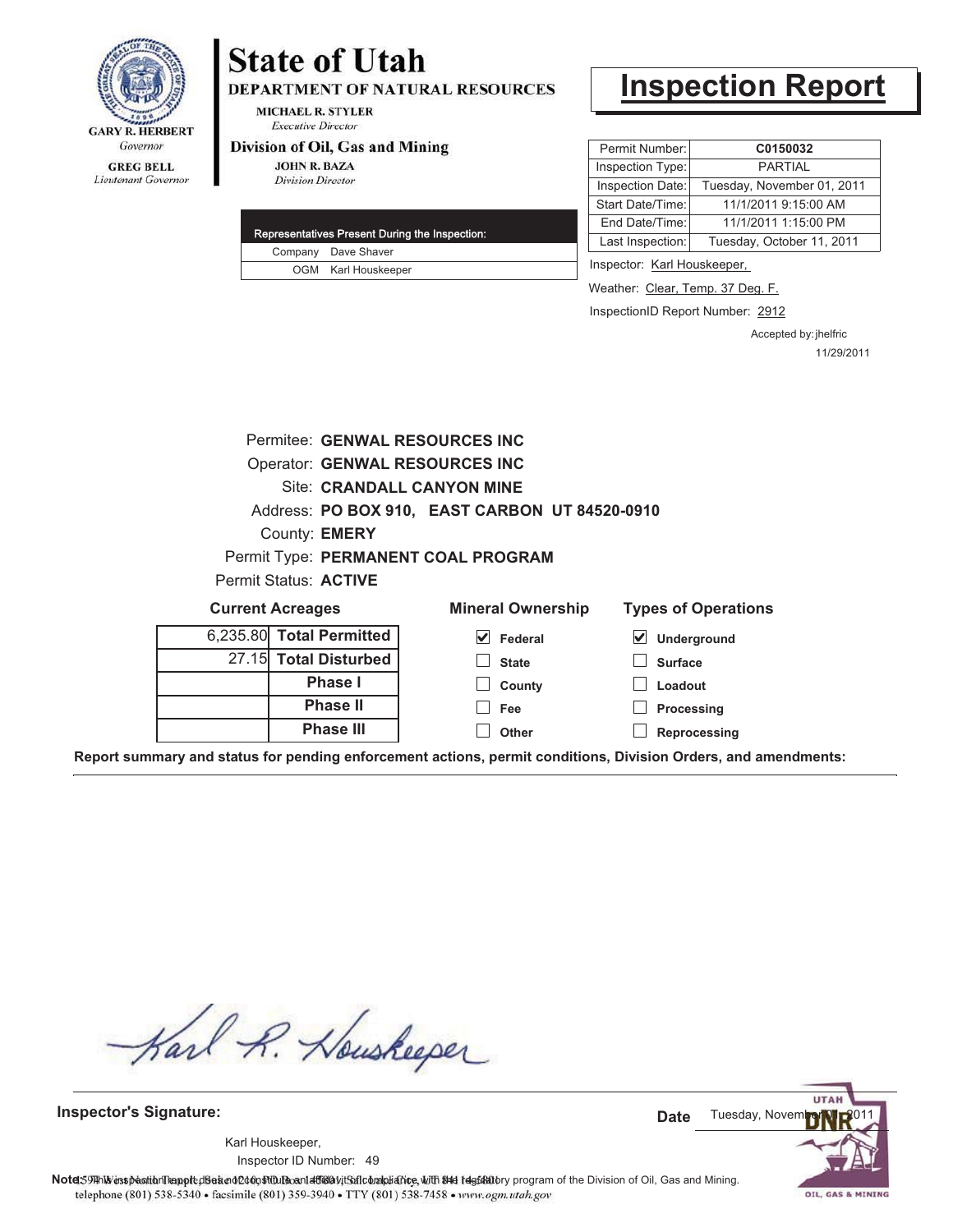GARY R. HERBERT
*Governor*

GREG BELL
*Lieutenant Governor*

# State of Utah

**DEPARTMENT OF NATURAL RESOURCES**

MICHAEL R. STYLER
*Executive Director*

**Division of Oil, Gas and Mining**

JOHN R. BAZA
*Division Director*

# Inspection Report

| Representatives Present During the Inspection: | |
|---|---|
| Company | Dave Shaver |
| OGM | Karl Houskeeper |

| | |
|---|---|
| Permit Number: | **C0150032** |
| Inspection Type: | PARTIAL |
| Inspection Date: | Tuesday, November 01, 2011 |
| Start Date/Time: | 11/1/2011 9:15:00 AM |
| End Date/Time: | 11/1/2011 1:15:00 PM |
| Last Inspection: | Tuesday, October 11, 2011 |

Inspector: Karl Houskeeper,

Weather: Clear, Temp. 37 Deg. F.

InspectionID Report Number: 2912

Accepted by: jhelfric
11/29/2011

Permitee: **GENWAL RESOURCES INC**
Operator: **GENWAL RESOURCES INC**
Site: **CRANDALL CANYON MINE**
Address: **PO BOX 910, EAST CARBON UT 84520-0910**
County: **EMERY**
Permit Type: **PERMANENT COAL PROGRAM**
Permit Status: **ACTIVE**

**Current Acreages**

| | |
|---|---|
| 6,235.80 | **Total Permitted** |
| 27.15 | **Total Disturbed** |
| | **Phase I** |
| | **Phase II** |
| | **Phase III** |

**Mineral Ownership**

- [x] Federal
- [ ] State
- [ ] County
- [ ] Fee
- [ ] Other

**Types of Operations**

- [x] Underground
- [ ] Surface
- [ ] Loadout
- [ ] Processing
- [ ] Reprocessing

**Report summary and status for pending enforcement actions, permit conditions, Division Orders, and amendments:**

**Inspector's Signature:**

Karl Houskeeper,
Inspector ID Number: 49

**Date** Tuesday, November 01, 2011

**Note:** This inspection report does not constitute an affidavit of compliance with the regulatory program of the Division of Oil, Gas and Mining.

1594 West North Temple, Suite 1210, PO Box 145801, Salt Lake City, UT 84114-5801
telephone (801) 538-5340 • facsimile (801) 359-3940 • TTY (801) 538-7458 • *www.ogm.utah.gov*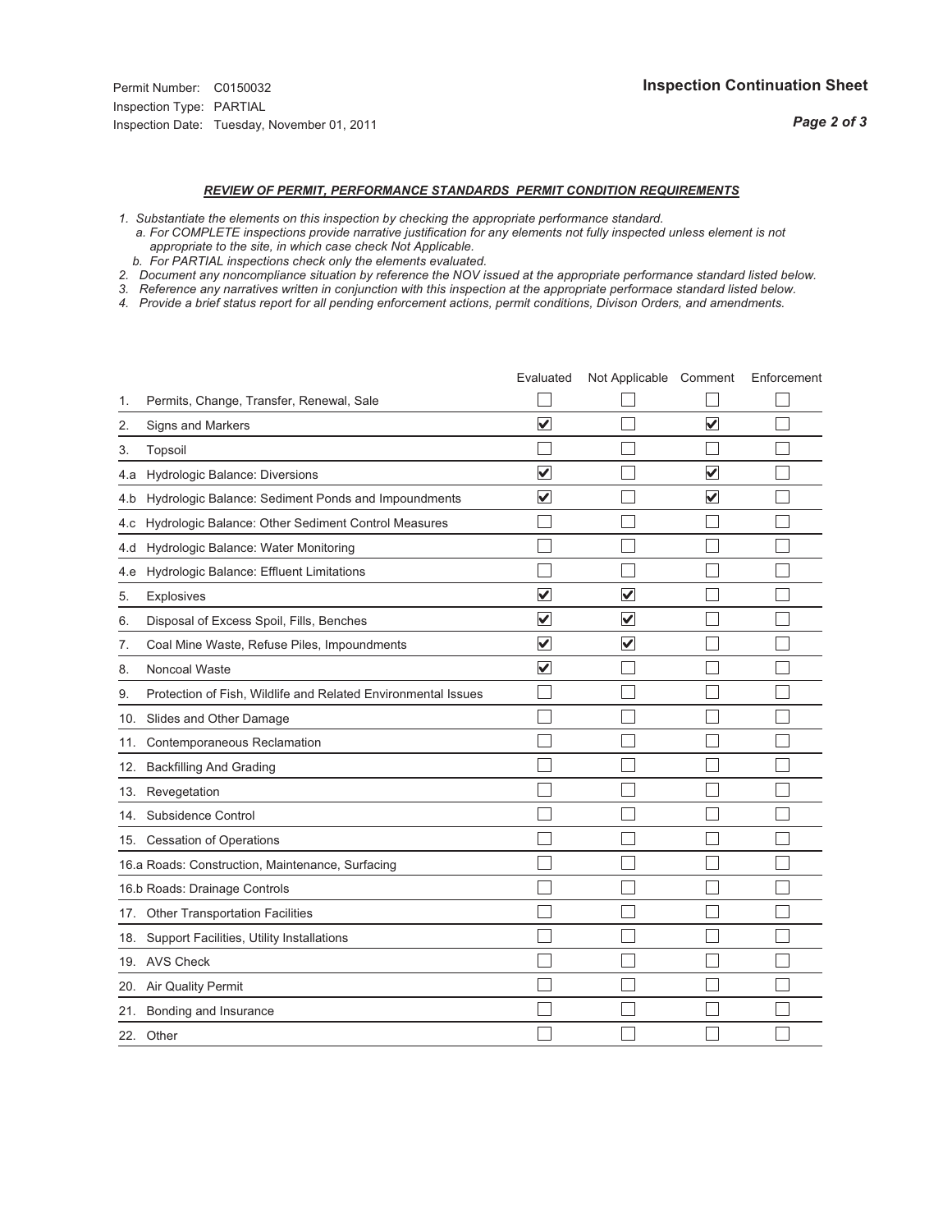Permit Number: C0150032
Inspection Type: PARTIAL
Inspection Date: Tuesday, November 01, 2011

**Inspection Continuation Sheet**

***REVIEW OF PERMIT, PERFORMANCE STANDARDS PERMIT CONDITION REQUIREMENTS***

*1. Substantiate the elements on this inspection by checking the appropriate performance standard.*
*a. For COMPLETE inspections provide narrative justification for any elements not fully inspected unless element is not appropriate to the site, in which case check Not Applicable.*
*b. For PARTIAL inspections check only the elements evaluated.*
*2. Document any noncompliance situation by reference the NOV issued at the appropriate performance standard listed below.*
*3. Reference any narratives written in conjunction with this inspection at the appropriate performace standard listed below.*
*4. Provide a brief status report for all pending enforcement actions, permit conditions, Divison Orders, and amendments.*

| | | Evaluated | Not Applicable | Comment | Enforcement |
|---|---|---|---|---|---|
| 1. | Permits, Change, Transfer, Renewal, Sale | ☐ | ☐ | ☐ | ☐ |
| 2. | Signs and Markers | ☑ | ☐ | ☑ | ☐ |
| 3. | Topsoil | ☐ | ☐ | ☐ | ☐ |
| 4.a | Hydrologic Balance: Diversions | ☑ | ☐ | ☑ | ☐ |
| 4.b | Hydrologic Balance: Sediment Ponds and Impoundments | ☑ | ☐ | ☑ | ☐ |
| 4.c | Hydrologic Balance: Other Sediment Control Measures | ☐ | ☐ | ☐ | ☐ |
| 4.d | Hydrologic Balance: Water Monitoring | ☐ | ☐ | ☐ | ☐ |
| 4.e | Hydrologic Balance: Effluent Limitations | ☐ | ☐ | ☐ | ☐ |
| 5. | Explosives | ☑ | ☑ | ☐ | ☐ |
| 6. | Disposal of Excess Spoil, Fills, Benches | ☑ | ☑ | ☐ | ☐ |
| 7. | Coal Mine Waste, Refuse Piles, Impoundments | ☑ | ☑ | ☐ | ☐ |
| 8. | Noncoal Waste | ☑ | ☐ | ☐ | ☐ |
| 9. | Protection of Fish, Wildlife and Related Environmental Issues | ☐ | ☐ | ☐ | ☐ |
| 10. | Slides and Other Damage | ☐ | ☐ | ☐ | ☐ |
| 11. | Contemporaneous Reclamation | ☐ | ☐ | ☐ | ☐ |
| 12. | Backfilling And Grading | ☐ | ☐ | ☐ | ☐ |
| 13. | Revegetation | ☐ | ☐ | ☐ | ☐ |
| 14. | Subsidence Control | ☐ | ☐ | ☐ | ☐ |
| 15. | Cessation of Operations | ☐ | ☐ | ☐ | ☐ |
| 16.a | Roads: Construction, Maintenance, Surfacing | ☐ | ☐ | ☐ | ☐ |
| 16.b | Roads: Drainage Controls | ☐ | ☐ | ☐ | ☐ |
| 17. | Other Transportation Facilities | ☐ | ☐ | ☐ | ☐ |
| 18. | Support Facilities, Utility Installations | ☐ | ☐ | ☐ | ☐ |
| 19. | AVS Check | ☐ | ☐ | ☐ | ☐ |
| 20. | Air Quality Permit | ☐ | ☐ | ☐ | ☐ |
| 21. | Bonding and Insurance | ☐ | ☐ | ☐ | ☐ |
| 22. | Other | ☐ | ☐ | ☐ | ☐ |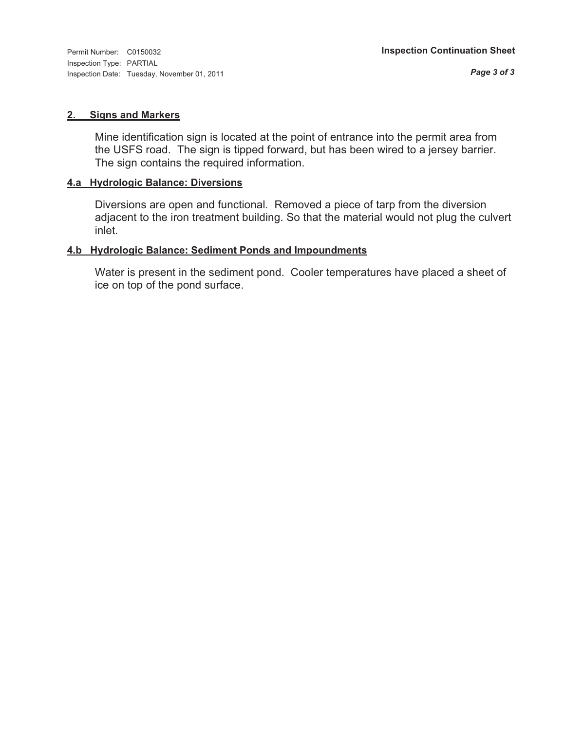Permit Number: C0150032
Inspection Type: PARTIAL
Inspection Date: Tuesday, November 01, 2011

**Inspection Continuation Sheet**

## 2. Signs and Markers

Mine identification sign is located at the point of entrance into the permit area from the USFS road. The sign is tipped forward, but has been wired to a jersey barrier. The sign contains the required information.

## 4.a Hydrologic Balance: Diversions

Diversions are open and functional. Removed a piece of tarp from the diversion adjacent to the iron treatment building. So that the material would not plug the culvert inlet.

## 4.b Hydrologic Balance: Sediment Ponds and Impoundments

Water is present in the sediment pond. Cooler temperatures have placed a sheet of ice on top of the pond surface.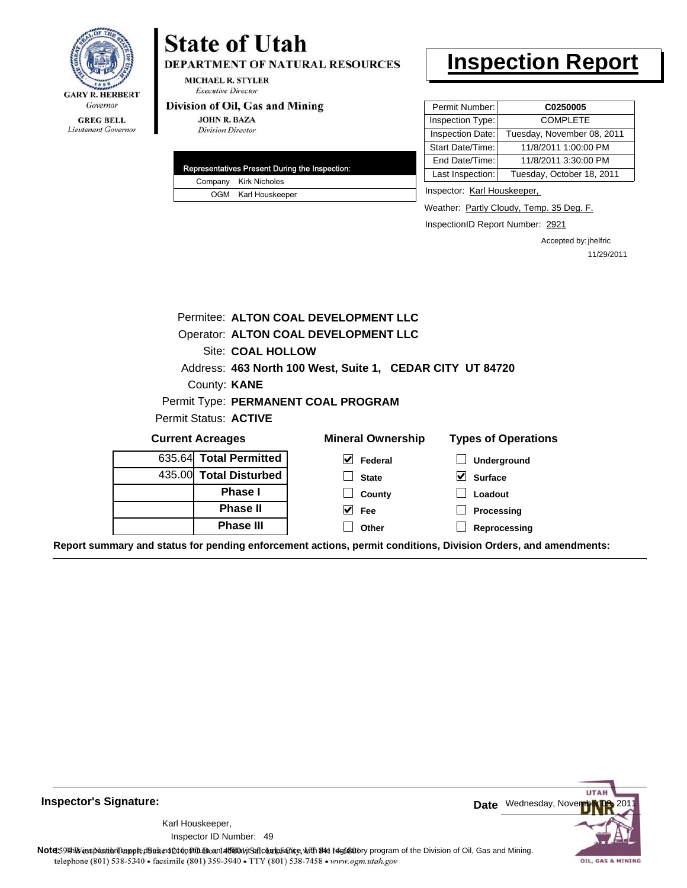GARY R. HERBERT
*Governor*

GREG BELL
*Lieutenant Governor*

# State of Utah

**DEPARTMENT OF NATURAL RESOURCES**

MICHAEL R. STYLER
*Executive Director*

**Division of Oil, Gas and Mining**

JOHN R. BAZA
*Division Director*

# Inspection Report

| | |
|---|---|
| Permit Number: | **C0250005** |
| Inspection Type: | COMPLETE |
| Inspection Date: | Tuesday, November 08, 2011 |
| Start Date/Time: | 11/8/2011 1:00:00 PM |
| End Date/Time: | 11/8/2011 3:30:00 PM |
| Last Inspection: | Tuesday, October 18, 2011 |

| Representatives Present During the Inspection: | |
|---|---|
| Company | Kirk Nicholes |
| OGM | Karl Houskeeper |

Inspector: Karl Houskeeper,

Weather: Partly Cloudy, Temp. 35 Deg. F.

InspectionID Report Number: 2921

Accepted by: jhelfric
11/29/2011

Permitee: **ALTON COAL DEVELOPMENT LLC**
Operator: **ALTON COAL DEVELOPMENT LLC**
Site: **COAL HOLLOW**
Address: **463 North 100 West, Suite 1, CEDAR CITY UT 84720**
County: **KANE**
Permit Type: **PERMANENT COAL PROGRAM**
Permit Status: **ACTIVE**

**Current Acreages**

| | |
|---|---|
| 635.64 | **Total Permitted** |
| 435.00 | **Total Disturbed** |
| | **Phase I** |
| | **Phase II** |
| | **Phase III** |

**Mineral Ownership**

- [x] Federal
- [ ] State
- [ ] County
- [x] Fee
- [ ] Other

**Types of Operations**

- [ ] Underground
- [x] Surface
- [ ] Loadout
- [ ] Processing
- [ ] Reprocessing

**Report summary and status for pending enforcement actions, permit conditions, Division Orders, and amendments:**

**Inspector's Signature:**

Karl Houskeeper,
Inspector ID Number: 49

**Date** Wednesday, November 09, 2011

**Note:** This inspection report does not constitute an affidavit of compliance with the regulatory program of the Division of Oil, Gas and Mining.

telephone (801) 538-5340 • facsimile (801) 359-3940 • TTY (801) 538-7458 • www.ogm.utah.gov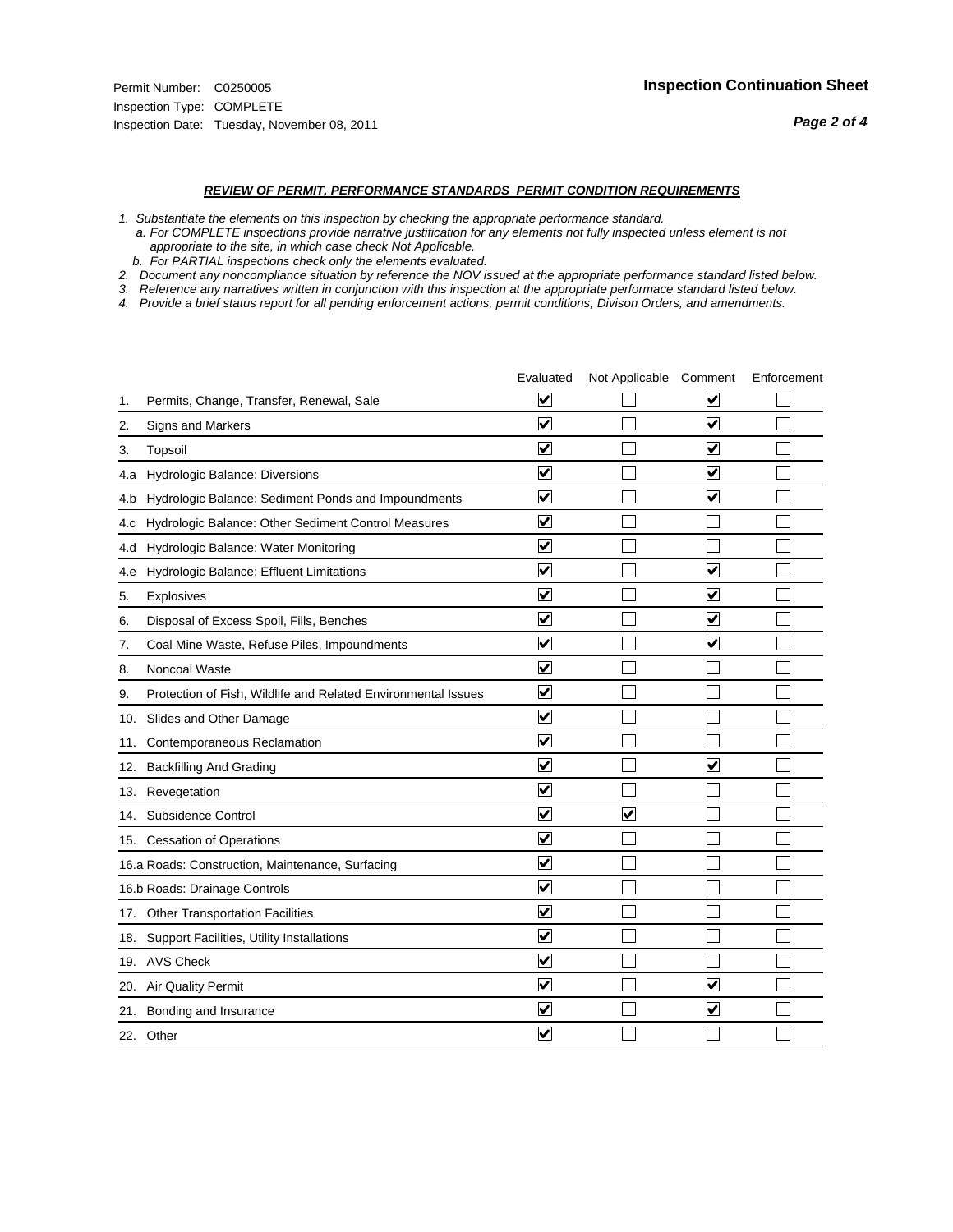Permit Number: C0250005
Inspection Type: COMPLETE
Inspection Date: Tuesday, November 08, 2011

## Inspection Continuation Sheet

***REVIEW OF PERMIT, PERFORMANCE STANDARDS PERMIT CONDITION REQUIREMENTS***

*1. Substantiate the elements on this inspection by checking the appropriate performance standard.*
*a. For COMPLETE inspections provide narrative justification for any elements not fully inspected unless element is not appropriate to the site, in which case check Not Applicable.*
*b. For PARTIAL inspections check only the elements evaluated.*
*2. Document any noncompliance situation by reference the NOV issued at the appropriate performance standard listed below.*
*3. Reference any narratives written in conjunction with this inspection at the appropriate performace standard listed below.*
*4. Provide a brief status report for all pending enforcement actions, permit conditions, Divison Orders, and amendments.*

| | | Evaluated | Not Applicable | Comment | Enforcement |
|---|---|---|---|---|---|
| 1. | Permits, Change, Transfer, Renewal, Sale | ☑ | ☐ | ☑ | ☐ |
| 2. | Signs and Markers | ☑ | ☐ | ☑ | ☐ |
| 3. | Topsoil | ☑ | ☐ | ☑ | ☐ |
| 4.a | Hydrologic Balance: Diversions | ☑ | ☐ | ☑ | ☐ |
| 4.b | Hydrologic Balance: Sediment Ponds and Impoundments | ☑ | ☐ | ☑ | ☐ |
| 4.c | Hydrologic Balance: Other Sediment Control Measures | ☑ | ☐ | ☐ | ☐ |
| 4.d | Hydrologic Balance: Water Monitoring | ☑ | ☐ | ☐ | ☐ |
| 4.e | Hydrologic Balance: Effluent Limitations | ☑ | ☐ | ☑ | ☐ |
| 5. | Explosives | ☑ | ☐ | ☑ | ☐ |
| 6. | Disposal of Excess Spoil, Fills, Benches | ☑ | ☐ | ☑ | ☐ |
| 7. | Coal Mine Waste, Refuse Piles, Impoundments | ☑ | ☐ | ☑ | ☐ |
| 8. | Noncoal Waste | ☑ | ☐ | ☐ | ☐ |
| 9. | Protection of Fish, Wildlife and Related Environmental Issues | ☑ | ☐ | ☐ | ☐ |
| 10. | Slides and Other Damage | ☑ | ☐ | ☐ | ☐ |
| 11. | Contemporaneous Reclamation | ☑ | ☐ | ☐ | ☐ |
| 12. | Backfilling And Grading | ☑ | ☐ | ☑ | ☐ |
| 13. | Revegetation | ☑ | ☐ | ☐ | ☐ |
| 14. | Subsidence Control | ☑ | ☑ | ☐ | ☐ |
| 15. | Cessation of Operations | ☑ | ☐ | ☐ | ☐ |
| 16.a | Roads: Construction, Maintenance, Surfacing | ☑ | ☐ | ☐ | ☐ |
| 16.b | Roads: Drainage Controls | ☑ | ☐ | ☐ | ☐ |
| 17. | Other Transportation Facilities | ☑ | ☐ | ☐ | ☐ |
| 18. | Support Facilities, Utility Installations | ☑ | ☐ | ☐ | ☐ |
| 19. | AVS Check | ☑ | ☐ | ☐ | ☐ |
| 20. | Air Quality Permit | ☑ | ☐ | ☑ | ☐ |
| 21. | Bonding and Insurance | ☑ | ☐ | ☑ | ☐ |
| 22. | Other | ☑ | ☐ | ☐ | ☐ |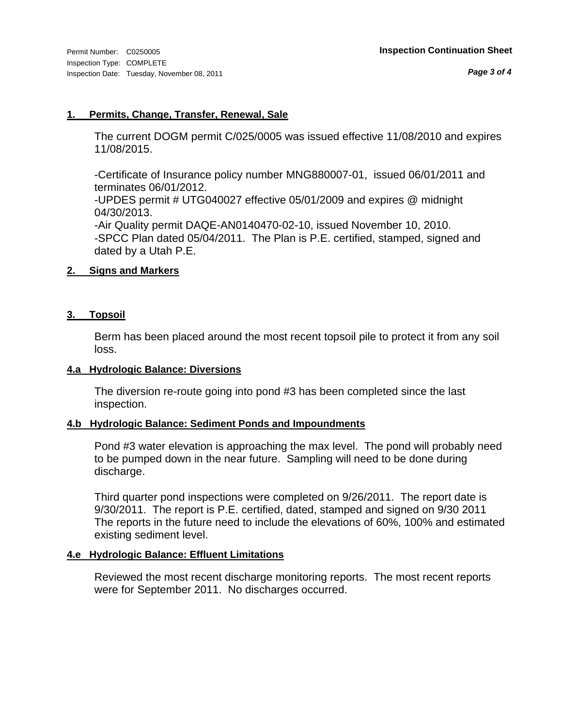**1. Permits, Change, Transfer, Renewal, Sale**

The current DOGM permit C/025/0005 was issued effective 11/08/2010 and expires 11/08/2015.

-Certificate of Insurance policy number MNG880007-01, issued 06/01/2011 and terminates 06/01/2012.
-UPDES permit # UTG040027 effective 05/01/2009 and expires @ midnight 04/30/2013.
-Air Quality permit DAQE-AN0140470-02-10, issued November 10, 2010.
-SPCC Plan dated 05/04/2011. The Plan is P.E. certified, stamped, signed and dated by a Utah P.E.

**2. Signs and Markers**

**3. Topsoil**

Berm has been placed around the most recent topsoil pile to protect it from any soil loss.

**4.a Hydrologic Balance: Diversions**

The diversion re-route going into pond #3 has been completed since the last inspection.

**4.b Hydrologic Balance: Sediment Ponds and Impoundments**

Pond #3 water elevation is approaching the max level. The pond will probably need to be pumped down in the near future. Sampling will need to be done during discharge.

Third quarter pond inspections were completed on 9/26/2011. The report date is 9/30/2011. The report is P.E. certified, dated, stamped and signed on 9/30 2011 The reports in the future need to include the elevations of 60%, 100% and estimated existing sediment level.

**4.e Hydrologic Balance: Effluent Limitations**

Reviewed the most recent discharge monitoring reports. The most recent reports were for September 2011. No discharges occurred.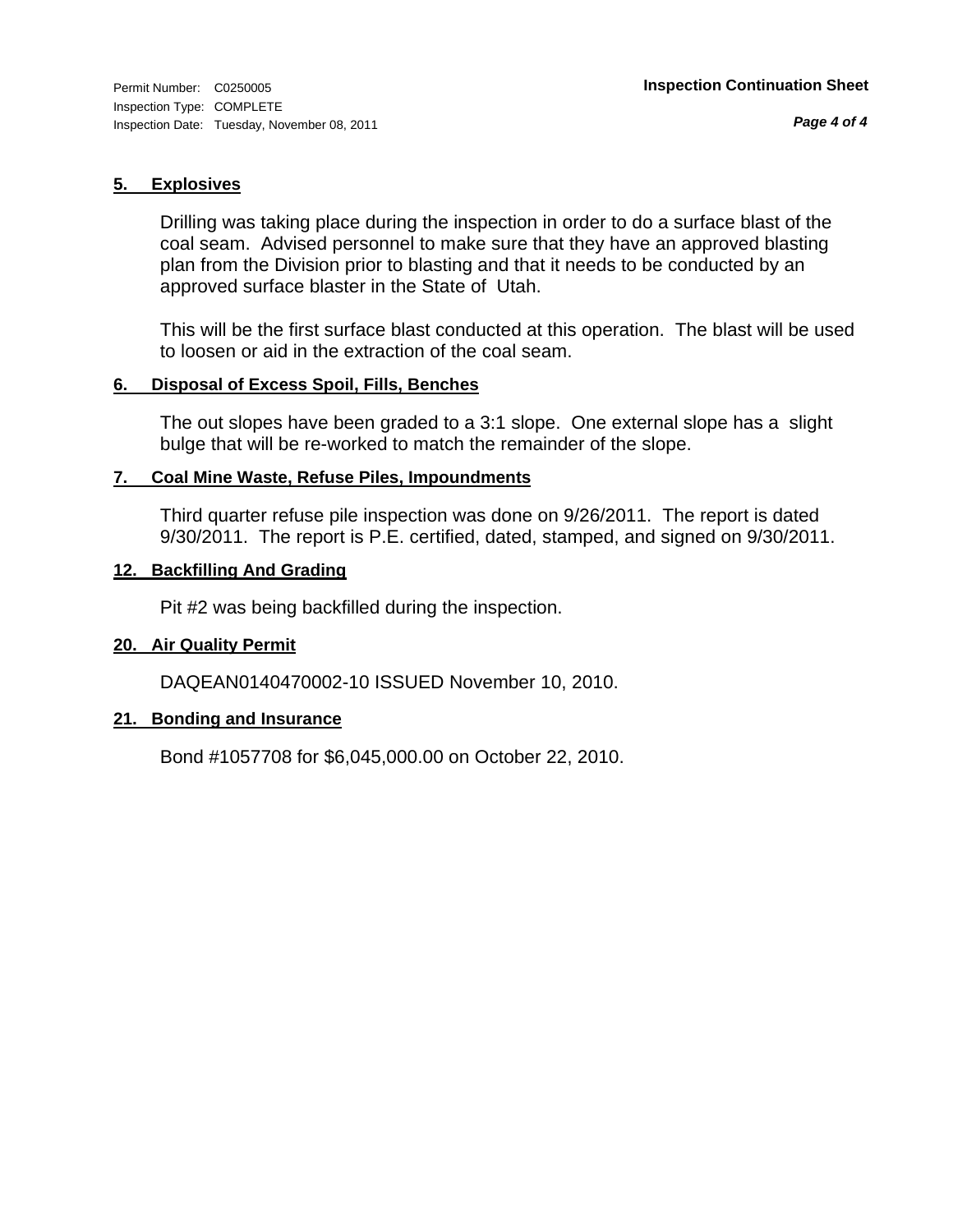## 5. Explosives

Drilling was taking place during the inspection in order to do a surface blast of the coal seam. Advised personnel to make sure that they have an approved blasting plan from the Division prior to blasting and that it needs to be conducted by an approved surface blaster in the State of Utah.

This will be the first surface blast conducted at this operation. The blast will be used to loosen or aid in the extraction of the coal seam.

## 6. Disposal of Excess Spoil, Fills, Benches

The out slopes have been graded to a 3:1 slope. One external slope has a slight bulge that will be re-worked to match the remainder of the slope.

## 7. Coal Mine Waste, Refuse Piles, Impoundments

Third quarter refuse pile inspection was done on 9/26/2011. The report is dated 9/30/2011. The report is P.E. certified, dated, stamped, and signed on 9/30/2011.

## 12. Backfilling And Grading

Pit #2 was being backfilled during the inspection.

## 20. Air Quality Permit

DAQEAN0140470002-10 ISSUED November 10, 2010.

## 21. Bonding and Insurance

Bond #1057708 for $6,045,000.00 on October 22, 2010.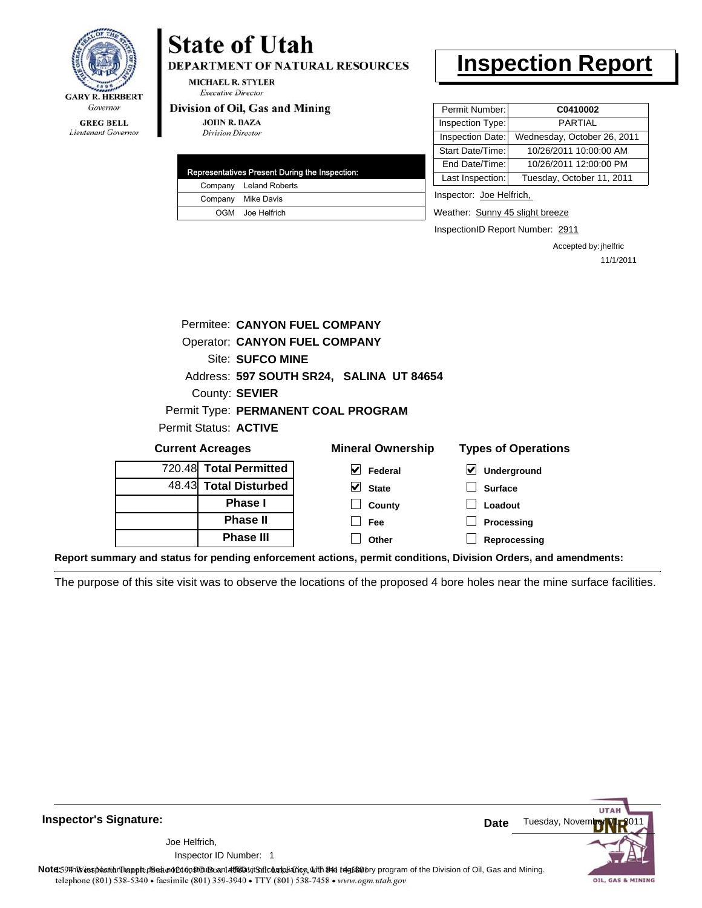**State of Utah**
**DEPARTMENT OF NATURAL RESOURCES**
MICHAEL R. STYLER
*Executive Director*
**Division of Oil, Gas and Mining**
JOHN R. BAZA
*Division Director*

GARY R. HERBERT
*Governor*
GREG BELL
*Lieutenant Governor*

# Inspection Report

| | |
|---|---|
| Permit Number: | **C0410002** |
| Inspection Type: | PARTIAL |
| Inspection Date: | Wednesday, October 26, 2011 |
| Start Date/Time: | 10/26/2011 10:00:00 AM |
| End Date/Time: | 10/26/2011 12:00:00 PM |
| Last Inspection: | Tuesday, October 11, 2011 |

| Representatives Present During the Inspection: | |
|---|---|
| Company | Leland Roberts |
| Company | Mike Davis |
| OGM | Joe Helfrich |

Inspector: Joe Helfrich,

Weather: Sunny 45 slight breeze

InspectionID Report Number: 2911

Accepted by: jhelfric
11/1/2011

Permitee: **CANYON FUEL COMPANY**
Operator: **CANYON FUEL COMPANY**
Site: **SUFCO MINE**
Address: **597 SOUTH SR24, SALINA UT 84654**
County: **SEVIER**
Permit Type: **PERMANENT COAL PROGRAM**
Permit Status: **ACTIVE**

**Current Acreages**

| | |
|---|---|
| 720.48 | **Total Permitted** |
| 48.43 | **Total Disturbed** |
| | **Phase I** |
| | **Phase II** |
| | **Phase III** |

**Mineral Ownership**

- [x] Federal
- [x] State
- [ ] County
- [ ] Fee
- [ ] Other

**Types of Operations**

- [x] Underground
- [ ] Surface
- [ ] Loadout
- [ ] Processing
- [ ] Reprocessing

**Report summary and status for pending enforcement actions, permit conditions, Division Orders, and amendments:**

The purpose of this site visit was to observe the locations of the proposed 4 bore holes near the mine surface facilities.

**Inspector's Signature:**

Joe Helfrich,
Inspector ID Number: 1

**Date** Tuesday, November 01, 2011

**Note:** This inspection report does not constitute an affidavit of compliance with the regulatory program of the Division of Oil, Gas and Mining.
telephone (801) 538-5340 • facsimile (801) 359-3940 • TTY (801) 538-7458 • www.ogm.utah.gov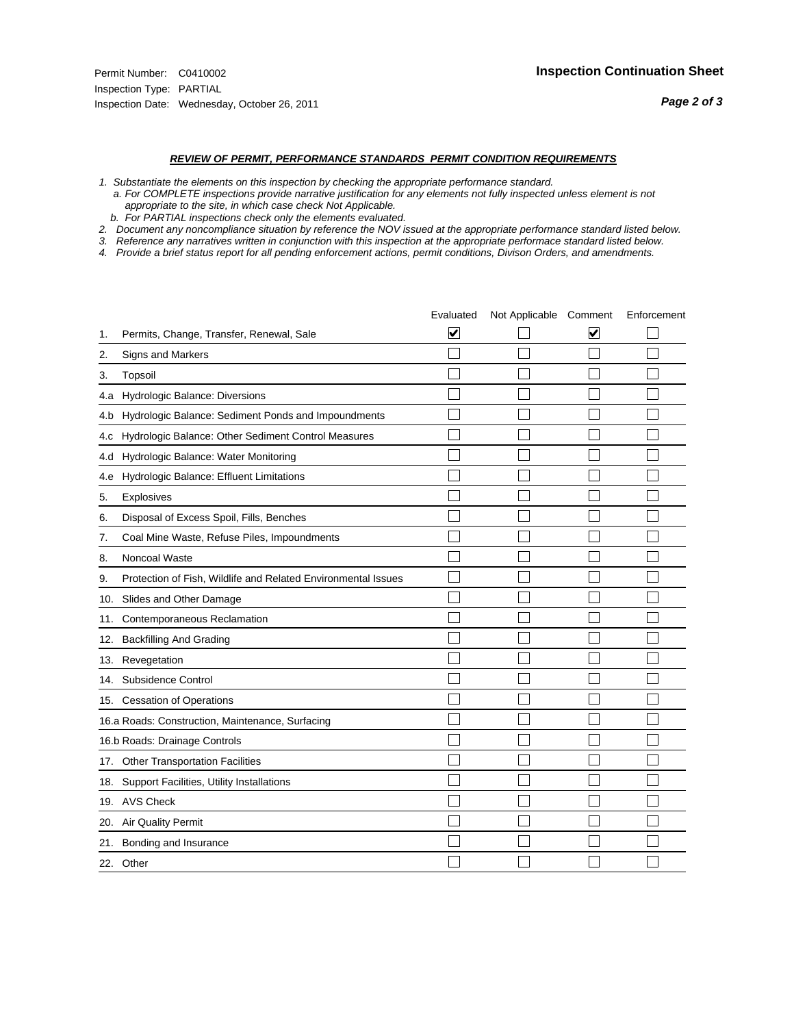Permit Number: C0410002
Inspection Type: PARTIAL
Inspection Date: Wednesday, October 26, 2011

## Inspection Continuation Sheet

***REVIEW OF PERMIT, PERFORMANCE STANDARDS PERMIT CONDITION REQUIREMENTS***

*1. Substantiate the elements on this inspection by checking the appropriate performance standard.*
*a. For COMPLETE inspections provide narrative justification for any elements not fully inspected unless element is not appropriate to the site, in which case check Not Applicable.*
*b. For PARTIAL inspections check only the elements evaluated.*
*2. Document any noncompliance situation by reference the NOV issued at the appropriate performance standard listed below.*
*3. Reference any narratives written in conjunction with this inspection at the appropriate performace standard listed below.*
*4. Provide a brief status report for all pending enforcement actions, permit conditions, Divison Orders, and amendments.*

| | | Evaluated | Not Applicable | Comment | Enforcement |
|---|---|---|---|---|---|
| 1. | Permits, Change, Transfer, Renewal, Sale | ☑ | ☐ | ☑ | ☐ |
| 2. | Signs and Markers | ☐ | ☐ | ☐ | ☐ |
| 3. | Topsoil | ☐ | ☐ | ☐ | ☐ |
| 4.a | Hydrologic Balance: Diversions | ☐ | ☐ | ☐ | ☐ |
| 4.b | Hydrologic Balance: Sediment Ponds and Impoundments | ☐ | ☐ | ☐ | ☐ |
| 4.c | Hydrologic Balance: Other Sediment Control Measures | ☐ | ☐ | ☐ | ☐ |
| 4.d | Hydrologic Balance: Water Monitoring | ☐ | ☐ | ☐ | ☐ |
| 4.e | Hydrologic Balance: Effluent Limitations | ☐ | ☐ | ☐ | ☐ |
| 5. | Explosives | ☐ | ☐ | ☐ | ☐ |
| 6. | Disposal of Excess Spoil, Fills, Benches | ☐ | ☐ | ☐ | ☐ |
| 7. | Coal Mine Waste, Refuse Piles, Impoundments | ☐ | ☐ | ☐ | ☐ |
| 8. | Noncoal Waste | ☐ | ☐ | ☐ | ☐ |
| 9. | Protection of Fish, Wildlife and Related Environmental Issues | ☐ | ☐ | ☐ | ☐ |
| 10. | Slides and Other Damage | ☐ | ☐ | ☐ | ☐ |
| 11. | Contemporaneous Reclamation | ☐ | ☐ | ☐ | ☐ |
| 12. | Backfilling And Grading | ☐ | ☐ | ☐ | ☐ |
| 13. | Revegetation | ☐ | ☐ | ☐ | ☐ |
| 14. | Subsidence Control | ☐ | ☐ | ☐ | ☐ |
| 15. | Cessation of Operations | ☐ | ☐ | ☐ | ☐ |
| 16.a | Roads: Construction, Maintenance, Surfacing | ☐ | ☐ | ☐ | ☐ |
| 16.b | Roads: Drainage Controls | ☐ | ☐ | ☐ | ☐ |
| 17. | Other Transportation Facilities | ☐ | ☐ | ☐ | ☐ |
| 18. | Support Facilities, Utility Installations | ☐ | ☐ | ☐ | ☐ |
| 19. | AVS Check | ☐ | ☐ | ☐ | ☐ |
| 20. | Air Quality Permit | ☐ | ☐ | ☐ | ☐ |
| 21. | Bonding and Insurance | ☐ | ☐ | ☐ | ☐ |
| 22. | Other | ☐ | ☐ | ☐ | ☐ |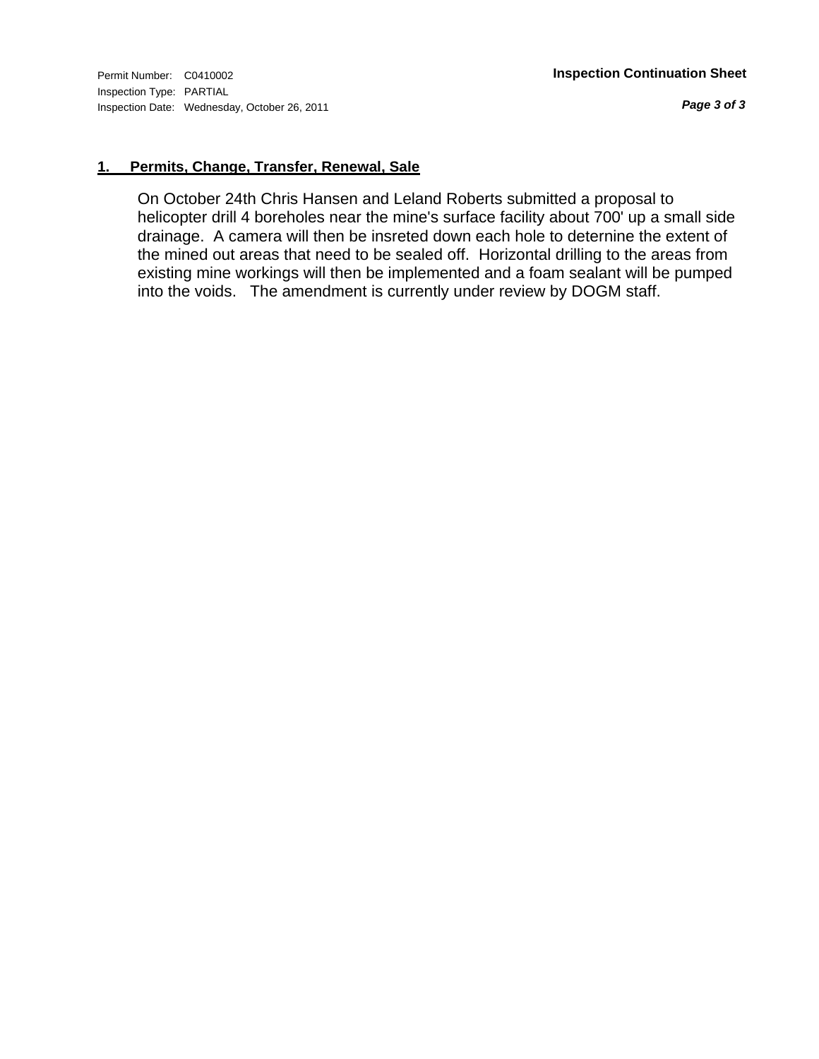Permit Number: C0410002
Inspection Type: PARTIAL
Inspection Date: Wednesday, October 26, 2011

**Inspection Continuation Sheet**

## 1. Permits, Change, Transfer, Renewal, Sale

On October 24th Chris Hansen and Leland Roberts submitted a proposal to helicopter drill 4 boreholes near the mine's surface facility about 700' up a small side drainage. A camera will then be insreted down each hole to deternine the extent of the mined out areas that need to be sealed off. Horizontal drilling to the areas from existing mine workings will then be implemented and a foam sealant will be pumped into the voids. The amendment is currently under review by DOGM staff.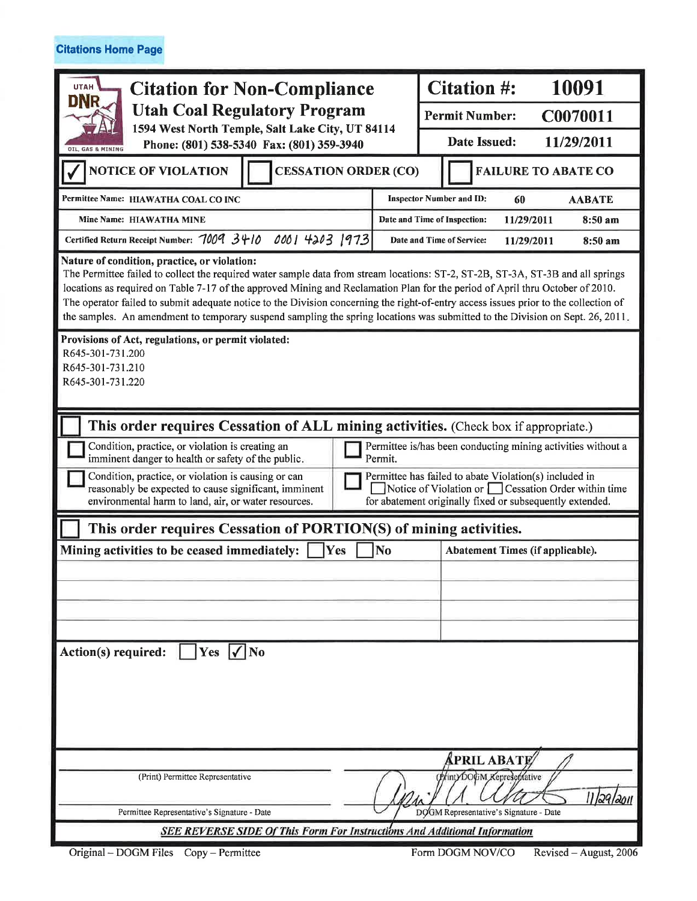Citations Home Page

# Citation for Non-Compliance

## Utah Coal Regulatory Program

1594 West North Temple, Salt Lake City, UT 84114
Phone: (801) 538-5340 Fax: (801) 359-3940

| | |
|---|---|
| **Citation #:** | **10091** |
| **Permit Number:** | **C0070011** |
| **Date Issued:** | **11/29/2011** |

☑ **NOTICE OF VIOLATION** ☐ **CESSATION ORDER (CO)** ☐ **FAILURE TO ABATE CO**

| | | | |
|---|---|---|---|
| **Permittee Name:** HIAWATHA COAL CO INC | **Inspector Number and ID:** | 60 | AABATE |
| **Mine Name:** HIAWATHA MINE | **Date and Time of Inspection:** | 11/29/2011 | 8:50 am |
| **Certified Return Receipt Number:** 7009 3410 0001 4203 1973 | **Date and Time of Service:** | 11/29/2011 | 8:50 am |

**Nature of condition, practice, or violation:**
The Permittee failed to collect the required water sample data from stream locations: ST-2, ST-2B, ST-3A, ST-3B and all springs locations as required on Table 7-17 of the approved Mining and Reclamation Plan for the period of April thru October of 2010. The operator failed to submit adequate notice to the Division concerning the right-of-entry access issues prior to the collection of the samples. An amendment to temporary suspend sampling the spring locations was submitted to the Division on Sept. 26, 2011.

**Provisions of Act, regulations, or permit violated:**
R645-301-731.200
R645-301-731.210
R645-301-731.220

☐ **This order requires Cessation of ALL mining activities.** (Check box if appropriate.)

☐ Condition, practice, or violation is creating an imminent danger to health or safety of the public.

☐ Permittee is/has been conducting mining activities without a Permit.

☐ Condition, practice, or violation is causing or can reasonably be expected to cause significant, imminent environmental harm to land, air, or water resources.

☐ Permittee has failed to abate Violation(s) included in ☐ Notice of Violation or ☐ Cessation Order within time for abatement originally fixed or subsequently extended.

☐ **This order requires Cessation of PORTION(S) of mining activities.**

| **Mining activities to be ceased immediately:** ☐ Yes ☐ No | **Abatement Times (if applicable).** |
|---|---|
| | |
| | |
| | |
| | |

**Action(s) required:** ☐ Yes ☑ No

| | |
|---|---|
| | APRIL ABATE |
| (Print) Permittee Representative | (Print) DOGM Representative |
| | 11/29/2011 |
| Permittee Representative's Signature - Date | DOGM Representative's Signature - Date |

***SEE REVERSE SIDE Of This Form For Instructions And Additional Information***

Original – DOGM Files Copy – Permittee Form DOGM NOV/CO Revised – August, 2006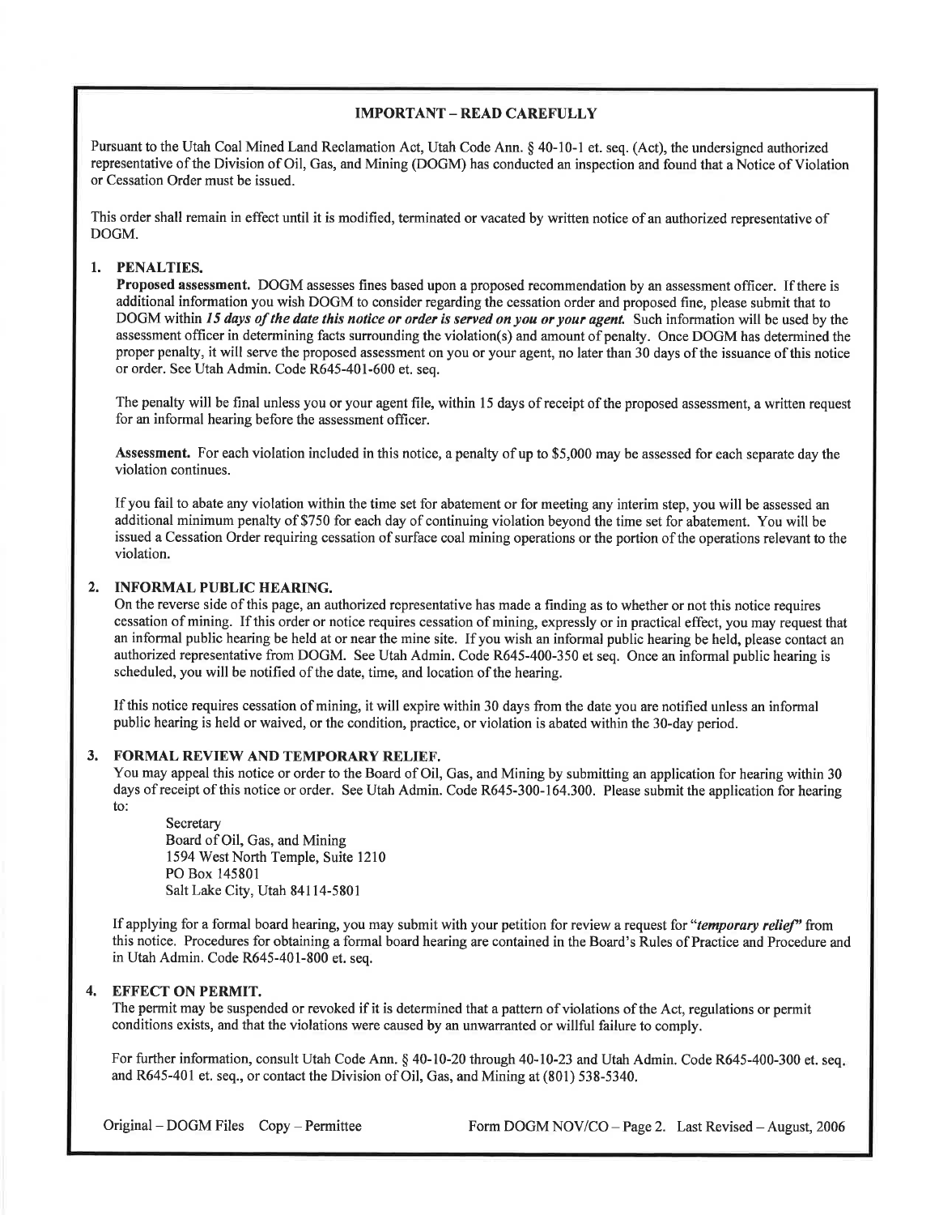**IMPORTANT – READ CAREFULLY**

Pursuant to the Utah Coal Mined Land Reclamation Act, Utah Code Ann. § 40-10-1 et. seq. (Act), the undersigned authorized representative of the Division of Oil, Gas, and Mining (DOGM) has conducted an inspection and found that a Notice of Violation or Cessation Order must be issued.

This order shall remain in effect until it is modified, terminated or vacated by written notice of an authorized representative of DOGM.

1. **PENALTIES.**

   **Proposed assessment.** DOGM assesses fines based upon a proposed recommendation by an assessment officer. If there is additional information you wish DOGM to consider regarding the cessation order and proposed fine, please submit that to DOGM within ***15 days of the date this notice or order is served on you or your agent.*** Such information will be used by the assessment officer in determining facts surrounding the violation(s) and amount of penalty. Once DOGM has determined the proper penalty, it will serve the proposed assessment on you or your agent, no later than 30 days of the issuance of this notice or order. See Utah Admin. Code R645-401-600 et. seq.

   The penalty will be final unless you or your agent file, within 15 days of receipt of the proposed assessment, a written request for an informal hearing before the assessment officer.

   **Assessment.** For each violation included in this notice, a penalty of up to $5,000 may be assessed for each separate day the violation continues.

   If you fail to abate any violation within the time set for abatement or for meeting any interim step, you will be assessed an additional minimum penalty of $750 for each day of continuing violation beyond the time set for abatement. You will be issued a Cessation Order requiring cessation of surface coal mining operations or the portion of the operations relevant to the violation.

2. **INFORMAL PUBLIC HEARING.**

   On the reverse side of this page, an authorized representative has made a finding as to whether or not this notice requires cessation of mining. If this order or notice requires cessation of mining, expressly or in practical effect, you may request that an informal public hearing be held at or near the mine site. If you wish an informal public hearing be held, please contact an authorized representative from DOGM. See Utah Admin. Code R645-400-350 et seq. Once an informal public hearing is scheduled, you will be notified of the date, time, and location of the hearing.

   If this notice requires cessation of mining, it will expire within 30 days from the date you are notified unless an informal public hearing is held or waived, or the condition, practice, or violation is abated within the 30-day period.

3. **FORMAL REVIEW AND TEMPORARY RELIEF.**

   You may appeal this notice or order to the Board of Oil, Gas, and Mining by submitting an application for hearing within 30 days of receipt of this notice or order. See Utah Admin. Code R645-300-164.300. Please submit the application for hearing to:

   Secretary
   Board of Oil, Gas, and Mining
   1594 West North Temple, Suite 1210
   PO Box 145801
   Salt Lake City, Utah 84114-5801

   If applying for a formal board hearing, you may submit with your petition for review a request for "***temporary relief***" from this notice. Procedures for obtaining a formal board hearing are contained in the Board's Rules of Practice and Procedure and in Utah Admin. Code R645-401-800 et. seq.

4. **EFFECT ON PERMIT.**

   The permit may be suspended or revoked if it is determined that a pattern of violations of the Act, regulations or permit conditions exists, and that the violations were caused by an unwarranted or willful failure to comply.

   For further information, consult Utah Code Ann. § 40-10-20 through 40-10-23 and Utah Admin. Code R645-400-300 et. seq. and R645-401 et. seq., or contact the Division of Oil, Gas, and Mining at (801) 538-5340.

Original – DOGM Files Copy – Permittee Form DOGM NOV/CO – Page 2. Last Revised – August, 2006